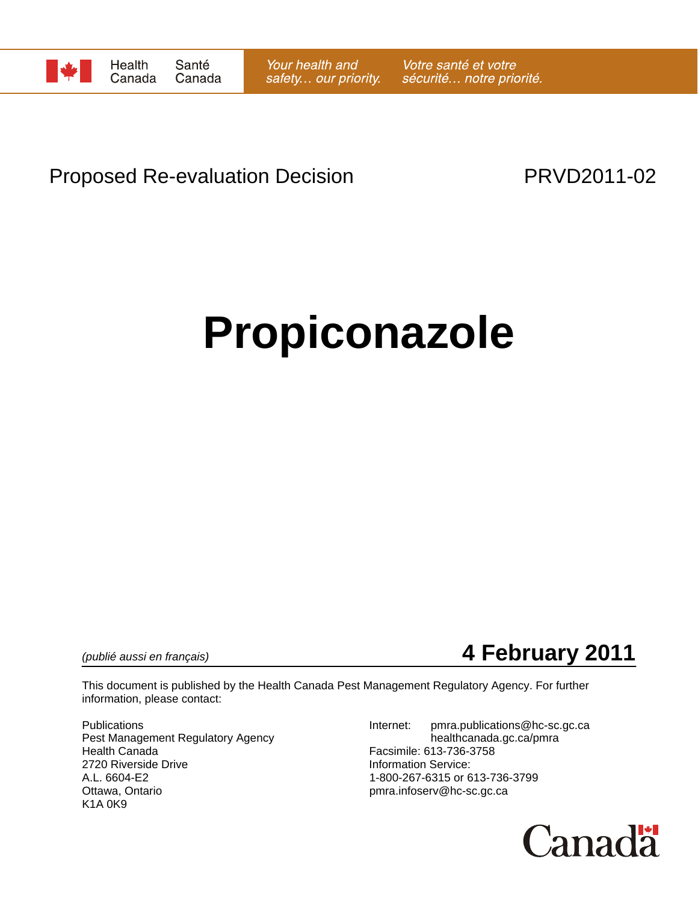Health Canada | Santé Canada

*Your health and safety… our priority.* *Votre santé et votre sécurité… notre priorité.*

Proposed Re-evaluation Decision PRVD2011-02

# Propiconazole

*(publié aussi en français)*

**4 February 2011**

This document is published by the Health Canada Pest Management Regulatory Agency. For further information, please contact:

Publications
Pest Management Regulatory Agency
Health Canada
2720 Riverside Drive
A.L. 6604-E2
Ottawa, Ontario
K1A 0K9

Internet: pmra.publications@hc-sc.gc.ca
healthcanada.gc.ca/pmra
Facsimile: 613-736-3758
Information Service:
1-800-267-6315 or 613-736-3799
pmra.infoserv@hc-sc.gc.ca

Canada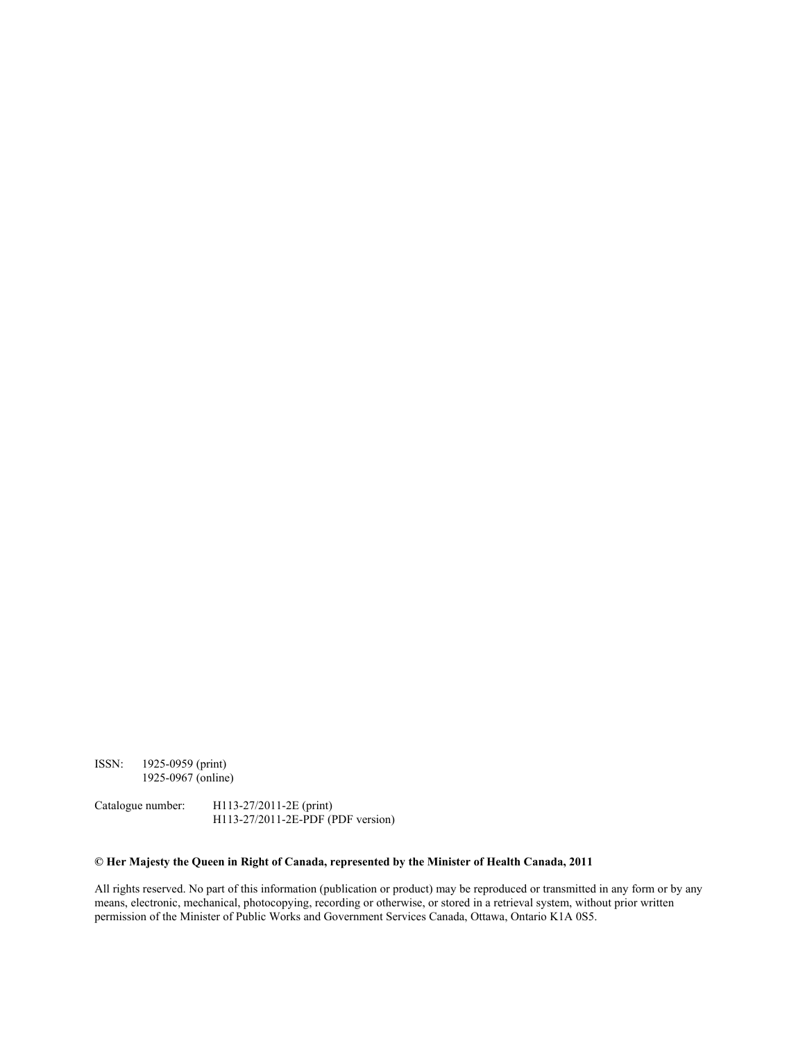ISSN: 1925-0959 (print)
1925-0967 (online)

Catalogue number: H113-27/2011-2E (print)
H113-27/2011-2E-PDF (PDF version)

**© Her Majesty the Queen in Right of Canada, represented by the Minister of Health Canada, 2011**

All rights reserved. No part of this information (publication or product) may be reproduced or transmitted in any form or by any means, electronic, mechanical, photocopying, recording or otherwise, or stored in a retrieval system, without prior written permission of the Minister of Public Works and Government Services Canada, Ottawa, Ontario K1A 0S5.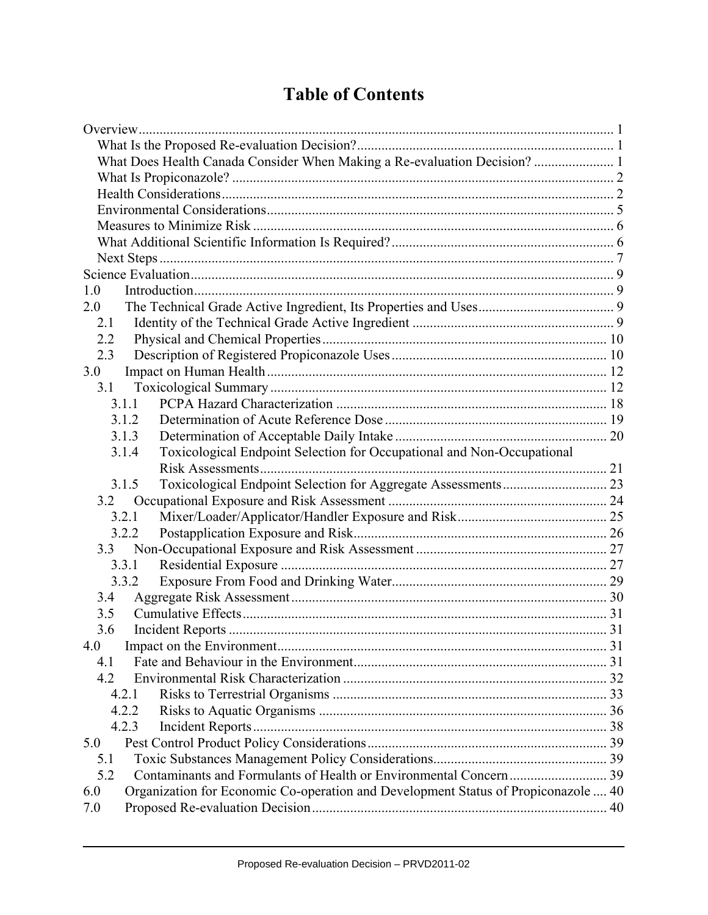# Table of Contents

Overview ........................................................................................................................ 1
- What Is the Proposed Re-evaluation Decision? ......................................................................... 1
- What Does Health Canada Consider When Making a Re-evaluation Decision? ....................... 1
- What Is Propiconazole? ............................................................................................................ 2
- Health Considerations ................................................................................................................ 2
- Environmental Considerations ................................................................................................... 5
- Measures to Minimize Risk ....................................................................................................... 6
- What Additional Scientific Information Is Required? ................................................................ 6
- Next Steps .................................................................................................................................. 7

Science Evaluation ......................................................................................................................... 9

1.0 Introduction ........................................................................................................................ 9

2.0 The Technical Grade Active Ingredient, Its Properties and Uses ...................................... 9
- 2.1 Identity of the Technical Grade Active Ingredient ......................................................... 9
- 2.2 Physical and Chemical Properties ................................................................................. 10
- 2.3 Description of Registered Propiconazole Uses ............................................................. 10

3.0 Impact on Human Health ................................................................................................. 12
- 3.1 Toxicological Summary ................................................................................................ 12
  - 3.1.1 PCPA Hazard Characterization ............................................................................. 18
  - 3.1.2 Determination of Acute Reference Dose ............................................................... 19
  - 3.1.3 Determination of Acceptable Daily Intake ............................................................ 20
  - 3.1.4 Toxicological Endpoint Selection for Occupational and Non-Occupational Risk Assessments .................................................................................................. 21
  - 3.1.5 Toxicological Endpoint Selection for Aggregate Assessments ............................. 23
- 3.2 Occupational Exposure and Risk Assessment .............................................................. 24
  - 3.2.1 Mixer/Loader/Applicator/Handler Exposure and Risk ........................................... 25
  - 3.2.2 Postapplication Exposure and Risk ........................................................................ 26
- 3.3 Non-Occupational Exposure and Risk Assessment ....................................................... 27
  - 3.3.1 Residential Exposure ............................................................................................. 27
  - 3.3.2 Exposure From Food and Drinking Water ............................................................. 29
- 3.4 Aggregate Risk Assessment .......................................................................................... 30
- 3.5 Cumulative Effects ........................................................................................................ 31
- 3.6 Incident Reports ............................................................................................................ 31

4.0 Impact on the Environment .............................................................................................. 31
- 4.1 Fate and Behaviour in the Environment ........................................................................ 31
- 4.2 Environmental Risk Characterization ........................................................................... 32
  - 4.2.1 Risks to Terrestrial Organisms .............................................................................. 33
  - 4.2.2 Risks to Aquatic Organisms .................................................................................. 36
  - 4.2.3 Incident Reports ..................................................................................................... 38

5.0 Pest Control Product Policy Considerations .................................................................... 39
- 5.1 Toxic Substances Management Policy Considerations ................................................. 39
- 5.2 Contaminants and Formulants of Health or Environmental Concern ............................ 39

6.0 Organization for Economic Co-operation and Development Status of Propiconazole .... 40

7.0 Proposed Re-evaluation Decision .................................................................................... 40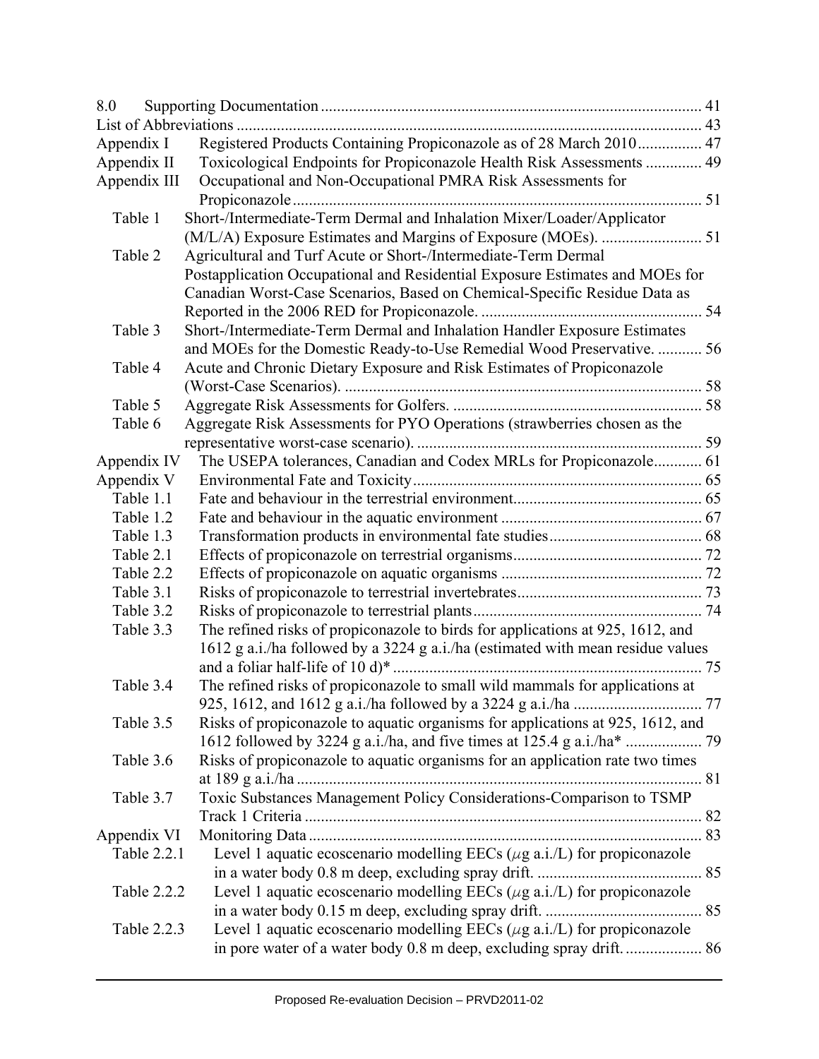8.0 Supporting Documentation .......... 41
List of Abbreviations .......... 43
Appendix I Registered Products Containing Propiconazole as of 28 March 2010 .......... 47
Appendix II Toxicological Endpoints for Propiconazole Health Risk Assessments .......... 49
Appendix III Occupational and Non-Occupational PMRA Risk Assessments for Propiconazole .......... 51
Table 1 Short-/Intermediate-Term Dermal and Inhalation Mixer/Loader/Applicator (M/L/A) Exposure Estimates and Margins of Exposure (MOEs). .......... 51
Table 2 Agricultural and Turf Acute or Short-/Intermediate-Term Dermal Postapplication Occupational and Residential Exposure Estimates and MOEs for Canadian Worst-Case Scenarios, Based on Chemical-Specific Residue Data as Reported in the 2006 RED for Propiconazole. .......... 54
Table 3 Short-/Intermediate-Term Dermal and Inhalation Handler Exposure Estimates and MOEs for the Domestic Ready-to-Use Remedial Wood Preservative. .......... 56
Table 4 Acute and Chronic Dietary Exposure and Risk Estimates of Propiconazole (Worst-Case Scenarios). .......... 58
Table 5 Aggregate Risk Assessments for Golfers. .......... 58
Table 6 Aggregate Risk Assessments for PYO Operations (strawberries chosen as the representative worst-case scenario). .......... 59
Appendix IV The USEPA tolerances, Canadian and Codex MRLs for Propiconazole .......... 61
Appendix V Environmental Fate and Toxicity .......... 65
Table 1.1 Fate and behaviour in the terrestrial environment .......... 65
Table 1.2 Fate and behaviour in the aquatic environment .......... 67
Table 1.3 Transformation products in environmental fate studies .......... 68
Table 2.1 Effects of propiconazole on terrestrial organisms .......... 72
Table 2.2 Effects of propiconazole on aquatic organisms .......... 72
Table 3.1 Risks of propiconazole to terrestrial invertebrates .......... 73
Table 3.2 Risks of propiconazole to terrestrial plants .......... 74
Table 3.3 The refined risks of propiconazole to birds for applications at 925, 1612, and 1612 g a.i./ha followed by a 3224 g a.i./ha (estimated with mean residue values and a foliar half-life of 10 d)* .......... 75
Table 3.4 The refined risks of propiconazole to small wild mammals for applications at 925, 1612, and 1612 g a.i./ha followed by a 3224 g a.i./ha .......... 77
Table 3.5 Risks of propiconazole to aquatic organisms for applications at 925, 1612, and 1612 followed by 3224 g a.i./ha, and five times at 125.4 g a.i./ha* .......... 79
Table 3.6 Risks of propiconazole to aquatic organisms for an application rate two times at 189 g a.i./ha .......... 81
Table 3.7 Toxic Substances Management Policy Considerations-Comparison to TSMP Track 1 Criteria .......... 82
Appendix VI Monitoring Data .......... 83
Table 2.2.1 Level 1 aquatic ecoscenario modelling EECs ($\mu$g a.i./L) for propiconazole in a water body 0.8 m deep, excluding spray drift. .......... 85
Table 2.2.2 Level 1 aquatic ecoscenario modelling EECs ($\mu$g a.i./L) for propiconazole in a water body 0.15 m deep, excluding spray drift. .......... 85
Table 2.2.3 Level 1 aquatic ecoscenario modelling EECs ($\mu$g a.i./L) for propiconazole in pore water of a water body 0.8 m deep, excluding spray drift. .......... 86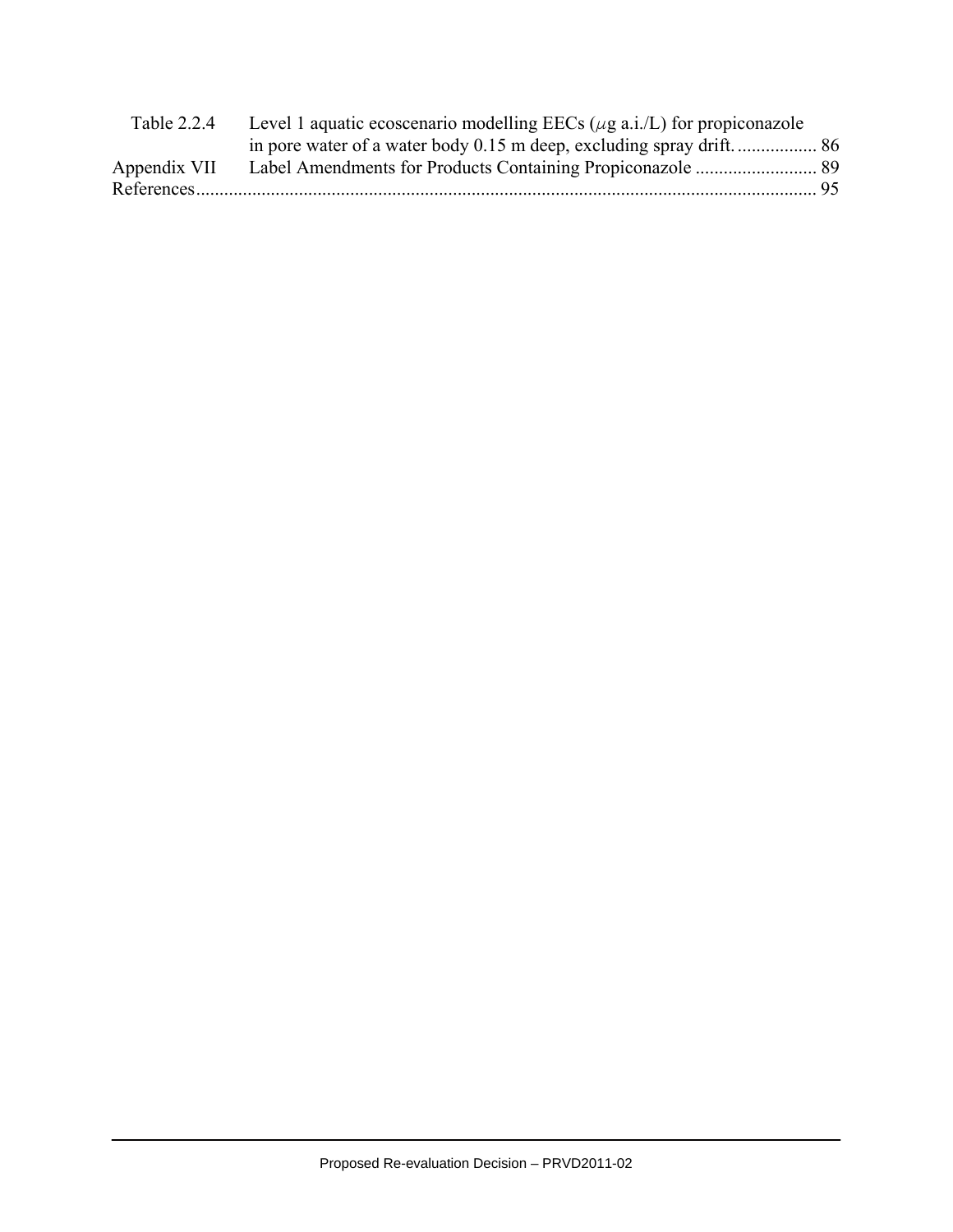Table 2.2.4 Level 1 aquatic ecoscenario modelling EECs ($\mu$g a.i./L) for propiconazole in pore water of a water body 0.15 m deep, excluding spray drift. ................ 86

Appendix VII Label Amendments for Products Containing Propiconazole .......................... 89

References.................................................................................................................... 95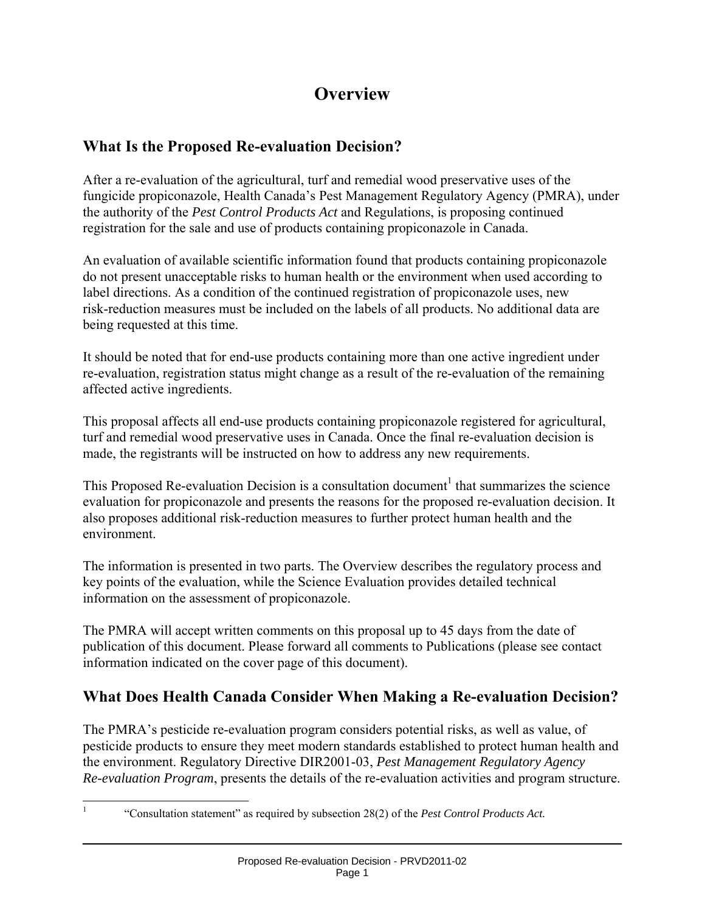# Overview

## What Is the Proposed Re-evaluation Decision?

After a re-evaluation of the agricultural, turf and remedial wood preservative uses of the fungicide propiconazole, Health Canada's Pest Management Regulatory Agency (PMRA), under the authority of the *Pest Control Products Act* and Regulations, is proposing continued registration for the sale and use of products containing propiconazole in Canada.

An evaluation of available scientific information found that products containing propiconazole do not present unacceptable risks to human health or the environment when used according to label directions. As a condition of the continued registration of propiconazole uses, new risk-reduction measures must be included on the labels of all products. No additional data are being requested at this time.

It should be noted that for end-use products containing more than one active ingredient under re-evaluation, registration status might change as a result of the re-evaluation of the remaining affected active ingredients.

This proposal affects all end-use products containing propiconazole registered for agricultural, turf and remedial wood preservative uses in Canada. Once the final re-evaluation decision is made, the registrants will be instructed on how to address any new requirements.

This Proposed Re-evaluation Decision is a consultation document[1] that summarizes the science evaluation for propiconazole and presents the reasons for the proposed re-evaluation decision. It also proposes additional risk-reduction measures to further protect human health and the environment.

The information is presented in two parts. The Overview describes the regulatory process and key points of the evaluation, while the Science Evaluation provides detailed technical information on the assessment of propiconazole.

The PMRA will accept written comments on this proposal up to 45 days from the date of publication of this document. Please forward all comments to Publications (please see contact information indicated on the cover page of this document).

## What Does Health Canada Consider When Making a Re-evaluation Decision?

The PMRA's pesticide re-evaluation program considers potential risks, as well as value, of pesticide products to ensure they meet modern standards established to protect human health and the environment. Regulatory Directive DIR2001-03, *Pest Management Regulatory Agency Re-evaluation Program*, presents the details of the re-evaluation activities and program structure.

[1] "Consultation statement" as required by subsection 28(2) of the *Pest Control Products Act.*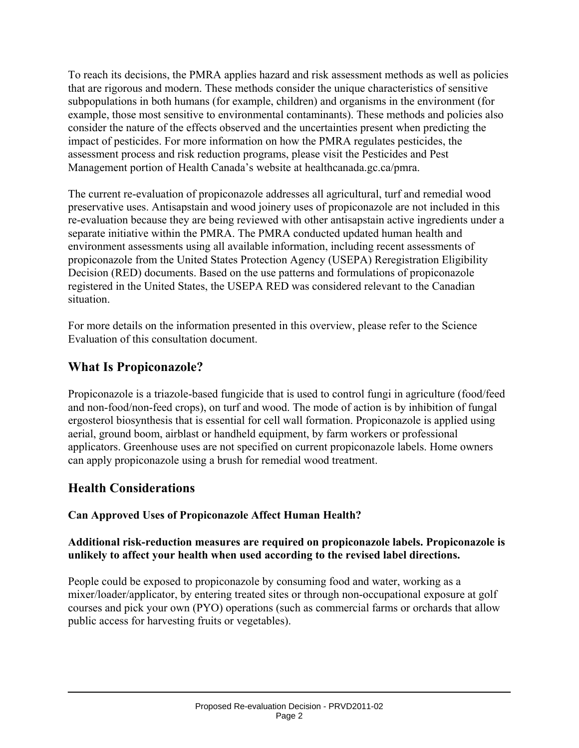To reach its decisions, the PMRA applies hazard and risk assessment methods as well as policies that are rigorous and modern. These methods consider the unique characteristics of sensitive subpopulations in both humans (for example, children) and organisms in the environment (for example, those most sensitive to environmental contaminants). These methods and policies also consider the nature of the effects observed and the uncertainties present when predicting the impact of pesticides. For more information on how the PMRA regulates pesticides, the assessment process and risk reduction programs, please visit the Pesticides and Pest Management portion of Health Canada's website at healthcanada.gc.ca/pmra.

The current re-evaluation of propiconazole addresses all agricultural, turf and remedial wood preservative uses. Antisapstain and wood joinery uses of propiconazole are not included in this re-evaluation because they are being reviewed with other antisapstain active ingredients under a separate initiative within the PMRA. The PMRA conducted updated human health and environment assessments using all available information, including recent assessments of propiconazole from the United States Protection Agency (USEPA) Reregistration Eligibility Decision (RED) documents. Based on the use patterns and formulations of propiconazole registered in the United States, the USEPA RED was considered relevant to the Canadian situation.

For more details on the information presented in this overview, please refer to the Science Evaluation of this consultation document.

## What Is Propiconazole?

Propiconazole is a triazole-based fungicide that is used to control fungi in agriculture (food/feed and non-food/non-feed crops), on turf and wood. The mode of action is by inhibition of fungal ergosterol biosynthesis that is essential for cell wall formation. Propiconazole is applied using aerial, ground boom, airblast or handheld equipment, by farm workers or professional applicators. Greenhouse uses are not specified on current propiconazole labels. Home owners can apply propiconazole using a brush for remedial wood treatment.

## Health Considerations

### Can Approved Uses of Propiconazole Affect Human Health?

**Additional risk-reduction measures are required on propiconazole labels. Propiconazole is unlikely to affect your health when used according to the revised label directions.**

People could be exposed to propiconazole by consuming food and water, working as a mixer/loader/applicator, by entering treated sites or through non-occupational exposure at golf courses and pick your own (PYO) operations (such as commercial farms or orchards that allow public access for harvesting fruits or vegetables).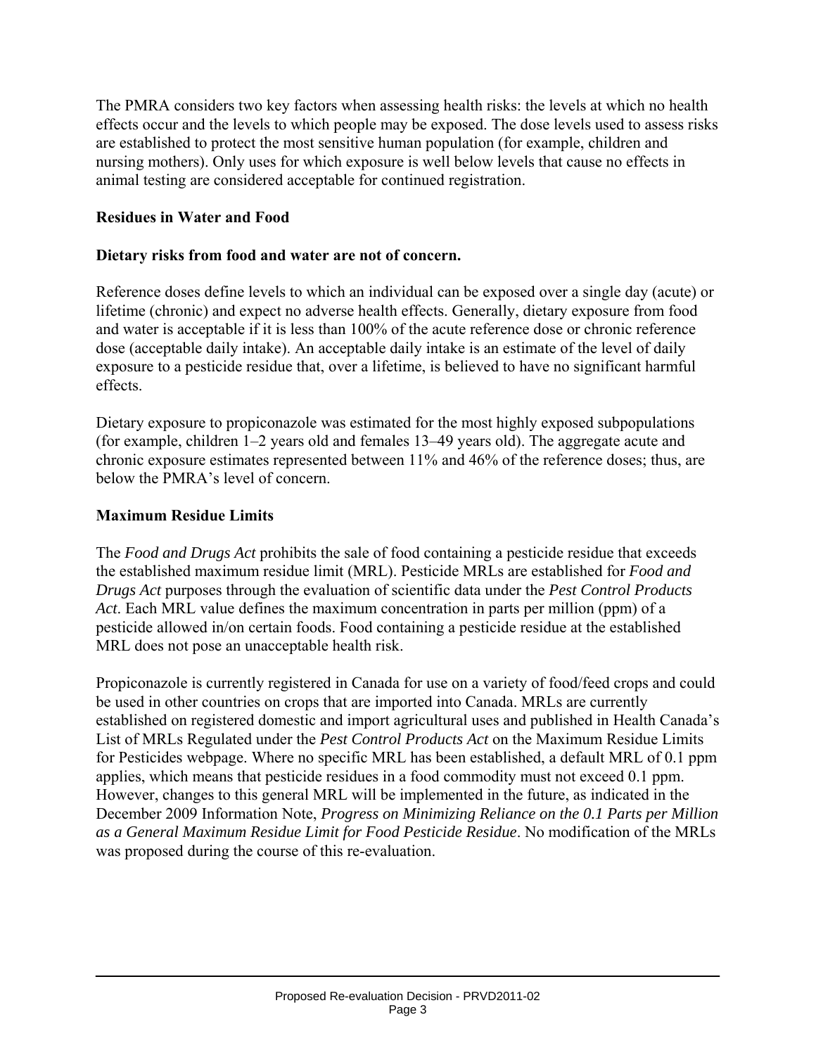The PMRA considers two key factors when assessing health risks: the levels at which no health effects occur and the levels to which people may be exposed. The dose levels used to assess risks are established to protect the most sensitive human population (for example, children and nursing mothers). Only uses for which exposure is well below levels that cause no effects in animal testing are considered acceptable for continued registration.

### Residues in Water and Food

**Dietary risks from food and water are not of concern.**

Reference doses define levels to which an individual can be exposed over a single day (acute) or lifetime (chronic) and expect no adverse health effects. Generally, dietary exposure from food and water is acceptable if it is less than 100% of the acute reference dose or chronic reference dose (acceptable daily intake). An acceptable daily intake is an estimate of the level of daily exposure to a pesticide residue that, over a lifetime, is believed to have no significant harmful effects.

Dietary exposure to propiconazole was estimated for the most highly exposed subpopulations (for example, children 1–2 years old and females 13–49 years old). The aggregate acute and chronic exposure estimates represented between 11% and 46% of the reference doses; thus, are below the PMRA's level of concern.

### Maximum Residue Limits

The *Food and Drugs Act* prohibits the sale of food containing a pesticide residue that exceeds the established maximum residue limit (MRL). Pesticide MRLs are established for *Food and Drugs Act* purposes through the evaluation of scientific data under the *Pest Control Products Act*. Each MRL value defines the maximum concentration in parts per million (ppm) of a pesticide allowed in/on certain foods. Food containing a pesticide residue at the established MRL does not pose an unacceptable health risk.

Propiconazole is currently registered in Canada for use on a variety of food/feed crops and could be used in other countries on crops that are imported into Canada. MRLs are currently established on registered domestic and import agricultural uses and published in Health Canada's List of MRLs Regulated under the *Pest Control Products Act* on the Maximum Residue Limits for Pesticides webpage. Where no specific MRL has been established, a default MRL of 0.1 ppm applies, which means that pesticide residues in a food commodity must not exceed 0.1 ppm. However, changes to this general MRL will be implemented in the future, as indicated in the December 2009 Information Note, *Progress on Minimizing Reliance on the 0.1 Parts per Million as a General Maximum Residue Limit for Food Pesticide Residue*. No modification of the MRLs was proposed during the course of this re-evaluation.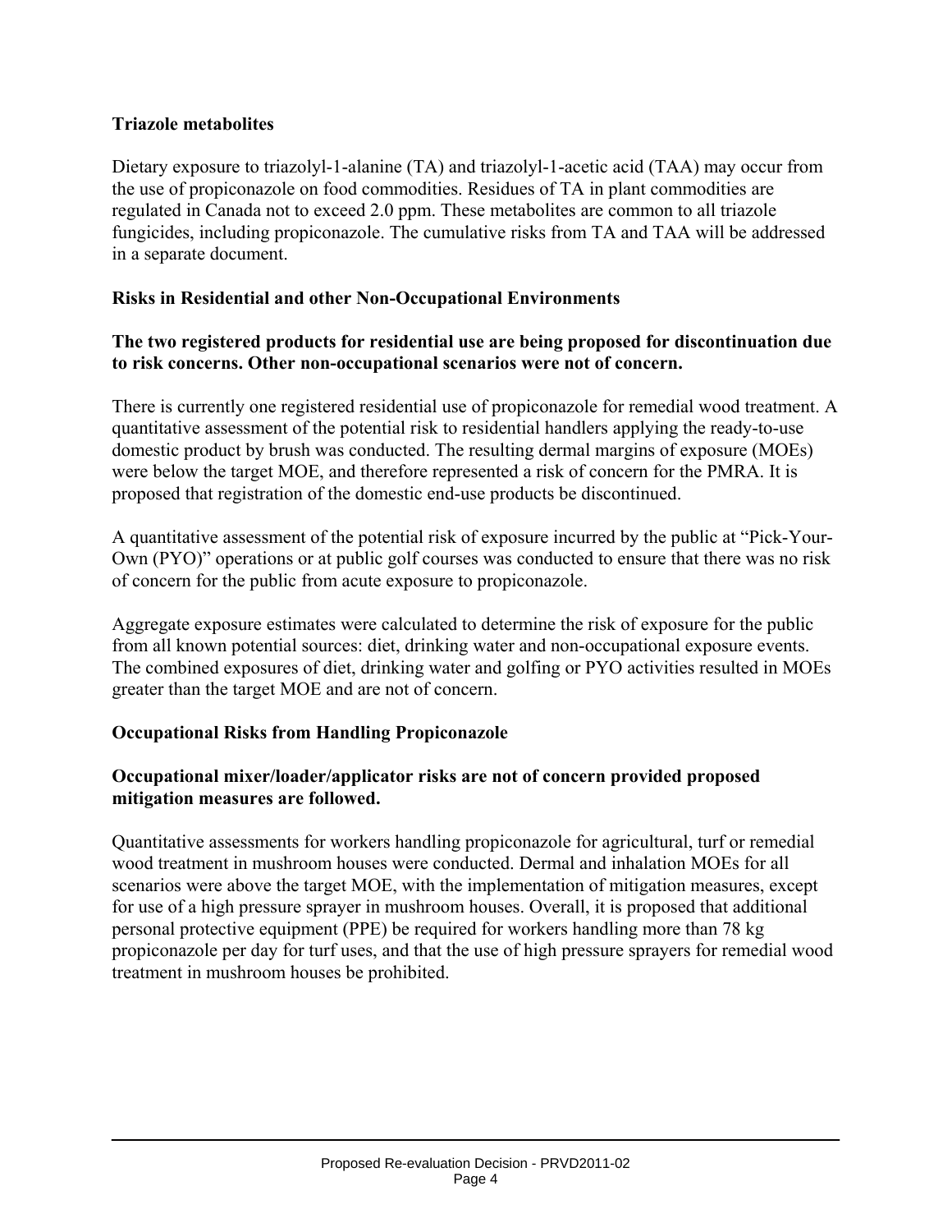### Triazole metabolites

Dietary exposure to triazolyl-1-alanine (TA) and triazolyl-1-acetic acid (TAA) may occur from the use of propiconazole on food commodities. Residues of TA in plant commodities are regulated in Canada not to exceed 2.0 ppm. These metabolites are common to all triazole fungicides, including propiconazole. The cumulative risks from TA and TAA will be addressed in a separate document.

### Risks in Residential and other Non-Occupational Environments

**The two registered products for residential use are being proposed for discontinuation due to risk concerns. Other non-occupational scenarios were not of concern.**

There is currently one registered residential use of propiconazole for remedial wood treatment. A quantitative assessment of the potential risk to residential handlers applying the ready-to-use domestic product by brush was conducted. The resulting dermal margins of exposure (MOEs) were below the target MOE, and therefore represented a risk of concern for the PMRA. It is proposed that registration of the domestic end-use products be discontinued.

A quantitative assessment of the potential risk of exposure incurred by the public at "Pick-Your-Own (PYO)" operations or at public golf courses was conducted to ensure that there was no risk of concern for the public from acute exposure to propiconazole.

Aggregate exposure estimates were calculated to determine the risk of exposure for the public from all known potential sources: diet, drinking water and non-occupational exposure events. The combined exposures of diet, drinking water and golfing or PYO activities resulted in MOEs greater than the target MOE and are not of concern.

### Occupational Risks from Handling Propiconazole

**Occupational mixer/loader/applicator risks are not of concern provided proposed mitigation measures are followed.**

Quantitative assessments for workers handling propiconazole for agricultural, turf or remedial wood treatment in mushroom houses were conducted. Dermal and inhalation MOEs for all scenarios were above the target MOE, with the implementation of mitigation measures, except for use of a high pressure sprayer in mushroom houses. Overall, it is proposed that additional personal protective equipment (PPE) be required for workers handling more than 78 kg propiconazole per day for turf uses, and that the use of high pressure sprayers for remedial wood treatment in mushroom houses be prohibited.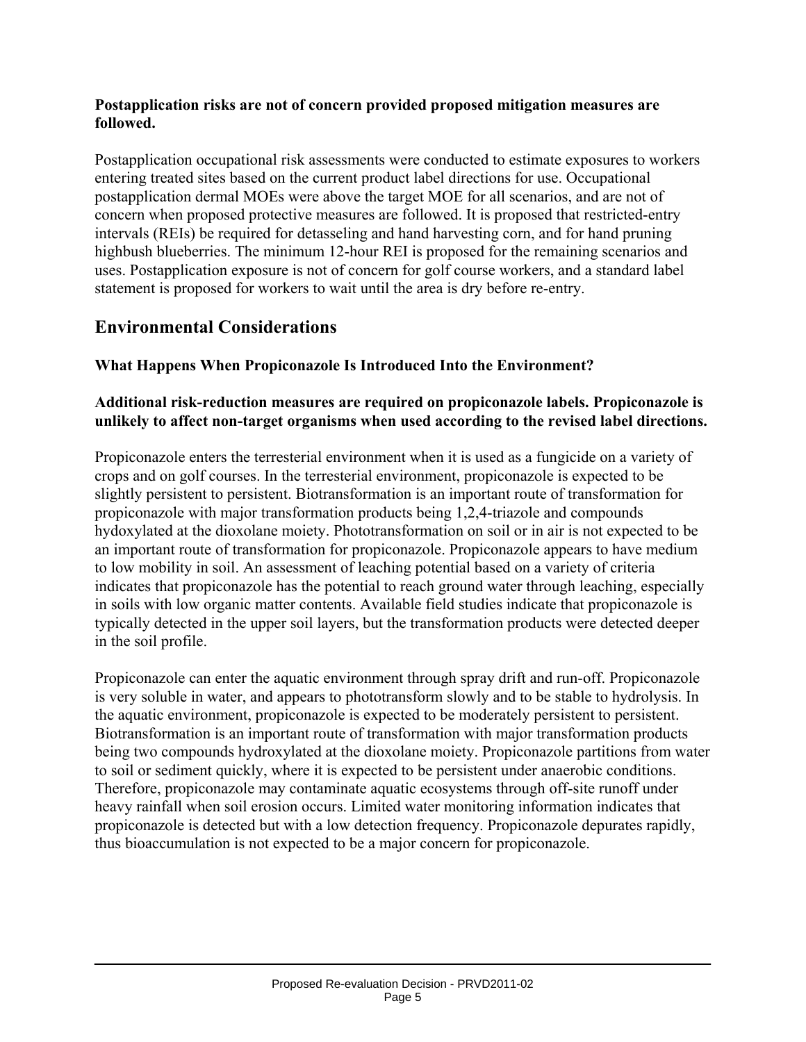**Postapplication risks are not of concern provided proposed mitigation measures are followed.**

Postapplication occupational risk assessments were conducted to estimate exposures to workers entering treated sites based on the current product label directions for use. Occupational postapplication dermal MOEs were above the target MOE for all scenarios, and are not of concern when proposed protective measures are followed. It is proposed that restricted-entry intervals (REIs) be required for detasseling and hand harvesting corn, and for hand pruning highbush blueberries. The minimum 12-hour REI is proposed for the remaining scenarios and uses. Postapplication exposure is not of concern for golf course workers, and a standard label statement is proposed for workers to wait until the area is dry before re-entry.

## Environmental Considerations

### What Happens When Propiconazole Is Introduced Into the Environment?

**Additional risk-reduction measures are required on propiconazole labels. Propiconazole is unlikely to affect non-target organisms when used according to the revised label directions.**

Propiconazole enters the terresterial environment when it is used as a fungicide on a variety of crops and on golf courses. In the terresterial environment, propiconazole is expected to be slightly persistent to persistent. Biotransformation is an important route of transformation for propiconazole with major transformation products being 1,2,4-triazole and compounds hydoxylated at the dioxolane moiety. Phototransformation on soil or in air is not expected to be an important route of transformation for propiconazole. Propiconazole appears to have medium to low mobility in soil. An assessment of leaching potential based on a variety of criteria indicates that propiconazole has the potential to reach ground water through leaching, especially in soils with low organic matter contents. Available field studies indicate that propiconazole is typically detected in the upper soil layers, but the transformation products were detected deeper in the soil profile.

Propiconazole can enter the aquatic environment through spray drift and run-off. Propiconazole is very soluble in water, and appears to phototransform slowly and to be stable to hydrolysis. In the aquatic environment, propiconazole is expected to be moderately persistent to persistent. Biotransformation is an important route of transformation with major transformation products being two compounds hydroxylated at the dioxolane moiety. Propiconazole partitions from water to soil or sediment quickly, where it is expected to be persistent under anaerobic conditions. Therefore, propiconazole may contaminate aquatic ecosystems through off-site runoff under heavy rainfall when soil erosion occurs. Limited water monitoring information indicates that propiconazole is detected but with a low detection frequency. Propiconazole depurates rapidly, thus bioaccumulation is not expected to be a major concern for propiconazole.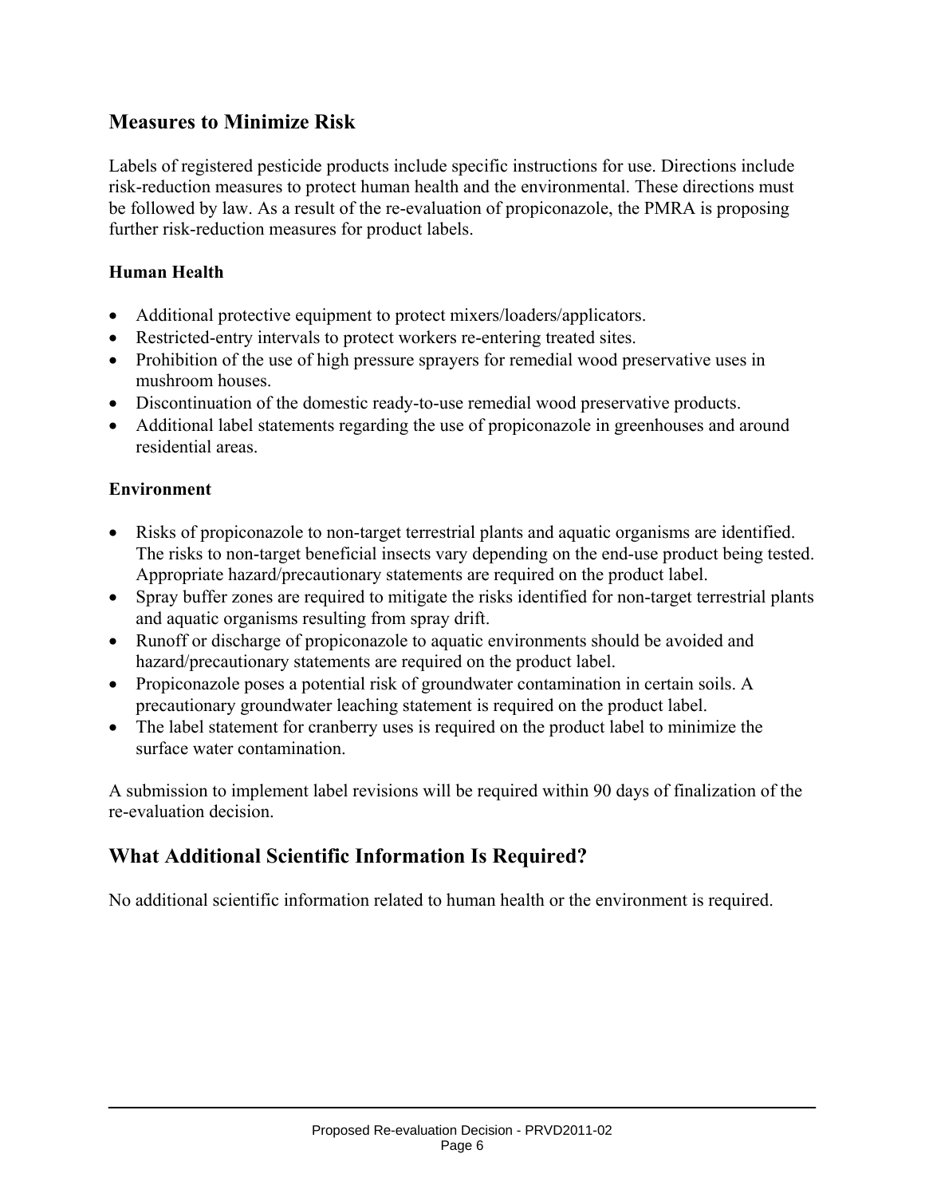## Measures to Minimize Risk

Labels of registered pesticide products include specific instructions for use. Directions include risk-reduction measures to protect human health and the environmental. These directions must be followed by law. As a result of the re-evaluation of propiconazole, the PMRA is proposing further risk-reduction measures for product labels.

### Human Health

- Additional protective equipment to protect mixers/loaders/applicators.
- Restricted-entry intervals to protect workers re-entering treated sites.
- Prohibition of the use of high pressure sprayers for remedial wood preservative uses in mushroom houses.
- Discontinuation of the domestic ready-to-use remedial wood preservative products.
- Additional label statements regarding the use of propiconazole in greenhouses and around residential areas.

### Environment

- Risks of propiconazole to non-target terrestrial plants and aquatic organisms are identified. The risks to non-target beneficial insects vary depending on the end-use product being tested. Appropriate hazard/precautionary statements are required on the product label.
- Spray buffer zones are required to mitigate the risks identified for non-target terrestrial plants and aquatic organisms resulting from spray drift.
- Runoff or discharge of propiconazole to aquatic environments should be avoided and hazard/precautionary statements are required on the product label.
- Propiconazole poses a potential risk of groundwater contamination in certain soils. A precautionary groundwater leaching statement is required on the product label.
- The label statement for cranberry uses is required on the product label to minimize the surface water contamination.

A submission to implement label revisions will be required within 90 days of finalization of the re-evaluation decision.

## What Additional Scientific Information Is Required?

No additional scientific information related to human health or the environment is required.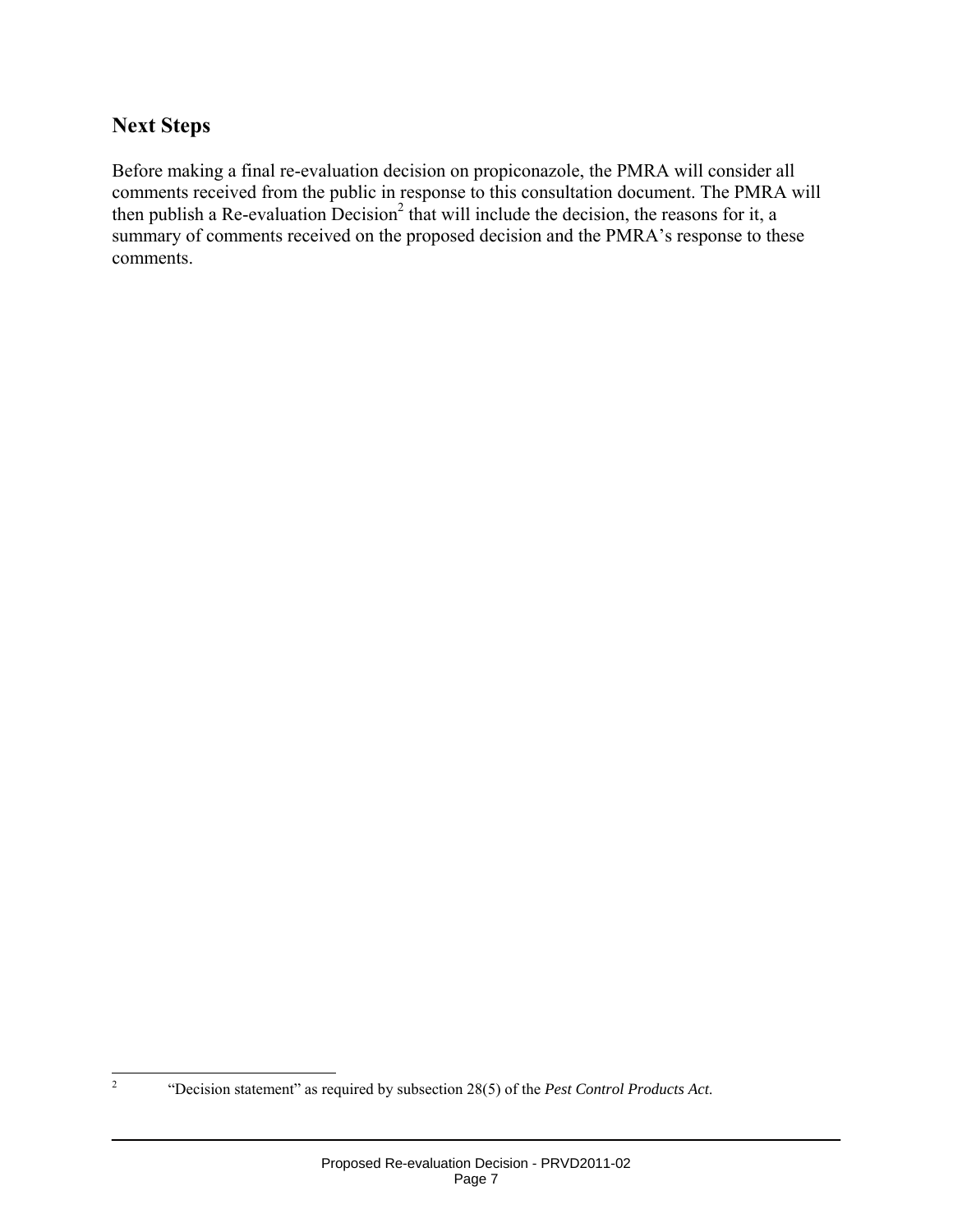## Next Steps

Before making a final re-evaluation decision on propiconazole, the PMRA will consider all comments received from the public in response to this consultation document. The PMRA will then publish a Re-evaluation Decision[2] that will include the decision, the reasons for it, a summary of comments received on the proposed decision and the PMRA's response to these comments.

---

[2] "Decision statement" as required by subsection 28(5) of the *Pest Control Products Act*.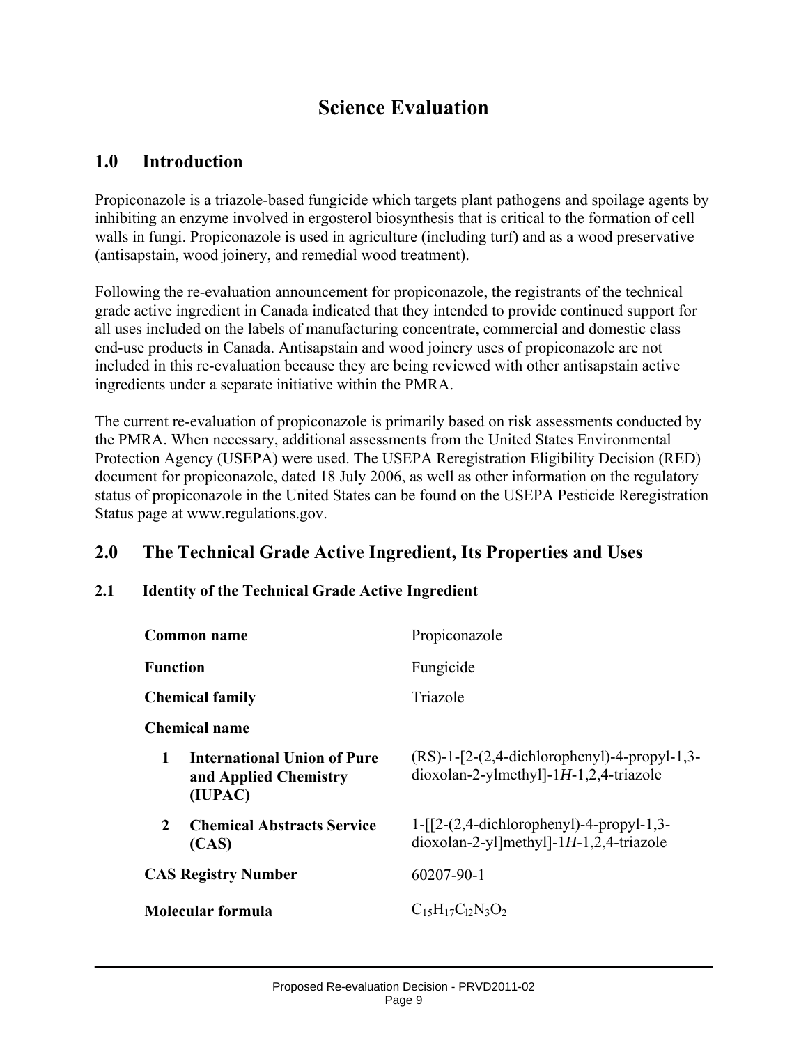# Science Evaluation

## 1.0 Introduction

Propiconazole is a triazole-based fungicide which targets plant pathogens and spoilage agents by inhibiting an enzyme involved in ergosterol biosynthesis that is critical to the formation of cell walls in fungi. Propiconazole is used in agriculture (including turf) and as a wood preservative (antisapstain, wood joinery, and remedial wood treatment).

Following the re-evaluation announcement for propiconazole, the registrants of the technical grade active ingredient in Canada indicated that they intended to provide continued support for all uses included on the labels of manufacturing concentrate, commercial and domestic class end-use products in Canada. Antisapstain and wood joinery uses of propiconazole are not included in this re-evaluation because they are being reviewed with other antisapstain active ingredients under a separate initiative within the PMRA.

The current re-evaluation of propiconazole is primarily based on risk assessments conducted by the PMRA. When necessary, additional assessments from the United States Environmental Protection Agency (USEPA) were used. The USEPA Reregistration Eligibility Decision (RED) document for propiconazole, dated 18 July 2006, as well as other information on the regulatory status of propiconazole in the United States can be found on the USEPA Pesticide Reregistration Status page at www.regulations.gov.

## 2.0 The Technical Grade Active Ingredient, Its Properties and Uses

### 2.1 Identity of the Technical Grade Active Ingredient

| | |
|---|---|
| **Common name** | Propiconazole |
| **Function** | Fungicide |
| **Chemical family** | Triazole |
| **Chemical name** | |
| **1 International Union of Pure and Applied Chemistry (IUPAC)** | (RS)-1-[2-(2,4-dichlorophenyl)-4-propyl-1,3-dioxolan-2-ylmethyl]-1*H*-1,2,4-triazole |
| **2 Chemical Abstracts Service (CAS)** | 1-[[2-(2,4-dichlorophenyl)-4-propyl-1,3-dioxolan-2-yl]methyl]-1*H*-1,2,4-triazole |
| **CAS Registry Number** | 60207-90-1 |
| **Molecular formula** | $C_{15}H_{17}Cl_2N_3O_2$ |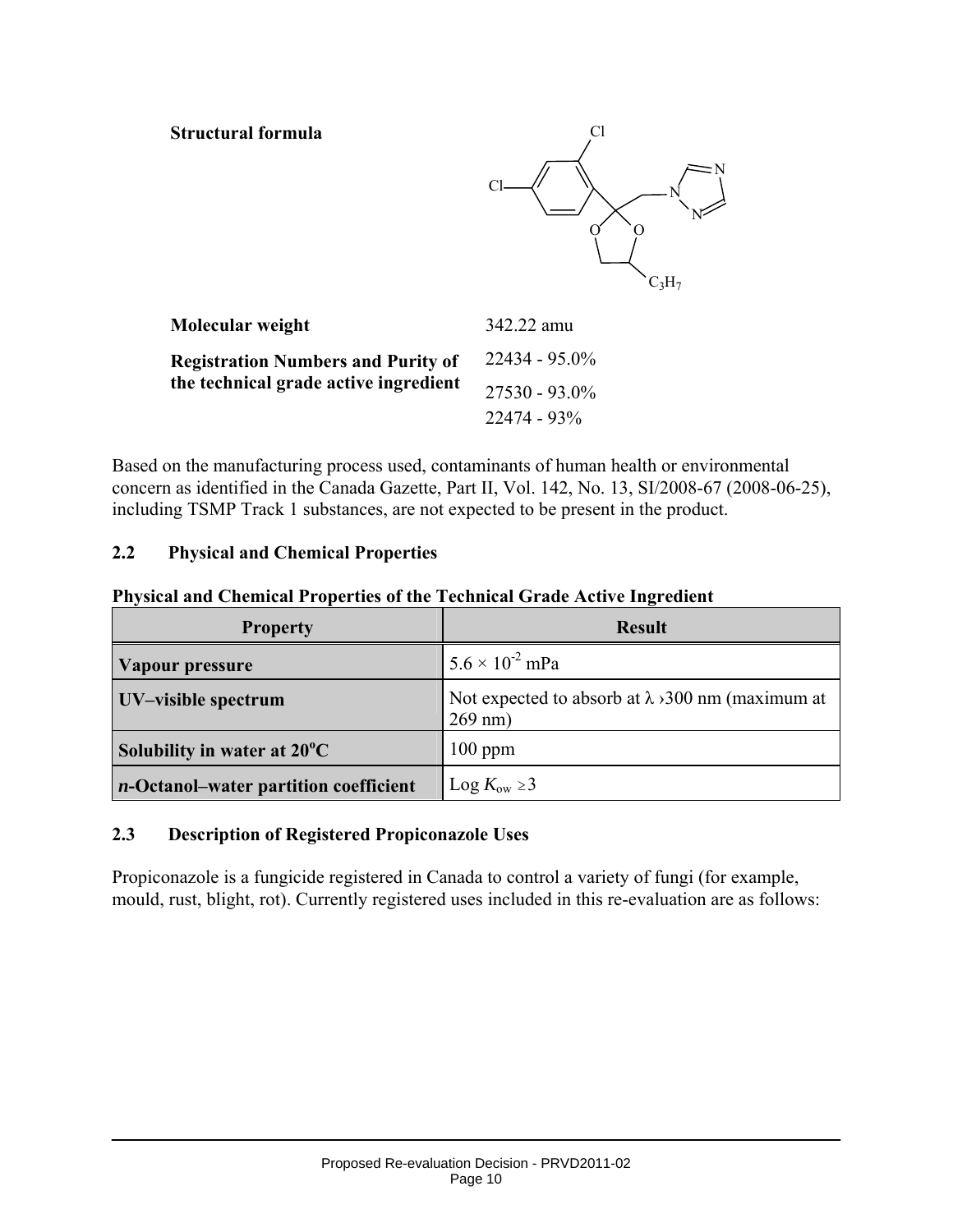**Structural formula**

**Molecular weight** 342.22 amu

**Registration Numbers and Purity of the technical grade active ingredient**

22434 - 95.0%

27530 - 93.0%

22474 - 93%

Based on the manufacturing process used, contaminants of human health or environmental concern as identified in the Canada Gazette, Part II, Vol. 142, No. 13, SI/2008-67 (2008-06-25), including TSMP Track 1 substances, are not expected to be present in the product.

## 2.2 Physical and Chemical Properties

**Physical and Chemical Properties of the Technical Grade Active Ingredient**

| Property | Result |
|---|---|
| **Vapour pressure** | $5.6 \times 10^{-2}$ mPa |
| **UV–visible spectrum** | Not expected to absorb at λ ›300 nm (maximum at 269 nm) |
| **Solubility in water at 20°C** | 100 ppm |
| ***n*-Octanol–water partition coefficient** | Log $K_{ow} \geq 3$ |

## 2.3 Description of Registered Propiconazole Uses

Propiconazole is a fungicide registered in Canada to control a variety of fungi (for example, mould, rust, blight, rot). Currently registered uses included in this re-evaluation are as follows: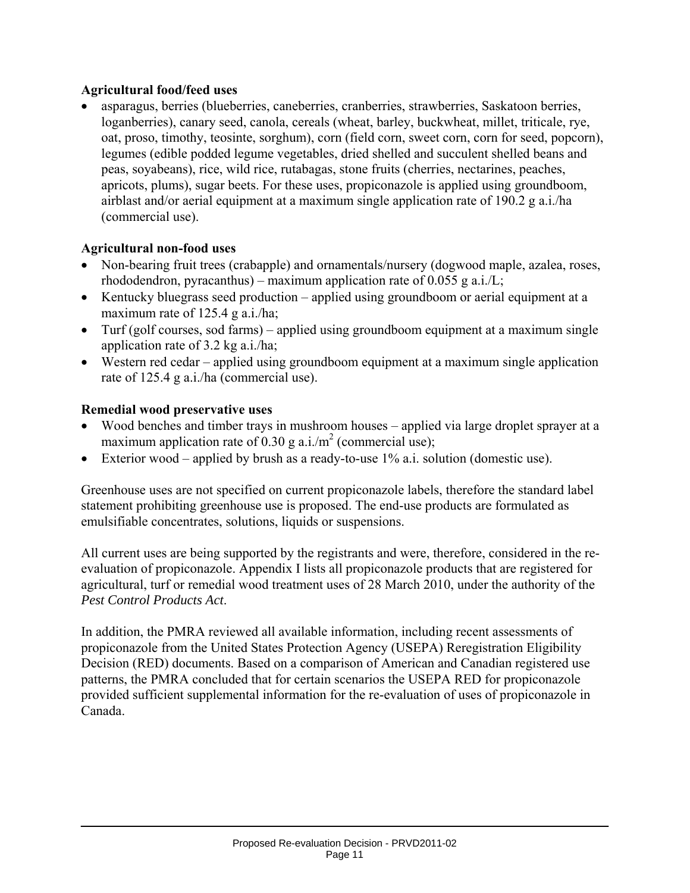**Agricultural food/feed uses**

- asparagus, berries (blueberries, caneberries, cranberries, strawberries, Saskatoon berries, loganberries), canary seed, canola, cereals (wheat, barley, buckwheat, millet, triticale, rye, oat, proso, timothy, teosinte, sorghum), corn (field corn, sweet corn, corn for seed, popcorn), legumes (edible podded legume vegetables, dried shelled and succulent shelled beans and peas, soyabeans), rice, wild rice, rutabagas, stone fruits (cherries, nectarines, peaches, apricots, plums), sugar beets. For these uses, propiconazole is applied using groundboom, airblast and/or aerial equipment at a maximum single application rate of 190.2 g a.i./ha (commercial use).

**Agricultural non-food uses**

- Non-bearing fruit trees (crabapple) and ornamentals/nursery (dogwood maple, azalea, roses, rhododendron, pyracanthus) – maximum application rate of 0.055 g a.i./L;
- Kentucky bluegrass seed production – applied using groundboom or aerial equipment at a maximum rate of 125.4 g a.i./ha;
- Turf (golf courses, sod farms) – applied using groundboom equipment at a maximum single application rate of 3.2 kg a.i./ha;
- Western red cedar – applied using groundboom equipment at a maximum single application rate of 125.4 g a.i./ha (commercial use).

**Remedial wood preservative uses**

- Wood benches and timber trays in mushroom houses – applied via large droplet sprayer at a maximum application rate of 0.30 g a.i./$m^2$ (commercial use);
- Exterior wood – applied by brush as a ready-to-use 1% a.i. solution (domestic use).

Greenhouse uses are not specified on current propiconazole labels, therefore the standard label statement prohibiting greenhouse use is proposed. The end-use products are formulated as emulsifiable concentrates, solutions, liquids or suspensions.

All current uses are being supported by the registrants and were, therefore, considered in the re-evaluation of propiconazole. Appendix I lists all propiconazole products that are registered for agricultural, turf or remedial wood treatment uses of 28 March 2010, under the authority of the *Pest Control Products Act*.

In addition, the PMRA reviewed all available information, including recent assessments of propiconazole from the United States Protection Agency (USEPA) Reregistration Eligibility Decision (RED) documents. Based on a comparison of American and Canadian registered use patterns, the PMRA concluded that for certain scenarios the USEPA RED for propiconazole provided sufficient supplemental information for the re-evaluation of uses of propiconazole in Canada.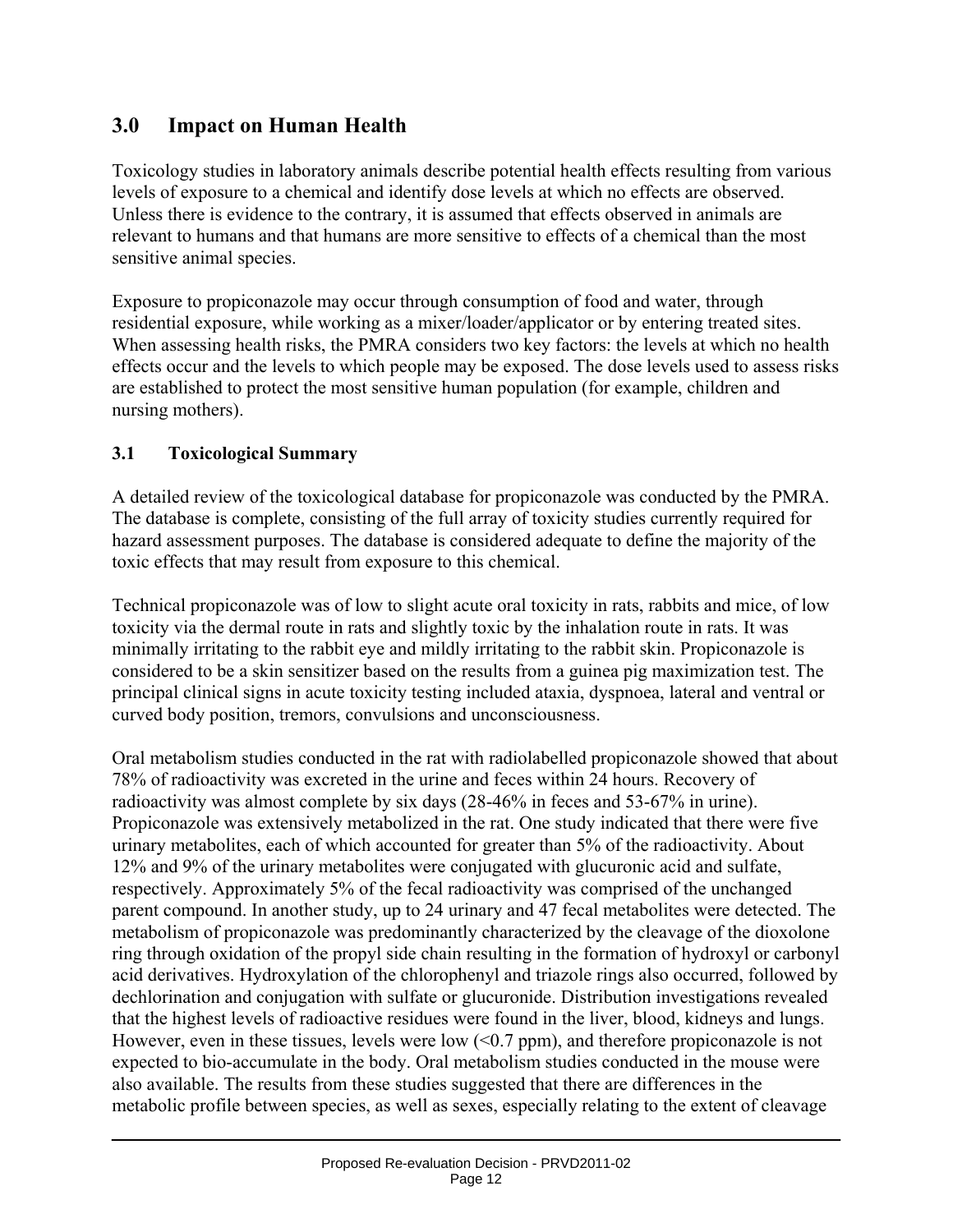## 3.0 Impact on Human Health

Toxicology studies in laboratory animals describe potential health effects resulting from various levels of exposure to a chemical and identify dose levels at which no effects are observed. Unless there is evidence to the contrary, it is assumed that effects observed in animals are relevant to humans and that humans are more sensitive to effects of a chemical than the most sensitive animal species.

Exposure to propiconazole may occur through consumption of food and water, through residential exposure, while working as a mixer/loader/applicator or by entering treated sites. When assessing health risks, the PMRA considers two key factors: the levels at which no health effects occur and the levels to which people may be exposed. The dose levels used to assess risks are established to protect the most sensitive human population (for example, children and nursing mothers).

### 3.1 Toxicological Summary

A detailed review of the toxicological database for propiconazole was conducted by the PMRA. The database is complete, consisting of the full array of toxicity studies currently required for hazard assessment purposes. The database is considered adequate to define the majority of the toxic effects that may result from exposure to this chemical.

Technical propiconazole was of low to slight acute oral toxicity in rats, rabbits and mice, of low toxicity via the dermal route in rats and slightly toxic by the inhalation route in rats. It was minimally irritating to the rabbit eye and mildly irritating to the rabbit skin. Propiconazole is considered to be a skin sensitizer based on the results from a guinea pig maximization test. The principal clinical signs in acute toxicity testing included ataxia, dyspnoea, lateral and ventral or curved body position, tremors, convulsions and unconsciousness.

Oral metabolism studies conducted in the rat with radiolabelled propiconazole showed that about 78% of radioactivity was excreted in the urine and feces within 24 hours. Recovery of radioactivity was almost complete by six days (28-46% in feces and 53-67% in urine). Propiconazole was extensively metabolized in the rat. One study indicated that there were five urinary metabolites, each of which accounted for greater than 5% of the radioactivity. About 12% and 9% of the urinary metabolites were conjugated with glucuronic acid and sulfate, respectively. Approximately 5% of the fecal radioactivity was comprised of the unchanged parent compound. In another study, up to 24 urinary and 47 fecal metabolites were detected. The metabolism of propiconazole was predominantly characterized by the cleavage of the dioxolone ring through oxidation of the propyl side chain resulting in the formation of hydroxyl or carbonyl acid derivatives. Hydroxylation of the chlorophenyl and triazole rings also occurred, followed by dechlorination and conjugation with sulfate or glucuronide. Distribution investigations revealed that the highest levels of radioactive residues were found in the liver, blood, kidneys and lungs. However, even in these tissues, levels were low (<0.7 ppm), and therefore propiconazole is not expected to bio-accumulate in the body. Oral metabolism studies conducted in the mouse were also available. The results from these studies suggested that there are differences in the metabolic profile between species, as well as sexes, especially relating to the extent of cleavage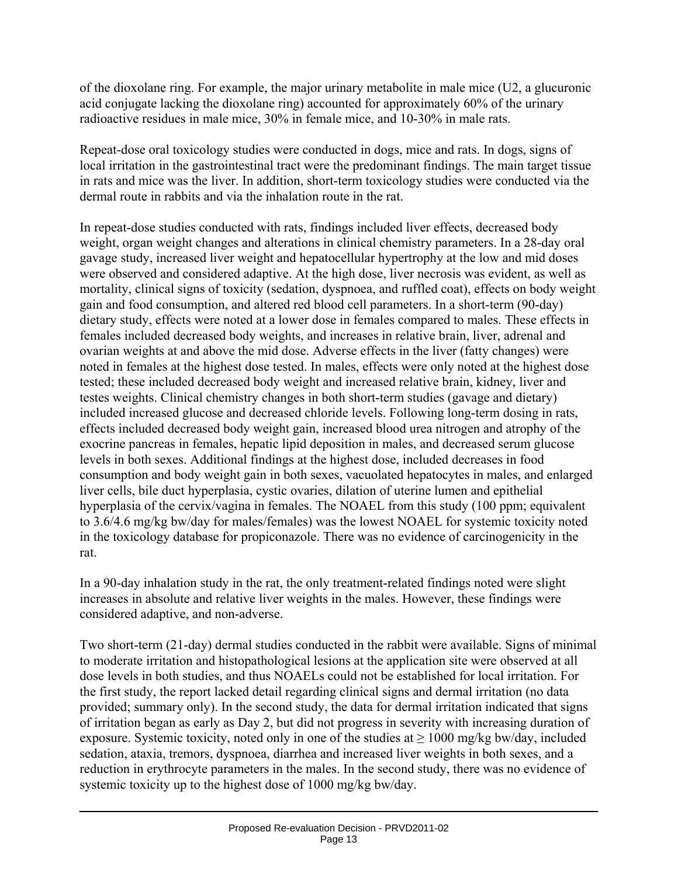of the dioxolane ring. For example, the major urinary metabolite in male mice (U2, a glucuronic acid conjugate lacking the dioxolane ring) accounted for approximately 60% of the urinary radioactive residues in male mice, 30% in female mice, and 10-30% in male rats.

Repeat-dose oral toxicology studies were conducted in dogs, mice and rats. In dogs, signs of local irritation in the gastrointestinal tract were the predominant findings. The main target tissue in rats and mice was the liver. In addition, short-term toxicology studies were conducted via the dermal route in rabbits and via the inhalation route in the rat.

In repeat-dose studies conducted with rats, findings included liver effects, decreased body weight, organ weight changes and alterations in clinical chemistry parameters. In a 28-day oral gavage study, increased liver weight and hepatocellular hypertrophy at the low and mid doses were observed and considered adaptive. At the high dose, liver necrosis was evident, as well as mortality, clinical signs of toxicity (sedation, dyspnoea, and ruffled coat), effects on body weight gain and food consumption, and altered red blood cell parameters. In a short-term (90-day) dietary study, effects were noted at a lower dose in females compared to males. These effects in females included decreased body weights, and increases in relative brain, liver, adrenal and ovarian weights at and above the mid dose. Adverse effects in the liver (fatty changes) were noted in females at the highest dose tested. In males, effects were only noted at the highest dose tested; these included decreased body weight and increased relative brain, kidney, liver and testes weights. Clinical chemistry changes in both short-term studies (gavage and dietary) included increased glucose and decreased chloride levels. Following long-term dosing in rats, effects included decreased body weight gain, increased blood urea nitrogen and atrophy of the exocrine pancreas in females, hepatic lipid deposition in males, and decreased serum glucose levels in both sexes. Additional findings at the highest dose, included decreases in food consumption and body weight gain in both sexes, vacuolated hepatocytes in males, and enlarged liver cells, bile duct hyperplasia, cystic ovaries, dilation of uterine lumen and epithelial hyperplasia of the cervix/vagina in females. The NOAEL from this study (100 ppm; equivalent to 3.6/4.6 mg/kg bw/day for males/females) was the lowest NOAEL for systemic toxicity noted in the toxicology database for propiconazole. There was no evidence of carcinogenicity in the rat.

In a 90-day inhalation study in the rat, the only treatment-related findings noted were slight increases in absolute and relative liver weights in the males. However, these findings were considered adaptive, and non-adverse.

Two short-term (21-day) dermal studies conducted in the rabbit were available. Signs of minimal to moderate irritation and histopathological lesions at the application site were observed at all dose levels in both studies, and thus NOAELs could not be established for local irritation. For the first study, the report lacked detail regarding clinical signs and dermal irritation (no data provided; summary only). In the second study, the data for dermal irritation indicated that signs of irritation began as early as Day 2, but did not progress in severity with increasing duration of exposure. Systemic toxicity, noted only in one of the studies at ≥ 1000 mg/kg bw/day, included sedation, ataxia, tremors, dyspnoea, diarrhea and increased liver weights in both sexes, and a reduction in erythrocyte parameters in the males. In the second study, there was no evidence of systemic toxicity up to the highest dose of 1000 mg/kg bw/day.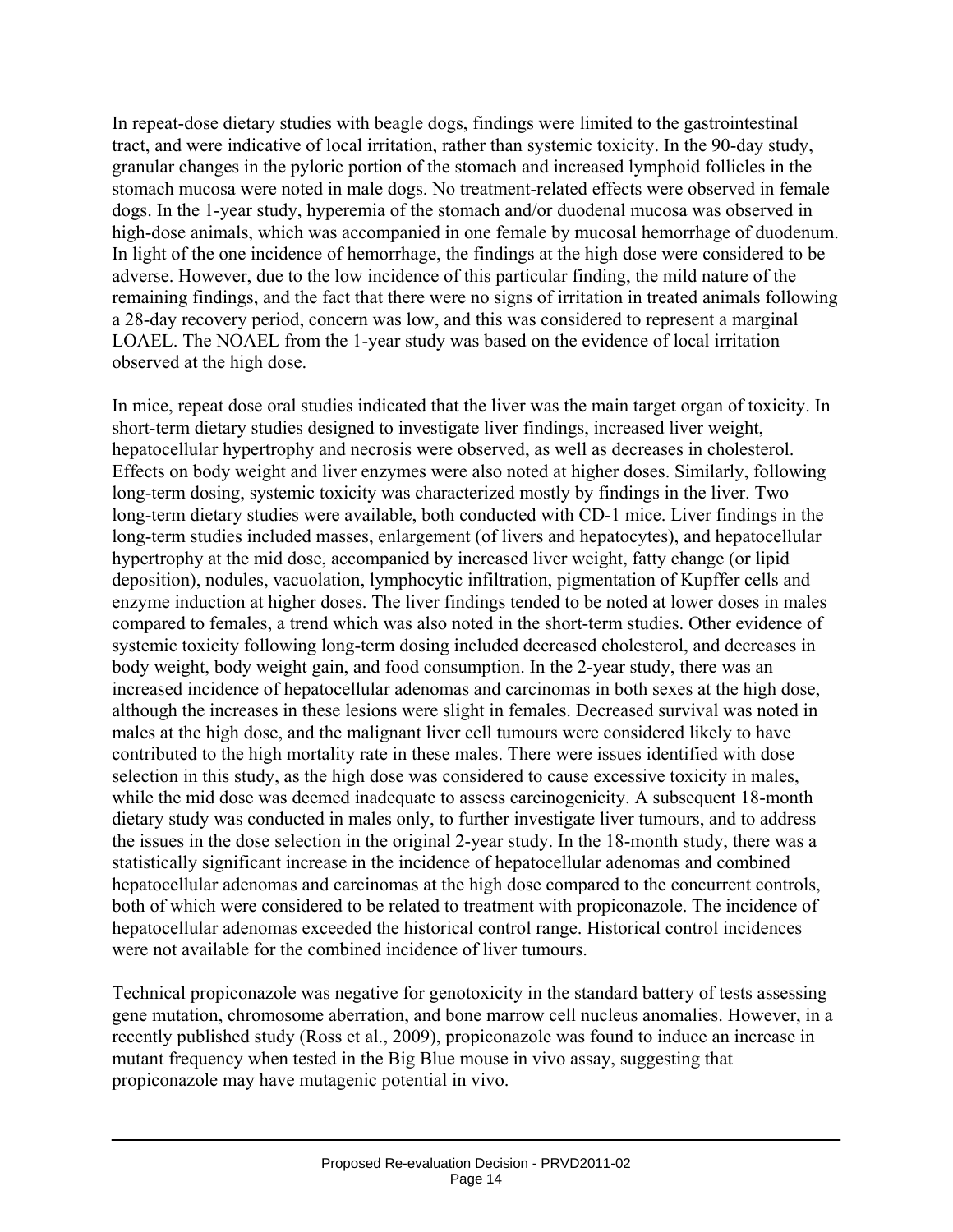In repeat-dose dietary studies with beagle dogs, findings were limited to the gastrointestinal tract, and were indicative of local irritation, rather than systemic toxicity. In the 90-day study, granular changes in the pyloric portion of the stomach and increased lymphoid follicles in the stomach mucosa were noted in male dogs. No treatment-related effects were observed in female dogs. In the 1-year study, hyperemia of the stomach and/or duodenal mucosa was observed in high-dose animals, which was accompanied in one female by mucosal hemorrhage of duodenum. In light of the one incidence of hemorrhage, the findings at the high dose were considered to be adverse. However, due to the low incidence of this particular finding, the mild nature of the remaining findings, and the fact that there were no signs of irritation in treated animals following a 28-day recovery period, concern was low, and this was considered to represent a marginal LOAEL. The NOAEL from the 1-year study was based on the evidence of local irritation observed at the high dose.

In mice, repeat dose oral studies indicated that the liver was the main target organ of toxicity. In short-term dietary studies designed to investigate liver findings, increased liver weight, hepatocellular hypertrophy and necrosis were observed, as well as decreases in cholesterol. Effects on body weight and liver enzymes were also noted at higher doses. Similarly, following long-term dosing, systemic toxicity was characterized mostly by findings in the liver. Two long-term dietary studies were available, both conducted with CD-1 mice. Liver findings in the long-term studies included masses, enlargement (of livers and hepatocytes), and hepatocellular hypertrophy at the mid dose, accompanied by increased liver weight, fatty change (or lipid deposition), nodules, vacuolation, lymphocytic infiltration, pigmentation of Kupffer cells and enzyme induction at higher doses. The liver findings tended to be noted at lower doses in males compared to females, a trend which was also noted in the short-term studies. Other evidence of systemic toxicity following long-term dosing included decreased cholesterol, and decreases in body weight, body weight gain, and food consumption. In the 2-year study, there was an increased incidence of hepatocellular adenomas and carcinomas in both sexes at the high dose, although the increases in these lesions were slight in females. Decreased survival was noted in males at the high dose, and the malignant liver cell tumours were considered likely to have contributed to the high mortality rate in these males. There were issues identified with dose selection in this study, as the high dose was considered to cause excessive toxicity in males, while the mid dose was deemed inadequate to assess carcinogenicity. A subsequent 18-month dietary study was conducted in males only, to further investigate liver tumours, and to address the issues in the dose selection in the original 2-year study. In the 18-month study, there was a statistically significant increase in the incidence of hepatocellular adenomas and combined hepatocellular adenomas and carcinomas at the high dose compared to the concurrent controls, both of which were considered to be related to treatment with propiconazole. The incidence of hepatocellular adenomas exceeded the historical control range. Historical control incidences were not available for the combined incidence of liver tumours.

Technical propiconazole was negative for genotoxicity in the standard battery of tests assessing gene mutation, chromosome aberration, and bone marrow cell nucleus anomalies. However, in a recently published study (Ross et al., 2009), propiconazole was found to induce an increase in mutant frequency when tested in the Big Blue mouse in vivo assay, suggesting that propiconazole may have mutagenic potential in vivo.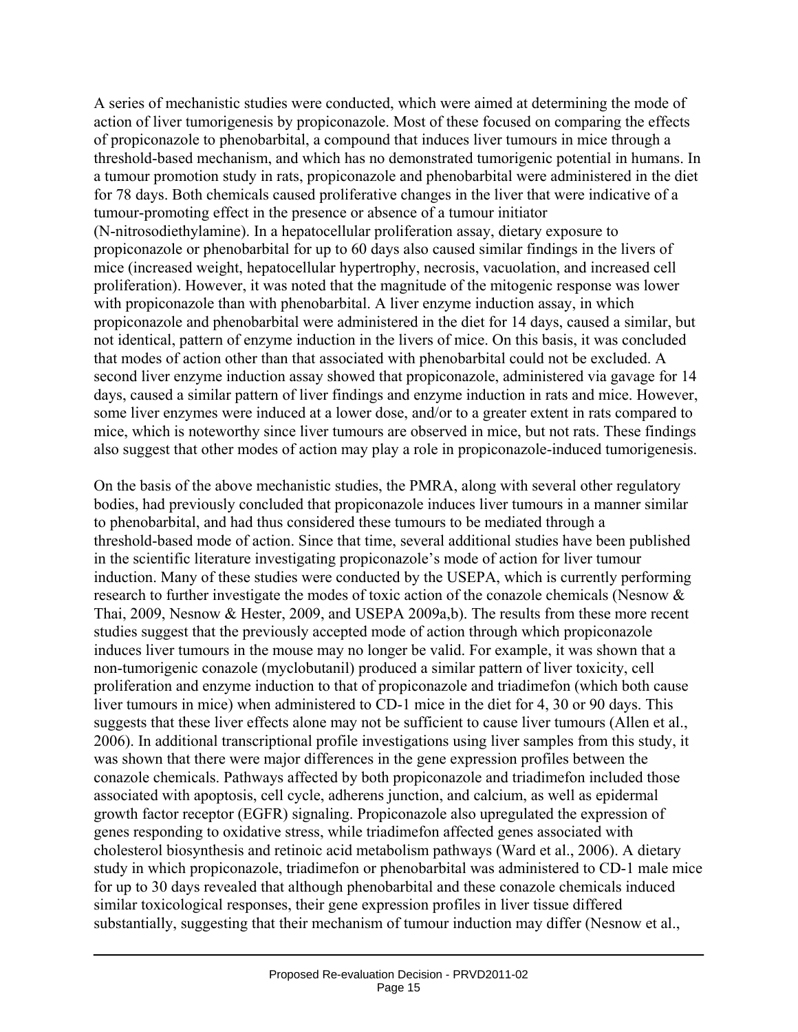A series of mechanistic studies were conducted, which were aimed at determining the mode of action of liver tumorigenesis by propiconazole. Most of these focused on comparing the effects of propiconazole to phenobarbital, a compound that induces liver tumours in mice through a threshold-based mechanism, and which has no demonstrated tumorigenic potential in humans. In a tumour promotion study in rats, propiconazole and phenobarbital were administered in the diet for 78 days. Both chemicals caused proliferative changes in the liver that were indicative of a tumour-promoting effect in the presence or absence of a tumour initiator (N-nitrosodiethylamine). In a hepatocellular proliferation assay, dietary exposure to propiconazole or phenobarbital for up to 60 days also caused similar findings in the livers of mice (increased weight, hepatocellular hypertrophy, necrosis, vacuolation, and increased cell proliferation). However, it was noted that the magnitude of the mitogenic response was lower with propiconazole than with phenobarbital. A liver enzyme induction assay, in which propiconazole and phenobarbital were administered in the diet for 14 days, caused a similar, but not identical, pattern of enzyme induction in the livers of mice. On this basis, it was concluded that modes of action other than that associated with phenobarbital could not be excluded. A second liver enzyme induction assay showed that propiconazole, administered via gavage for 14 days, caused a similar pattern of liver findings and enzyme induction in rats and mice. However, some liver enzymes were induced at a lower dose, and/or to a greater extent in rats compared to mice, which is noteworthy since liver tumours are observed in mice, but not rats. These findings also suggest that other modes of action may play a role in propiconazole-induced tumorigenesis.

On the basis of the above mechanistic studies, the PMRA, along with several other regulatory bodies, had previously concluded that propiconazole induces liver tumours in a manner similar to phenobarbital, and had thus considered these tumours to be mediated through a threshold-based mode of action. Since that time, several additional studies have been published in the scientific literature investigating propiconazole's mode of action for liver tumour induction. Many of these studies were conducted by the USEPA, which is currently performing research to further investigate the modes of toxic action of the conazole chemicals (Nesnow & Thai, 2009, Nesnow & Hester, 2009, and USEPA 2009a,b). The results from these more recent studies suggest that the previously accepted mode of action through which propiconazole induces liver tumours in the mouse may no longer be valid. For example, it was shown that a non-tumorigenic conazole (myclobutanil) produced a similar pattern of liver toxicity, cell proliferation and enzyme induction to that of propiconazole and triadimefon (which both cause liver tumours in mice) when administered to CD-1 mice in the diet for 4, 30 or 90 days. This suggests that these liver effects alone may not be sufficient to cause liver tumours (Allen et al., 2006). In additional transcriptional profile investigations using liver samples from this study, it was shown that there were major differences in the gene expression profiles between the conazole chemicals. Pathways affected by both propiconazole and triadimefon included those associated with apoptosis, cell cycle, adherens junction, and calcium, as well as epidermal growth factor receptor (EGFR) signaling. Propiconazole also upregulated the expression of genes responding to oxidative stress, while triadimefon affected genes associated with cholesterol biosynthesis and retinoic acid metabolism pathways (Ward et al., 2006). A dietary study in which propiconazole, triadimefon or phenobarbital was administered to CD-1 male mice for up to 30 days revealed that although phenobarbital and these conazole chemicals induced similar toxicological responses, their gene expression profiles in liver tissue differed substantially, suggesting that their mechanism of tumour induction may differ (Nesnow et al.,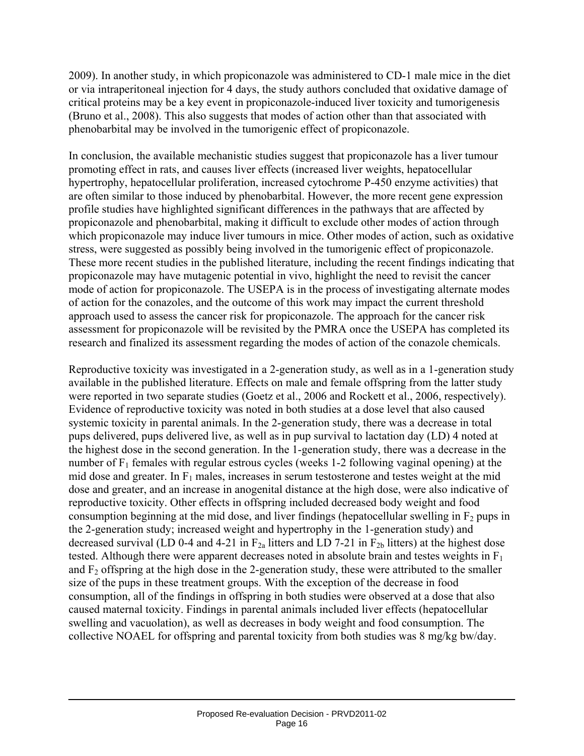2009). In another study, in which propiconazole was administered to CD-1 male mice in the diet or via intraperitoneal injection for 4 days, the study authors concluded that oxidative damage of critical proteins may be a key event in propiconazole-induced liver toxicity and tumorigenesis (Bruno et al., 2008). This also suggests that modes of action other than that associated with phenobarbital may be involved in the tumorigenic effect of propiconazole.

In conclusion, the available mechanistic studies suggest that propiconazole has a liver tumour promoting effect in rats, and causes liver effects (increased liver weights, hepatocellular hypertrophy, hepatocellular proliferation, increased cytochrome P-450 enzyme activities) that are often similar to those induced by phenobarbital. However, the more recent gene expression profile studies have highlighted significant differences in the pathways that are affected by propiconazole and phenobarbital, making it difficult to exclude other modes of action through which propiconazole may induce liver tumours in mice. Other modes of action, such as oxidative stress, were suggested as possibly being involved in the tumorigenic effect of propiconazole. These more recent studies in the published literature, including the recent findings indicating that propiconazole may have mutagenic potential in vivo, highlight the need to revisit the cancer mode of action for propiconazole. The USEPA is in the process of investigating alternate modes of action for the conazoles, and the outcome of this work may impact the current threshold approach used to assess the cancer risk for propiconazole. The approach for the cancer risk assessment for propiconazole will be revisited by the PMRA once the USEPA has completed its research and finalized its assessment regarding the modes of action of the conazole chemicals.

Reproductive toxicity was investigated in a 2-generation study, as well as in a 1-generation study available in the published literature. Effects on male and female offspring from the latter study were reported in two separate studies (Goetz et al., 2006 and Rockett et al., 2006, respectively). Evidence of reproductive toxicity was noted in both studies at a dose level that also caused systemic toxicity in parental animals. In the 2-generation study, there was a decrease in total pups delivered, pups delivered live, as well as in pup survival to lactation day (LD) 4 noted at the highest dose in the second generation. In the 1-generation study, there was a decrease in the number of $F_1$ females with regular estrous cycles (weeks 1-2 following vaginal opening) at the mid dose and greater. In $F_1$ males, increases in serum testosterone and testes weight at the mid dose and greater, and an increase in anogenital distance at the high dose, were also indicative of reproductive toxicity. Other effects in offspring included decreased body weight and food consumption beginning at the mid dose, and liver findings (hepatocellular swelling in $F_2$ pups in the 2-generation study; increased weight and hypertrophy in the 1-generation study) and decreased survival (LD 0-4 and 4-21 in $F_{2a}$ litters and LD 7-21 in $F_{2b}$ litters) at the highest dose tested. Although there were apparent decreases noted in absolute brain and testes weights in $F_1$ and $F_2$ offspring at the high dose in the 2-generation study, these were attributed to the smaller size of the pups in these treatment groups. With the exception of the decrease in food consumption, all of the findings in offspring in both studies were observed at a dose that also caused maternal toxicity. Findings in parental animals included liver effects (hepatocellular swelling and vacuolation), as well as decreases in body weight and food consumption. The collective NOAEL for offspring and parental toxicity from both studies was 8 mg/kg bw/day.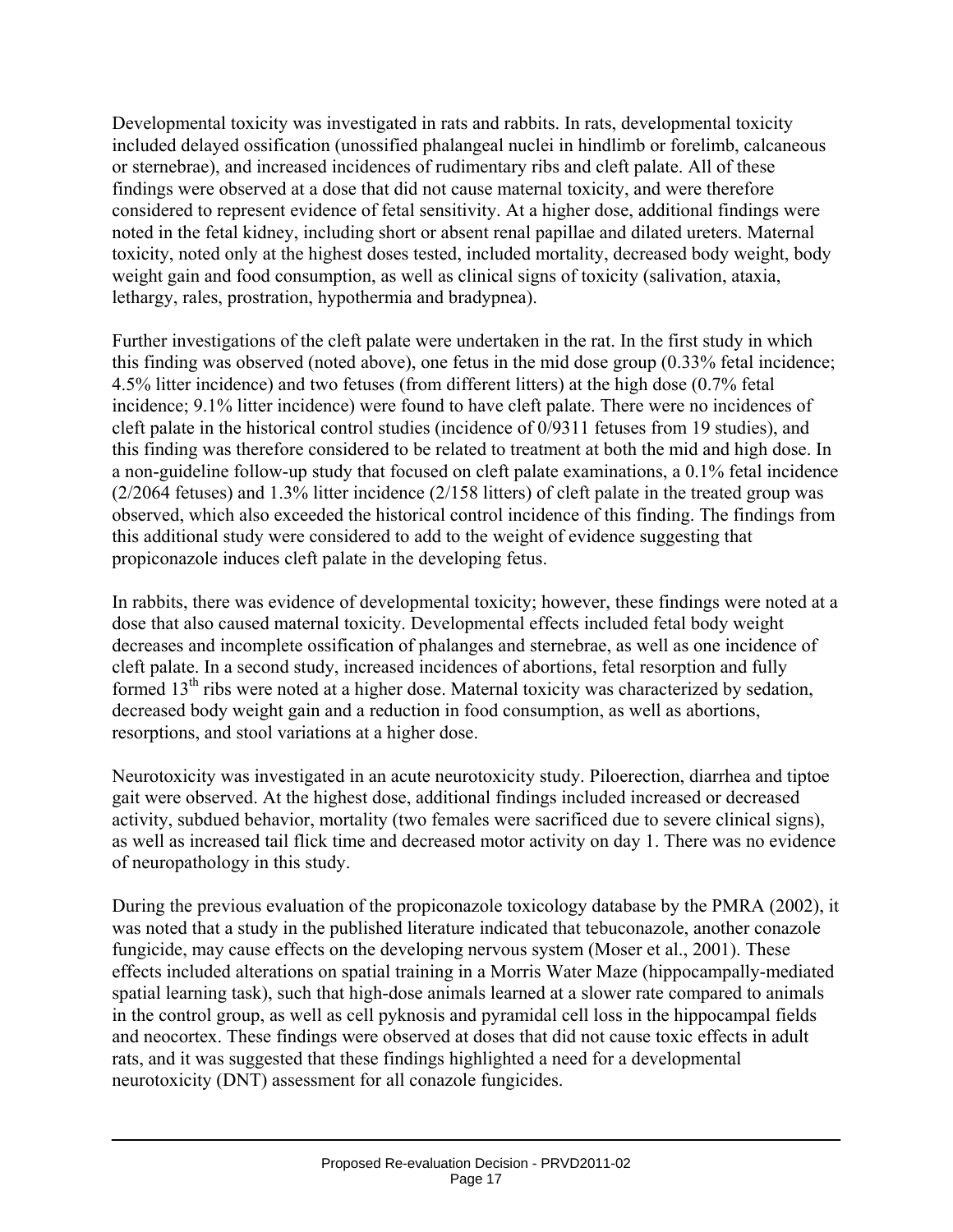Developmental toxicity was investigated in rats and rabbits. In rats, developmental toxicity included delayed ossification (unossified phalangeal nuclei in hindlimb or forelimb, calcaneous or sternebrae), and increased incidences of rudimentary ribs and cleft palate. All of these findings were observed at a dose that did not cause maternal toxicity, and were therefore considered to represent evidence of fetal sensitivity. At a higher dose, additional findings were noted in the fetal kidney, including short or absent renal papillae and dilated ureters. Maternal toxicity, noted only at the highest doses tested, included mortality, decreased body weight, body weight gain and food consumption, as well as clinical signs of toxicity (salivation, ataxia, lethargy, rales, prostration, hypothermia and bradypnea).

Further investigations of the cleft palate were undertaken in the rat. In the first study in which this finding was observed (noted above), one fetus in the mid dose group (0.33% fetal incidence; 4.5% litter incidence) and two fetuses (from different litters) at the high dose (0.7% fetal incidence; 9.1% litter incidence) were found to have cleft palate. There were no incidences of cleft palate in the historical control studies (incidence of 0/9311 fetuses from 19 studies), and this finding was therefore considered to be related to treatment at both the mid and high dose. In a non-guideline follow-up study that focused on cleft palate examinations, a 0.1% fetal incidence (2/2064 fetuses) and 1.3% litter incidence (2/158 litters) of cleft palate in the treated group was observed, which also exceeded the historical control incidence of this finding. The findings from this additional study were considered to add to the weight of evidence suggesting that propiconazole induces cleft palate in the developing fetus.

In rabbits, there was evidence of developmental toxicity; however, these findings were noted at a dose that also caused maternal toxicity. Developmental effects included fetal body weight decreases and incomplete ossification of phalanges and sternebrae, as well as one incidence of cleft palate. In a second study, increased incidences of abortions, fetal resorption and fully formed 13$^{th}$ ribs were noted at a higher dose. Maternal toxicity was characterized by sedation, decreased body weight gain and a reduction in food consumption, as well as abortions, resorptions, and stool variations at a higher dose.

Neurotoxicity was investigated in an acute neurotoxicity study. Piloerection, diarrhea and tiptoe gait were observed. At the highest dose, additional findings included increased or decreased activity, subdued behavior, mortality (two females were sacrificed due to severe clinical signs), as well as increased tail flick time and decreased motor activity on day 1. There was no evidence of neuropathology in this study.

During the previous evaluation of the propiconazole toxicology database by the PMRA (2002), it was noted that a study in the published literature indicated that tebuconazole, another conazole fungicide, may cause effects on the developing nervous system (Moser et al., 2001). These effects included alterations on spatial training in a Morris Water Maze (hippocampally-mediated spatial learning task), such that high-dose animals learned at a slower rate compared to animals in the control group, as well as cell pyknosis and pyramidal cell loss in the hippocampal fields and neocortex. These findings were observed at doses that did not cause toxic effects in adult rats, and it was suggested that these findings highlighted a need for a developmental neurotoxicity (DNT) assessment for all conazole fungicides.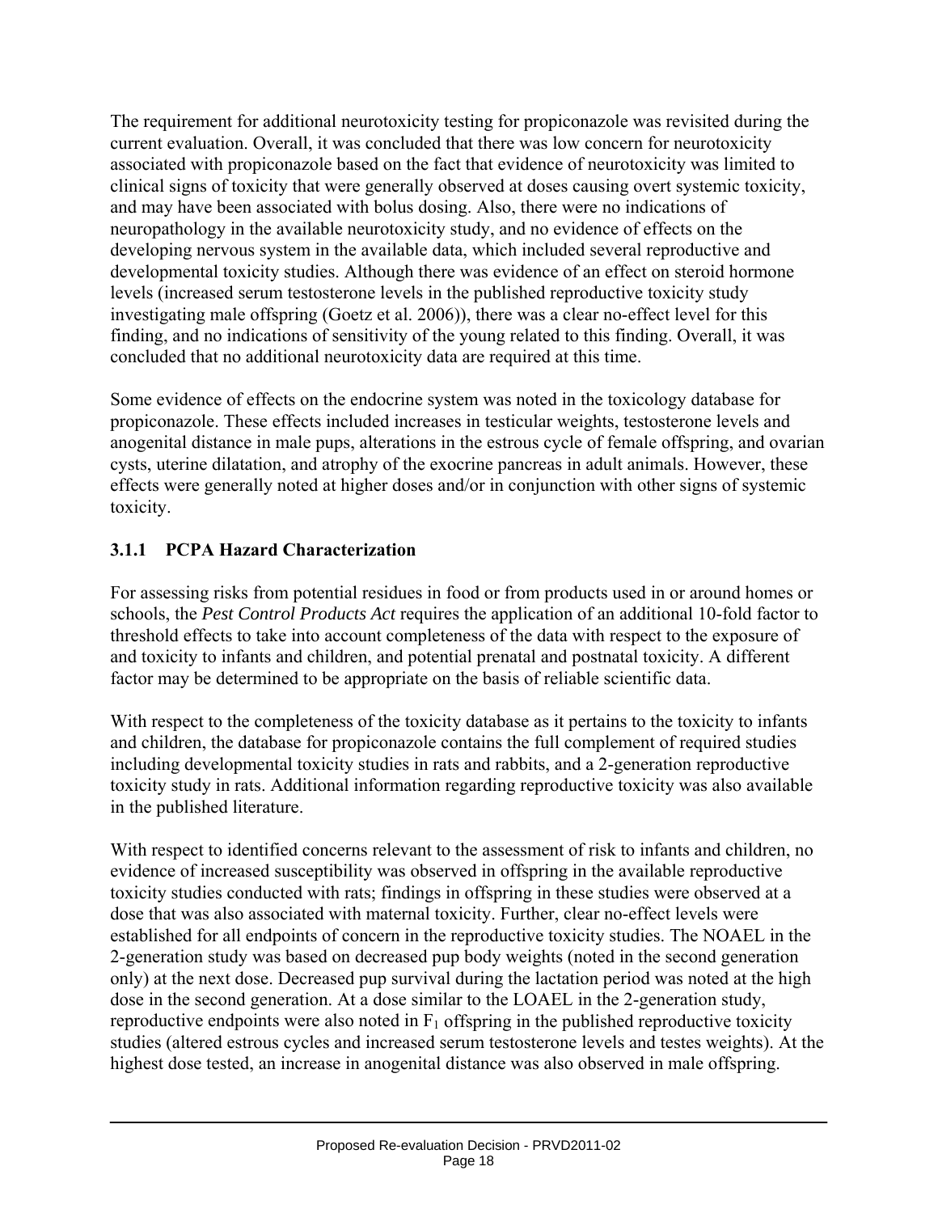The requirement for additional neurotoxicity testing for propiconazole was revisited during the current evaluation. Overall, it was concluded that there was low concern for neurotoxicity associated with propiconazole based on the fact that evidence of neurotoxicity was limited to clinical signs of toxicity that were generally observed at doses causing overt systemic toxicity, and may have been associated with bolus dosing. Also, there were no indications of neuropathology in the available neurotoxicity study, and no evidence of effects on the developing nervous system in the available data, which included several reproductive and developmental toxicity studies. Although there was evidence of an effect on steroid hormone levels (increased serum testosterone levels in the published reproductive toxicity study investigating male offspring (Goetz et al. 2006)), there was a clear no-effect level for this finding, and no indications of sensitivity of the young related to this finding. Overall, it was concluded that no additional neurotoxicity data are required at this time.

Some evidence of effects on the endocrine system was noted in the toxicology database for propiconazole. These effects included increases in testicular weights, testosterone levels and anogenital distance in male pups, alterations in the estrous cycle of female offspring, and ovarian cysts, uterine dilatation, and atrophy of the exocrine pancreas in adult animals. However, these effects were generally noted at higher doses and/or in conjunction with other signs of systemic toxicity.

### 3.1.1 PCPA Hazard Characterization

For assessing risks from potential residues in food or from products used in or around homes or schools, the *Pest Control Products Act* requires the application of an additional 10-fold factor to threshold effects to take into account completeness of the data with respect to the exposure of and toxicity to infants and children, and potential prenatal and postnatal toxicity. A different factor may be determined to be appropriate on the basis of reliable scientific data.

With respect to the completeness of the toxicity database as it pertains to the toxicity to infants and children, the database for propiconazole contains the full complement of required studies including developmental toxicity studies in rats and rabbits, and a 2-generation reproductive toxicity study in rats. Additional information regarding reproductive toxicity was also available in the published literature.

With respect to identified concerns relevant to the assessment of risk to infants and children, no evidence of increased susceptibility was observed in offspring in the available reproductive toxicity studies conducted with rats; findings in offspring in these studies were observed at a dose that was also associated with maternal toxicity. Further, clear no-effect levels were established for all endpoints of concern in the reproductive toxicity studies. The NOAEL in the 2-generation study was based on decreased pup body weights (noted in the second generation only) at the next dose. Decreased pup survival during the lactation period was noted at the high dose in the second generation. At a dose similar to the LOAEL in the 2-generation study, reproductive endpoints were also noted in $F_1$ offspring in the published reproductive toxicity studies (altered estrous cycles and increased serum testosterone levels and testes weights). At the highest dose tested, an increase in anogenital distance was also observed in male offspring.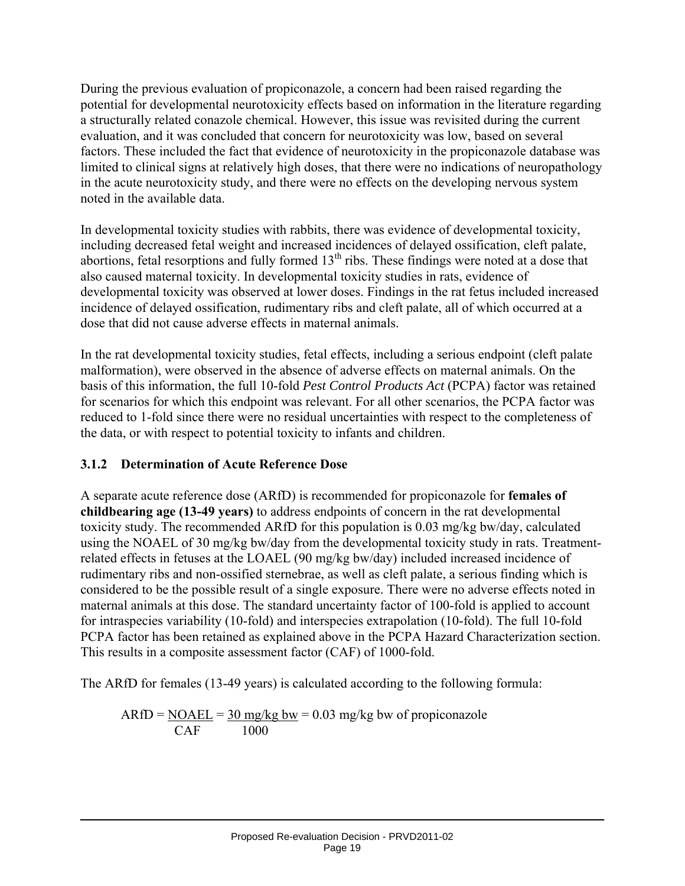During the previous evaluation of propiconazole, a concern had been raised regarding the potential for developmental neurotoxicity effects based on information in the literature regarding a structurally related conazole chemical. However, this issue was revisited during the current evaluation, and it was concluded that concern for neurotoxicity was low, based on several factors. These included the fact that evidence of neurotoxicity in the propiconazole database was limited to clinical signs at relatively high doses, that there were no indications of neuropathology in the acute neurotoxicity study, and there were no effects on the developing nervous system noted in the available data.

In developmental toxicity studies with rabbits, there was evidence of developmental toxicity, including decreased fetal weight and increased incidences of delayed ossification, cleft palate, abortions, fetal resorptions and fully formed 13th ribs. These findings were noted at a dose that also caused maternal toxicity. In developmental toxicity studies in rats, evidence of developmental toxicity was observed at lower doses. Findings in the rat fetus included increased incidence of delayed ossification, rudimentary ribs and cleft palate, all of which occurred at a dose that did not cause adverse effects in maternal animals.

In the rat developmental toxicity studies, fetal effects, including a serious endpoint (cleft palate malformation), were observed in the absence of adverse effects on maternal animals. On the basis of this information, the full 10-fold *Pest Control Products Act* (PCPA) factor was retained for scenarios for which this endpoint was relevant. For all other scenarios, the PCPA factor was reduced to 1-fold since there were no residual uncertainties with respect to the completeness of the data, or with respect to potential toxicity to infants and children.

### 3.1.2 Determination of Acute Reference Dose

A separate acute reference dose (ARfD) is recommended for propiconazole for **females of childbearing age (13-49 years)** to address endpoints of concern in the rat developmental toxicity study. The recommended ARfD for this population is 0.03 mg/kg bw/day, calculated using the NOAEL of 30 mg/kg bw/day from the developmental toxicity study in rats. Treatment-related effects in fetuses at the LOAEL (90 mg/kg bw/day) included increased incidence of rudimentary ribs and non-ossified sternebrae, as well as cleft palate, a serious finding which is considered to be the possible result of a single exposure. There were no adverse effects noted in maternal animals at this dose. The standard uncertainty factor of 100-fold is applied to account for intraspecies variability (10-fold) and interspecies extrapolation (10-fold). The full 10-fold PCPA factor has been retained as explained above in the PCPA Hazard Characterization section. This results in a composite assessment factor (CAF) of 1000-fold.

The ARfD for females (13-49 years) is calculated according to the following formula:

$$\text{ARfD} = \frac{\text{NOAEL}}{\text{CAF}} = \frac{30 \text{ mg/kg bw}}{1000} = 0.03 \text{ mg/kg bw of propiconazole}$$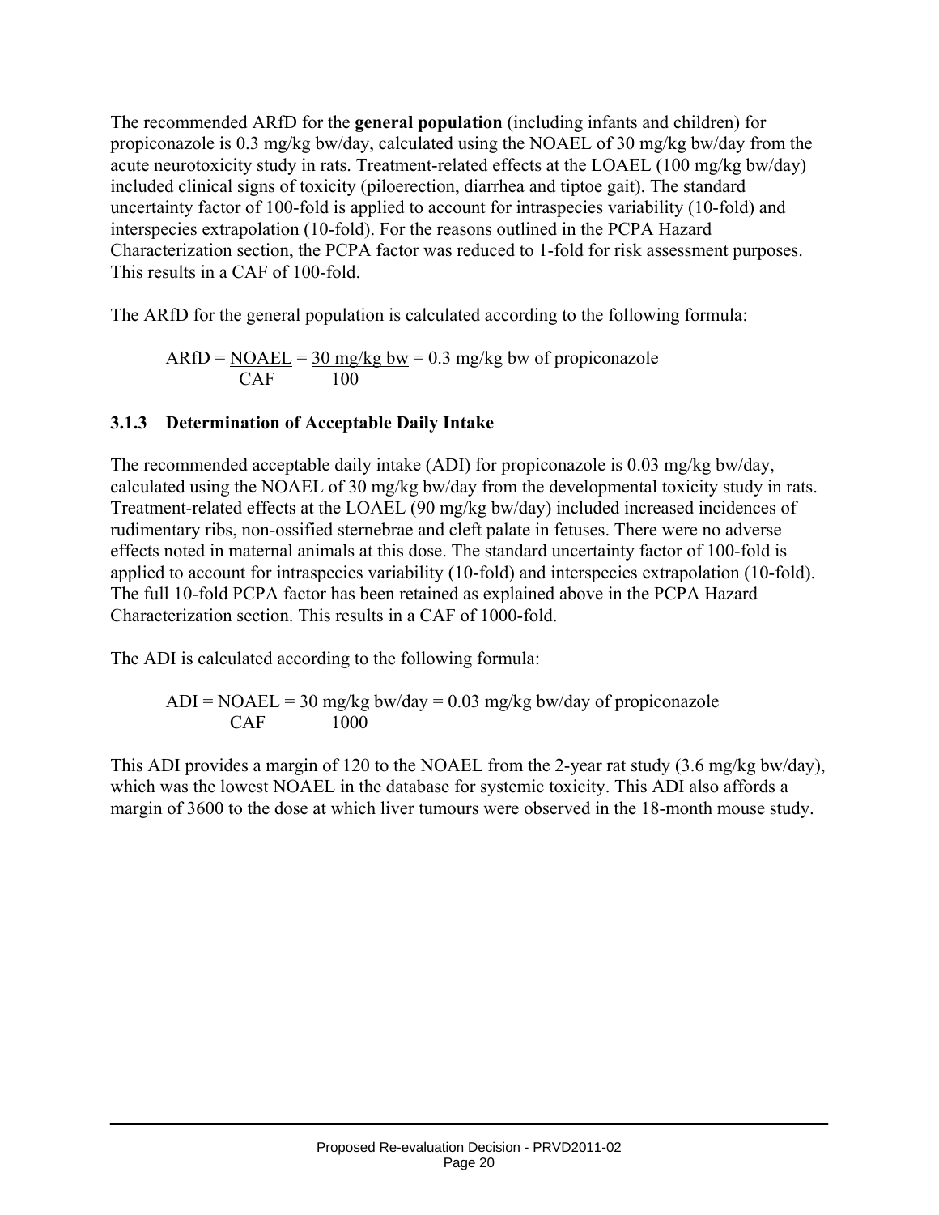The recommended ARfD for the **general population** (including infants and children) for propiconazole is 0.3 mg/kg bw/day, calculated using the NOAEL of 30 mg/kg bw/day from the acute neurotoxicity study in rats. Treatment-related effects at the LOAEL (100 mg/kg bw/day) included clinical signs of toxicity (piloerection, diarrhea and tiptoe gait). The standard uncertainty factor of 100-fold is applied to account for intraspecies variability (10-fold) and interspecies extrapolation (10-fold). For the reasons outlined in the PCPA Hazard Characterization section, the PCPA factor was reduced to 1-fold for risk assessment purposes. This results in a CAF of 100-fold.

The ARfD for the general population is calculated according to the following formula:

$$\text{ARfD} = \frac{\text{NOAEL}}{\text{CAF}} = \frac{30 \text{ mg/kg bw}}{100} = 0.3 \text{ mg/kg bw of propiconazole}$$

### 3.1.3 Determination of Acceptable Daily Intake

The recommended acceptable daily intake (ADI) for propiconazole is 0.03 mg/kg bw/day, calculated using the NOAEL of 30 mg/kg bw/day from the developmental toxicity study in rats. Treatment-related effects at the LOAEL (90 mg/kg bw/day) included increased incidences of rudimentary ribs, non-ossified sternebrae and cleft palate in fetuses. There were no adverse effects noted in maternal animals at this dose. The standard uncertainty factor of 100-fold is applied to account for intraspecies variability (10-fold) and interspecies extrapolation (10-fold). The full 10-fold PCPA factor has been retained as explained above in the PCPA Hazard Characterization section. This results in a CAF of 1000-fold.

The ADI is calculated according to the following formula:

$$\text{ADI} = \frac{\text{NOAEL}}{\text{CAF}} = \frac{30 \text{ mg/kg bw/day}}{1000} = 0.03 \text{ mg/kg bw/day of propiconazole}$$

This ADI provides a margin of 120 to the NOAEL from the 2-year rat study (3.6 mg/kg bw/day), which was the lowest NOAEL in the database for systemic toxicity. This ADI also affords a margin of 3600 to the dose at which liver tumours were observed in the 18-month mouse study.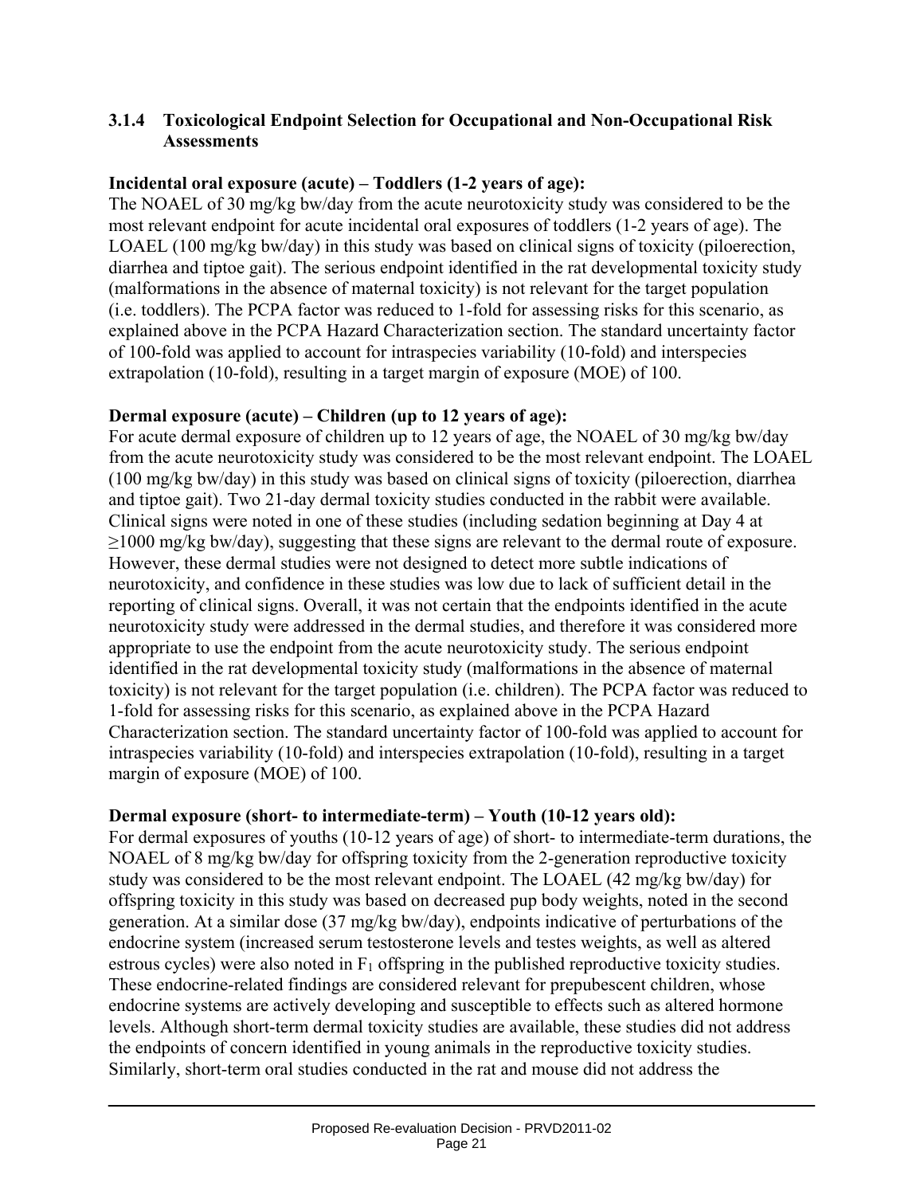### 3.1.4 Toxicological Endpoint Selection for Occupational and Non-Occupational Risk Assessments

**Incidental oral exposure (acute) – Toddlers (1-2 years of age):**
The NOAEL of 30 mg/kg bw/day from the acute neurotoxicity study was considered to be the most relevant endpoint for acute incidental oral exposures of toddlers (1-2 years of age). The LOAEL (100 mg/kg bw/day) in this study was based on clinical signs of toxicity (piloerection, diarrhea and tiptoe gait). The serious endpoint identified in the rat developmental toxicity study (malformations in the absence of maternal toxicity) is not relevant for the target population (i.e. toddlers). The PCPA factor was reduced to 1-fold for assessing risks for this scenario, as explained above in the PCPA Hazard Characterization section. The standard uncertainty factor of 100-fold was applied to account for intraspecies variability (10-fold) and interspecies extrapolation (10-fold), resulting in a target margin of exposure (MOE) of 100.

**Dermal exposure (acute) – Children (up to 12 years of age):**
For acute dermal exposure of children up to 12 years of age, the NOAEL of 30 mg/kg bw/day from the acute neurotoxicity study was considered to be the most relevant endpoint. The LOAEL (100 mg/kg bw/day) in this study was based on clinical signs of toxicity (piloerection, diarrhea and tiptoe gait). Two 21-day dermal toxicity studies conducted in the rabbit were available. Clinical signs were noted in one of these studies (including sedation beginning at Day 4 at ≥1000 mg/kg bw/day), suggesting that these signs are relevant to the dermal route of exposure. However, these dermal studies were not designed to detect more subtle indications of neurotoxicity, and confidence in these studies was low due to lack of sufficient detail in the reporting of clinical signs. Overall, it was not certain that the endpoints identified in the acute neurotoxicity study were addressed in the dermal studies, and therefore it was considered more appropriate to use the endpoint from the acute neurotoxicity study. The serious endpoint identified in the rat developmental toxicity study (malformations in the absence of maternal toxicity) is not relevant for the target population (i.e. children). The PCPA factor was reduced to 1-fold for assessing risks for this scenario, as explained above in the PCPA Hazard Characterization section. The standard uncertainty factor of 100-fold was applied to account for intraspecies variability (10-fold) and interspecies extrapolation (10-fold), resulting in a target margin of exposure (MOE) of 100.

**Dermal exposure (short- to intermediate-term) – Youth (10-12 years old):**
For dermal exposures of youths (10-12 years of age) of short- to intermediate-term durations, the NOAEL of 8 mg/kg bw/day for offspring toxicity from the 2-generation reproductive toxicity study was considered to be the most relevant endpoint. The LOAEL (42 mg/kg bw/day) for offspring toxicity in this study was based on decreased pup body weights, noted in the second generation. At a similar dose (37 mg/kg bw/day), endpoints indicative of perturbations of the endocrine system (increased serum testosterone levels and testes weights, as well as altered estrous cycles) were also noted in $F_1$ offspring in the published reproductive toxicity studies. These endocrine-related findings are considered relevant for prepubescent children, whose endocrine systems are actively developing and susceptible to effects such as altered hormone levels. Although short-term dermal toxicity studies are available, these studies did not address the endpoints of concern identified in young animals in the reproductive toxicity studies. Similarly, short-term oral studies conducted in the rat and mouse did not address the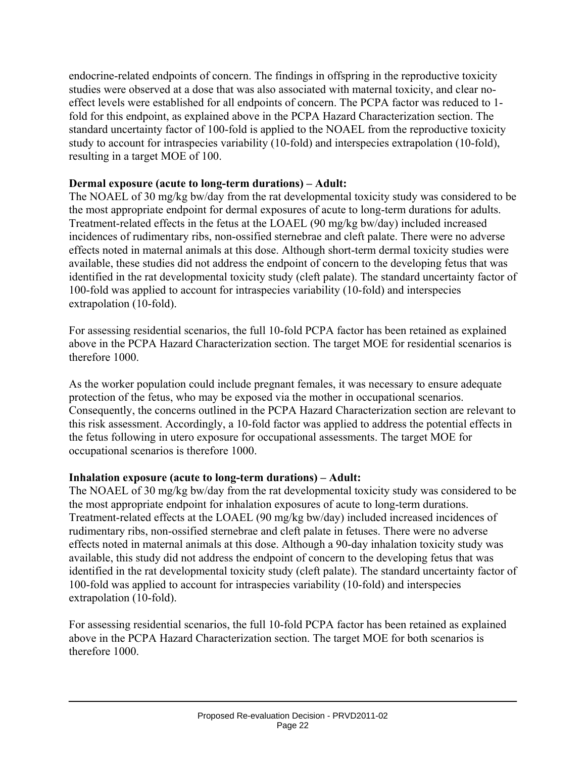endocrine-related endpoints of concern. The findings in offspring in the reproductive toxicity studies were observed at a dose that was also associated with maternal toxicity, and clear no-effect levels were established for all endpoints of concern. The PCPA factor was reduced to 1-fold for this endpoint, as explained above in the PCPA Hazard Characterization section. The standard uncertainty factor of 100-fold is applied to the NOAEL from the reproductive toxicity study to account for intraspecies variability (10-fold) and interspecies extrapolation (10-fold), resulting in a target MOE of 100.

**Dermal exposure (acute to long-term durations) – Adult:**
The NOAEL of 30 mg/kg bw/day from the rat developmental toxicity study was considered to be the most appropriate endpoint for dermal exposures of acute to long-term durations for adults. Treatment-related effects in the fetus at the LOAEL (90 mg/kg bw/day) included increased incidences of rudimentary ribs, non-ossified sternebrae and cleft palate. There were no adverse effects noted in maternal animals at this dose. Although short-term dermal toxicity studies were available, these studies did not address the endpoint of concern to the developing fetus that was identified in the rat developmental toxicity study (cleft palate). The standard uncertainty factor of 100-fold was applied to account for intraspecies variability (10-fold) and interspecies extrapolation (10-fold).

For assessing residential scenarios, the full 10-fold PCPA factor has been retained as explained above in the PCPA Hazard Characterization section. The target MOE for residential scenarios is therefore 1000.

As the worker population could include pregnant females, it was necessary to ensure adequate protection of the fetus, who may be exposed via the mother in occupational scenarios. Consequently, the concerns outlined in the PCPA Hazard Characterization section are relevant to this risk assessment. Accordingly, a 10-fold factor was applied to address the potential effects in the fetus following in utero exposure for occupational assessments. The target MOE for occupational scenarios is therefore 1000.

**Inhalation exposure (acute to long-term durations) – Adult:**
The NOAEL of 30 mg/kg bw/day from the rat developmental toxicity study was considered to be the most appropriate endpoint for inhalation exposures of acute to long-term durations. Treatment-related effects at the LOAEL (90 mg/kg bw/day) included increased incidences of rudimentary ribs, non-ossified sternebrae and cleft palate in fetuses. There were no adverse effects noted in maternal animals at this dose. Although a 90-day inhalation toxicity study was available, this study did not address the endpoint of concern to the developing fetus that was identified in the rat developmental toxicity study (cleft palate). The standard uncertainty factor of 100-fold was applied to account for intraspecies variability (10-fold) and interspecies extrapolation (10-fold).

For assessing residential scenarios, the full 10-fold PCPA factor has been retained as explained above in the PCPA Hazard Characterization section. The target MOE for both scenarios is therefore 1000.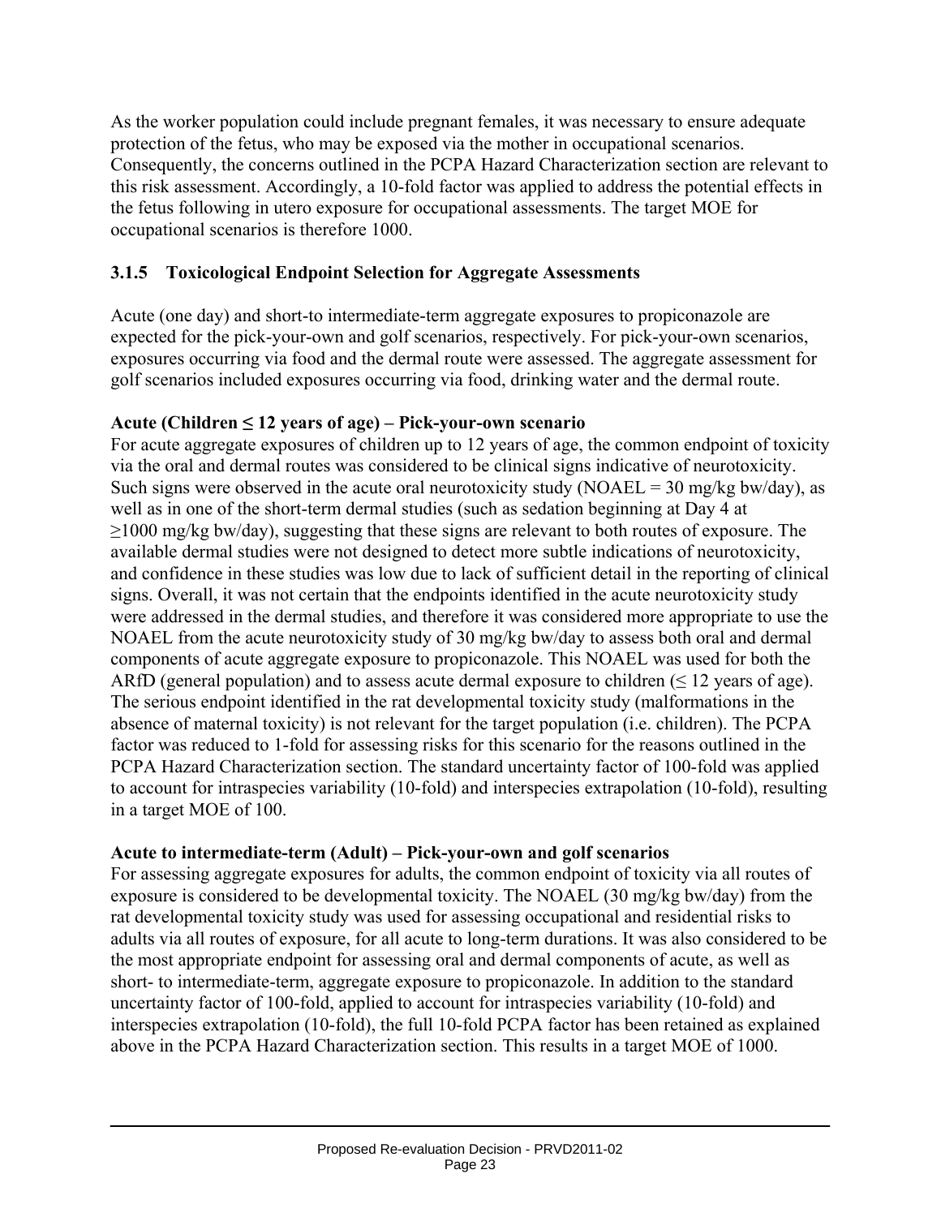As the worker population could include pregnant females, it was necessary to ensure adequate protection of the fetus, who may be exposed via the mother in occupational scenarios. Consequently, the concerns outlined in the PCPA Hazard Characterization section are relevant to this risk assessment. Accordingly, a 10-fold factor was applied to address the potential effects in the fetus following in utero exposure for occupational assessments. The target MOE for occupational scenarios is therefore 1000.

### 3.1.5 Toxicological Endpoint Selection for Aggregate Assessments

Acute (one day) and short-to intermediate-term aggregate exposures to propiconazole are expected for the pick-your-own and golf scenarios, respectively. For pick-your-own scenarios, exposures occurring via food and the dermal route were assessed. The aggregate assessment for golf scenarios included exposures occurring via food, drinking water and the dermal route.

**Acute (Children ≤ 12 years of age) – Pick-your-own scenario**

For acute aggregate exposures of children up to 12 years of age, the common endpoint of toxicity via the oral and dermal routes was considered to be clinical signs indicative of neurotoxicity. Such signs were observed in the acute oral neurotoxicity study (NOAEL = 30 mg/kg bw/day), as well as in one of the short-term dermal studies (such as sedation beginning at Day 4 at ≥1000 mg/kg bw/day), suggesting that these signs are relevant to both routes of exposure. The available dermal studies were not designed to detect more subtle indications of neurotoxicity, and confidence in these studies was low due to lack of sufficient detail in the reporting of clinical signs. Overall, it was not certain that the endpoints identified in the acute neurotoxicity study were addressed in the dermal studies, and therefore it was considered more appropriate to use the NOAEL from the acute neurotoxicity study of 30 mg/kg bw/day to assess both oral and dermal components of acute aggregate exposure to propiconazole. This NOAEL was used for both the ARfD (general population) and to assess acute dermal exposure to children (≤ 12 years of age). The serious endpoint identified in the rat developmental toxicity study (malformations in the absence of maternal toxicity) is not relevant for the target population (i.e. children). The PCPA factor was reduced to 1-fold for assessing risks for this scenario for the reasons outlined in the PCPA Hazard Characterization section. The standard uncertainty factor of 100-fold was applied to account for intraspecies variability (10-fold) and interspecies extrapolation (10-fold), resulting in a target MOE of 100.

**Acute to intermediate-term (Adult) – Pick-your-own and golf scenarios**

For assessing aggregate exposures for adults, the common endpoint of toxicity via all routes of exposure is considered to be developmental toxicity. The NOAEL (30 mg/kg bw/day) from the rat developmental toxicity study was used for assessing occupational and residential risks to adults via all routes of exposure, for all acute to long-term durations. It was also considered to be the most appropriate endpoint for assessing oral and dermal components of acute, as well as short- to intermediate-term, aggregate exposure to propiconazole. In addition to the standard uncertainty factor of 100-fold, applied to account for intraspecies variability (10-fold) and interspecies extrapolation (10-fold), the full 10-fold PCPA factor has been retained as explained above in the PCPA Hazard Characterization section. This results in a target MOE of 1000.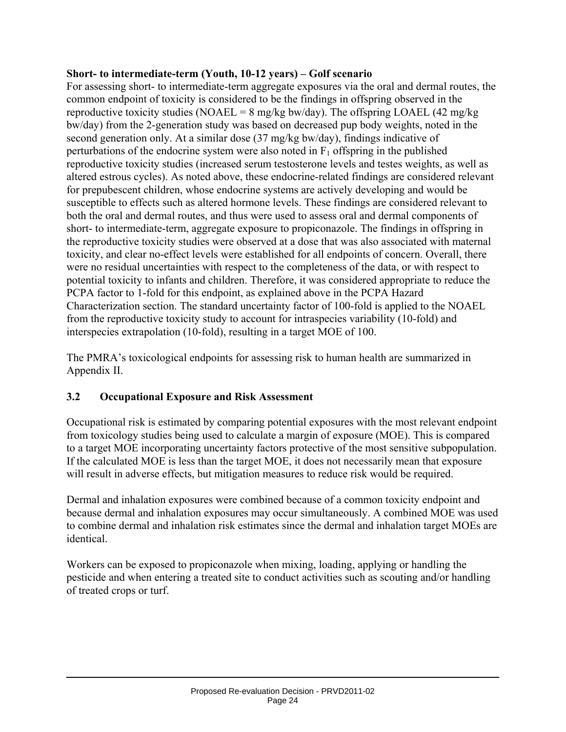**Short- to intermediate-term (Youth, 10-12 years) – Golf scenario**

For assessing short- to intermediate-term aggregate exposures via the oral and dermal routes, the common endpoint of toxicity is considered to be the findings in offspring observed in the reproductive toxicity studies (NOAEL = 8 mg/kg bw/day). The offspring LOAEL (42 mg/kg bw/day) from the 2-generation study was based on decreased pup body weights, noted in the second generation only. At a similar dose (37 mg/kg bw/day), findings indicative of perturbations of the endocrine system were also noted in $F_1$ offspring in the published reproductive toxicity studies (increased serum testosterone levels and testes weights, as well as altered estrous cycles). As noted above, these endocrine-related findings are considered relevant for prepubescent children, whose endocrine systems are actively developing and would be susceptible to effects such as altered hormone levels. These findings are considered relevant to both the oral and dermal routes, and thus were used to assess oral and dermal components of short- to intermediate-term, aggregate exposure to propiconazole. The findings in offspring in the reproductive toxicity studies were observed at a dose that was also associated with maternal toxicity, and clear no-effect levels were established for all endpoints of concern. Overall, there were no residual uncertainties with respect to the completeness of the data, or with respect to potential toxicity to infants and children. Therefore, it was considered appropriate to reduce the PCPA factor to 1-fold for this endpoint, as explained above in the PCPA Hazard Characterization section. The standard uncertainty factor of 100-fold is applied to the NOAEL from the reproductive toxicity study to account for intraspecies variability (10-fold) and interspecies extrapolation (10-fold), resulting in a target MOE of 100.

The PMRA's toxicological endpoints for assessing risk to human health are summarized in Appendix II.

## 3.2 Occupational Exposure and Risk Assessment

Occupational risk is estimated by comparing potential exposures with the most relevant endpoint from toxicology studies being used to calculate a margin of exposure (MOE). This is compared to a target MOE incorporating uncertainty factors protective of the most sensitive subpopulation. If the calculated MOE is less than the target MOE, it does not necessarily mean that exposure will result in adverse effects, but mitigation measures to reduce risk would be required.

Dermal and inhalation exposures were combined because of a common toxicity endpoint and because dermal and inhalation exposures may occur simultaneously. A combined MOE was used to combine dermal and inhalation risk estimates since the dermal and inhalation target MOEs are identical.

Workers can be exposed to propiconazole when mixing, loading, applying or handling the pesticide and when entering a treated site to conduct activities such as scouting and/or handling of treated crops or turf.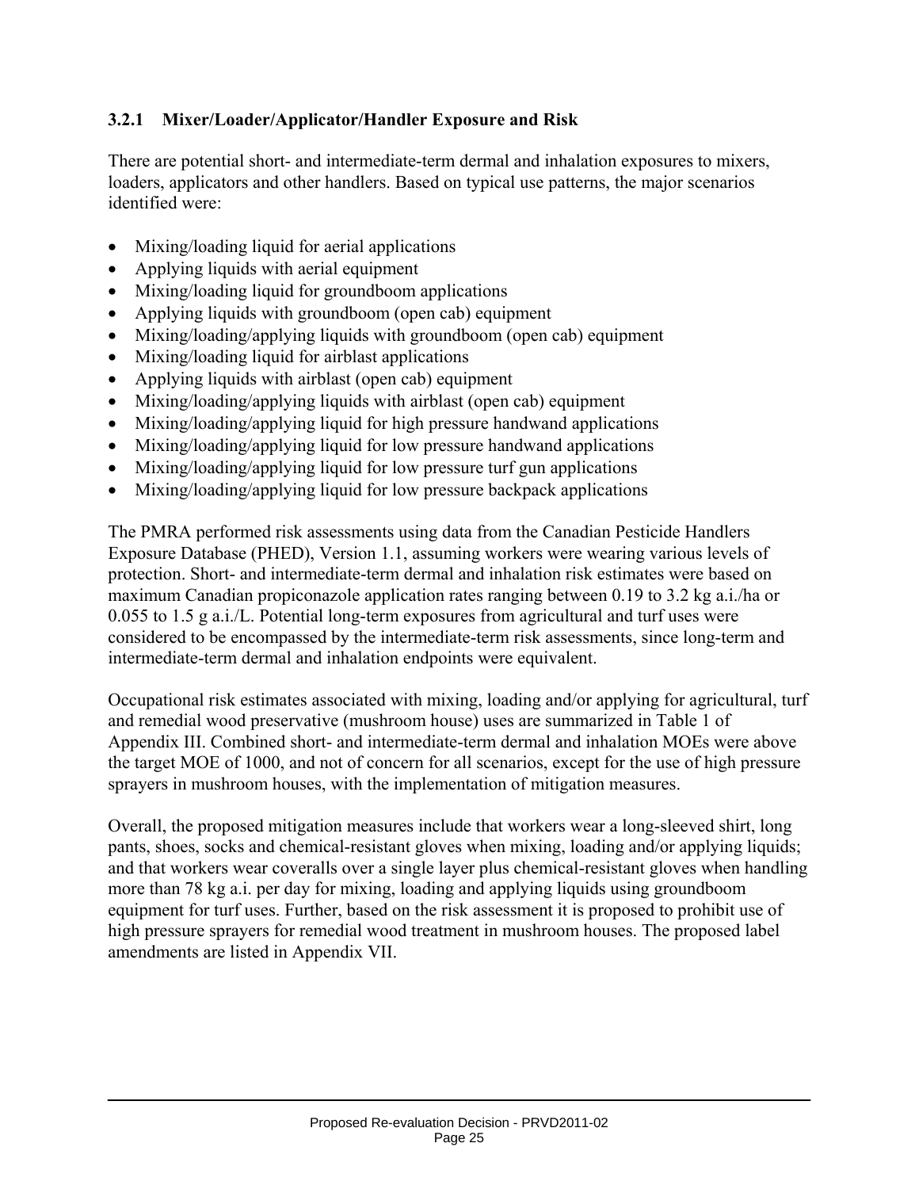### 3.2.1 Mixer/Loader/Applicator/Handler Exposure and Risk

There are potential short- and intermediate-term dermal and inhalation exposures to mixers, loaders, applicators and other handlers. Based on typical use patterns, the major scenarios identified were:

- Mixing/loading liquid for aerial applications
- Applying liquids with aerial equipment
- Mixing/loading liquid for groundboom applications
- Applying liquids with groundboom (open cab) equipment
- Mixing/loading/applying liquids with groundboom (open cab) equipment
- Mixing/loading liquid for airblast applications
- Applying liquids with airblast (open cab) equipment
- Mixing/loading/applying liquids with airblast (open cab) equipment
- Mixing/loading/applying liquid for high pressure handwand applications
- Mixing/loading/applying liquid for low pressure handwand applications
- Mixing/loading/applying liquid for low pressure turf gun applications
- Mixing/loading/applying liquid for low pressure backpack applications

The PMRA performed risk assessments using data from the Canadian Pesticide Handlers Exposure Database (PHED), Version 1.1, assuming workers were wearing various levels of protection. Short- and intermediate-term dermal and inhalation risk estimates were based on maximum Canadian propiconazole application rates ranging between 0.19 to 3.2 kg a.i./ha or 0.055 to 1.5 g a.i./L. Potential long-term exposures from agricultural and turf uses were considered to be encompassed by the intermediate-term risk assessments, since long-term and intermediate-term dermal and inhalation endpoints were equivalent.

Occupational risk estimates associated with mixing, loading and/or applying for agricultural, turf and remedial wood preservative (mushroom house) uses are summarized in Table 1 of Appendix III. Combined short- and intermediate-term dermal and inhalation MOEs were above the target MOE of 1000, and not of concern for all scenarios, except for the use of high pressure sprayers in mushroom houses, with the implementation of mitigation measures.

Overall, the proposed mitigation measures include that workers wear a long-sleeved shirt, long pants, shoes, socks and chemical-resistant gloves when mixing, loading and/or applying liquids; and that workers wear coveralls over a single layer plus chemical-resistant gloves when handling more than 78 kg a.i. per day for mixing, loading and applying liquids using groundboom equipment for turf uses. Further, based on the risk assessment it is proposed to prohibit use of high pressure sprayers for remedial wood treatment in mushroom houses. The proposed label amendments are listed in Appendix VII.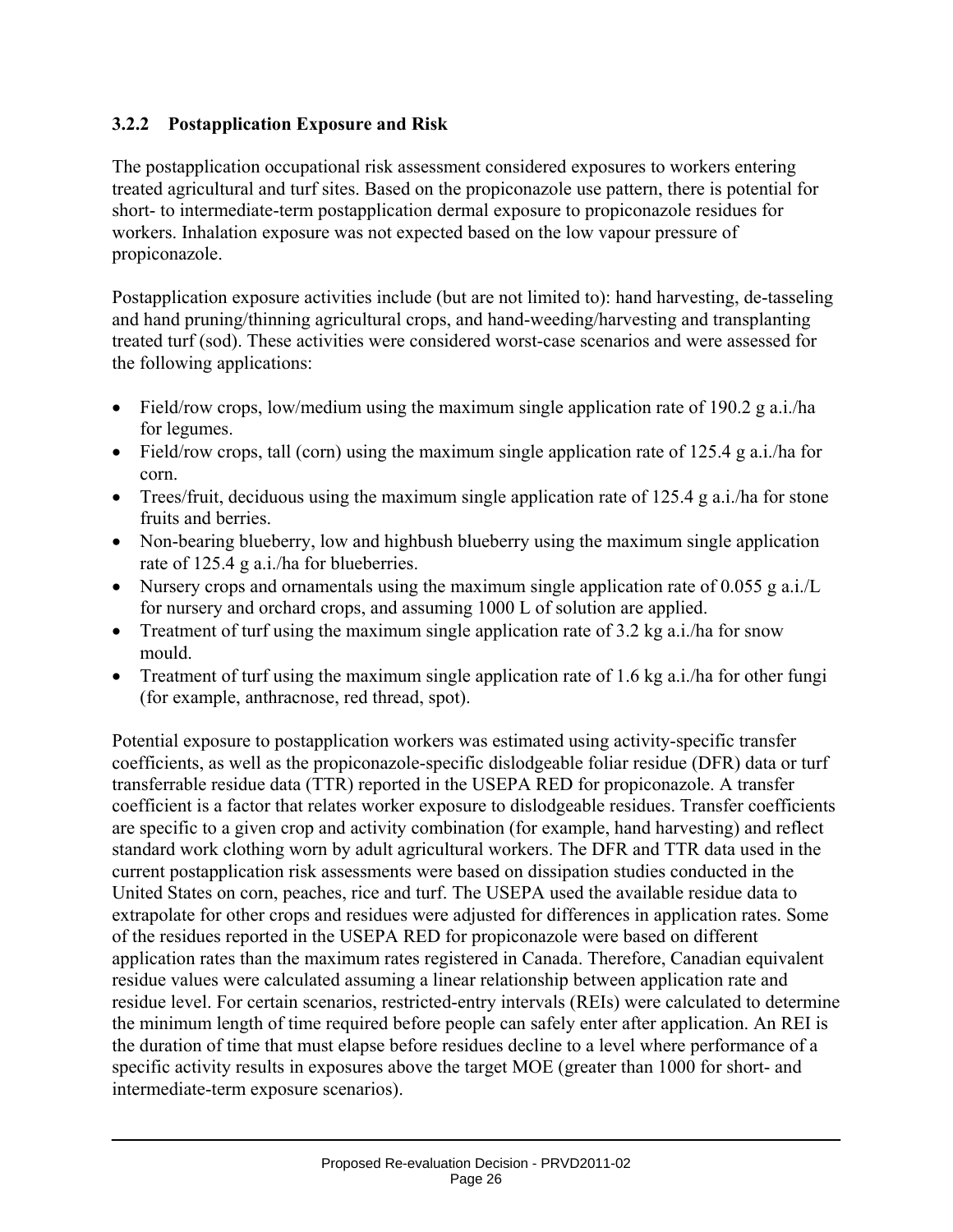### 3.2.2 Postapplication Exposure and Risk

The postapplication occupational risk assessment considered exposures to workers entering treated agricultural and turf sites. Based on the propiconazole use pattern, there is potential for short- to intermediate-term postapplication dermal exposure to propiconazole residues for workers. Inhalation exposure was not expected based on the low vapour pressure of propiconazole.

Postapplication exposure activities include (but are not limited to): hand harvesting, de-tasseling and hand pruning/thinning agricultural crops, and hand-weeding/harvesting and transplanting treated turf (sod). These activities were considered worst-case scenarios and were assessed for the following applications:

- Field/row crops, low/medium using the maximum single application rate of 190.2 g a.i./ha for legumes.
- Field/row crops, tall (corn) using the maximum single application rate of 125.4 g a.i./ha for corn.
- Trees/fruit, deciduous using the maximum single application rate of 125.4 g a.i./ha for stone fruits and berries.
- Non-bearing blueberry, low and highbush blueberry using the maximum single application rate of 125.4 g a.i./ha for blueberries.
- Nursery crops and ornamentals using the maximum single application rate of 0.055 g a.i./L for nursery and orchard crops, and assuming 1000 L of solution are applied.
- Treatment of turf using the maximum single application rate of 3.2 kg a.i./ha for snow mould.
- Treatment of turf using the maximum single application rate of 1.6 kg a.i./ha for other fungi (for example, anthracnose, red thread, spot).

Potential exposure to postapplication workers was estimated using activity-specific transfer coefficients, as well as the propiconazole-specific dislodgeable foliar residue (DFR) data or turf transferrable residue data (TTR) reported in the USEPA RED for propiconazole. A transfer coefficient is a factor that relates worker exposure to dislodgeable residues. Transfer coefficients are specific to a given crop and activity combination (for example, hand harvesting) and reflect standard work clothing worn by adult agricultural workers. The DFR and TTR data used in the current postapplication risk assessments were based on dissipation studies conducted in the United States on corn, peaches, rice and turf. The USEPA used the available residue data to extrapolate for other crops and residues were adjusted for differences in application rates. Some of the residues reported in the USEPA RED for propiconazole were based on different application rates than the maximum rates registered in Canada. Therefore, Canadian equivalent residue values were calculated assuming a linear relationship between application rate and residue level. For certain scenarios, restricted-entry intervals (REIs) were calculated to determine the minimum length of time required before people can safely enter after application. An REI is the duration of time that must elapse before residues decline to a level where performance of a specific activity results in exposures above the target MOE (greater than 1000 for short- and intermediate-term exposure scenarios).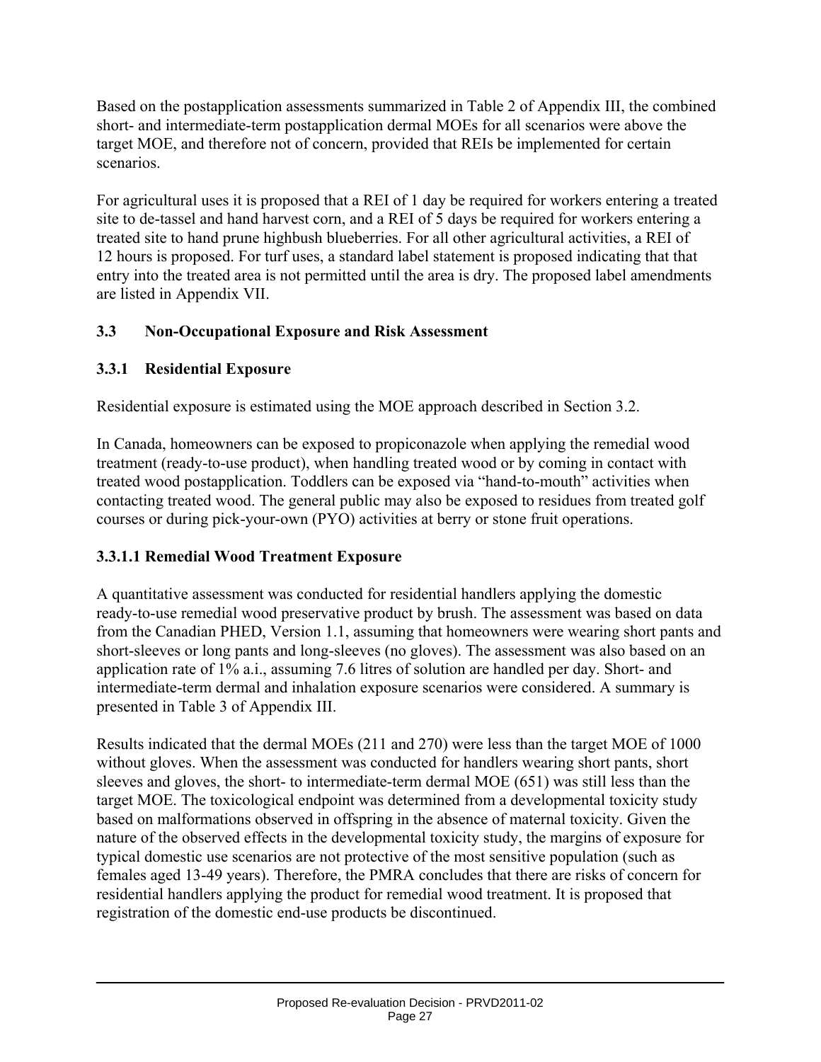Based on the postapplication assessments summarized in Table 2 of Appendix III, the combined short- and intermediate-term postapplication dermal MOEs for all scenarios were above the target MOE, and therefore not of concern, provided that REIs be implemented for certain scenarios.

For agricultural uses it is proposed that a REI of 1 day be required for workers entering a treated site to de-tassel and hand harvest corn, and a REI of 5 days be required for workers entering a treated site to hand prune highbush blueberries. For all other agricultural activities, a REI of 12 hours is proposed. For turf uses, a standard label statement is proposed indicating that that entry into the treated area is not permitted until the area is dry. The proposed label amendments are listed in Appendix VII.

### 3.3 Non-Occupational Exposure and Risk Assessment

#### 3.3.1 Residential Exposure

Residential exposure is estimated using the MOE approach described in Section 3.2.

In Canada, homeowners can be exposed to propiconazole when applying the remedial wood treatment (ready-to-use product), when handling treated wood or by coming in contact with treated wood postapplication. Toddlers can be exposed via "hand-to-mouth" activities when contacting treated wood. The general public may also be exposed to residues from treated golf courses or during pick-your-own (PYO) activities at berry or stone fruit operations.

##### 3.3.1.1 Remedial Wood Treatment Exposure

A quantitative assessment was conducted for residential handlers applying the domestic ready-to-use remedial wood preservative product by brush. The assessment was based on data from the Canadian PHED, Version 1.1, assuming that homeowners were wearing short pants and short-sleeves or long pants and long-sleeves (no gloves). The assessment was also based on an application rate of 1% a.i., assuming 7.6 litres of solution are handled per day. Short- and intermediate-term dermal and inhalation exposure scenarios were considered. A summary is presented in Table 3 of Appendix III.

Results indicated that the dermal MOEs (211 and 270) were less than the target MOE of 1000 without gloves. When the assessment was conducted for handlers wearing short pants, short sleeves and gloves, the short- to intermediate-term dermal MOE (651) was still less than the target MOE. The toxicological endpoint was determined from a developmental toxicity study based on malformations observed in offspring in the absence of maternal toxicity. Given the nature of the observed effects in the developmental toxicity study, the margins of exposure for typical domestic use scenarios are not protective of the most sensitive population (such as females aged 13-49 years). Therefore, the PMRA concludes that there are risks of concern for residential handlers applying the product for remedial wood treatment. It is proposed that registration of the domestic end-use products be discontinued.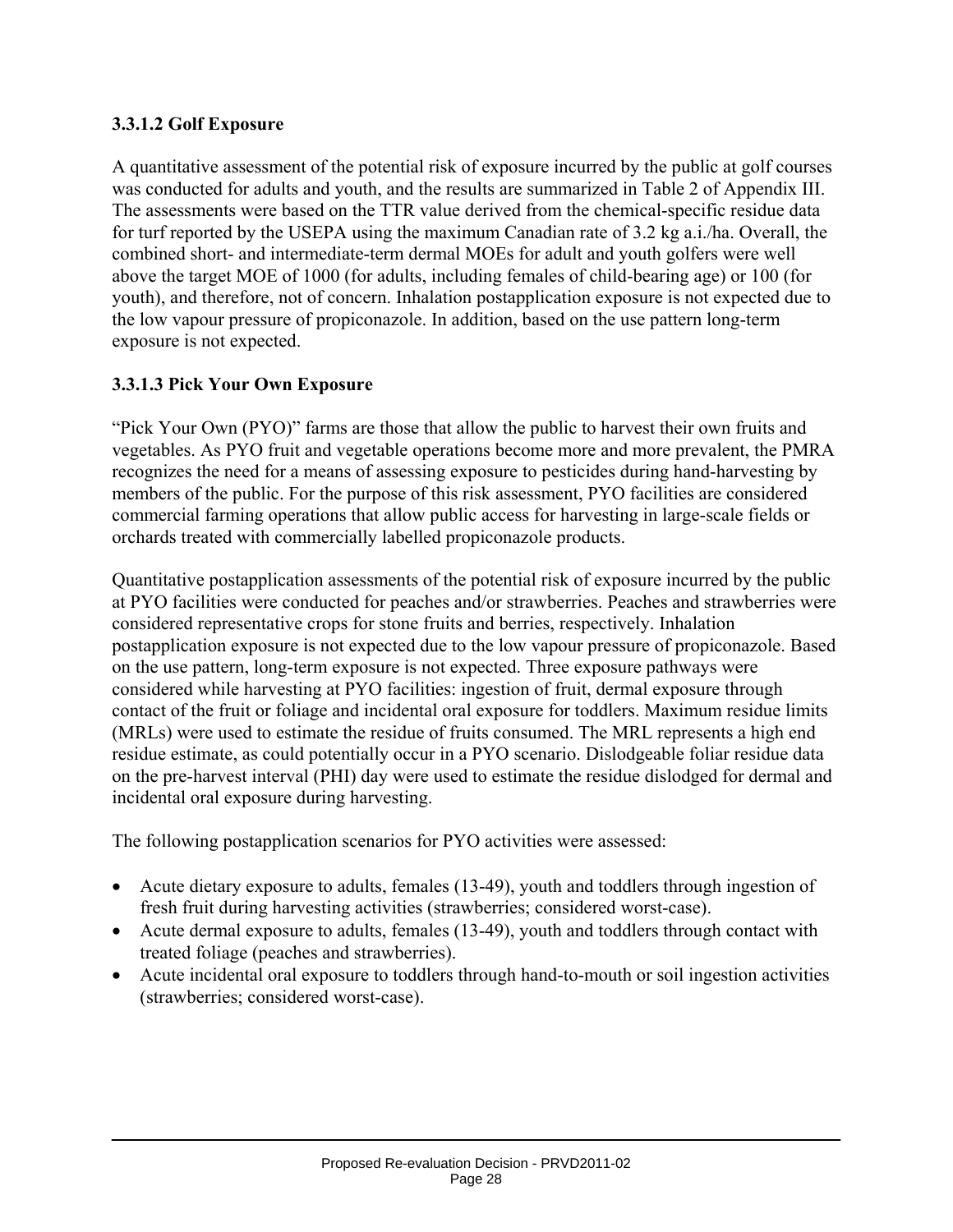#### 3.3.1.2 Golf Exposure

A quantitative assessment of the potential risk of exposure incurred by the public at golf courses was conducted for adults and youth, and the results are summarized in Table 2 of Appendix III. The assessments were based on the TTR value derived from the chemical-specific residue data for turf reported by the USEPA using the maximum Canadian rate of 3.2 kg a.i./ha. Overall, the combined short- and intermediate-term dermal MOEs for adult and youth golfers were well above the target MOE of 1000 (for adults, including females of child-bearing age) or 100 (for youth), and therefore, not of concern. Inhalation postapplication exposure is not expected due to the low vapour pressure of propiconazole. In addition, based on the use pattern long-term exposure is not expected.

#### 3.3.1.3 Pick Your Own Exposure

"Pick Your Own (PYO)" farms are those that allow the public to harvest their own fruits and vegetables. As PYO fruit and vegetable operations become more and more prevalent, the PMRA recognizes the need for a means of assessing exposure to pesticides during hand-harvesting by members of the public. For the purpose of this risk assessment, PYO facilities are considered commercial farming operations that allow public access for harvesting in large-scale fields or orchards treated with commercially labelled propiconazole products.

Quantitative postapplication assessments of the potential risk of exposure incurred by the public at PYO facilities were conducted for peaches and/or strawberries. Peaches and strawberries were considered representative crops for stone fruits and berries, respectively. Inhalation postapplication exposure is not expected due to the low vapour pressure of propiconazole. Based on the use pattern, long-term exposure is not expected. Three exposure pathways were considered while harvesting at PYO facilities: ingestion of fruit, dermal exposure through contact of the fruit or foliage and incidental oral exposure for toddlers. Maximum residue limits (MRLs) were used to estimate the residue of fruits consumed. The MRL represents a high end residue estimate, as could potentially occur in a PYO scenario. Dislodgeable foliar residue data on the pre-harvest interval (PHI) day were used to estimate the residue dislodged for dermal and incidental oral exposure during harvesting.

The following postapplication scenarios for PYO activities were assessed:

- Acute dietary exposure to adults, females (13-49), youth and toddlers through ingestion of fresh fruit during harvesting activities (strawberries; considered worst-case).
- Acute dermal exposure to adults, females (13-49), youth and toddlers through contact with treated foliage (peaches and strawberries).
- Acute incidental oral exposure to toddlers through hand-to-mouth or soil ingestion activities (strawberries; considered worst-case).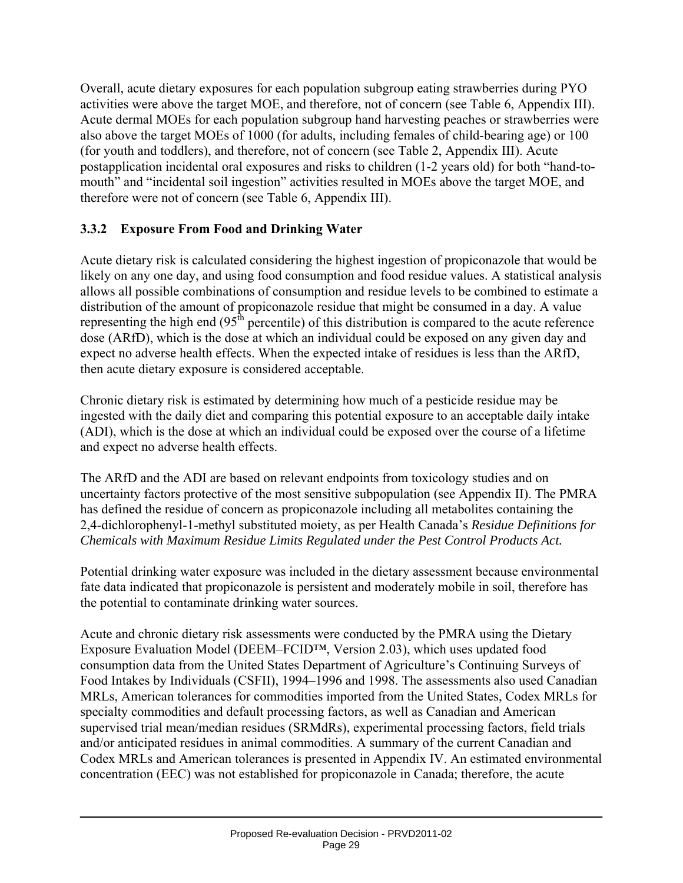Overall, acute dietary exposures for each population subgroup eating strawberries during PYO activities were above the target MOE, and therefore, not of concern (see Table 6, Appendix III). Acute dermal MOEs for each population subgroup hand harvesting peaches or strawberries were also above the target MOEs of 1000 (for adults, including females of child-bearing age) or 100 (for youth and toddlers), and therefore, not of concern (see Table 2, Appendix III). Acute postapplication incidental oral exposures and risks to children (1-2 years old) for both "hand-to-mouth" and "incidental soil ingestion" activities resulted in MOEs above the target MOE, and therefore were not of concern (see Table 6, Appendix III).

### 3.3.2 Exposure From Food and Drinking Water

Acute dietary risk is calculated considering the highest ingestion of propiconazole that would be likely on any one day, and using food consumption and food residue values. A statistical analysis allows all possible combinations of consumption and residue levels to be combined to estimate a distribution of the amount of propiconazole residue that might be consumed in a day. A value representing the high end ($95^{th}$ percentile) of this distribution is compared to the acute reference dose (ARfD), which is the dose at which an individual could be exposed on any given day and expect no adverse health effects. When the expected intake of residues is less than the ARfD, then acute dietary exposure is considered acceptable.

Chronic dietary risk is estimated by determining how much of a pesticide residue may be ingested with the daily diet and comparing this potential exposure to an acceptable daily intake (ADI), which is the dose at which an individual could be exposed over the course of a lifetime and expect no adverse health effects.

The ARfD and the ADI are based on relevant endpoints from toxicology studies and on uncertainty factors protective of the most sensitive subpopulation (see Appendix II). The PMRA has defined the residue of concern as propiconazole including all metabolites containing the 2,4-dichlorophenyl-1-methyl substituted moiety, as per Health Canada's *Residue Definitions for Chemicals with Maximum Residue Limits Regulated under the Pest Control Products Act.*

Potential drinking water exposure was included in the dietary assessment because environmental fate data indicated that propiconazole is persistent and moderately mobile in soil, therefore has the potential to contaminate drinking water sources.

Acute and chronic dietary risk assessments were conducted by the PMRA using the Dietary Exposure Evaluation Model (DEEM–FCID™, Version 2.03), which uses updated food consumption data from the United States Department of Agriculture's Continuing Surveys of Food Intakes by Individuals (CSFII), 1994–1996 and 1998. The assessments also used Canadian MRLs, American tolerances for commodities imported from the United States, Codex MRLs for specialty commodities and default processing factors, as well as Canadian and American supervised trial mean/median residues (SRMdRs), experimental processing factors, field trials and/or anticipated residues in animal commodities. A summary of the current Canadian and Codex MRLs and American tolerances is presented in Appendix IV. An estimated environmental concentration (EEC) was not established for propiconazole in Canada; therefore, the acute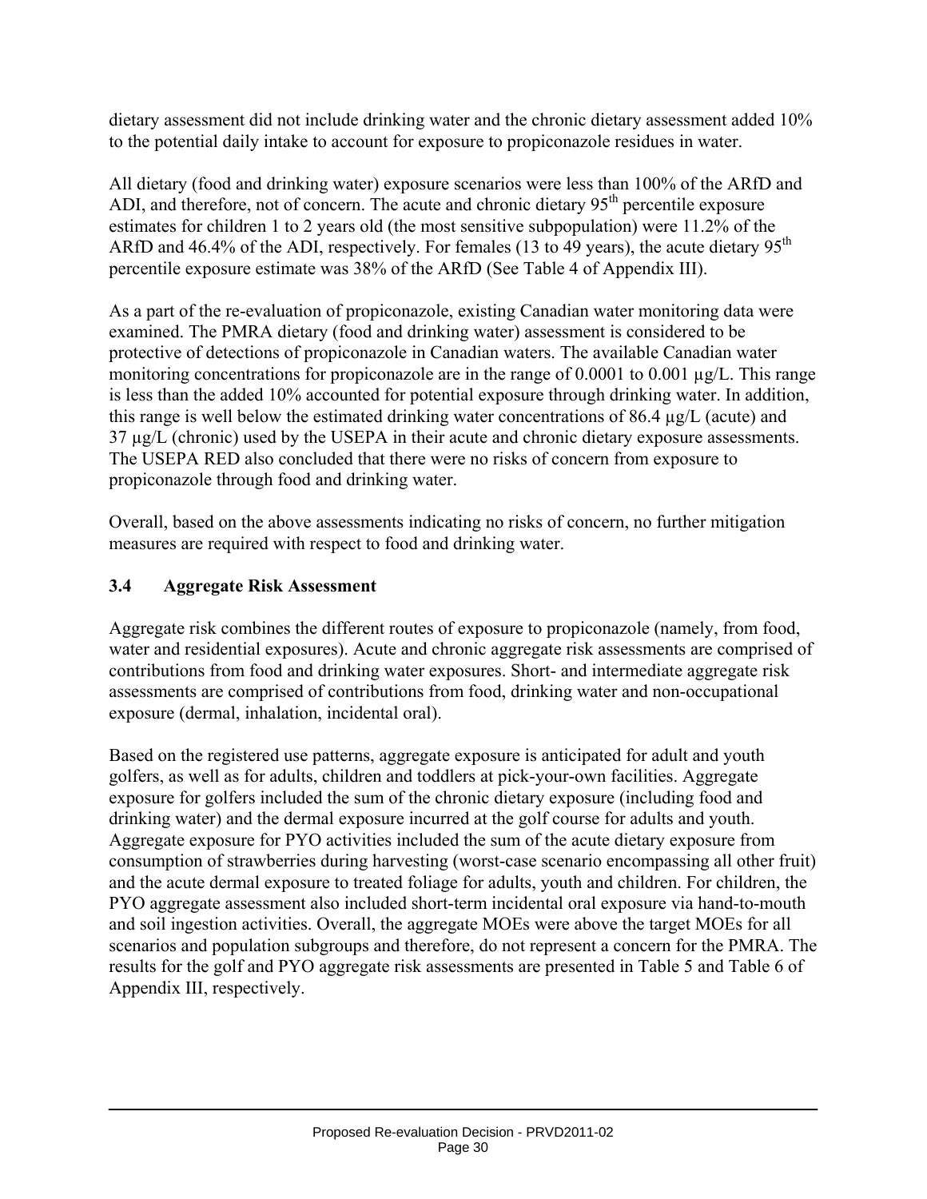dietary assessment did not include drinking water and the chronic dietary assessment added 10% to the potential daily intake to account for exposure to propiconazole residues in water.

All dietary (food and drinking water) exposure scenarios were less than 100% of the ARfD and ADI, and therefore, not of concern. The acute and chronic dietary 95$^{th}$ percentile exposure estimates for children 1 to 2 years old (the most sensitive subpopulation) were 11.2% of the ARfD and 46.4% of the ADI, respectively. For females (13 to 49 years), the acute dietary 95$^{th}$ percentile exposure estimate was 38% of the ARfD (See Table 4 of Appendix III).

As a part of the re-evaluation of propiconazole, existing Canadian water monitoring data were examined. The PMRA dietary (food and drinking water) assessment is considered to be protective of detections of propiconazole in Canadian waters. The available Canadian water monitoring concentrations for propiconazole are in the range of 0.0001 to 0.001 µg/L. This range is less than the added 10% accounted for potential exposure through drinking water. In addition, this range is well below the estimated drinking water concentrations of 86.4 µg/L (acute) and 37 µg/L (chronic) used by the USEPA in their acute and chronic dietary exposure assessments. The USEPA RED also concluded that there were no risks of concern from exposure to propiconazole through food and drinking water.

Overall, based on the above assessments indicating no risks of concern, no further mitigation measures are required with respect to food and drinking water.

### 3.4 Aggregate Risk Assessment

Aggregate risk combines the different routes of exposure to propiconazole (namely, from food, water and residential exposures). Acute and chronic aggregate risk assessments are comprised of contributions from food and drinking water exposures. Short- and intermediate aggregate risk assessments are comprised of contributions from food, drinking water and non-occupational exposure (dermal, inhalation, incidental oral).

Based on the registered use patterns, aggregate exposure is anticipated for adult and youth golfers, as well as for adults, children and toddlers at pick-your-own facilities. Aggregate exposure for golfers included the sum of the chronic dietary exposure (including food and drinking water) and the dermal exposure incurred at the golf course for adults and youth. Aggregate exposure for PYO activities included the sum of the acute dietary exposure from consumption of strawberries during harvesting (worst-case scenario encompassing all other fruit) and the acute dermal exposure to treated foliage for adults, youth and children. For children, the PYO aggregate assessment also included short-term incidental oral exposure via hand-to-mouth and soil ingestion activities. Overall, the aggregate MOEs were above the target MOEs for all scenarios and population subgroups and therefore, do not represent a concern for the PMRA. The results for the golf and PYO aggregate risk assessments are presented in Table 5 and Table 6 of Appendix III, respectively.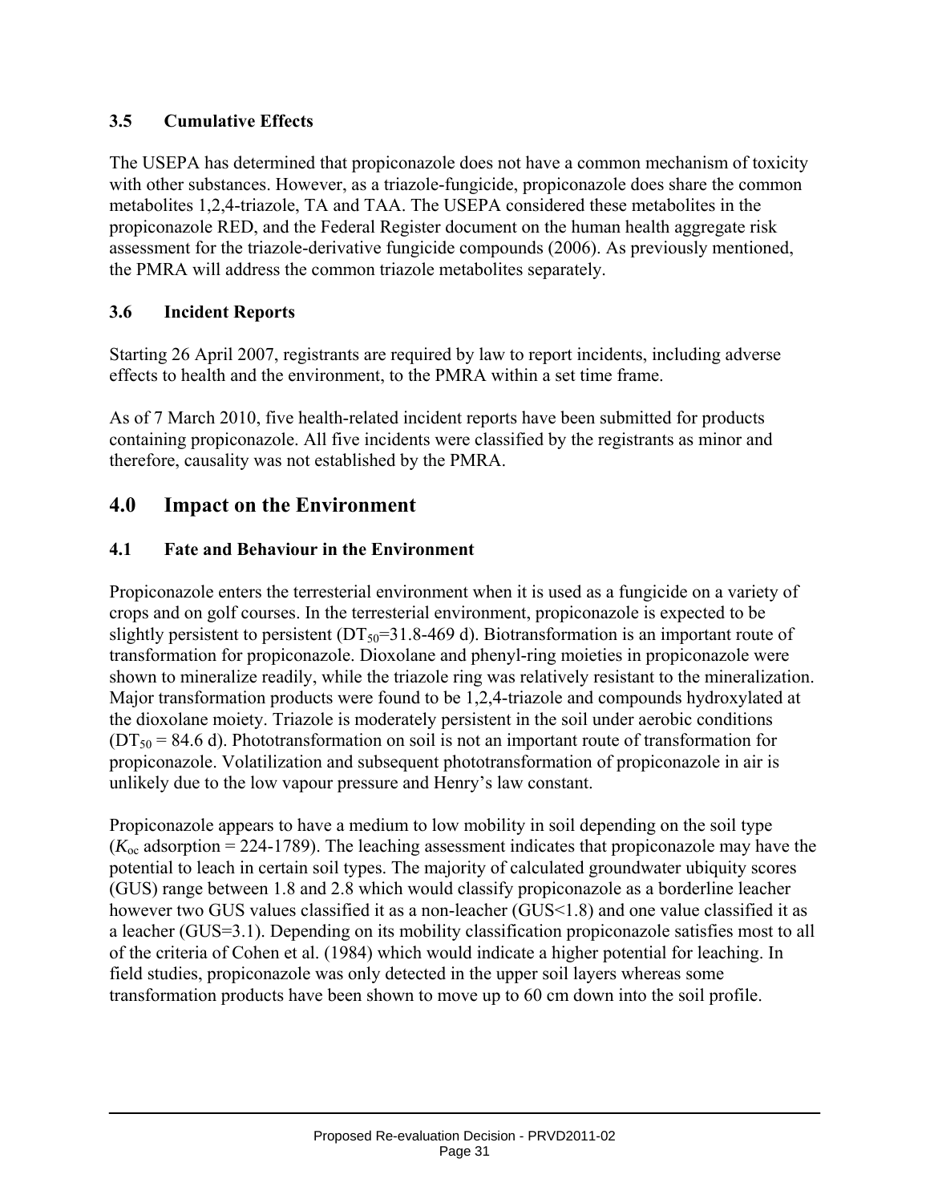### 3.5 Cumulative Effects

The USEPA has determined that propiconazole does not have a common mechanism of toxicity with other substances. However, as a triazole-fungicide, propiconazole does share the common metabolites 1,2,4-triazole, TA and TAA. The USEPA considered these metabolites in the propiconazole RED, and the Federal Register document on the human health aggregate risk assessment for the triazole-derivative fungicide compounds (2006). As previously mentioned, the PMRA will address the common triazole metabolites separately.

### 3.6 Incident Reports

Starting 26 April 2007, registrants are required by law to report incidents, including adverse effects to health and the environment, to the PMRA within a set time frame.

As of 7 March 2010, five health-related incident reports have been submitted for products containing propiconazole. All five incidents were classified by the registrants as minor and therefore, causality was not established by the PMRA.

## 4.0 Impact on the Environment

### 4.1 Fate and Behaviour in the Environment

Propiconazole enters the terresterial environment when it is used as a fungicide on a variety of crops and on golf courses. In the terresterial environment, propiconazole is expected to be slightly persistent to persistent ($DT_{50}$=31.8-469 d). Biotransformation is an important route of transformation for propiconazole. Dioxolane and phenyl-ring moieties in propiconazole were shown to mineralize readily, while the triazole ring was relatively resistant to the mineralization. Major transformation products were found to be 1,2,4-triazole and compounds hydroxylated at the dioxolane moiety. Triazole is moderately persistent in the soil under aerobic conditions ($DT_{50}$ = 84.6 d). Phototransformation on soil is not an important route of transformation for propiconazole. Volatilization and subsequent phototransformation of propiconazole in air is unlikely due to the low vapour pressure and Henry's law constant.

Propiconazole appears to have a medium to low mobility in soil depending on the soil type ($K_{oc}$ adsorption = 224-1789). The leaching assessment indicates that propiconazole may have the potential to leach in certain soil types. The majority of calculated groundwater ubiquity scores (GUS) range between 1.8 and 2.8 which would classify propiconazole as a borderline leacher however two GUS values classified it as a non-leacher (GUS<1.8) and one value classified it as a leacher (GUS=3.1). Depending on its mobility classification propiconazole satisfies most to all of the criteria of Cohen et al. (1984) which would indicate a higher potential for leaching. In field studies, propiconazole was only detected in the upper soil layers whereas some transformation products have been shown to move up to 60 cm down into the soil profile.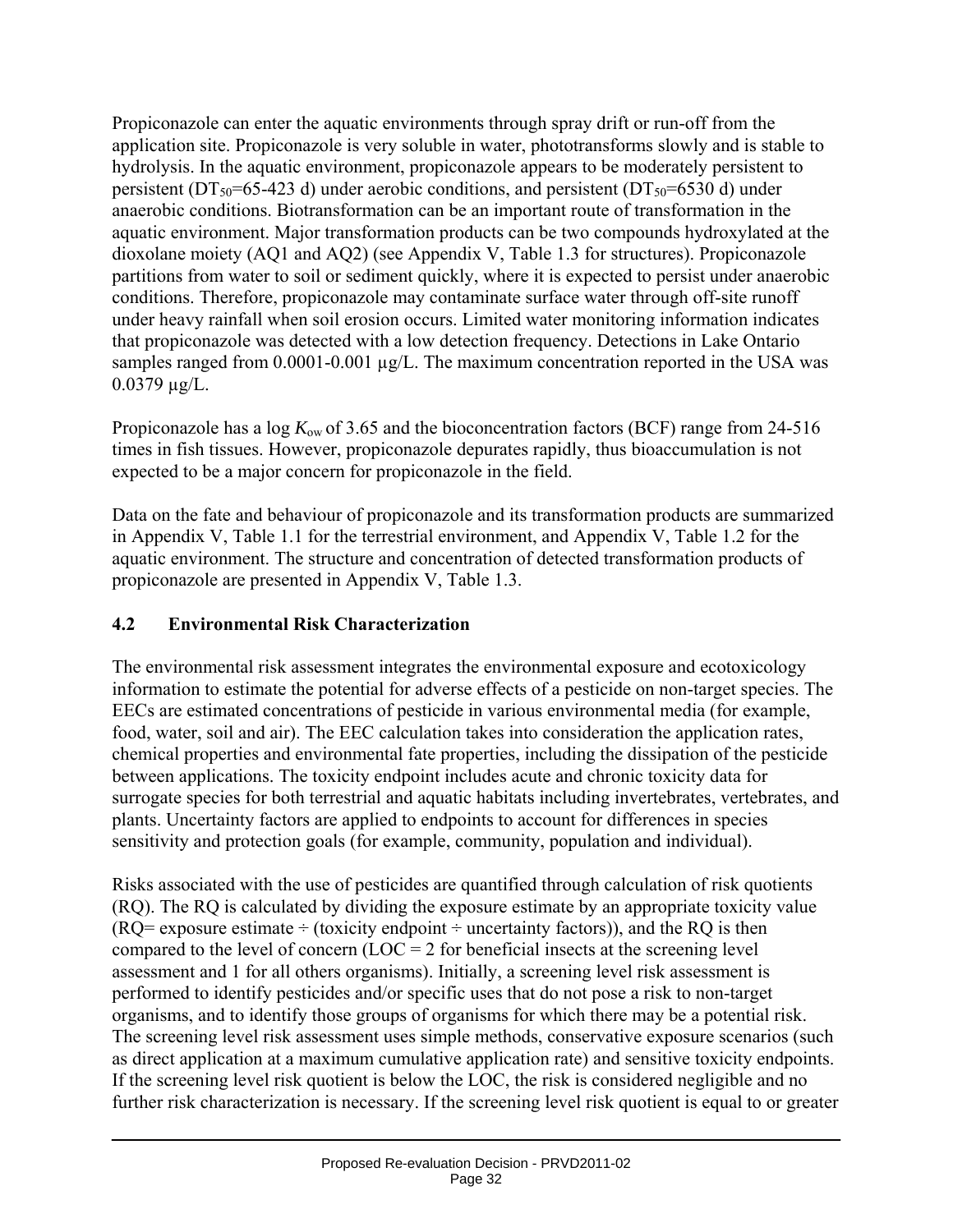Propiconazole can enter the aquatic environments through spray drift or run-off from the application site. Propiconazole is very soluble in water, phototransforms slowly and is stable to hydrolysis. In the aquatic environment, propiconazole appears to be moderately persistent to persistent ($DT_{50}$=65-423 d) under aerobic conditions, and persistent ($DT_{50}$=6530 d) under anaerobic conditions. Biotransformation can be an important route of transformation in the aquatic environment. Major transformation products can be two compounds hydroxylated at the dioxolane moiety (AQ1 and AQ2) (see Appendix V, Table 1.3 for structures). Propiconazole partitions from water to soil or sediment quickly, where it is expected to persist under anaerobic conditions. Therefore, propiconazole may contaminate surface water through off-site runoff under heavy rainfall when soil erosion occurs. Limited water monitoring information indicates that propiconazole was detected with a low detection frequency. Detections in Lake Ontario samples ranged from 0.0001-0.001 µg/L. The maximum concentration reported in the USA was 0.0379 µg/L.

Propiconazole has a log $K_{ow}$ of 3.65 and the bioconcentration factors (BCF) range from 24-516 times in fish tissues. However, propiconazole depurates rapidly, thus bioaccumulation is not expected to be a major concern for propiconazole in the field.

Data on the fate and behaviour of propiconazole and its transformation products are summarized in Appendix V, Table 1.1 for the terrestrial environment, and Appendix V, Table 1.2 for the aquatic environment. The structure and concentration of detected transformation products of propiconazole are presented in Appendix V, Table 1.3.

## 4.2 Environmental Risk Characterization

The environmental risk assessment integrates the environmental exposure and ecotoxicology information to estimate the potential for adverse effects of a pesticide on non-target species. The EECs are estimated concentrations of pesticide in various environmental media (for example, food, water, soil and air). The EEC calculation takes into consideration the application rates, chemical properties and environmental fate properties, including the dissipation of the pesticide between applications. The toxicity endpoint includes acute and chronic toxicity data for surrogate species for both terrestrial and aquatic habitats including invertebrates, vertebrates, and plants. Uncertainty factors are applied to endpoints to account for differences in species sensitivity and protection goals (for example, community, population and individual).

Risks associated with the use of pesticides are quantified through calculation of risk quotients (RQ). The RQ is calculated by dividing the exposure estimate by an appropriate toxicity value (RQ= exposure estimate ÷ (toxicity endpoint ÷ uncertainty factors)), and the RQ is then compared to the level of concern (LOC = 2 for beneficial insects at the screening level assessment and 1 for all others organisms). Initially, a screening level risk assessment is performed to identify pesticides and/or specific uses that do not pose a risk to non-target organisms, and to identify those groups of organisms for which there may be a potential risk. The screening level risk assessment uses simple methods, conservative exposure scenarios (such as direct application at a maximum cumulative application rate) and sensitive toxicity endpoints. If the screening level risk quotient is below the LOC, the risk is considered negligible and no further risk characterization is necessary. If the screening level risk quotient is equal to or greater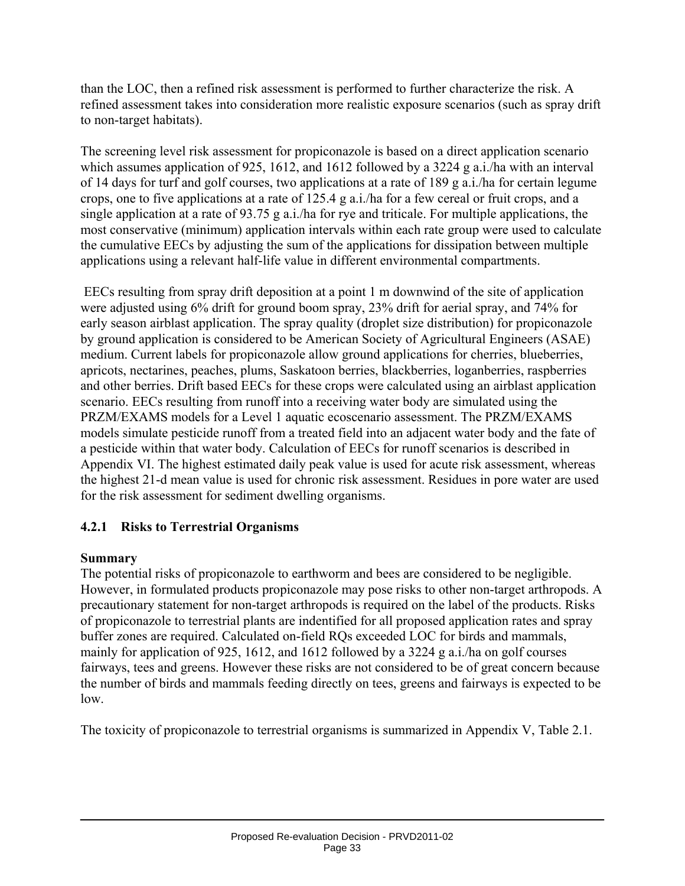than the LOC, then a refined risk assessment is performed to further characterize the risk. A refined assessment takes into consideration more realistic exposure scenarios (such as spray drift to non-target habitats).

The screening level risk assessment for propiconazole is based on a direct application scenario which assumes application of 925, 1612, and 1612 followed by a 3224 g a.i./ha with an interval of 14 days for turf and golf courses, two applications at a rate of 189 g a.i./ha for certain legume crops, one to five applications at a rate of 125.4 g a.i./ha for a few cereal or fruit crops, and a single application at a rate of 93.75 g a.i./ha for rye and triticale. For multiple applications, the most conservative (minimum) application intervals within each rate group were used to calculate the cumulative EECs by adjusting the sum of the applications for dissipation between multiple applications using a relevant half-life value in different environmental compartments.

EECs resulting from spray drift deposition at a point 1 m downwind of the site of application were adjusted using 6% drift for ground boom spray, 23% drift for aerial spray, and 74% for early season airblast application. The spray quality (droplet size distribution) for propiconazole by ground application is considered to be American Society of Agricultural Engineers (ASAE) medium. Current labels for propiconazole allow ground applications for cherries, blueberries, apricots, nectarines, peaches, plums, Saskatoon berries, blackberries, loganberries, raspberries and other berries. Drift based EECs for these crops were calculated using an airblast application scenario. EECs resulting from runoff into a receiving water body are simulated using the PRZM/EXAMS models for a Level 1 aquatic ecoscenario assessment. The PRZM/EXAMS models simulate pesticide runoff from a treated field into an adjacent water body and the fate of a pesticide within that water body. Calculation of EECs for runoff scenarios is described in Appendix VI. The highest estimated daily peak value is used for acute risk assessment, whereas the highest 21-d mean value is used for chronic risk assessment. Residues in pore water are used for the risk assessment for sediment dwelling organisms.

### 4.2.1 Risks to Terrestrial Organisms

**Summary**

The potential risks of propiconazole to earthworm and bees are considered to be negligible. However, in formulated products propiconazole may pose risks to other non-target arthropods. A precautionary statement for non-target arthropods is required on the label of the products. Risks of propiconazole to terrestrial plants are indentified for all proposed application rates and spray buffer zones are required. Calculated on-field RQs exceeded LOC for birds and mammals, mainly for application of 925, 1612, and 1612 followed by a 3224 g a.i./ha on golf courses fairways, tees and greens. However these risks are not considered to be of great concern because the number of birds and mammals feeding directly on tees, greens and fairways is expected to be low.

The toxicity of propiconazole to terrestrial organisms is summarized in Appendix V, Table 2.1.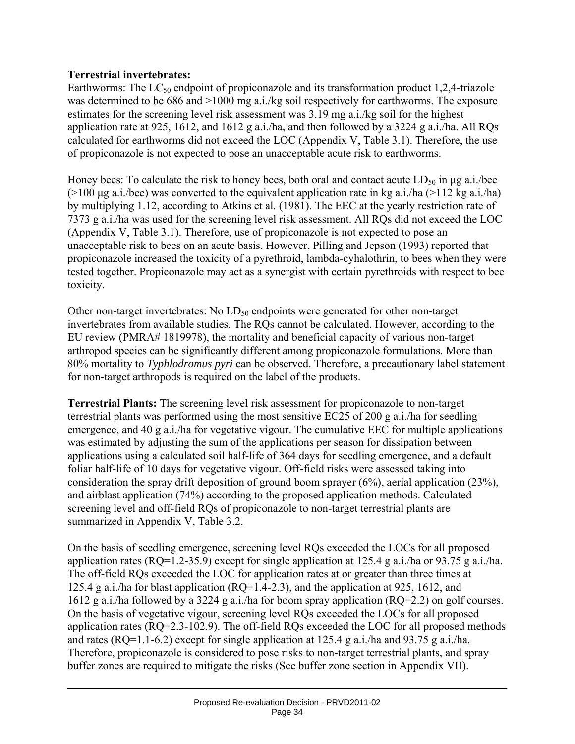**Terrestrial invertebrates:**

Earthworms: The $LC_{50}$ endpoint of propiconazole and its transformation product 1,2,4-triazole was determined to be 686 and >1000 mg a.i./kg soil respectively for earthworms. The exposure estimates for the screening level risk assessment was 3.19 mg a.i./kg soil for the highest application rate at 925, 1612, and 1612 g a.i./ha, and then followed by a 3224 g a.i./ha. All RQs calculated for earthworms did not exceed the LOC (Appendix V, Table 3.1). Therefore, the use of propiconazole is not expected to pose an unacceptable acute risk to earthworms.

Honey bees: To calculate the risk to honey bees, both oral and contact acute $LD_{50}$ in μg a.i./bee (>100 μg a.i./bee) was converted to the equivalent application rate in kg a.i./ha (>112 kg a.i./ha) by multiplying 1.12, according to Atkins et al. (1981). The EEC at the yearly restriction rate of 7373 g a.i./ha was used for the screening level risk assessment. All RQs did not exceed the LOC (Appendix V, Table 3.1). Therefore, use of propiconazole is not expected to pose an unacceptable risk to bees on an acute basis. However, Pilling and Jepson (1993) reported that propiconazole increased the toxicity of a pyrethroid, lambda-cyhalothrin, to bees when they were tested together. Propiconazole may act as a synergist with certain pyrethroids with respect to bee toxicity.

Other non-target invertebrates: No $LD_{50}$ endpoints were generated for other non-target invertebrates from available studies. The RQs cannot be calculated. However, according to the EU review (PMRA# 1819978), the mortality and beneficial capacity of various non-target arthropod species can be significantly different among propiconazole formulations. More than 80% mortality to *Typhlodromus pyri* can be observed. Therefore, a precautionary label statement for non-target arthropods is required on the label of the products.

**Terrestrial Plants:** The screening level risk assessment for propiconazole to non-target terrestrial plants was performed using the most sensitive EC25 of 200 g a.i./ha for seedling emergence, and 40 g a.i./ha for vegetative vigour. The cumulative EEC for multiple applications was estimated by adjusting the sum of the applications per season for dissipation between applications using a calculated soil half-life of 364 days for seedling emergence, and a default foliar half-life of 10 days for vegetative vigour. Off-field risks were assessed taking into consideration the spray drift deposition of ground boom sprayer (6%), aerial application (23%), and airblast application (74%) according to the proposed application methods. Calculated screening level and off-field RQs of propiconazole to non-target terrestrial plants are summarized in Appendix V, Table 3.2.

On the basis of seedling emergence, screening level RQs exceeded the LOCs for all proposed application rates (RQ=1.2-35.9) except for single application at 125.4 g a.i./ha or 93.75 g a.i./ha. The off-field RQs exceeded the LOC for application rates at or greater than three times at 125.4 g a.i./ha for blast application (RQ=1.4-2.3), and the application at 925, 1612, and 1612 g a.i./ha followed by a 3224 g a.i./ha for boom spray application (RQ=2.2) on golf courses. On the basis of vegetative vigour, screening level RQs exceeded the LOCs for all proposed application rates (RQ=2.3-102.9). The off-field RQs exceeded the LOC for all proposed methods and rates (RQ=1.1-6.2) except for single application at 125.4 g a.i./ha and 93.75 g a.i./ha. Therefore, propiconazole is considered to pose risks to non-target terrestrial plants, and spray buffer zones are required to mitigate the risks (See buffer zone section in Appendix VII).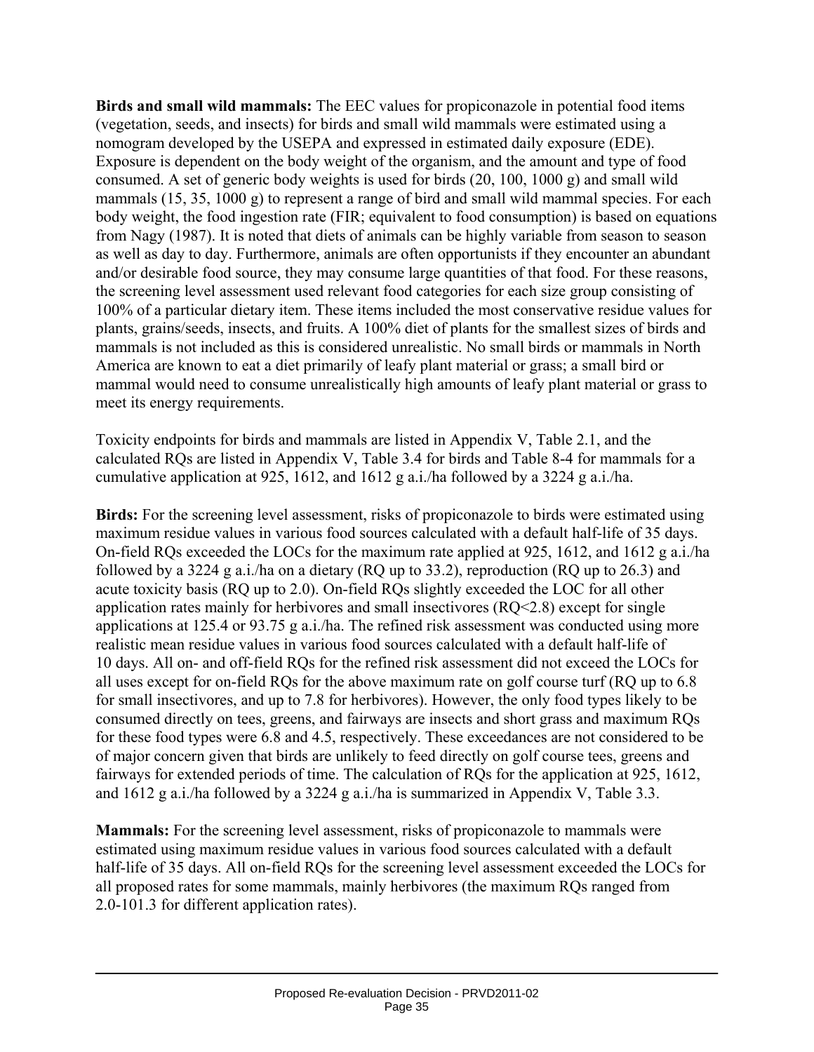**Birds and small wild mammals:** The EEC values for propiconazole in potential food items (vegetation, seeds, and insects) for birds and small wild mammals were estimated using a nomogram developed by the USEPA and expressed in estimated daily exposure (EDE). Exposure is dependent on the body weight of the organism, and the amount and type of food consumed. A set of generic body weights is used for birds (20, 100, 1000 g) and small wild mammals (15, 35, 1000 g) to represent a range of bird and small wild mammal species. For each body weight, the food ingestion rate (FIR; equivalent to food consumption) is based on equations from Nagy (1987). It is noted that diets of animals can be highly variable from season to season as well as day to day. Furthermore, animals are often opportunists if they encounter an abundant and/or desirable food source, they may consume large quantities of that food. For these reasons, the screening level assessment used relevant food categories for each size group consisting of 100% of a particular dietary item. These items included the most conservative residue values for plants, grains/seeds, insects, and fruits. A 100% diet of plants for the smallest sizes of birds and mammals is not included as this is considered unrealistic. No small birds or mammals in North America are known to eat a diet primarily of leafy plant material or grass; a small bird or mammal would need to consume unrealistically high amounts of leafy plant material or grass to meet its energy requirements.

Toxicity endpoints for birds and mammals are listed in Appendix V, Table 2.1, and the calculated RQs are listed in Appendix V, Table 3.4 for birds and Table 8-4 for mammals for a cumulative application at 925, 1612, and 1612 g a.i./ha followed by a 3224 g a.i./ha.

**Birds:** For the screening level assessment, risks of propiconazole to birds were estimated using maximum residue values in various food sources calculated with a default half-life of 35 days. On-field RQs exceeded the LOCs for the maximum rate applied at 925, 1612, and 1612 g a.i./ha followed by a 3224 g a.i./ha on a dietary (RQ up to 33.2), reproduction (RQ up to 26.3) and acute toxicity basis (RQ up to 2.0). On-field RQs slightly exceeded the LOC for all other application rates mainly for herbivores and small insectivores (RQ<2.8) except for single applications at 125.4 or 93.75 g a.i./ha. The refined risk assessment was conducted using more realistic mean residue values in various food sources calculated with a default half-life of 10 days. All on- and off-field RQs for the refined risk assessment did not exceed the LOCs for all uses except for on-field RQs for the above maximum rate on golf course turf (RQ up to 6.8 for small insectivores, and up to 7.8 for herbivores). However, the only food types likely to be consumed directly on tees, greens, and fairways are insects and short grass and maximum RQs for these food types were 6.8 and 4.5, respectively. These exceedances are not considered to be of major concern given that birds are unlikely to feed directly on golf course tees, greens and fairways for extended periods of time. The calculation of RQs for the application at 925, 1612, and 1612 g a.i./ha followed by a 3224 g a.i./ha is summarized in Appendix V, Table 3.3.

**Mammals:** For the screening level assessment, risks of propiconazole to mammals were estimated using maximum residue values in various food sources calculated with a default half-life of 35 days. All on-field RQs for the screening level assessment exceeded the LOCs for all proposed rates for some mammals, mainly herbivores (the maximum RQs ranged from 2.0-101.3 for different application rates).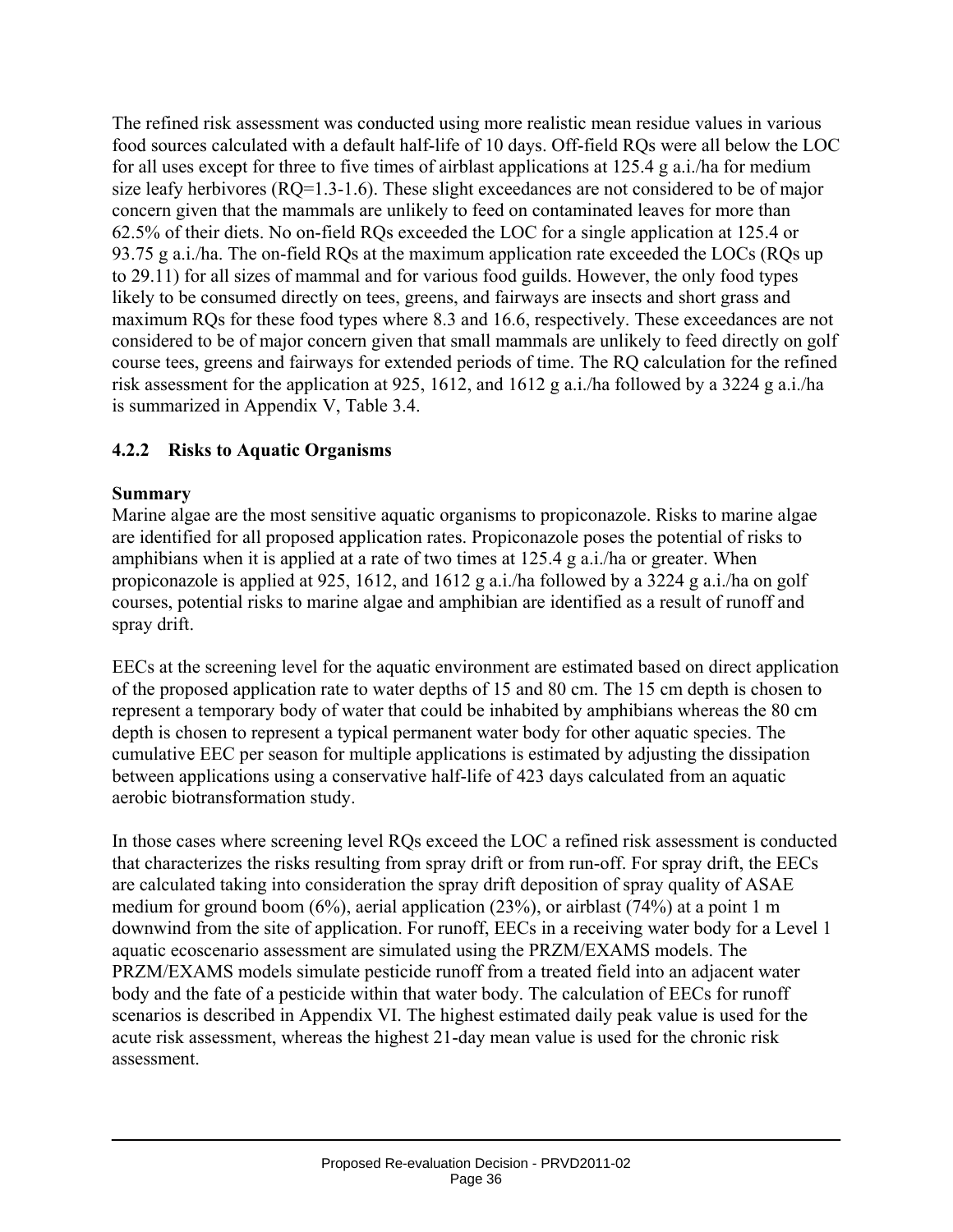The refined risk assessment was conducted using more realistic mean residue values in various food sources calculated with a default half-life of 10 days. Off-field RQs were all below the LOC for all uses except for three to five times of airblast applications at 125.4 g a.i./ha for medium size leafy herbivores (RQ=1.3-1.6). These slight exceedances are not considered to be of major concern given that the mammals are unlikely to feed on contaminated leaves for more than 62.5% of their diets. No on-field RQs exceeded the LOC for a single application at 125.4 or 93.75 g a.i./ha. The on-field RQs at the maximum application rate exceeded the LOCs (RQs up to 29.11) for all sizes of mammal and for various food guilds. However, the only food types likely to be consumed directly on tees, greens, and fairways are insects and short grass and maximum RQs for these food types where 8.3 and 16.6, respectively. These exceedances are not considered to be of major concern given that small mammals are unlikely to feed directly on golf course tees, greens and fairways for extended periods of time. The RQ calculation for the refined risk assessment for the application at 925, 1612, and 1612 g a.i./ha followed by a 3224 g a.i./ha is summarized in Appendix V, Table 3.4.

### 4.2.2 Risks to Aquatic Organisms

**Summary**
Marine algae are the most sensitive aquatic organisms to propiconazole. Risks to marine algae are identified for all proposed application rates. Propiconazole poses the potential of risks to amphibians when it is applied at a rate of two times at 125.4 g a.i./ha or greater. When propiconazole is applied at 925, 1612, and 1612 g a.i./ha followed by a 3224 g a.i./ha on golf courses, potential risks to marine algae and amphibian are identified as a result of runoff and spray drift.

EECs at the screening level for the aquatic environment are estimated based on direct application of the proposed application rate to water depths of 15 and 80 cm. The 15 cm depth is chosen to represent a temporary body of water that could be inhabited by amphibians whereas the 80 cm depth is chosen to represent a typical permanent water body for other aquatic species. The cumulative EEC per season for multiple applications is estimated by adjusting the dissipation between applications using a conservative half-life of 423 days calculated from an aquatic aerobic biotransformation study.

In those cases where screening level RQs exceed the LOC a refined risk assessment is conducted that characterizes the risks resulting from spray drift or from run-off. For spray drift, the EECs are calculated taking into consideration the spray drift deposition of spray quality of ASAE medium for ground boom (6%), aerial application (23%), or airblast (74%) at a point 1 m downwind from the site of application. For runoff, EECs in a receiving water body for a Level 1 aquatic ecoscenario assessment are simulated using the PRZM/EXAMS models. The PRZM/EXAMS models simulate pesticide runoff from a treated field into an adjacent water body and the fate of a pesticide within that water body. The calculation of EECs for runoff scenarios is described in Appendix VI. The highest estimated daily peak value is used for the acute risk assessment, whereas the highest 21-day mean value is used for the chronic risk assessment.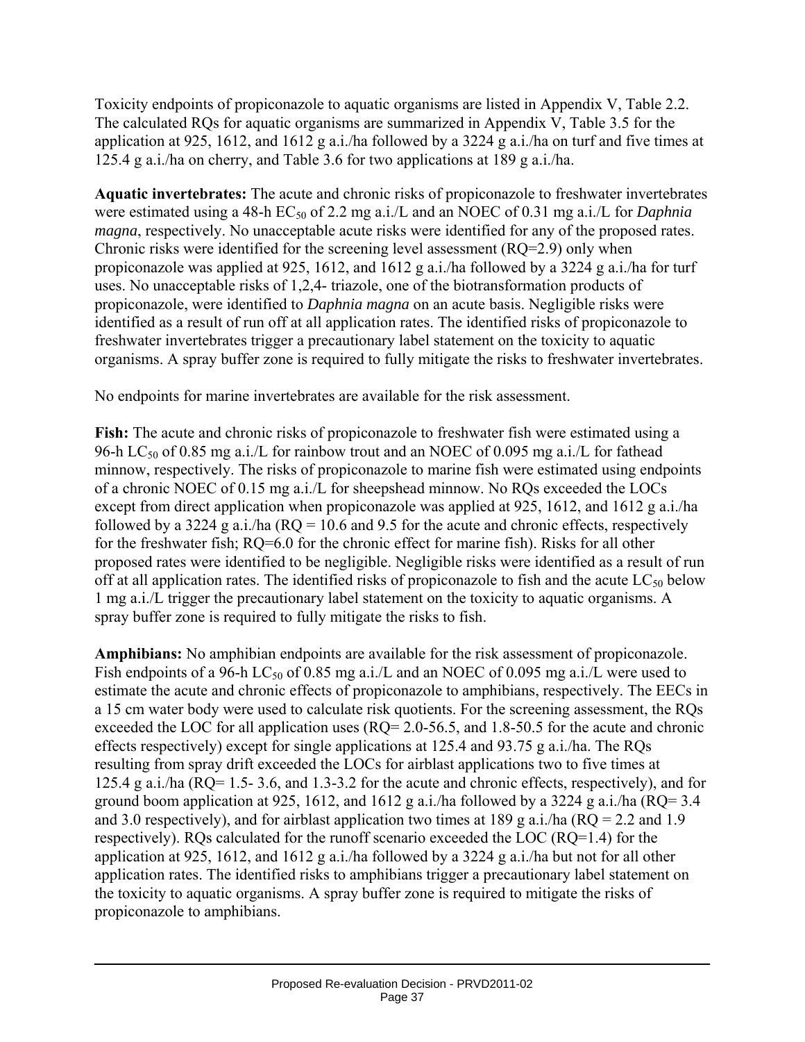Toxicity endpoints of propiconazole to aquatic organisms are listed in Appendix V, Table 2.2. The calculated RQs for aquatic organisms are summarized in Appendix V, Table 3.5 for the application at 925, 1612, and 1612 g a.i./ha followed by a 3224 g a.i./ha on turf and five times at 125.4 g a.i./ha on cherry, and Table 3.6 for two applications at 189 g a.i./ha.

**Aquatic invertebrates:** The acute and chronic risks of propiconazole to freshwater invertebrates were estimated using a 48-h $EC_{50}$ of 2.2 mg a.i./L and an NOEC of 0.31 mg a.i./L for *Daphnia magna*, respectively. No unacceptable acute risks were identified for any of the proposed rates. Chronic risks were identified for the screening level assessment (RQ=2.9) only when propiconazole was applied at 925, 1612, and 1612 g a.i./ha followed by a 3224 g a.i./ha for turf uses. No unacceptable risks of 1,2,4- triazole, one of the biotransformation products of propiconazole, were identified to *Daphnia magna* on an acute basis. Negligible risks were identified as a result of run off at all application rates. The identified risks of propiconazole to freshwater invertebrates trigger a precautionary label statement on the toxicity to aquatic organisms. A spray buffer zone is required to fully mitigate the risks to freshwater invertebrates.

No endpoints for marine invertebrates are available for the risk assessment.

**Fish:** The acute and chronic risks of propiconazole to freshwater fish were estimated using a 96-h $LC_{50}$ of 0.85 mg a.i./L for rainbow trout and an NOEC of 0.095 mg a.i./L for fathead minnow, respectively. The risks of propiconazole to marine fish were estimated using endpoints of a chronic NOEC of 0.15 mg a.i./L for sheepshead minnow. No RQs exceeded the LOCs except from direct application when propiconazole was applied at 925, 1612, and 1612 g a.i./ha followed by a 3224 g a.i./ha (RQ = 10.6 and 9.5 for the acute and chronic effects, respectively for the freshwater fish; RQ=6.0 for the chronic effect for marine fish). Risks for all other proposed rates were identified to be negligible. Negligible risks were identified as a result of run off at all application rates. The identified risks of propiconazole to fish and the acute $LC_{50}$ below 1 mg a.i./L trigger the precautionary label statement on the toxicity to aquatic organisms. A spray buffer zone is required to fully mitigate the risks to fish.

**Amphibians:** No amphibian endpoints are available for the risk assessment of propiconazole. Fish endpoints of a 96-h $LC_{50}$ of 0.85 mg a.i./L and an NOEC of 0.095 mg a.i./L were used to estimate the acute and chronic effects of propiconazole to amphibians, respectively. The EECs in a 15 cm water body were used to calculate risk quotients. For the screening assessment, the RQs exceeded the LOC for all application uses (RQ= 2.0-56.5, and 1.8-50.5 for the acute and chronic effects respectively) except for single applications at 125.4 and 93.75 g a.i./ha. The RQs resulting from spray drift exceeded the LOCs for airblast applications two to five times at 125.4 g a.i./ha (RQ= 1.5- 3.6, and 1.3-3.2 for the acute and chronic effects, respectively), and for ground boom application at 925, 1612, and 1612 g a.i./ha followed by a 3224 g a.i./ha (RQ= 3.4 and 3.0 respectively), and for airblast application two times at 189 g a.i./ha (RQ = 2.2 and 1.9 respectively). RQs calculated for the runoff scenario exceeded the LOC (RQ=1.4) for the application at 925, 1612, and 1612 g a.i./ha followed by a 3224 g a.i./ha but not for all other application rates. The identified risks to amphibians trigger a precautionary label statement on the toxicity to aquatic organisms. A spray buffer zone is required to mitigate the risks of propiconazole to amphibians.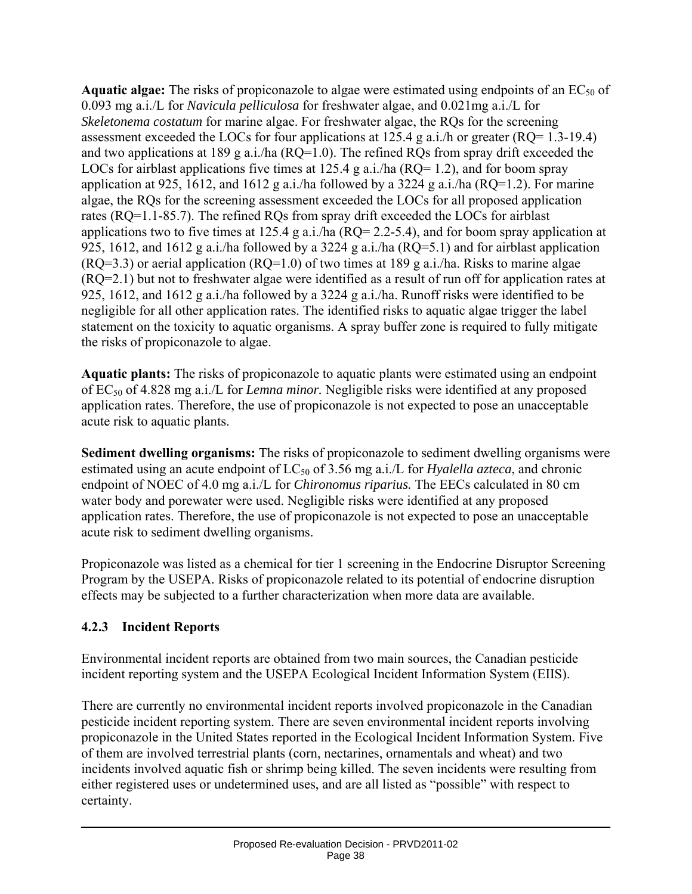**Aquatic algae:** The risks of propiconazole to algae were estimated using endpoints of an $EC_{50}$ of 0.093 mg a.i./L for *Navicula pelliculosa* for freshwater algae, and 0.021mg a.i./L for *Skeletonema costatum* for marine algae. For freshwater algae, the RQs for the screening assessment exceeded the LOCs for four applications at 125.4 g a.i./h or greater (RQ= 1.3-19.4) and two applications at 189 g a.i./ha (RQ=1.0). The refined RQs from spray drift exceeded the LOCs for airblast applications five times at 125.4 g a.i./ha (RQ= 1.2), and for boom spray application at 925, 1612, and 1612 g a.i./ha followed by a 3224 g a.i./ha (RQ=1.2). For marine algae, the RQs for the screening assessment exceeded the LOCs for all proposed application rates (RQ=1.1-85.7). The refined RQs from spray drift exceeded the LOCs for airblast applications two to five times at 125.4 g a.i./ha (RQ= 2.2-5.4), and for boom spray application at 925, 1612, and 1612 g a.i./ha followed by a 3224 g a.i./ha (RQ=5.1) and for airblast application (RQ=3.3) or aerial application (RQ=1.0) of two times at 189 g a.i./ha. Risks to marine algae (RQ=2.1) but not to freshwater algae were identified as a result of run off for application rates at 925, 1612, and 1612 g a.i./ha followed by a 3224 g a.i./ha. Runoff risks were identified to be negligible for all other application rates. The identified risks to aquatic algae trigger the label statement on the toxicity to aquatic organisms. A spray buffer zone is required to fully mitigate the risks of propiconazole to algae.

**Aquatic plants:** The risks of propiconazole to aquatic plants were estimated using an endpoint of $EC_{50}$ of 4.828 mg a.i./L for *Lemna minor.* Negligible risks were identified at any proposed application rates. Therefore, the use of propiconazole is not expected to pose an unacceptable acute risk to aquatic plants.

**Sediment dwelling organisms:** The risks of propiconazole to sediment dwelling organisms were estimated using an acute endpoint of $LC_{50}$ of 3.56 mg a.i./L for *Hyalella azteca*, and chronic endpoint of NOEC of 4.0 mg a.i./L for *Chironomus riparius.* The EECs calculated in 80 cm water body and porewater were used. Negligible risks were identified at any proposed application rates. Therefore, the use of propiconazole is not expected to pose an unacceptable acute risk to sediment dwelling organisms.

Propiconazole was listed as a chemical for tier 1 screening in the Endocrine Disruptor Screening Program by the USEPA. Risks of propiconazole related to its potential of endocrine disruption effects may be subjected to a further characterization when more data are available.

### 4.2.3 Incident Reports

Environmental incident reports are obtained from two main sources, the Canadian pesticide incident reporting system and the USEPA Ecological Incident Information System (EIIS).

There are currently no environmental incident reports involved propiconazole in the Canadian pesticide incident reporting system. There are seven environmental incident reports involving propiconazole in the United States reported in the Ecological Incident Information System. Five of them are involved terrestrial plants (corn, nectarines, ornamentals and wheat) and two incidents involved aquatic fish or shrimp being killed. The seven incidents were resulting from either registered uses or undetermined uses, and are all listed as "possible" with respect to certainty.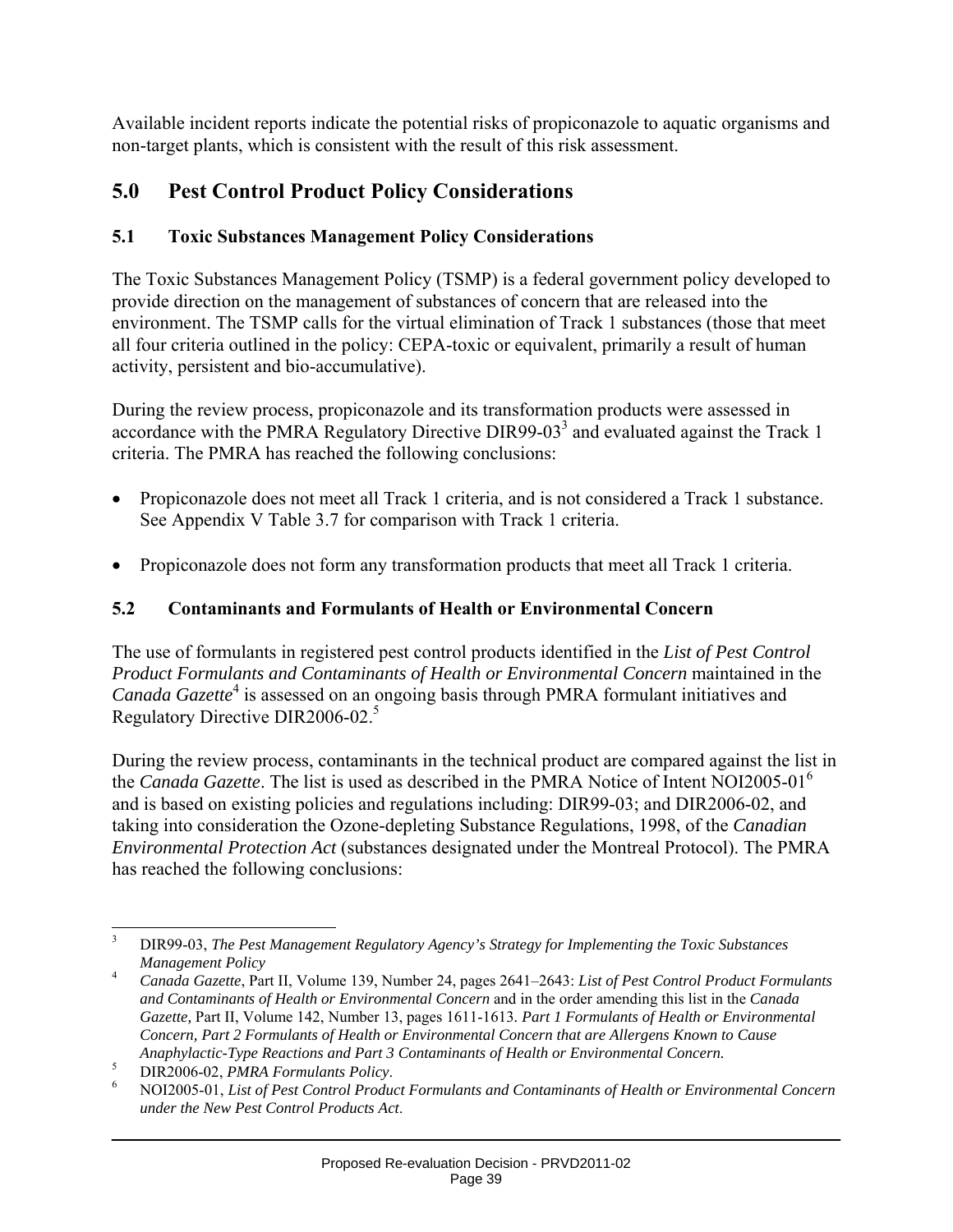Available incident reports indicate the potential risks of propiconazole to aquatic organisms and non-target plants, which is consistent with the result of this risk assessment.

## 5.0 Pest Control Product Policy Considerations

### 5.1 Toxic Substances Management Policy Considerations

The Toxic Substances Management Policy (TSMP) is a federal government policy developed to provide direction on the management of substances of concern that are released into the environment. The TSMP calls for the virtual elimination of Track 1 substances (those that meet all four criteria outlined in the policy: CEPA-toxic or equivalent, primarily a result of human activity, persistent and bio-accumulative).

During the review process, propiconazole and its transformation products were assessed in accordance with the PMRA Regulatory Directive DIR99-03[3] and evaluated against the Track 1 criteria. The PMRA has reached the following conclusions:

- Propiconazole does not meet all Track 1 criteria, and is not considered a Track 1 substance. See Appendix V Table 3.7 for comparison with Track 1 criteria.

- Propiconazole does not form any transformation products that meet all Track 1 criteria.

### 5.2 Contaminants and Formulants of Health or Environmental Concern

The use of formulants in registered pest control products identified in the *List of Pest Control Product Formulants and Contaminants of Health or Environmental Concern* maintained in the *Canada Gazette*[4] is assessed on an ongoing basis through PMRA formulant initiatives and Regulatory Directive DIR2006-02.[5]

During the review process, contaminants in the technical product are compared against the list in the *Canada Gazette*. The list is used as described in the PMRA Notice of Intent NOI2005-01[6] and is based on existing policies and regulations including: DIR99-03; and DIR2006-02, and taking into consideration the Ozone-depleting Substance Regulations, 1998, of the *Canadian Environmental Protection Act* (substances designated under the Montreal Protocol). The PMRA has reached the following conclusions:

---

[3] DIR99-03, *The Pest Management Regulatory Agency's Strategy for Implementing the Toxic Substances Management Policy*

[4] *Canada Gazette*, Part II, Volume 139, Number 24, pages 2641–2643: *List of Pest Control Product Formulants and Contaminants of Health or Environmental Concern* and in the order amending this list in the *Canada Gazette,* Part II, Volume 142, Number 13, pages 1611-1613. *Part 1 Formulants of Health or Environmental Concern, Part 2 Formulants of Health or Environmental Concern that are Allergens Known to Cause Anaphylactic-Type Reactions and Part 3 Contaminants of Health or Environmental Concern.*

[5] DIR2006-02, *PMRA Formulants Policy*.

[6] NOI2005-01, *List of Pest Control Product Formulants and Contaminants of Health or Environmental Concern under the New Pest Control Products Act*.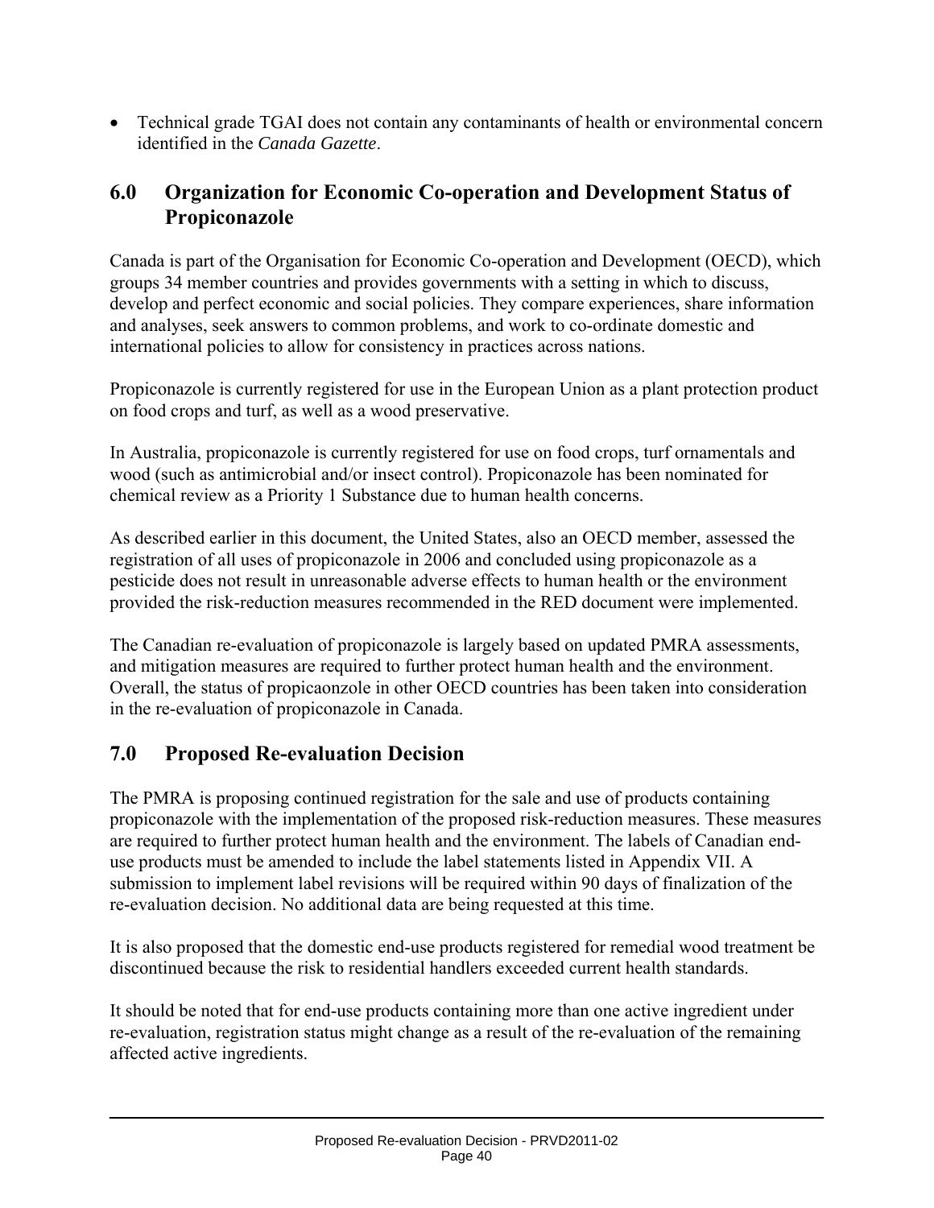- Technical grade TGAI does not contain any contaminants of health or environmental concern identified in the *Canada Gazette*.

## 6.0 Organization for Economic Co-operation and Development Status of Propiconazole

Canada is part of the Organisation for Economic Co-operation and Development (OECD), which groups 34 member countries and provides governments with a setting in which to discuss, develop and perfect economic and social policies. They compare experiences, share information and analyses, seek answers to common problems, and work to co-ordinate domestic and international policies to allow for consistency in practices across nations.

Propiconazole is currently registered for use in the European Union as a plant protection product on food crops and turf, as well as a wood preservative.

In Australia, propiconazole is currently registered for use on food crops, turf ornamentals and wood (such as antimicrobial and/or insect control). Propiconazole has been nominated for chemical review as a Priority 1 Substance due to human health concerns.

As described earlier in this document, the United States, also an OECD member, assessed the registration of all uses of propiconazole in 2006 and concluded using propiconazole as a pesticide does not result in unreasonable adverse effects to human health or the environment provided the risk-reduction measures recommended in the RED document were implemented.

The Canadian re-evaluation of propiconazole is largely based on updated PMRA assessments, and mitigation measures are required to further protect human health and the environment. Overall, the status of propicaonzole in other OECD countries has been taken into consideration in the re-evaluation of propiconazole in Canada.

## 7.0 Proposed Re-evaluation Decision

The PMRA is proposing continued registration for the sale and use of products containing propiconazole with the implementation of the proposed risk-reduction measures. These measures are required to further protect human health and the environment. The labels of Canadian end-use products must be amended to include the label statements listed in Appendix VII. A submission to implement label revisions will be required within 90 days of finalization of the re-evaluation decision. No additional data are being requested at this time.

It is also proposed that the domestic end-use products registered for remedial wood treatment be discontinued because the risk to residential handlers exceeded current health standards.

It should be noted that for end-use products containing more than one active ingredient under re-evaluation, registration status might change as a result of the re-evaluation of the remaining affected active ingredients.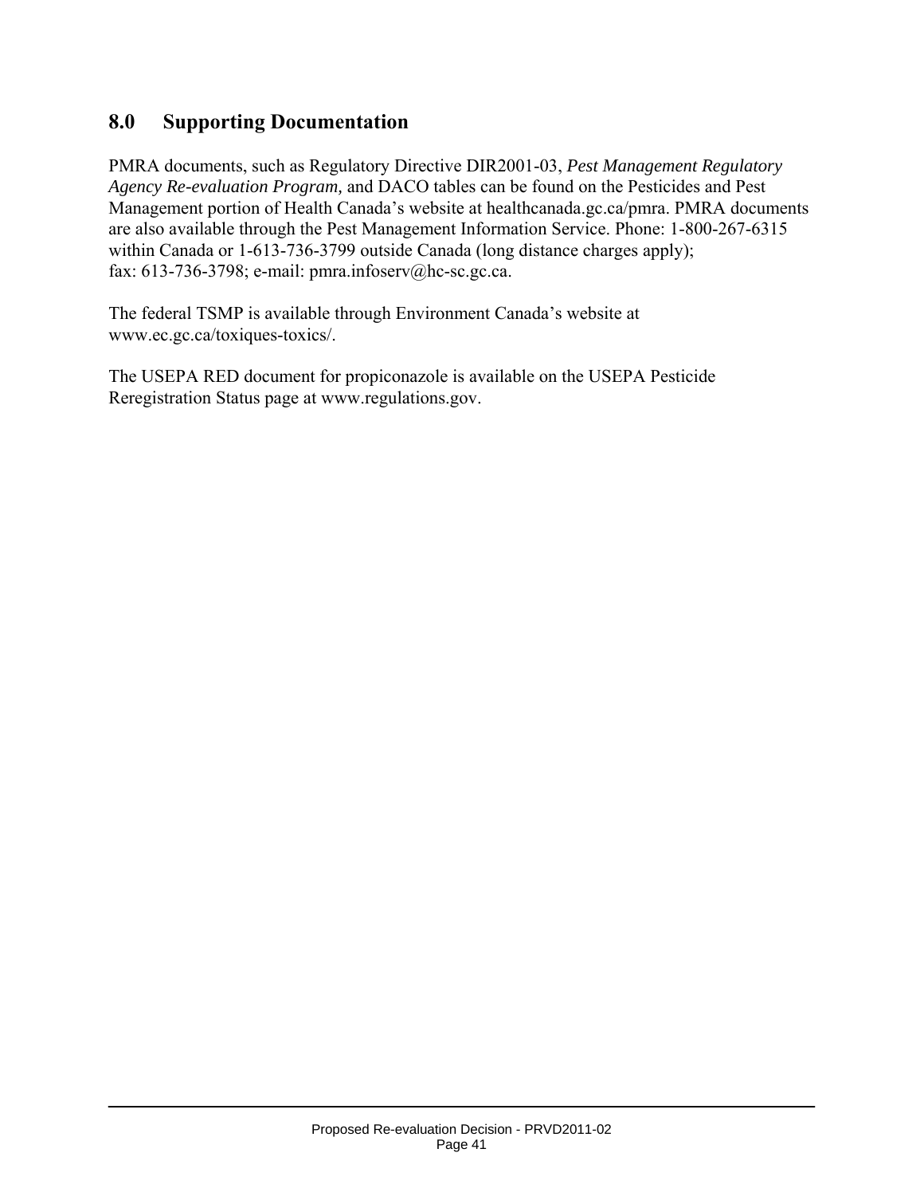## 8.0 Supporting Documentation

PMRA documents, such as Regulatory Directive DIR2001-03, *Pest Management Regulatory Agency Re-evaluation Program,* and DACO tables can be found on the Pesticides and Pest Management portion of Health Canada's website at healthcanada.gc.ca/pmra. PMRA documents are also available through the Pest Management Information Service. Phone: 1-800-267-6315 within Canada or 1-613-736-3799 outside Canada (long distance charges apply); fax: 613-736-3798; e-mail: pmra.infoserv@hc-sc.gc.ca.

The federal TSMP is available through Environment Canada's website at www.ec.gc.ca/toxiques-toxics/.

The USEPA RED document for propiconazole is available on the USEPA Pesticide Reregistration Status page at www.regulations.gov.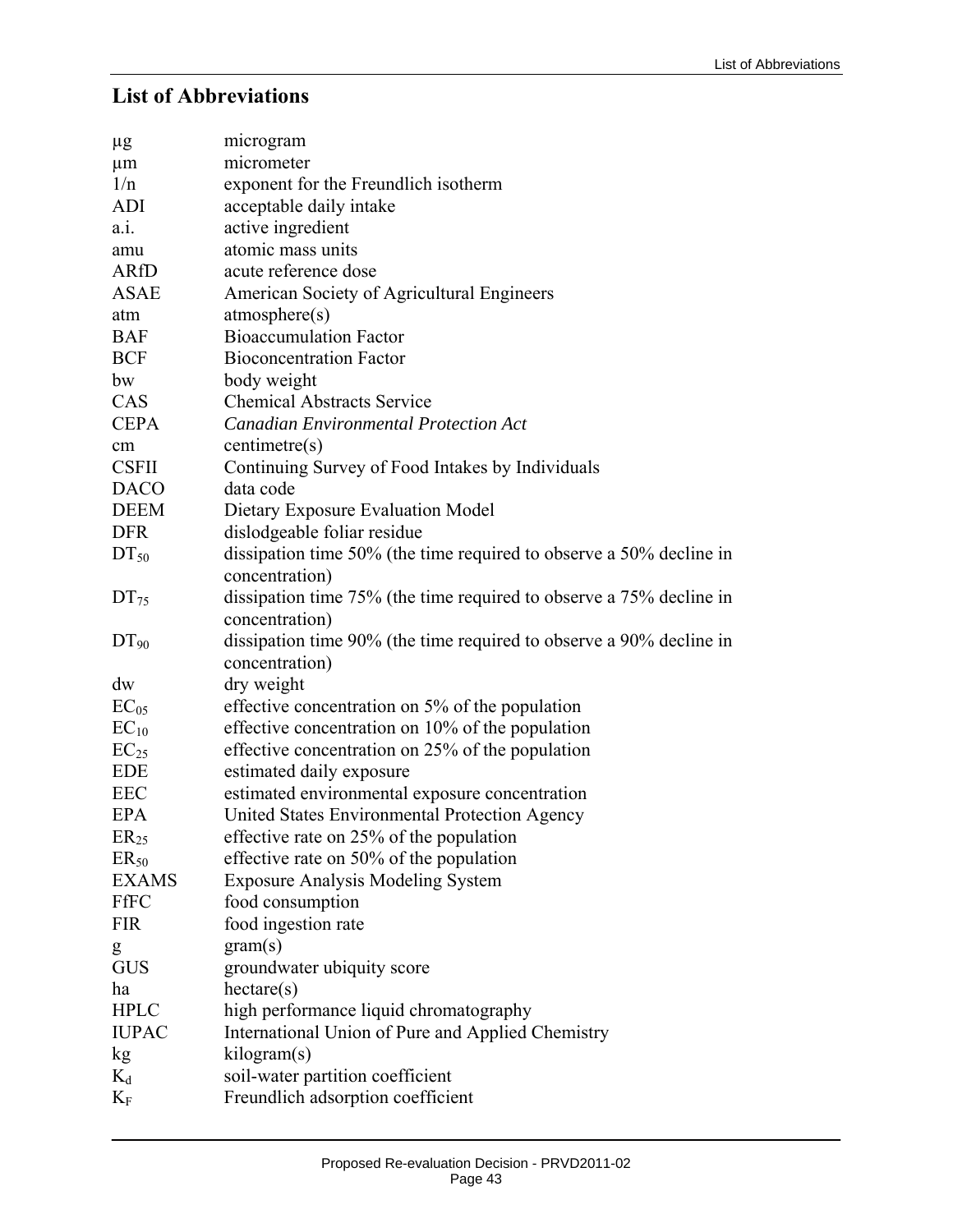## List of Abbreviations

| | |
|---|---|
| µg | microgram |
| µm | micrometer |
| 1/n | exponent for the Freundlich isotherm |
| ADI | acceptable daily intake |
| a.i. | active ingredient |
| amu | atomic mass units |
| ARfD | acute reference dose |
| ASAE | American Society of Agricultural Engineers |
| atm | atmosphere(s) |
| BAF | Bioaccumulation Factor |
| BCF | Bioconcentration Factor |
| bw | body weight |
| CAS | Chemical Abstracts Service |
| CEPA | *Canadian Environmental Protection Act* |
| cm | centimetre(s) |
| CSFII | Continuing Survey of Food Intakes by Individuals |
| DACO | data code |
| DEEM | Dietary Exposure Evaluation Model |
| DFR | dislodgeable foliar residue |
| $DT_{50}$ | dissipation time 50% (the time required to observe a 50% decline in concentration) |
| $DT_{75}$ | dissipation time 75% (the time required to observe a 75% decline in concentration) |
| $DT_{90}$ | dissipation time 90% (the time required to observe a 90% decline in concentration) |
| dw | dry weight |
| $EC_{05}$ | effective concentration on 5% of the population |
| $EC_{10}$ | effective concentration on 10% of the population |
| $EC_{25}$ | effective concentration on 25% of the population |
| EDE | estimated daily exposure |
| EEC | estimated environmental exposure concentration |
| EPA | United States Environmental Protection Agency |
| $ER_{25}$ | effective rate on 25% of the population |
| $ER_{50}$ | effective rate on 50% of the population |
| EXAMS | Exposure Analysis Modeling System |
| FfFC | food consumption |
| FIR | food ingestion rate |
| g | gram(s) |
| GUS | groundwater ubiquity score |
| ha | hectare(s) |
| HPLC | high performance liquid chromatography |
| IUPAC | International Union of Pure and Applied Chemistry |
| kg | kilogram(s) |
| $K_d$ | soil-water partition coefficient |
| $K_F$ | Freundlich adsorption coefficient |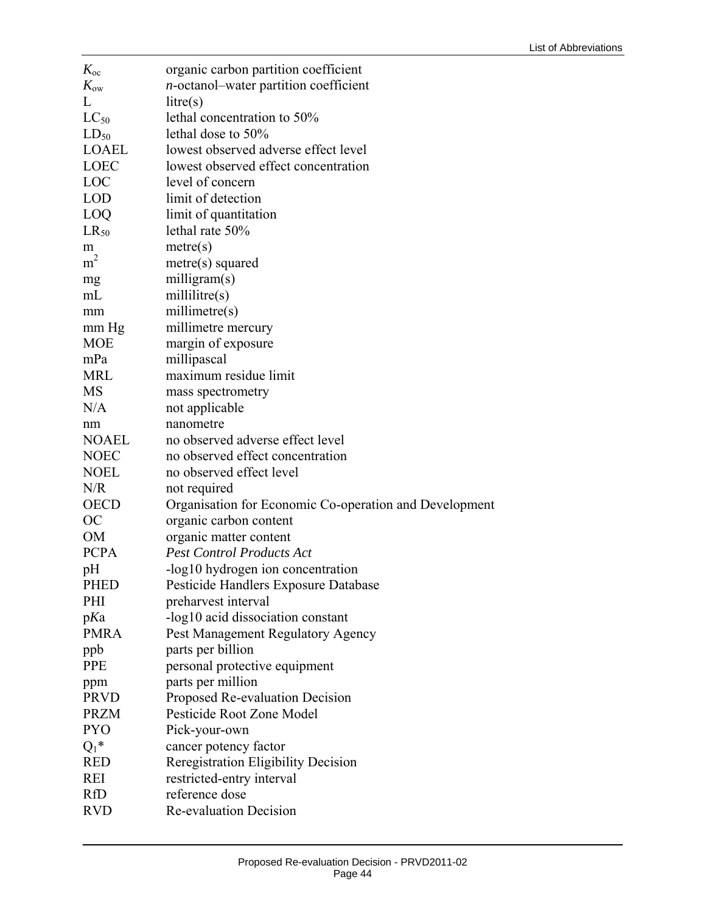| | |
|---|---|
| $K_{oc}$ | organic carbon partition coefficient |
| $K_{ow}$ | *n*-octanol–water partition coefficient |
| L | litre(s) |
| $LC_{50}$ | lethal concentration to 50% |
| $LD_{50}$ | lethal dose to 50% |
| LOAEL | lowest observed adverse effect level |
| LOEC | lowest observed effect concentration |
| LOC | level of concern |
| LOD | limit of detection |
| LOQ | limit of quantitation |
| $LR_{50}$ | lethal rate 50% |
| m | metre(s) |
| $m^2$ | metre(s) squared |
| mg | milligram(s) |
| mL | millilitre(s) |
| mm | millimetre(s) |
| mm Hg | millimetre mercury |
| MOE | margin of exposure |
| mPa | millipascal |
| MRL | maximum residue limit |
| MS | mass spectrometry |
| N/A | not applicable |
| nm | nanometre |
| NOAEL | no observed adverse effect level |
| NOEC | no observed effect concentration |
| NOEL | no observed effect level |
| N/R | not required |
| OECD | Organisation for Economic Co-operation and Development |
| OC | organic carbon content |
| OM | organic matter content |
| PCPA | *Pest Control Products Act* |
| pH | -log10 hydrogen ion concentration |
| PHED | Pesticide Handlers Exposure Database |
| PHI | preharvest interval |
| p*K*a | -log10 acid dissociation constant |
| PMRA | Pest Management Regulatory Agency |
| ppb | parts per billion |
| PPE | personal protective equipment |
| ppm | parts per million |
| PRVD | Proposed Re-evaluation Decision |
| PRZM | Pesticide Root Zone Model |
| PYO | Pick-your-own |
| $Q_1$* | cancer potency factor |
| RED | Reregistration Eligibility Decision |
| REI | restricted-entry interval |
| RfD | reference dose |
| RVD | Re-evaluation Decision |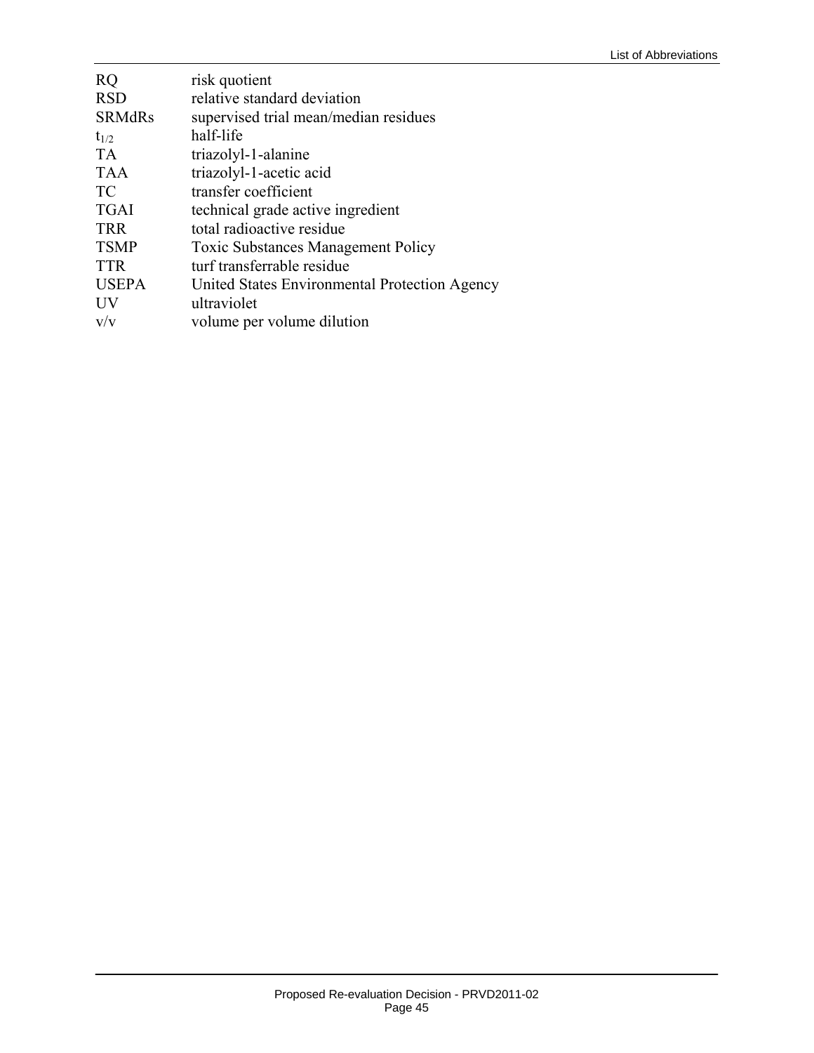| | |
|---|---|
| RQ | risk quotient |
| RSD | relative standard deviation |
| SRMdRs | supervised trial mean/median residues |
| $t_{1/2}$ | half-life |
| TA | triazolyl-1-alanine |
| TAA | triazolyl-1-acetic acid |
| TC | transfer coefficient |
| TGAI | technical grade active ingredient |
| TRR | total radioactive residue |
| TSMP | Toxic Substances Management Policy |
| TTR | turf transferrable residue |
| USEPA | United States Environmental Protection Agency |
| UV | ultraviolet |
| v/v | volume per volume dilution |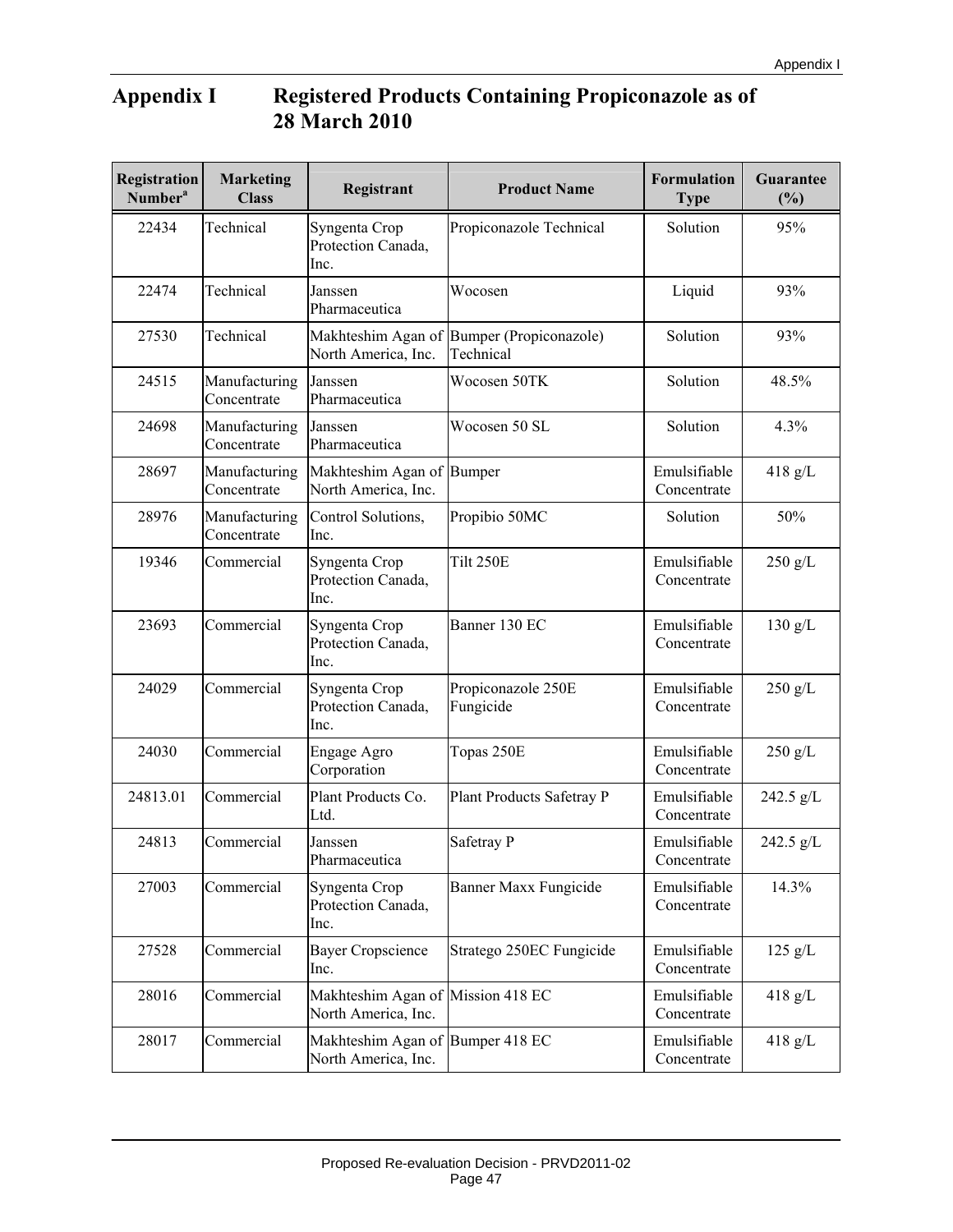# Appendix I Registered Products Containing Propiconazole as of 28 March 2010

| Registration Number[a] | Marketing Class | Registrant | Product Name | Formulation Type | Guarantee (%) |
|---|---|---|---|---|---|
| 22434 | Technical | Syngenta Crop Protection Canada, Inc. | Propiconazole Technical | Solution | 95% |
| 22474 | Technical | Janssen Pharmaceutica | Wocosen | Liquid | 93% |
| 27530 | Technical | Makhteshim Agan of North America, Inc. | Bumper (Propiconazole) Technical | Solution | 93% |
| 24515 | Manufacturing Concentrate | Janssen Pharmaceutica | Wocosen 50TK | Solution | 48.5% |
| 24698 | Manufacturing Concentrate | Janssen Pharmaceutica | Wocosen 50 SL | Solution | 4.3% |
| 28697 | Manufacturing Concentrate | Makhteshim Agan of North America, Inc. | Bumper | Emulsifiable Concentrate | 418 g/L |
| 28976 | Manufacturing Concentrate | Control Solutions, Inc. | Propibio 50MC | Solution | 50% |
| 19346 | Commercial | Syngenta Crop Protection Canada, Inc. | Tilt 250E | Emulsifiable Concentrate | 250 g/L |
| 23693 | Commercial | Syngenta Crop Protection Canada, Inc. | Banner 130 EC | Emulsifiable Concentrate | 130 g/L |
| 24029 | Commercial | Syngenta Crop Protection Canada, Inc. | Propiconazole 250E Fungicide | Emulsifiable Concentrate | 250 g/L |
| 24030 | Commercial | Engage Agro Corporation | Topas 250E | Emulsifiable Concentrate | 250 g/L |
| 24813.01 | Commercial | Plant Products Co. Ltd. | Plant Products Safetray P | Emulsifiable Concentrate | 242.5 g/L |
| 24813 | Commercial | Janssen Pharmaceutica | Safetray P | Emulsifiable Concentrate | 242.5 g/L |
| 27003 | Commercial | Syngenta Crop Protection Canada, Inc. | Banner Maxx Fungicide | Emulsifiable Concentrate | 14.3% |
| 27528 | Commercial | Bayer Cropscience Inc. | Stratego 250EC Fungicide | Emulsifiable Concentrate | 125 g/L |
| 28016 | Commercial | Makhteshim Agan of North America, Inc. | Mission 418 EC | Emulsifiable Concentrate | 418 g/L |
| 28017 | Commercial | Makhteshim Agan of North America, Inc. | Bumper 418 EC | Emulsifiable Concentrate | 418 g/L |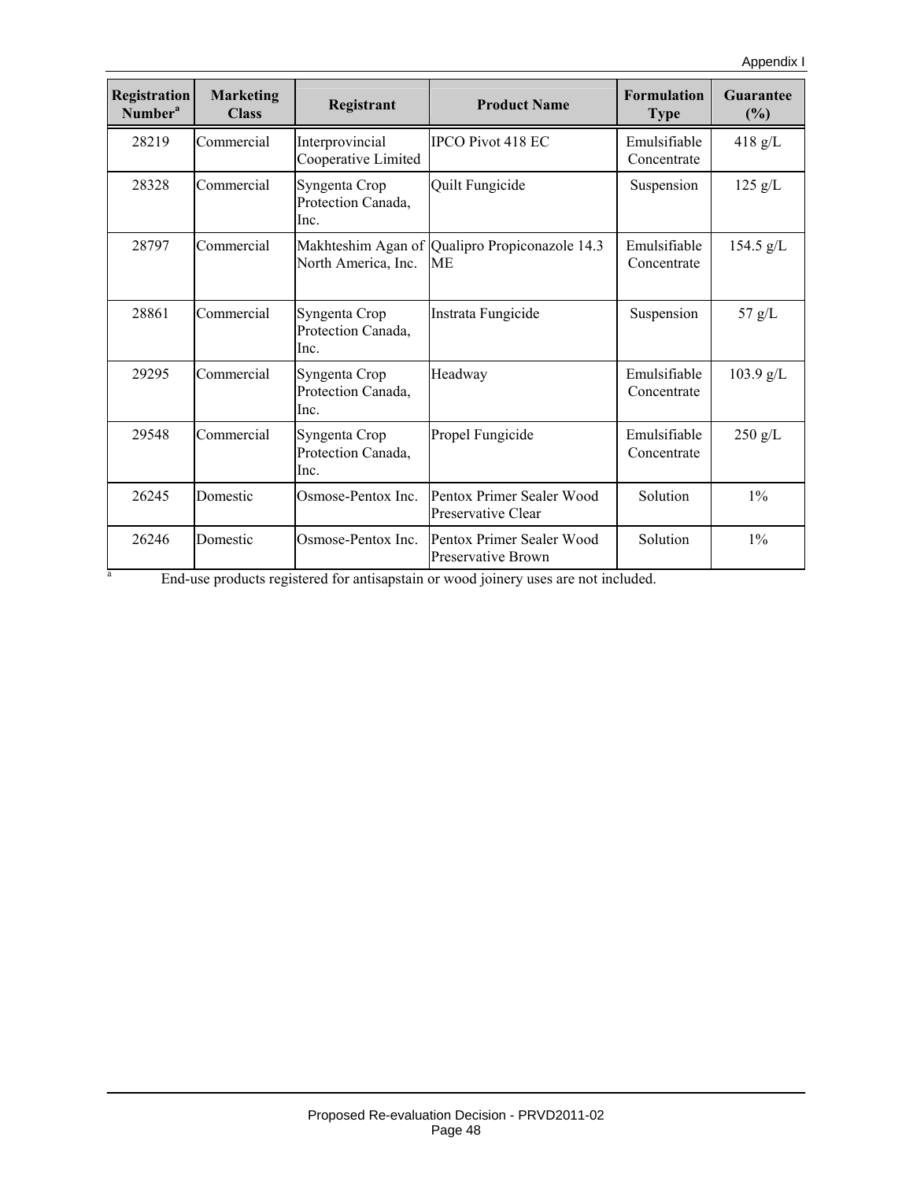| Registration Number[a] | Marketing Class | Registrant | Product Name | Formulation Type | Guarantee (%) |
|---|---|---|---|---|---|
| 28219 | Commercial | Interprovincial Cooperative Limited | IPCO Pivot 418 EC | Emulsifiable Concentrate | 418 g/L |
| 28328 | Commercial | Syngenta Crop Protection Canada, Inc. | Quilt Fungicide | Suspension | 125 g/L |
| 28797 | Commercial | Makhteshim Agan of North America, Inc. | Qualipro Propiconazole 14.3 ME | Emulsifiable Concentrate | 154.5 g/L |
| 28861 | Commercial | Syngenta Crop Protection Canada, Inc. | Instrata Fungicide | Suspension | 57 g/L |
| 29295 | Commercial | Syngenta Crop Protection Canada, Inc. | Headway | Emulsifiable Concentrate | 103.9 g/L |
| 29548 | Commercial | Syngenta Crop Protection Canada, Inc. | Propel Fungicide | Emulsifiable Concentrate | 250 g/L |
| 26245 | Domestic | Osmose-Pentox Inc. | Pentox Primer Sealer Wood Preservative Clear | Solution | 1% |
| 26246 | Domestic | Osmose-Pentox Inc. | Pentox Primer Sealer Wood Preservative Brown | Solution | 1% |

[a] End-use products registered for antisapstain or wood joinery uses are not included.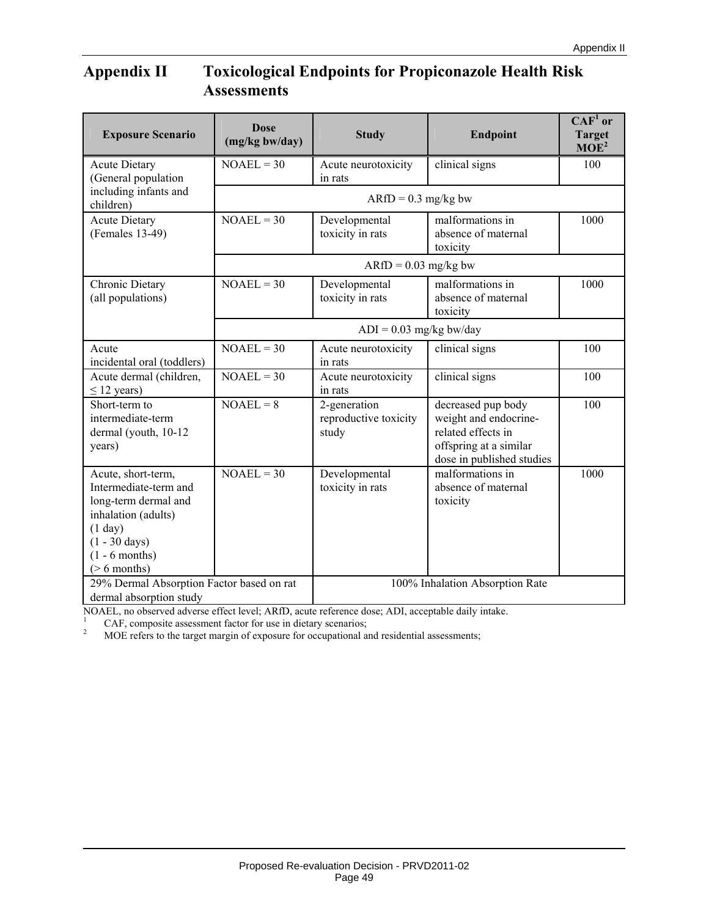# Appendix II Toxicological Endpoints for Propiconazole Health Risk Assessments

| Exposure Scenario | Dose (mg/kg bw/day) | Study | Endpoint | CAF[1] or Target MOE[2] |
|---|---|---|---|---|
| Acute Dietary (General population including infants and children) | NOAEL = 30 | Acute neurotoxicity in rats | clinical signs | 100 |
| | ARfD = 0.3 mg/kg bw | | | |
| Acute Dietary (Females 13-49) | NOAEL = 30 | Developmental toxicity in rats | malformations in absence of maternal toxicity | 1000 |
| | ARfD = 0.03 mg/kg bw | | | |
| Chronic Dietary (all populations) | NOAEL = 30 | Developmental toxicity in rats | malformations in absence of maternal toxicity | 1000 |
| | ADI = 0.03 mg/kg bw/day | | | |
| Acute incidental oral (toddlers) | NOAEL = 30 | Acute neurotoxicity in rats | clinical signs | 100 |
| Acute dermal (children, ≤ 12 years) | NOAEL = 30 | Acute neurotoxicity in rats | clinical signs | 100 |
| Short-term to intermediate-term dermal (youth, 10-12 years) | NOAEL = 8 | 2-generation reproductive toxicity study | decreased pup body weight and endocrine-related effects in offspring at a similar dose in published studies | 100 |
| Acute, short-term, Intermediate-term and long-term dermal and inhalation (adults) (1 day) (1 - 30 days) (1 - 6 months) (> 6 months) | NOAEL = 30 | Developmental toxicity in rats | malformations in absence of maternal toxicity | 1000 |
| 29% Dermal Absorption Factor based on rat dermal absorption study | | 100% Inhalation Absorption Rate | | |

NOAEL, no observed adverse effect level; ARfD, acute reference dose; ADI, acceptable daily intake.

[1] CAF, composite assessment factor for use in dietary scenarios;

[2] MOE refers to the target margin of exposure for occupational and residential assessments;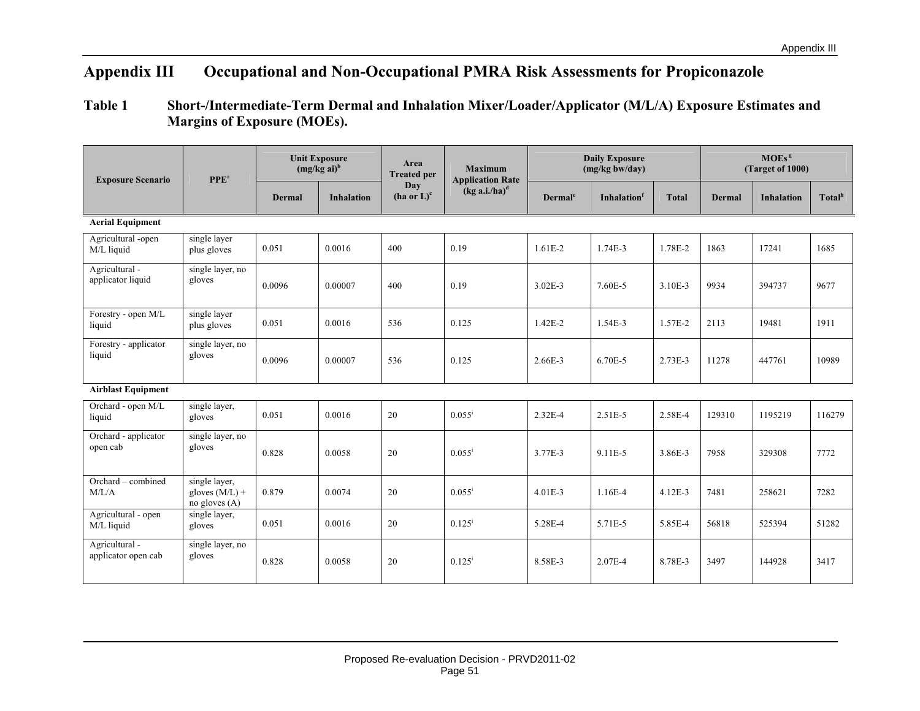# Appendix III Occupational and Non-Occupational PMRA Risk Assessments for Propiconazole

## Table 1 Short-/Intermediate-Term Dermal and Inhalation Mixer/Loader/Applicator (M/L/A) Exposure Estimates and Margins of Exposure (MOEs).

| Exposure Scenario | PPE[a] | Unit Exposure (mg/kg ai)[b] | | Area Treated per Day (ha or L)[c] | Maximum Application Rate (kg a.i./ha)[d] | Daily Exposure (mg/kg bw/day) | | | MOEs[g] (Target of 1000) | | |
|---|---|---|---|---|---|---|---|---|---|---|---|
| | | Dermal | Inhalation | | | Dermal[e] | Inhalation[f] | Total | Dermal | Inhalation | Total[h] |
| **Aerial Equipment** | | | | | | | | | | | |
| Agricultural -open M/L liquid | single layer plus gloves | 0.051 | 0.0016 | 400 | 0.19 | 1.61E-2 | 1.74E-3 | 1.78E-2 | 1863 | 17241 | 1685 |
| Agricultural - applicator liquid | single layer, no gloves | 0.0096 | 0.00007 | 400 | 0.19 | 3.02E-3 | 7.60E-5 | 3.10E-3 | 9934 | 394737 | 9677 |
| Forestry - open M/L liquid | single layer plus gloves | 0.051 | 0.0016 | 536 | 0.125 | 1.42E-2 | 1.54E-3 | 1.57E-2 | 2113 | 19481 | 1911 |
| Forestry - applicator liquid | single layer, no gloves | 0.0096 | 0.00007 | 536 | 0.125 | 2.66E-3 | 6.70E-5 | 2.73E-3 | 11278 | 447761 | 10989 |
| **Airblast Equipment** | | | | | | | | | | | |
| Orchard - open M/L liquid | single layer, gloves | 0.051 | 0.0016 | 20 | 0.055[i] | 2.32E-4 | 2.51E-5 | 2.58E-4 | 129310 | 1195219 | 116279 |
| Orchard - applicator open cab | single layer, no gloves | 0.828 | 0.0058 | 20 | 0.055[i] | 3.77E-3 | 9.11E-5 | 3.86E-3 | 7958 | 329308 | 7772 |
| Orchard – combined M/L/A | single layer, gloves (M/L) + no gloves (A) | 0.879 | 0.0074 | 20 | 0.055[i] | 4.01E-3 | 1.16E-4 | 4.12E-3 | 7481 | 258621 | 7282 |
| Agricultural - open M/L liquid | single layer, gloves | 0.051 | 0.0016 | 20 | 0.125[i] | 5.28E-4 | 5.71E-5 | 5.85E-4 | 56818 | 525394 | 51282 |
| Agricultural - applicator open cab | single layer, no gloves | 0.828 | 0.0058 | 20 | 0.125[i] | 8.58E-3 | 2.07E-4 | 8.78E-3 | 3497 | 144928 | 3417 |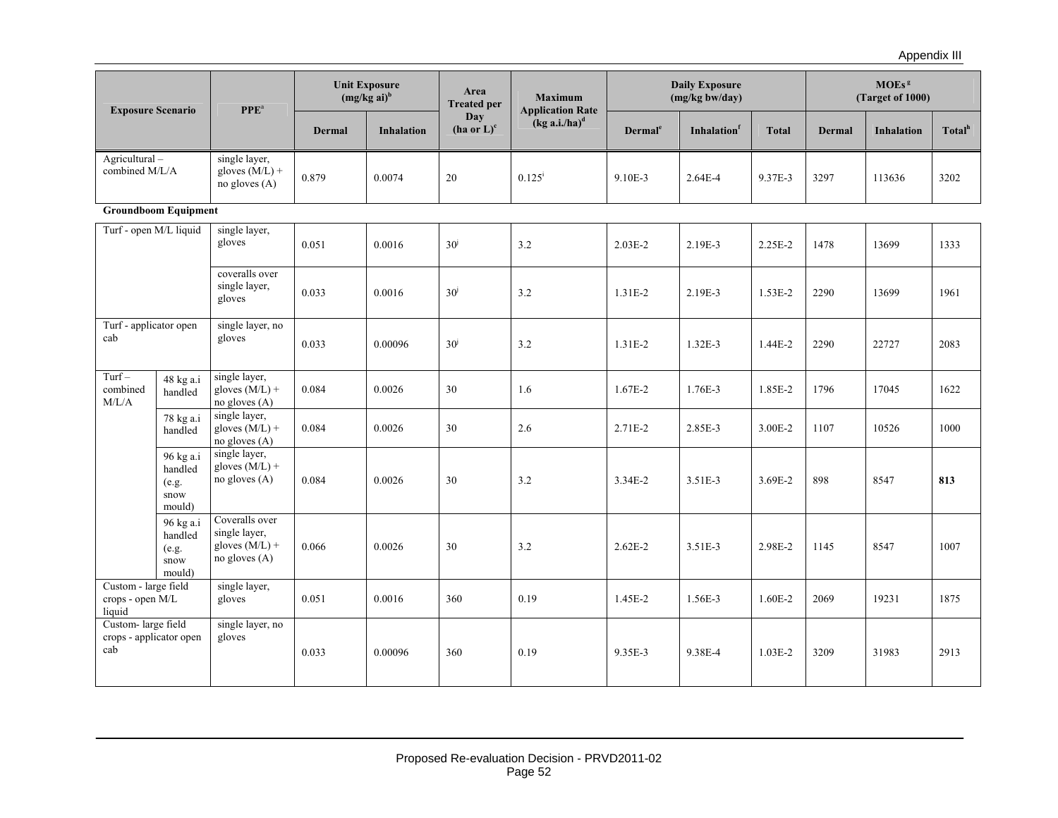| Exposure Scenario | | PPE[a] | Unit Exposure (mg/kg ai)[b] | | Area Treated per Day (ha or L)[c] | Maximum Application Rate (kg a.i./ha)[d] | Daily Exposure (mg/kg bw/day) | | | MOEs[g] (Target of 1000) | | |
|---|---|---|---|---|---|---|---|---|---|---|---|---|
| | | | Dermal | Inhalation | | | Dermal[e] | Inhalation[f] | Total | Dermal | Inhalation | Total[h] |
| Agricultural – combined M/L/A | | single layer, gloves (M/L) + no gloves (A) | 0.879 | 0.0074 | 20 | 0.125[i] | 9.10E-3 | 2.64E-4 | 9.37E-3 | 3297 | 113636 | 3202 |
| **Groundboom Equipment** | | | | | | | | | | | | |
| Turf - open M/L liquid | | single layer, gloves | 0.051 | 0.0016 | 30[j] | 3.2 | 2.03E-2 | 2.19E-3 | 2.25E-2 | 1478 | 13699 | 1333 |
| | | coveralls over single layer, gloves | 0.033 | 0.0016 | 30[j] | 3.2 | 1.31E-2 | 2.19E-3 | 1.53E-2 | 2290 | 13699 | 1961 |
| Turf - applicator open cab | | single layer, no gloves | 0.033 | 0.00096 | 30[j] | 3.2 | 1.31E-2 | 1.32E-3 | 1.44E-2 | 2290 | 22727 | 2083 |
| Turf – combined M/L/A | 48 kg a.i handled | single layer, gloves (M/L) + no gloves (A) | 0.084 | 0.0026 | 30 | 1.6 | 1.67E-2 | 1.76E-3 | 1.85E-2 | 1796 | 17045 | 1622 |
| | 78 kg a.i handled | single layer, gloves (M/L) + no gloves (A) | 0.084 | 0.0026 | 30 | 2.6 | 2.71E-2 | 2.85E-3 | 3.00E-2 | 1107 | 10526 | 1000 |
| | 96 kg a.i handled (e.g. snow mould) | single layer, gloves (M/L) + no gloves (A) | 0.084 | 0.0026 | 30 | 3.2 | 3.34E-2 | 3.51E-3 | 3.69E-2 | 898 | 8547 | **813** |
| | 96 kg a.i handled (e.g. snow mould) | Coveralls over single layer, gloves (M/L) + no gloves (A) | 0.066 | 0.0026 | 30 | 3.2 | 2.62E-2 | 3.51E-3 | 2.98E-2 | 1145 | 8547 | 1007 |
| Custom - large field crops - open M/L liquid | | single layer, gloves | 0.051 | 0.0016 | 360 | 0.19 | 1.45E-2 | 1.56E-3 | 1.60E-2 | 2069 | 19231 | 1875 |
| Custom- large field crops - applicator open cab | | single layer, no gloves | 0.033 | 0.00096 | 360 | 0.19 | 9.35E-3 | 9.38E-4 | 1.03E-2 | 3209 | 31983 | 2913 |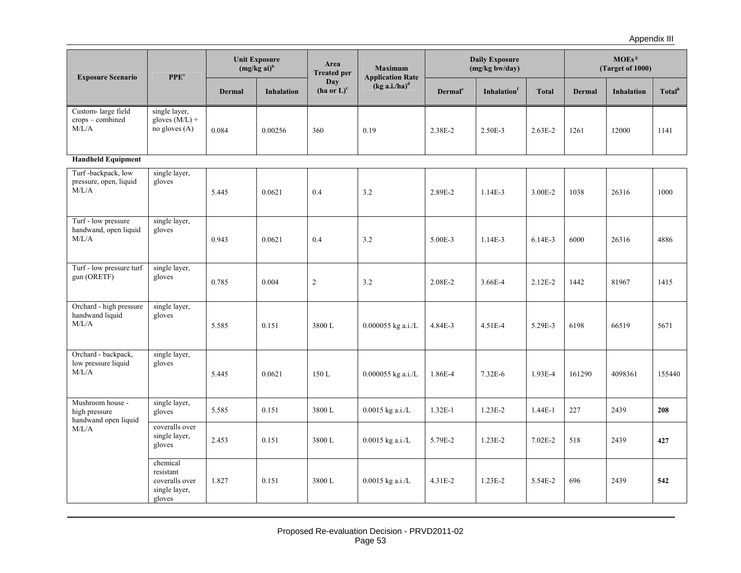| Exposure Scenario | PPE[a] | Unit Exposure (mg/kg ai)[b] | | Area Treated per Day (ha or L)[c] | Maximum Application Rate (kg a.i./ha)[d] | Daily Exposure (mg/kg bw/day) | | | MOEs[g] (Target of 1000) | | |
|---|---|---|---|---|---|---|---|---|---|---|---|
| | | Dermal | Inhalation | | | Dermal[e] | Inhalation[f] | Total | Dermal | Inhalation | Total[h] |
| Custom- large field crops – combined M/L/A | single layer, gloves (M/L) + no gloves (A) | 0.084 | 0.00256 | 360 | 0.19 | 2.38E-2 | 2.50E-3 | 2.63E-2 | 1261 | 12000 | 1141 |
| **Handheld Equipment** | | | | | | | | | | | |
| Turf -backpack, low pressure, open, liquid M/L/A | single layer, gloves | 5.445 | 0.0621 | 0.4 | 3.2 | 2.89E-2 | 1.14E-3 | 3.00E-2 | 1038 | 26316 | 1000 |
| Turf - low pressure handwand, open liquid M/L/A | single layer, gloves | 0.943 | 0.0621 | 0.4 | 3.2 | 5.00E-3 | 1.14E-3 | 6.14E-3 | 6000 | 26316 | 4886 |
| Turf - low pressure turf gun (ORETF) | single layer, gloves | 0.785 | 0.004 | 2 | 3.2 | 2.08E-2 | 3.66E-4 | 2.12E-2 | 1442 | 81967 | 1415 |
| Orchard - high pressure handwand liquid M/L/A | single layer, gloves | 5.585 | 0.151 | 3800 L | 0.000055 kg a.i./L | 4.84E-3 | 4.51E-4 | 5.29E-3 | 6198 | 66519 | 5671 |
| Orchard - backpack, low pressure liquid M/L/A | single layer, gloves | 5.445 | 0.0621 | 150 L | 0.000055 kg a.i./L | 1.86E-4 | 7.32E-6 | 1.93E-4 | 161290 | 4098361 | 155440 |
| Mushroom house - high pressure handwand open liquid M/L/A | single layer, gloves | 5.585 | 0.151 | 3800 L | 0.0015 kg a.i./L | 1.32E-1 | 1.23E-2 | 1.44E-1 | 227 | 2439 | **208** |
| | coveralls over single layer, gloves | 2.453 | 0.151 | 3800 L | 0.0015 kg a.i./L | 5.79E-2 | 1.23E-2 | 7.02E-2 | 518 | 2439 | **427** |
| | chemical resistant coveralls over single layer, gloves | 1.827 | 0.151 | 3800 L | 0.0015 kg a.i./L | 4.31E-2 | 1.23E-2 | 5.54E-2 | 696 | 2439 | **542** |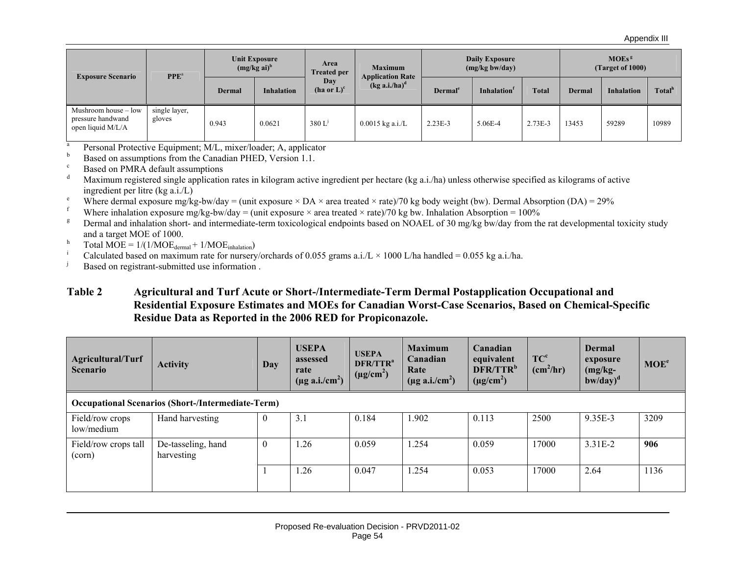| Exposure Scenario | PPE[a] | Unit Exposure (mg/kg ai)[b] | | Area Treated per Day (ha or L)[c] | Maximum Application Rate (kg a.i./ha)[d] | Daily Exposure (mg/kg bw/day) | | | MOEs[g] (Target of 1000) | | |
|---|---|---|---|---|---|---|---|---|---|---|---|
| | | Dermal | Inhalation | | | Dermal[e] | Inhalation[f] | Total | Dermal | Inhalation | Total[h] |
| Mushroom house – low pressure handwand open liquid M/L/A | single layer, gloves | 0.943 | 0.0621 | 380 L[j] | 0.0015 kg a.i./L | 2.23E-3 | 5.06E-4 | 2.73E-3 | 13453 | 59289 | 10989 |

[a] Personal Protective Equipment; M/L, mixer/loader; A, applicator

[b] Based on assumptions from the Canadian PHED, Version 1.1.

[c] Based on PMRA default assumptions

[d] Maximum registered single application rates in kilogram active ingredient per hectare (kg a.i./ha) unless otherwise specified as kilograms of active ingredient per litre (kg a.i./L)

[e] Where dermal exposure mg/kg-bw/day = (unit exposure × DA × area treated × rate)/70 kg body weight (bw). Dermal Absorption (DA) = 29%

[f] Where inhalation exposure mg/kg-bw/day = (unit exposure × area treated × rate)/70 kg bw. Inhalation Absorption = 100%

[g] Dermal and inhalation short- and intermediate-term toxicological endpoints based on NOAEL of 30 mg/kg bw/day from the rat developmental toxicity study and a target MOE of 1000.

[h] Total MOE = $1/(1/MOE_{dermal} + 1/MOE_{inhalation})$

[i] Calculated based on maximum rate for nursery/orchards of 0.055 grams a.i./L × 1000 L/ha handled = 0.055 kg a.i./ha.

[j] Based on registrant-submitted use information .

## Table 2 Agricultural and Turf Acute or Short-/Intermediate-Term Dermal Postapplication Occupational and Residential Exposure Estimates and MOEs for Canadian Worst-Case Scenarios, Based on Chemical-Specific Residue Data as Reported in the 2006 RED for Propiconazole.

| Agricultural/Turf Scenario | Activity | Day | USEPA assessed rate (µg a.i./cm²) | USEPA DFR/TTR[a] (µg/cm²) | Maximum Canadian Rate (µg a.i./cm²) | Canadian equivalent DFR/TTR[b] (µg/cm²) | TC[c] (cm²/hr) | Dermal exposure (mg/kg-bw/day)[d] | MOE[e] |
|---|---|---|---|---|---|---|---|---|---|
| **Occupational Scenarios (Short-/Intermediate-Term)** | | | | | | | | | |
| Field/row crops low/medium | Hand harvesting | 0 | 3.1 | 0.184 | 1.902 | 0.113 | 2500 | 9.35E-3 | 3209 |
| Field/row crops tall (corn) | De-tasseling, hand harvesting | 0 | 1.26 | 0.059 | 1.254 | 0.059 | 17000 | 3.31E-2 | **906** |
| | | 1 | 1.26 | 0.047 | 1.254 | 0.053 | 17000 | 2.64 | 1136 |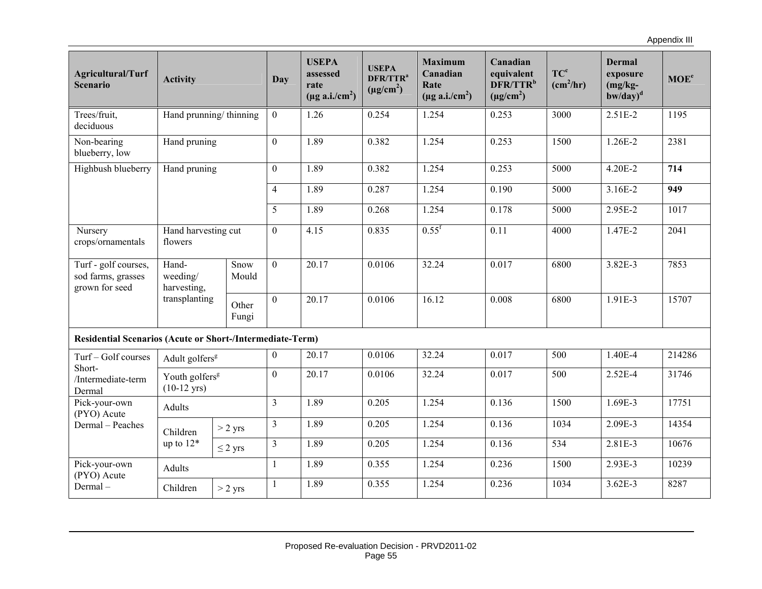| Agricultural/Turf Scenario | Activity | | Day | USEPA assessed rate (µg a.i./cm$^2$) | USEPA DFR/TTR[a] (µg/cm$^2$) | Maximum Canadian Rate (µg a.i./cm$^2$) | Canadian equivalent DFR/TTR[b] (µg/cm$^2$) | TC[c] (cm$^2$/hr) | Dermal exposure (mg/kg-bw/day)[d] | MOE[e] |
|---|---|---|---|---|---|---|---|---|---|---|
| Trees/fruit, deciduous | Hand prunning/ thinning | | 0 | 1.26 | 0.254 | 1.254 | 0.253 | 3000 | 2.51E-2 | 1195 |
| Non-bearing blueberry, low | Hand pruning | | 0 | 1.89 | 0.382 | 1.254 | 0.253 | 1500 | 1.26E-2 | 2381 |
| Highbush blueberry | Hand pruning | | 0 | 1.89 | 0.382 | 1.254 | 0.253 | 5000 | 4.20E-2 | **714** |
| | | | 4 | 1.89 | 0.287 | 1.254 | 0.190 | 5000 | 3.16E-2 | **949** |
| | | | 5 | 1.89 | 0.268 | 1.254 | 0.178 | 5000 | 2.95E-2 | 1017 |
| Nursery crops/ornamentals | Hand harvesting cut flowers | | 0 | 4.15 | 0.835 | 0.55[f] | 0.11 | 4000 | 1.47E-2 | 2041 |
| Turf - golf courses, sod farms, grasses grown for seed | Hand-weeding/ harvesting, transplanting | Snow Mould | 0 | 20.17 | 0.0106 | 32.24 | 0.017 | 6800 | 3.82E-3 | 7853 |
| | | Other Fungi | 0 | 20.17 | 0.0106 | 16.12 | 0.008 | 6800 | 1.91E-3 | 15707 |
| **Residential Scenarios (Acute or Short-/Intermediate-Term)** | | | | | | | | | | |
| Turf – Golf courses Short-/Intermediate-term Dermal | Adult golfers[g] | | 0 | 20.17 | 0.0106 | 32.24 | 0.017 | 500 | 1.40E-4 | 214286 |
| | Youth golfers[g] (10-12 yrs) | | 0 | 20.17 | 0.0106 | 32.24 | 0.017 | 500 | 2.52E-4 | 31746 |
| Pick-your-own (PYO) Acute Dermal – Peaches | Adults | | 3 | 1.89 | 0.205 | 1.254 | 0.136 | 1500 | 1.69E-3 | 17751 |
| | Children up to 12* | > 2 yrs | 3 | 1.89 | 0.205 | 1.254 | 0.136 | 1034 | 2.09E-3 | 14354 |
| | | ≤ 2 yrs | 3 | 1.89 | 0.205 | 1.254 | 0.136 | 534 | 2.81E-3 | 10676 |
| Pick-your-own (PYO) Acute Dermal – | Adults | | 1 | 1.89 | 0.355 | 1.254 | 0.236 | 1500 | 2.93E-3 | 10239 |
| | Children | > 2 yrs | 1 | 1.89 | 0.355 | 1.254 | 0.236 | 1034 | 3.62E-3 | 8287 |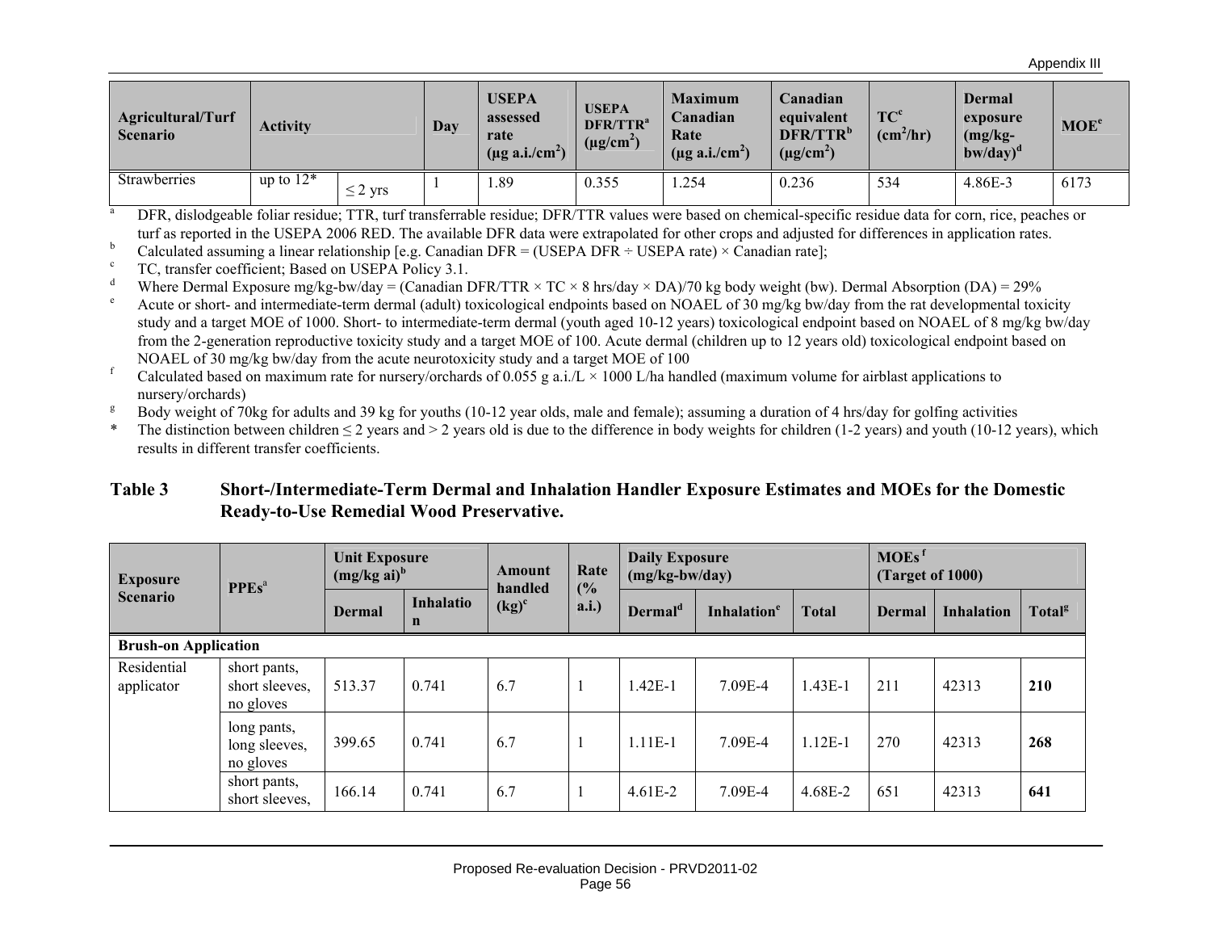| Agricultural/Turf Scenario | Activity | | Day | USEPA assessed rate (µg a.i./cm²) | USEPA DFR/TTR[a] (µg/cm²) | Maximum Canadian Rate (µg a.i./cm²) | Canadian equivalent DFR/TTR[b] (µg/cm²) | TC[c] (cm²/hr) | Dermal exposure (mg/kg-bw/day)[d] | MOE[e] |
|---|---|---|---|---|---|---|---|---|---|---|
| Strawberries | up to 12* | ≤ 2 yrs | 1 | 1.89 | 0.355 | 1.254 | 0.236 | 534 | 4.86E-3 | 6173 |

[a] DFR, dislodgeable foliar residue; TTR, turf transferrable residue; DFR/TTR values were based on chemical-specific residue data for corn, rice, peaches or turf as reported in the USEPA 2006 RED. The available DFR data were extrapolated for other crops and adjusted for differences in application rates.

[b] Calculated assuming a linear relationship [e.g. Canadian DFR = (USEPA DFR ÷ USEPA rate) × Canadian rate];

[c] TC, transfer coefficient; Based on USEPA Policy 3.1.

[d] Where Dermal Exposure mg/kg-bw/day = (Canadian DFR/TTR × TC × 8 hrs/day × DA)/70 kg body weight (bw). Dermal Absorption (DA) = 29%

[e] Acute or short- and intermediate-term dermal (adult) toxicological endpoints based on NOAEL of 30 mg/kg bw/day from the rat developmental toxicity study and a target MOE of 1000. Short- to intermediate-term dermal (youth aged 10-12 years) toxicological endpoint based on NOAEL of 8 mg/kg bw/day from the 2-generation reproductive toxicity study and a target MOE of 100. Acute dermal (children up to 12 years old) toxicological endpoint based on NOAEL of 30 mg/kg bw/day from the acute neurotoxicity study and a target MOE of 100

[f] Calculated based on maximum rate for nursery/orchards of 0.055 g a.i./L × 1000 L/ha handled (maximum volume for airblast applications to nursery/orchards)

[g] Body weight of 70kg for adults and 39 kg for youths (10-12 year olds, male and female); assuming a duration of 4 hrs/day for golfing activities

\* The distinction between children ≤ 2 years and > 2 years old is due to the difference in body weights for children (1-2 years) and youth (10-12 years), which results in different transfer coefficients.

**Table 3 Short-/Intermediate-Term Dermal and Inhalation Handler Exposure Estimates and MOEs for the Domestic Ready-to-Use Remedial Wood Preservative.**

| Exposure Scenario | PPEs[a] | Unit Exposure (mg/kg ai)[b] | | Amount handled (kg)[c] | Rate (% a.i.) | Daily Exposure (mg/kg-bw/day) | | | MOEs[f] (Target of 1000) | | |
|---|---|---|---|---|---|---|---|---|---|---|---|
| | | Dermal | Inhalation | | | Dermal[d] | Inhalation[e] | Total | Dermal | Inhalation | Total[g] |
| **Brush-on Application** | | | | | | | | | | | |
| Residential applicator | short pants, short sleeves, no gloves | 513.37 | 0.741 | 6.7 | 1 | 1.42E-1 | 7.09E-4 | 1.43E-1 | 211 | 42313 | **210** |
| | long pants, long sleeves, no gloves | 399.65 | 0.741 | 6.7 | 1 | 1.11E-1 | 7.09E-4 | 1.12E-1 | 270 | 42313 | **268** |
| | short pants, short sleeves, | 166.14 | 0.741 | 6.7 | 1 | 4.61E-2 | 7.09E-4 | 4.68E-2 | 651 | 42313 | **641** |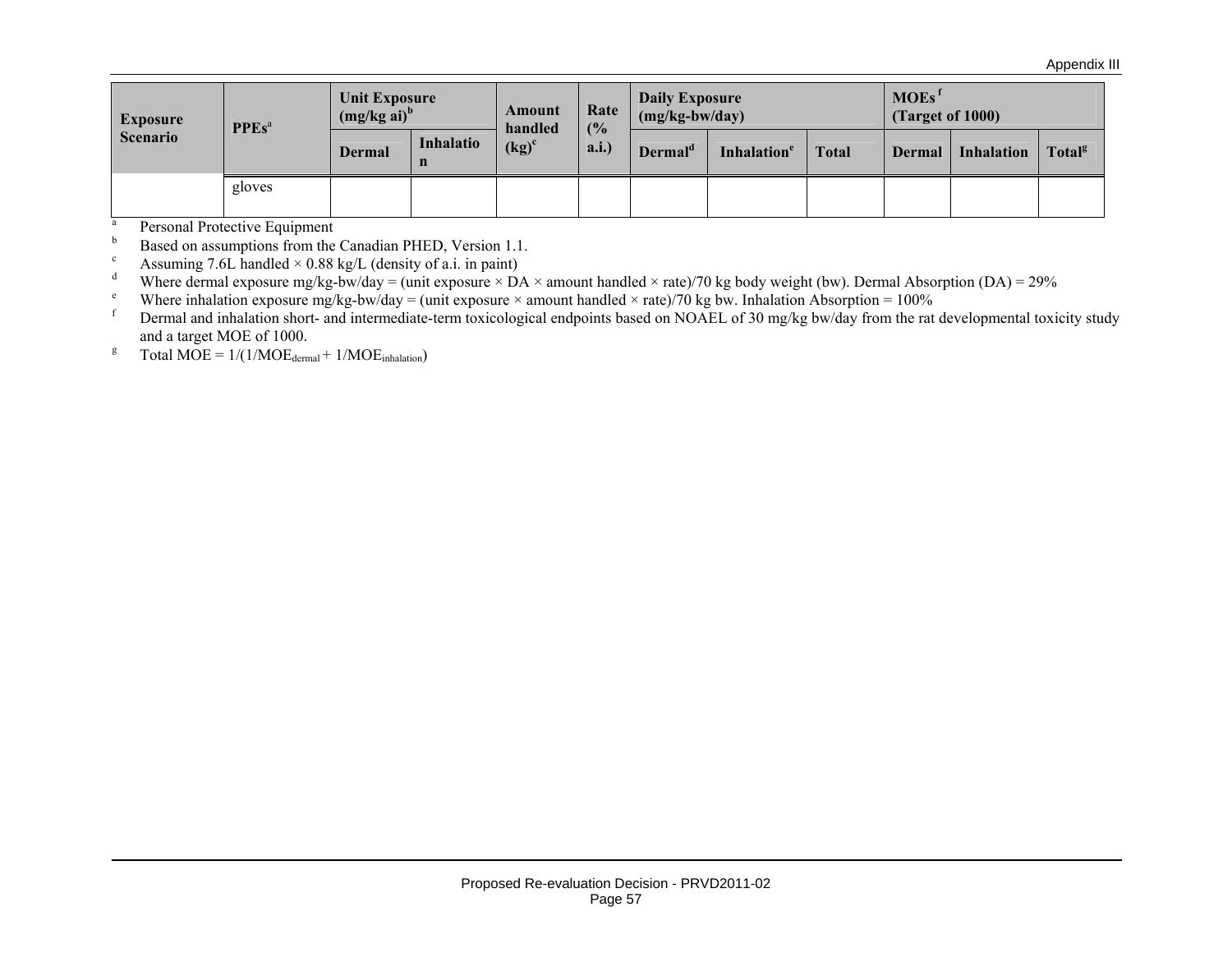| Exposure Scenario | PPEs[a] | Unit Exposure (mg/kg ai)[b] | | Amount handled (kg)[c] | Rate (% a.i.) | Daily Exposure (mg/kg-bw/day) | | | MOEs[f] (Target of 1000) | | |
|---|---|---|---|---|---|---|---|---|---|---|---|
| | | Dermal | Inhalation | | | Dermal[d] | Inhalation[e] | Total | Dermal | Inhalation | Total[g] |
| | gloves | | | | | | | | | | |

[a] Personal Protective Equipment

[b] Based on assumptions from the Canadian PHED, Version 1.1.

[c] Assuming 7.6L handled × 0.88 kg/L (density of a.i. in paint)

[d] Where dermal exposure mg/kg-bw/day = (unit exposure × DA × amount handled × rate)/70 kg body weight (bw). Dermal Absorption (DA) = 29%

[e] Where inhalation exposure mg/kg-bw/day = (unit exposure × amount handled × rate)/70 kg bw. Inhalation Absorption = 100%

[f] Dermal and inhalation short- and intermediate-term toxicological endpoints based on NOAEL of 30 mg/kg bw/day from the rat developmental toxicity study and a target MOE of 1000.

[g] Total MOE = $1/(1/MOE_{dermal} + 1/MOE_{inhalation})$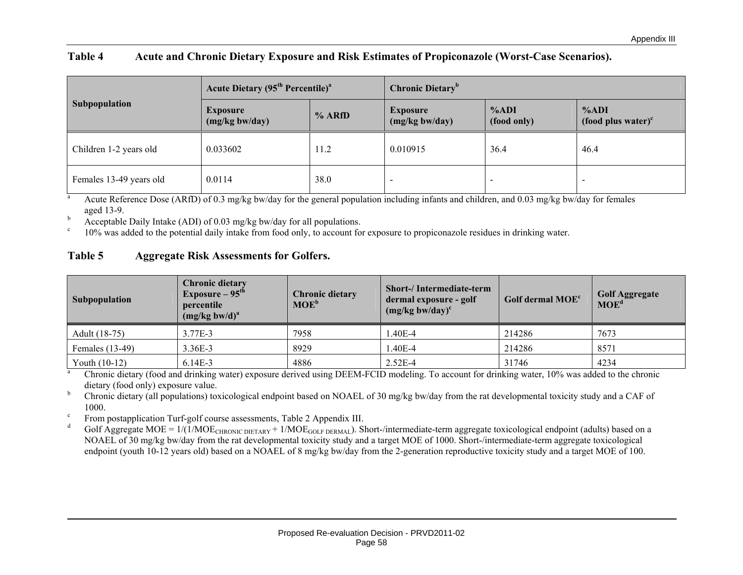**Table 4 Acute and Chronic Dietary Exposure and Risk Estimates of Propiconazole (Worst-Case Scenarios).**

| Subpopulation | Acute Dietary (95th Percentile)[a] | | Chronic Dietary[b] | | |
|---|---|---|---|---|---|
| | Exposure (mg/kg bw/day) | % ARfD | Exposure (mg/kg bw/day) | %ADI (food only) | %ADI (food plus water)[c] |
| Children 1-2 years old | 0.033602 | 11.2 | 0.010915 | 36.4 | 46.4 |
| Females 13-49 years old | 0.0114 | 38.0 | - | - | - |

[a] Acute Reference Dose (ARfD) of 0.3 mg/kg bw/day for the general population including infants and children, and 0.03 mg/kg bw/day for females aged 13-9.

[b] Acceptable Daily Intake (ADI) of 0.03 mg/kg bw/day for all populations.

[c] 10% was added to the potential daily intake from food only, to account for exposure to propiconazole residues in drinking water.

**Table 5 Aggregate Risk Assessments for Golfers.**

| Subpopulation | Chronic dietary Exposure – 95th percentile (mg/kg bw/d)[a] | Chronic dietary MOE[b] | Short-/ Intermediate-term dermal exposure - golf (mg/kg bw/day)[c] | Golf dermal MOE[c] | Golf Aggregate MOE[d] |
|---|---|---|---|---|---|
| Adult (18-75) | 3.77E-3 | 7958 | 1.40E-4 | 214286 | 7673 |
| Females (13-49) | 3.36E-3 | 8929 | 1.40E-4 | 214286 | 8571 |
| Youth (10-12) | 6.14E-3 | 4886 | 2.52E-4 | 31746 | 4234 |

[a] Chronic dietary (food and drinking water) exposure derived using DEEM-FCID modeling. To account for drinking water, 10% was added to the chronic dietary (food only) exposure value.

[b] Chronic dietary (all populations) toxicological endpoint based on NOAEL of 30 mg/kg bw/day from the rat developmental toxicity study and a CAF of 1000.

[c] From postapplication Turf-golf course assessments, Table 2 Appendix III.

[d] Golf Aggregate MOE = $1/(1/MOE_{CHRONIC\ DIETARY} + 1/MOE_{GOLF\ DERMAL})$. Short-/intermediate-term aggregate toxicological endpoint (adults) based on a NOAEL of 30 mg/kg bw/day from the rat developmental toxicity study and a target MOE of 1000. Short-/intermediate-term aggregate toxicological endpoint (youth 10-12 years old) based on a NOAEL of 8 mg/kg bw/day from the 2-generation reproductive toxicity study and a target MOE of 100.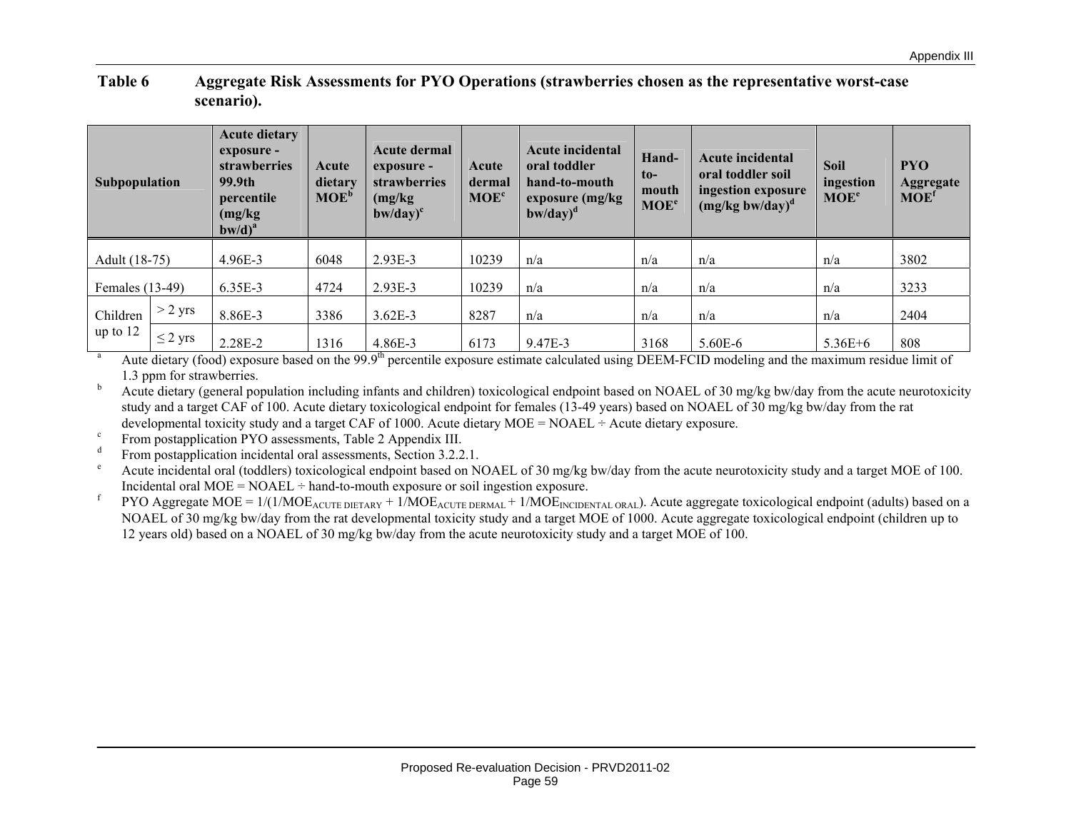**Table 6 Aggregate Risk Assessments for PYO Operations (strawberries chosen as the representative worst-case scenario).**

| Subpopulation | | Acute dietary exposure - strawberries 99.9th percentile (mg/kg bw/d)[a] | Acute dietary MOE[b] | Acute dermal exposure - strawberries (mg/kg bw/day)[c] | Acute dermal MOE[c] | Acute incidental oral toddler hand-to-mouth exposure (mg/kg bw/day)[d] | Hand-to-mouth MOE[e] | Acute incidental oral toddler soil ingestion exposure (mg/kg bw/day)[d] | Soil ingestion MOE[e] | PYO Aggregate MOE[f] |
|---|---|---|---|---|---|---|---|---|---|---|
| Adult (18-75) | | 4.96E-3 | 6048 | 2.93E-3 | 10239 | n/a | n/a | n/a | n/a | 3802 |
| Females (13-49) | | 6.35E-3 | 4724 | 2.93E-3 | 10239 | n/a | n/a | n/a | n/a | 3233 |
| Children up to 12 | > 2 yrs | 8.86E-3 | 3386 | 3.62E-3 | 8287 | n/a | n/a | n/a | n/a | 2404 |
| | ≤ 2 yrs | 2.28E-2 | 1316 | 4.86E-3 | 6173 | 9.47E-3 | 3168 | 5.60E-6 | 5.36E+6 | 808 |

[a] Aute dietary (food) exposure based on the 99.9[th] percentile exposure estimate calculated using DEEM-FCID modeling and the maximum residue limit of 1.3 ppm for strawberries.

[b] Acute dietary (general population including infants and children) toxicological endpoint based on NOAEL of 30 mg/kg bw/day from the acute neurotoxicity study and a target CAF of 100. Acute dietary toxicological endpoint for females (13-49 years) based on NOAEL of 30 mg/kg bw/day from the rat developmental toxicity study and a target CAF of 1000. Acute dietary MOE = NOAEL ÷ Acute dietary exposure.

[c] From postapplication PYO assessments, Table 2 Appendix III.

[d] From postapplication incidental oral assessments, Section 3.2.2.1.

[e] Acute incidental oral (toddlers) toxicological endpoint based on NOAEL of 30 mg/kg bw/day from the acute neurotoxicity study and a target MOE of 100. Incidental oral MOE = NOAEL ÷ hand-to-mouth exposure or soil ingestion exposure.

[f] PYO Aggregate MOE = $1/(1/MOE_{ACUTE\ DIETARY} + 1/MOE_{ACUTE\ DERMAL} + 1/MOE_{INCIDENTAL\ ORAL})$. Acute aggregate toxicological endpoint (adults) based on a NOAEL of 30 mg/kg bw/day from the rat developmental toxicity study and a target MOE of 1000. Acute aggregate toxicological endpoint (children up to 12 years old) based on a NOAEL of 30 mg/kg bw/day from the acute neurotoxicity study and a target MOE of 100.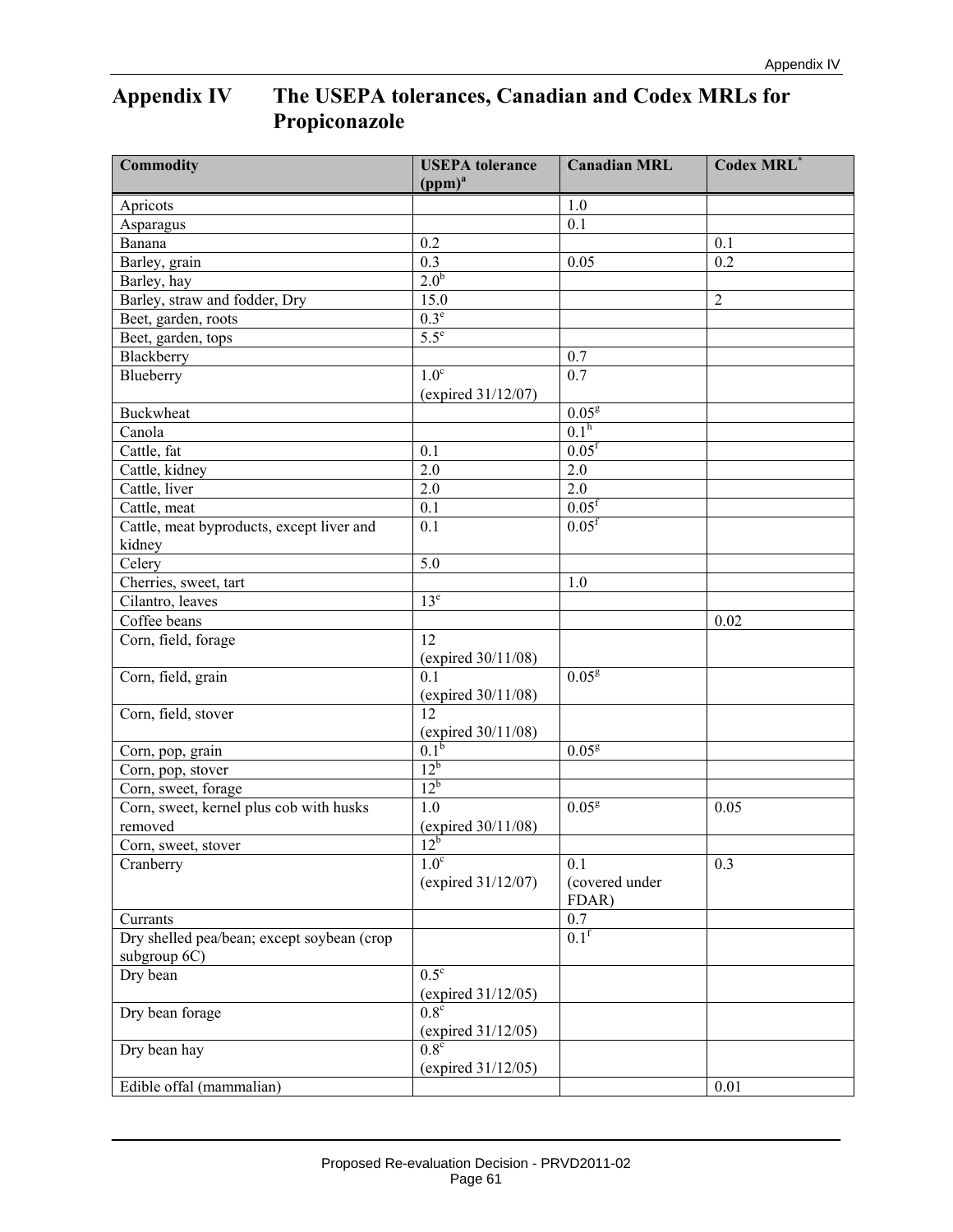# Appendix IV The USEPA tolerances, Canadian and Codex MRLs for Propiconazole

| Commodity | USEPA tolerance (ppm)[a] | Canadian MRL | Codex MRL[*] |
|---|---|---|---|
| Apricots | | 1.0 | |
| Asparagus | | 0.1 | |
| Banana | 0.2 | | 0.1 |
| Barley, grain | 0.3 | 0.05 | 0.2 |
| Barley, hay | 2.0[b] | | |
| Barley, straw and fodder, Dry | 15.0 | | 2 |
| Beet, garden, roots | 0.3[e] | | |
| Beet, garden, tops | 5.5[e] | | |
| Blackberry | | 0.7 | |
| Blueberry | 1.0[c] (expired 31/12/07) | 0.7 | |
| Buckwheat | | 0.05[g] | |
| Canola | | 0.1[h] | |
| Cattle, fat | 0.1 | 0.05[f] | |
| Cattle, kidney | 2.0 | 2.0 | |
| Cattle, liver | 2.0 | 2.0 | |
| Cattle, meat | 0.1 | 0.05[f] | |
| Cattle, meat byproducts, except liver and kidney | 0.1 | 0.05[f] | |
| Celery | 5.0 | | |
| Cherries, sweet, tart | | 1.0 | |
| Cilantro, leaves | 13[e] | | |
| Coffee beans | | | 0.02 |
| Corn, field, forage | 12 (expired 30/11/08) | | |
| Corn, field, grain | 0.1 (expired 30/11/08) | 0.05[g] | |
| Corn, field, stover | 12 (expired 30/11/08) | | |
| Corn, pop, grain | 0.1[b] | 0.05[g] | |
| Corn, pop, stover | 12[b] | | |
| Corn, sweet, forage | 12[b] | | |
| Corn, sweet, kernel plus cob with husks removed | 1.0 (expired 30/11/08) | 0.05[g] | 0.05 |
| Corn, sweet, stover | 12[b] | | |
| Cranberry | 1.0[c] (expired 31/12/07) | 0.1 (covered under FDAR) | 0.3 |
| Currants | | 0.7 | |
| Dry shelled pea/bean; except soybean (crop subgroup 6C) | | 0.1[f] | |
| Dry bean | 0.5[c] (expired 31/12/05) | | |
| Dry bean forage | 0.8[c] (expired 31/12/05) | | |
| Dry bean hay | 0.8[c] (expired 31/12/05) | | |
| Edible offal (mammalian) | | | 0.01 |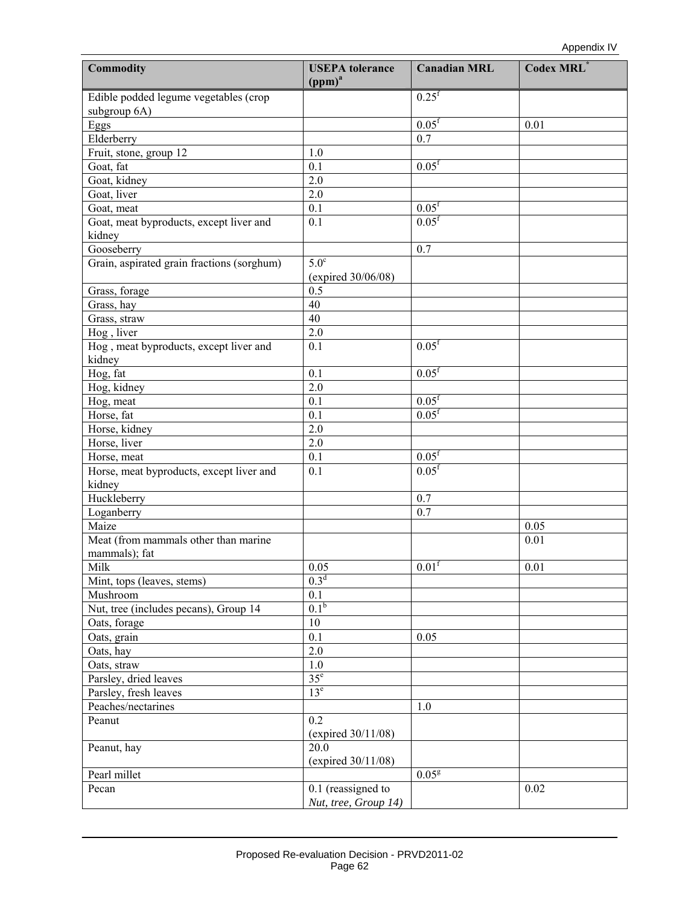| Commodity | USEPA tolerance (ppm)[a] | Canadian MRL | Codex MRL[*] |
|---|---|---|---|
| Edible podded legume vegetables (crop subgroup 6A) | | 0.25[f] | |
| Eggs | | 0.05[f] | 0.01 |
| Elderberry | | 0.7 | |
| Fruit, stone, group 12 | 1.0 | | |
| Goat, fat | 0.1 | 0.05[f] | |
| Goat, kidney | 2.0 | | |
| Goat, liver | 2.0 | | |
| Goat, meat | 0.1 | 0.05[f] | |
| Goat, meat byproducts, except liver and kidney | 0.1 | 0.05[f] | |
| Gooseberry | | 0.7 | |
| Grain, aspirated grain fractions (sorghum) | 5.0[c] (expired 30/06/08) | | |
| Grass, forage | 0.5 | | |
| Grass, hay | 40 | | |
| Grass, straw | 40 | | |
| Hog , liver | 2.0 | | |
| Hog , meat byproducts, except liver and kidney | 0.1 | 0.05[f] | |
| Hog, fat | 0.1 | 0.05[f] | |
| Hog, kidney | 2.0 | | |
| Hog, meat | 0.1 | 0.05[f] | |
| Horse, fat | 0.1 | 0.05[f] | |
| Horse, kidney | 2.0 | | |
| Horse, liver | 2.0 | | |
| Horse, meat | 0.1 | 0.05[f] | |
| Horse, meat byproducts, except liver and kidney | 0.1 | 0.05[f] | |
| Huckleberry | | 0.7 | |
| Loganberry | | 0.7 | |
| Maize | | | 0.05 |
| Meat (from mammals other than marine mammals); fat | | | 0.01 |
| Milk | 0.05 | 0.01[f] | 0.01 |
| Mint, tops (leaves, stems) | 0.3[d] | | |
| Mushroom | 0.1 | | |
| Nut, tree (includes pecans), Group 14 | 0.1[b] | | |
| Oats, forage | 10 | | |
| Oats, grain | 0.1 | 0.05 | |
| Oats, hay | 2.0 | | |
| Oats, straw | 1.0 | | |
| Parsley, dried leaves | 35[e] | | |
| Parsley, fresh leaves | 13[e] | | |
| Peaches/nectarines | | 1.0 | |
| Peanut | 0.2 (expired 30/11/08) | | |
| Peanut, hay | 20.0 (expired 30/11/08) | | |
| Pearl millet | | 0.05[g] | |
| Pecan | 0.1 (reassigned to *Nut, tree, Group 14)* | | 0.02 |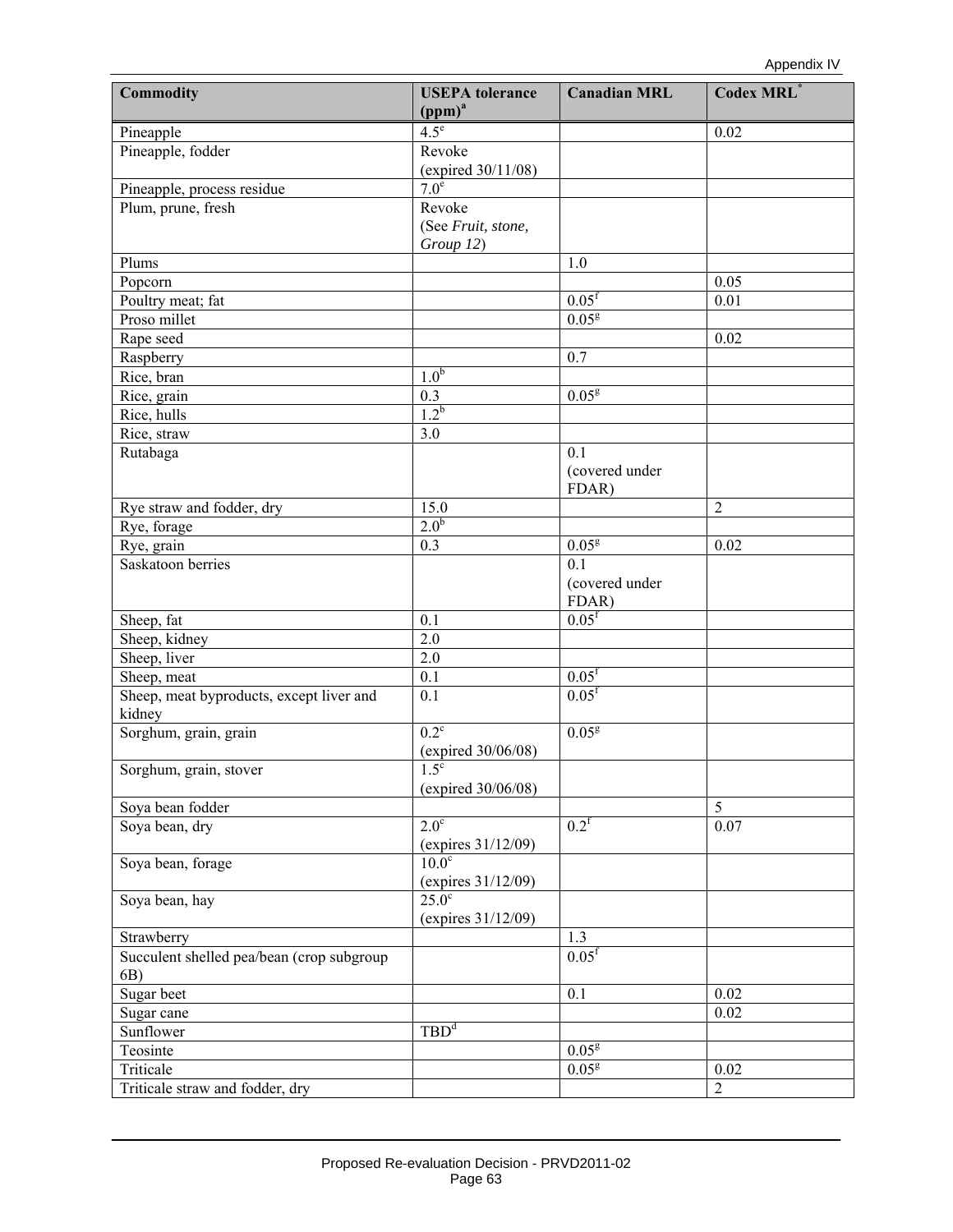| Commodity | USEPA tolerance (ppm)[a] | Canadian MRL | Codex MRL[*] |
|---|---|---|---|
| Pineapple | 4.5[e] | | 0.02 |
| Pineapple, fodder | Revoke (expired 30/11/08) | | |
| Pineapple, process residue | 7.0[e] | | |
| Plum, prune, fresh | Revoke (See *Fruit, stone, Group 12*) | | |
| Plums | | 1.0 | |
| Popcorn | | | 0.05 |
| Poultry meat; fat | | 0.05[f] | 0.01 |
| Proso millet | | 0.05[g] | |
| Rape seed | | | 0.02 |
| Raspberry | | 0.7 | |
| Rice, bran | 1.0[b] | | |
| Rice, grain | 0.3 | 0.05[g] | |
| Rice, hulls | 1.2[b] | | |
| Rice, straw | 3.0 | | |
| Rutabaga | | 0.1 (covered under FDAR) | |
| Rye straw and fodder, dry | 15.0 | | 2 |
| Rye, forage | 2.0[b] | | |
| Rye, grain | 0.3 | 0.05[g] | 0.02 |
| Saskatoon berries | | 0.1 (covered under FDAR) | |
| Sheep, fat | 0.1 | 0.05[f] | |
| Sheep, kidney | 2.0 | | |
| Sheep, liver | 2.0 | | |
| Sheep, meat | 0.1 | 0.05[f] | |
| Sheep, meat byproducts, except liver and kidney | 0.1 | 0.05[f] | |
| Sorghum, grain, grain | 0.2[c] (expired 30/06/08) | 0.05[g] | |
| Sorghum, grain, stover | 1.5[c] (expired 30/06/08) | | |
| Soya bean fodder | | | 5 |
| Soya bean, dry | 2.0[c] (expires 31/12/09) | 0.2[f] | 0.07 |
| Soya bean, forage | 10.0[c] (expires 31/12/09) | | |
| Soya bean, hay | 25.0[c] (expires 31/12/09) | | |
| Strawberry | | 1.3 | |
| Succulent shelled pea/bean (crop subgroup 6B) | | 0.05[f] | |
| Sugar beet | | 0.1 | 0.02 |
| Sugar cane | | | 0.02 |
| Sunflower | TBD[d] | | |
| Teosinte | | 0.05[g] | |
| Triticale | | 0.05[g] | 0.02 |
| Triticale straw and fodder, dry | | | 2 |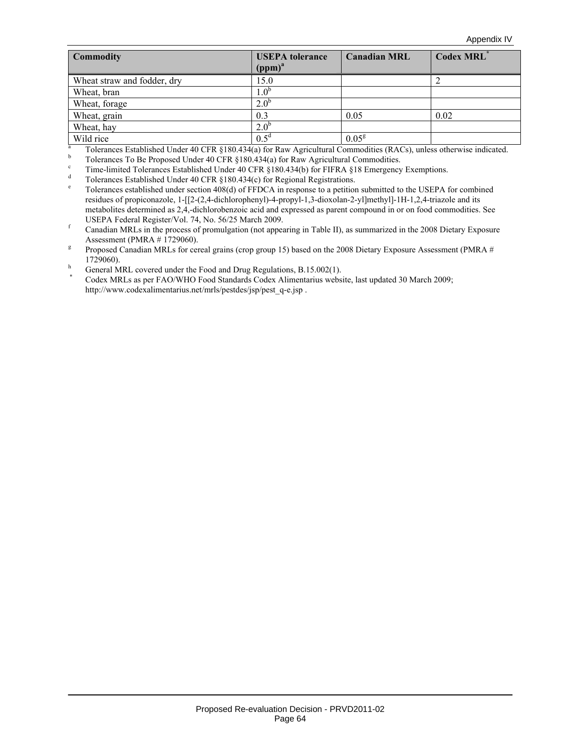| Commodity | USEPA tolerance (ppm)[a] | Canadian MRL | Codex MRL[*] |
|---|---|---|---|
| Wheat straw and fodder, dry | 15.0 | | 2 |
| Wheat, bran | 1.0[b] | | |
| Wheat, forage | 2.0[b] | | |
| Wheat, grain | 0.3 | 0.05 | 0.02 |
| Wheat, hay | 2.0[b] | | |
| Wild rice | 0.5[d] | 0.05[g] | |

[a] Tolerances Established Under 40 CFR §180.434(a) for Raw Agricultural Commodities (RACs), unless otherwise indicated.

[b] Tolerances To Be Proposed Under 40 CFR §180.434(a) for Raw Agricultural Commodities.

[c] Time-limited Tolerances Established Under 40 CFR §180.434(b) for FIFRA §18 Emergency Exemptions.

[d] Tolerances Established Under 40 CFR §180.434(c) for Regional Registrations.

[e] Tolerances established under section 408(d) of FFDCA in response to a petition submitted to the USEPA for combined residues of propiconazole, 1-[[2-(2,4-dichlorophenyl)-4-propyl-1,3-dioxolan-2-yl]methyl]-1H-1,2,4-triazole and its metabolites determined as 2,4,-dichlorobenzoic acid and expressed as parent compound in or on food commodities. See USEPA Federal Register/Vol. 74, No. 56/25 March 2009.

[f] Canadian MRLs in the process of promulgation (not appearing in Table II), as summarized in the 2008 Dietary Exposure Assessment (PMRA # 1729060).

[g] Proposed Canadian MRLs for cereal grains (crop group 15) based on the 2008 Dietary Exposure Assessment (PMRA # 1729060).

[h] General MRL covered under the Food and Drug Regulations, B.15.002(1).

[*] Codex MRLs as per FAO/WHO Food Standards Codex Alimentarius website, last updated 30 March 2009; http://www.codexalimentarius.net/mrls/pestdes/jsp/pest_q-e.jsp .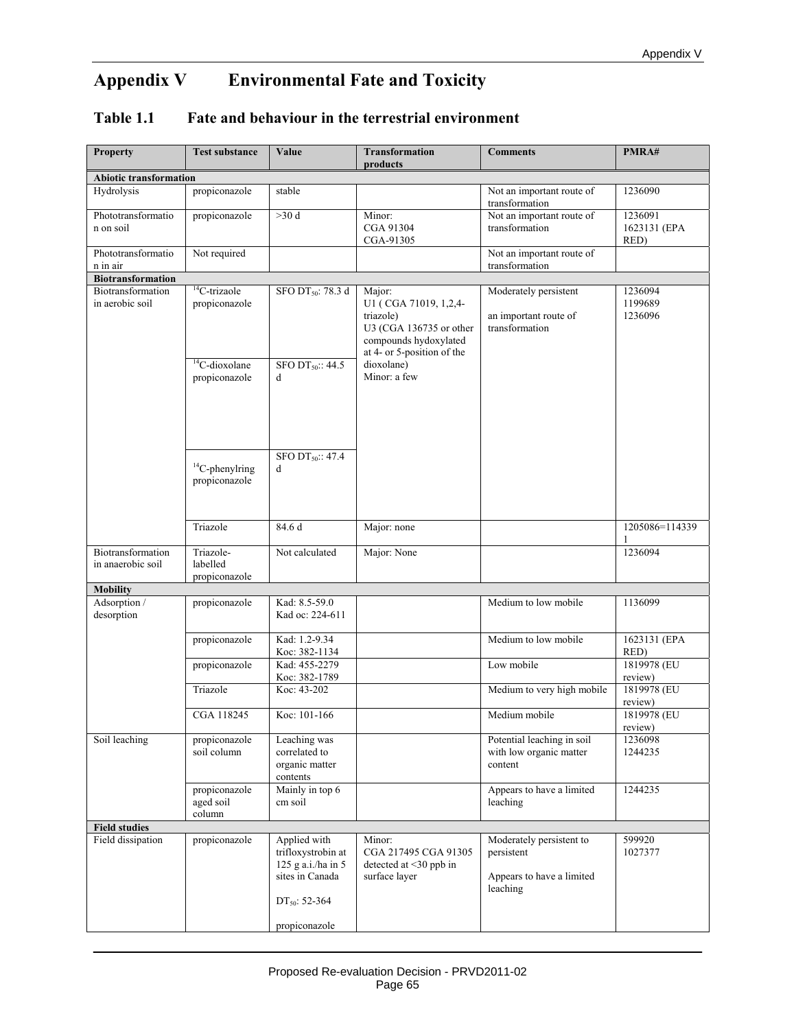# Appendix V Environmental Fate and Toxicity

## Table 1.1 Fate and behaviour in the terrestrial environment

| Property | Test substance | Value | Transformation products | Comments | PMRA# |
|---|---|---|---|---|---|
| **Abiotic transformation** | | | | | |
| Hydrolysis | propiconazole | stable | | Not an important route of transformation | 1236090 |
| Phototransformation on soil | propiconazole | >30 d | Minor: CGA 91304 CGA-91305 | Not an important route of transformation | 1236091 1623131 (EPA RED) |
| Phototransformation in air | Not required | | | Not an important route of transformation | |
| **Biotransformation** | | | | | |
| Biotransformation in aerobic soil | $^{14}$C-trizaole propiconazole | SFO $DT_{50}$: 78.3 d | Major: U1 ( CGA 71019, 1,2,4-triazole) U3 (CGA 136735 or other compounds hydoxylated at 4- or 5-position of the dioxolane) Minor: a few | Moderately persistent<br><br>an important route of transformation | 1236094 1199689 1236096 |
| | $^{14}$C-dioxolane propiconazole | SFO $DT_{50}$:: 44.5 d | | | |
| | $^{14}$C-phenylring propiconazole | SFO $DT_{50}$:: 47.4 d | | | |
| | Triazole | 84.6 d | Major: none | | 1205086=1143391 |
| Biotransformation in anaerobic soil | Triazole-labelled propiconazole | Not calculated | Major: None | | 1236094 |
| **Mobility** | | | | | |
| Adsorption / desorption | propiconazole | Kad: 8.5-59.0 Kad oc: 224-611 | | Medium to low mobile | 1136099 |
| | propiconazole | Kad: 1.2-9.34 Koc: 382-1134 | | Medium to low mobile | 1623131 (EPA RED) |
| | propiconazole | Kad: 455-2279 Koc: 382-1789 | | Low mobile | 1819978 (EU review) |
| | Triazole | Koc: 43-202 | | Medium to very high mobile | 1819978 (EU review) |
| | CGA 118245 | Koc: 101-166 | | Medium mobile | 1819978 (EU review) |
| Soil leaching | propiconazole soil column | Leaching was correlated to organic matter contents | | Potential leaching in soil with low organic matter content | 1236098 1244235 |
| | propiconazole aged soil column | Mainly in top 6 cm soil | | Appears to have a limited leaching | 1244235 |
| **Field studies** | | | | | |
| Field dissipation | propiconazole | Applied with trifloxystrobin at 125 g a.i./ha in 5 sites in Canada<br><br>$DT_{50}$: 52-364<br><br>propiconazole | Minor: CGA 217495 CGA 91305 detected at <30 ppb in surface layer | Moderately persistent to persistent<br><br>Appears to have a limited leaching | 599920 1027377 |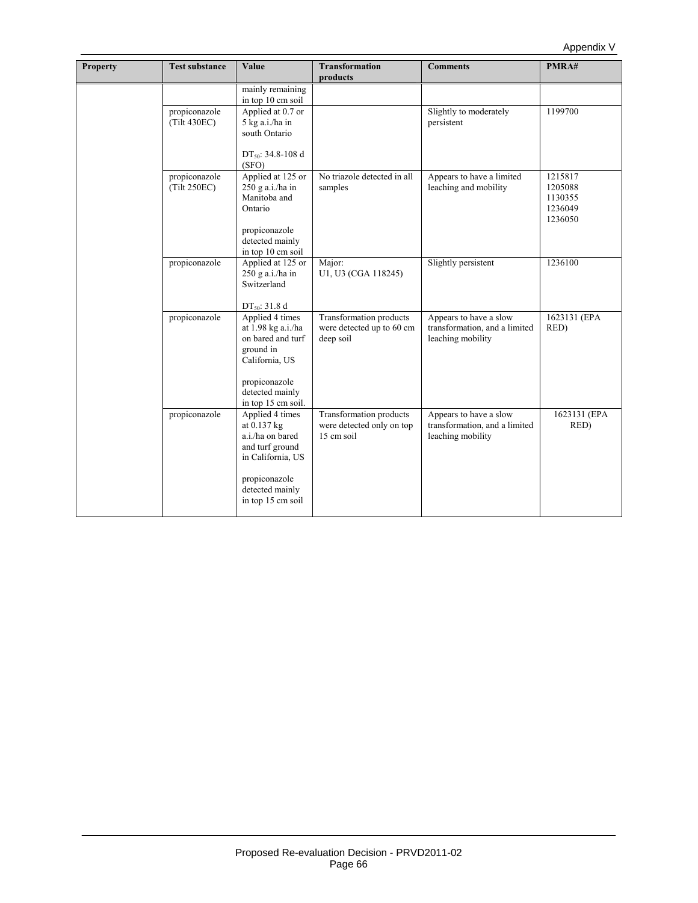| Property | Test substance | Value | Transformation products | Comments | PMRA# |
|---|---|---|---|---|---|
| | | mainly remaining in top 10 cm soil | | | |
| | propiconazole (Tilt 430EC) | Applied at 0.7 or 5 kg a.i./ha in south Ontario<br><br>$DT_{50}$: 34.8-108 d (SFO) | | Slightly to moderately persistent | 1199700 |
| | propiconazole (Tilt 250EC) | Applied at 125 or 250 g a.i./ha in Manitoba and Ontario<br><br>propiconazole detected mainly in top 10 cm soil | No triazole detected in all samples | Appears to have a limited leaching and mobility | 1215817<br>1205088<br>1130355<br>1236049<br>1236050 |
| | propiconazole | Applied at 125 or 250 g a.i./ha in Switzerland<br><br>$DT_{50}$: 31.8 d | Major:<br>U1, U3 (CGA 118245) | Slightly persistent | 1236100 |
| | propiconazole | Applied 4 times at 1.98 kg a.i./ha on bared and turf ground in California, US<br><br>propiconazole detected mainly in top 15 cm soil. | Transformation products were detected up to 60 cm deep soil | Appears to have a slow transformation, and a limited leaching mobility | 1623131 (EPA RED) |
| | propiconazole | Applied 4 times at 0.137 kg a.i./ha on bared and turf ground in California, US<br><br>propiconazole detected mainly in top 15 cm soil | Transformation products were detected only on top 15 cm soil | Appears to have a slow transformation, and a limited leaching mobility | 1623131 (EPA RED) |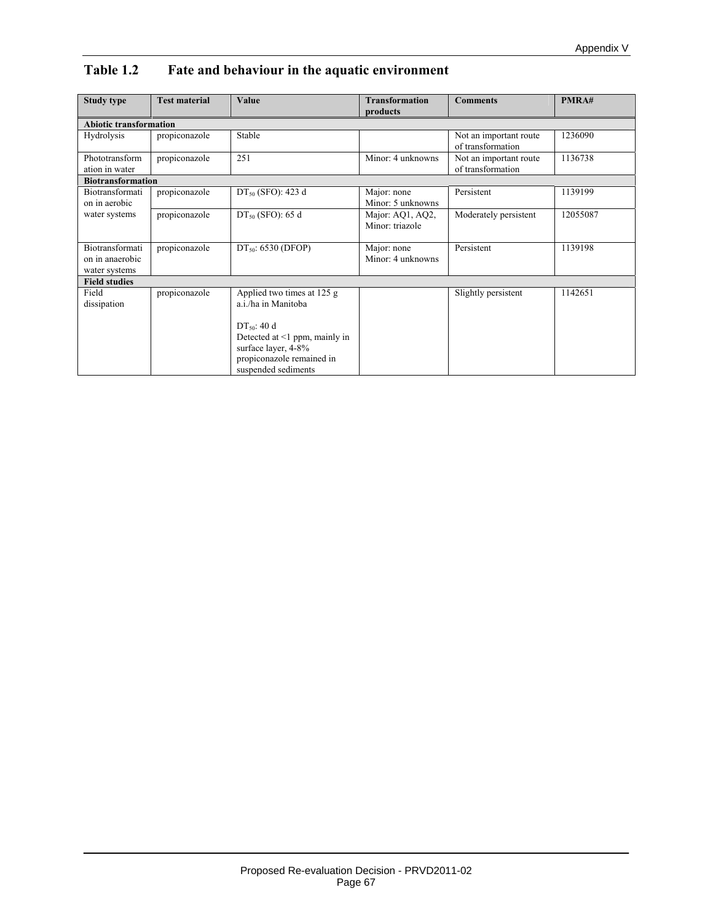## Table 1.2 Fate and behaviour in the aquatic environment

| Study type | Test material | Value | Transformation products | Comments | PMRA# |
|---|---|---|---|---|---|
| **Abiotic transformation** | | | | | |
| Hydrolysis | propiconazole | Stable | | Not an important route of transformation | 1236090 |
| Phototransformation in water | propiconazole | 251 | Minor: 4 unknowns | Not an important route of transformation | 1136738 |
| **Biotransformation** | | | | | |
| Biotransformation in aerobic water systems | propiconazole | $DT_{50}$ (SFO): 423 d | Major: none<br>Minor: 5 unknowns | Persistent | 1139199 |
| | propiconazole | $DT_{50}$ (SFO): 65 d | Major: AQ1, AQ2,<br>Minor: triazole | Moderately persistent | 12055087 |
| Biotransformation in anaerobic water systems | propiconazole | $DT_{50}$: 6530 (DFOP) | Major: none<br>Minor: 4 unknowns | Persistent | 1139198 |
| **Field studies** | | | | | |
| Field dissipation | propiconazole | Applied two times at 125 g a.i./ha in Manitoba<br><br>$DT_{50}$: 40 d<br>Detected at <1 ppm, mainly in surface layer, 4-8% propiconazole remained in suspended sediments | | Slightly persistent | 1142651 |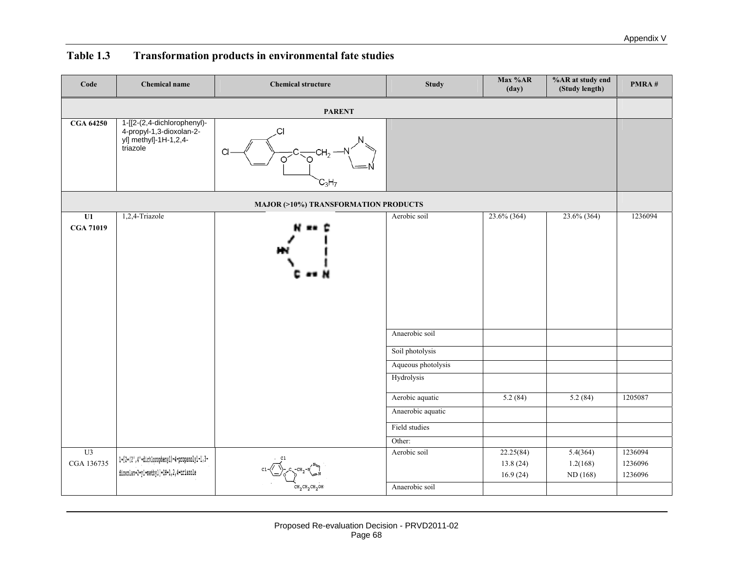## Table 1.3 Transformation products in environmental fate studies

| Code | Chemical name | Chemical structure | Study | Max %AR (day) | %AR at study end (Study length) | PMRA # |
|---|---|---|---|---|---|---|
| **PARENT** | | | | | | |
| **CGA 64250** | 1-[[2-(2,4-dichlorophenyl)-4-propyl-1,3-dioxolan-2-yl] methyl]-1H-1,2,4-triazole | | | | | |
| **MAJOR (>10%) TRANSFORMATION PRODUCTS** | | | | | | |
| **U1** **CGA 71019** | 1,2,4-Triazole | | Aerobic soil | 23.6% (364) | 23.6% (364) | 1236094 |
| | | | Anaerobic soil | | | |
| | | | Soil photolysis | | | |
| | | | Aqueous photolysis | | | |
| | | | Hydrolysis | | | |
| | | | Aerobic aquatic | 5.2 (84) | 5.2 (84) | 1205087 |
| | | | Anaerobic aquatic | | | |
| | | | Field studies | | | |
| | | | Other: | | | |
| U3 CGA 136735 | 1-[2-(2',4'-dichlorophenyl)-4-propanolyl-1,3-dioxolan-2-yl-methyl]-1H-1,2,4-triazole | | Aerobic soil | 22.25(84) 13.8 (24) 16.9 (24) | 5.4(364) 1.2(168) ND (168) | 1236094 1236096 1236096 |
| | | | Anaerobic soil | | | |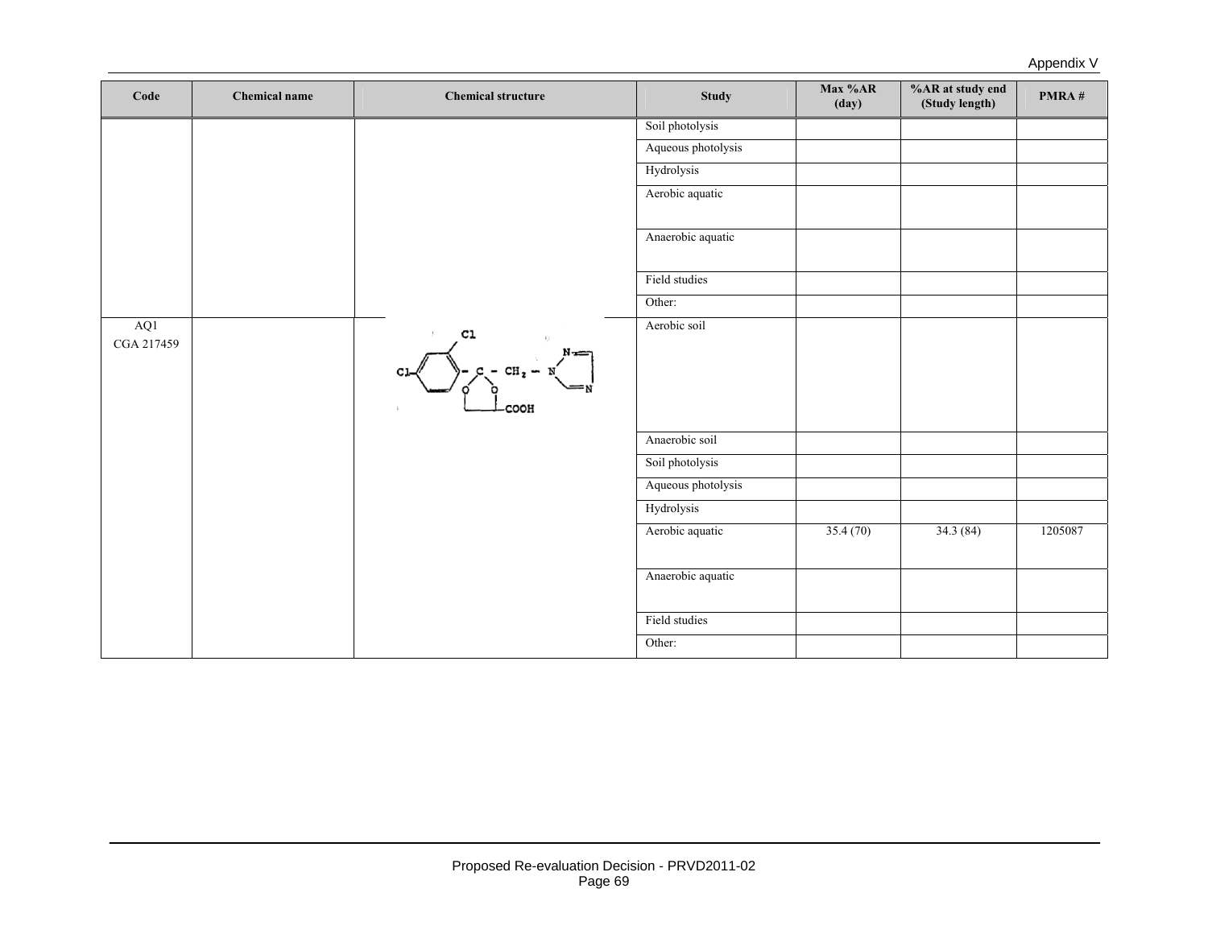| Code | Chemical name | Chemical structure | Study | Max %AR (day) | %AR at study end (Study length) | PMRA # |
|---|---|---|---|---|---|---|
| | | | Soil photolysis | | | |
| | | | Aqueous photolysis | | | |
| | | | Hydrolysis | | | |
| | | | Aerobic aquatic | | | |
| | | | Anaerobic aquatic | | | |
| | | | Field studies | | | |
| | | | Other: | | | |
| AQ1 CGA 217459 | | | Aerobic soil | | | |
| | | | Anaerobic soil | | | |
| | | | Soil photolysis | | | |
| | | | Aqueous photolysis | | | |
| | | | Hydrolysis | | | |
| | | | Aerobic aquatic | 35.4 (70) | 34.3 (84) | 1205087 |
| | | | Anaerobic aquatic | | | |
| | | | Field studies | | | |
| | | | Other: | | | |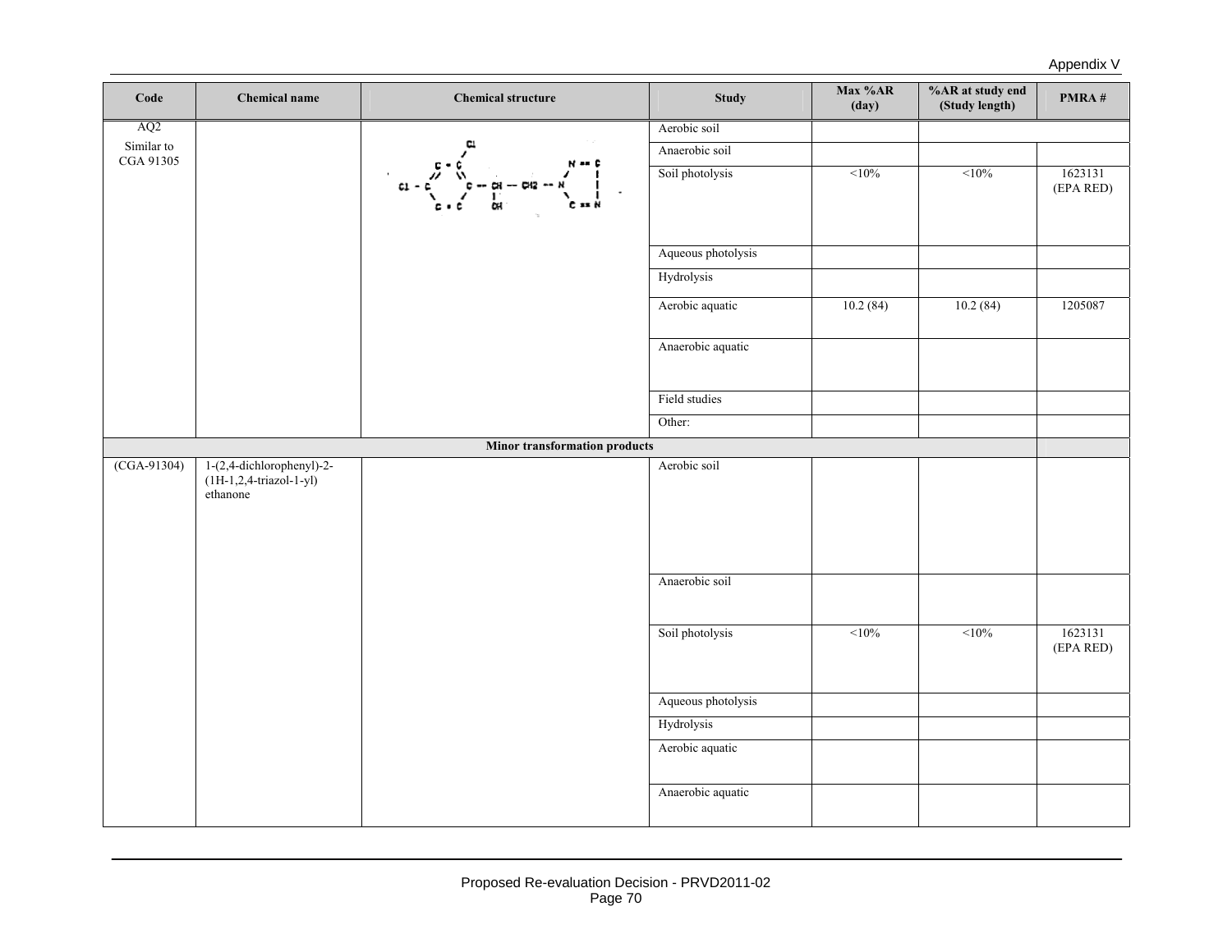| Code | Chemical name | Chemical structure | Study | Max %AR (day) | %AR at study end (Study length) | PMRA # |
|---|---|---|---|---|---|---|
| AQ2 Similar to CGA 91305 | | | Aerobic soil | | | |
| | | | Anaerobic soil | | | |
| | | | Soil photolysis | <10% | <10% | 1623131 (EPA RED) |
| | | | Aqueous photolysis | | | |
| | | | Hydrolysis | | | |
| | | | Aerobic aquatic | 10.2 (84) | 10.2 (84) | 1205087 |
| | | | Anaerobic aquatic | | | |
| | | | Field studies | | | |
| | | | Other: | | | |
| **Minor transformation products** | | | | | | |
| (CGA-91304) | 1-(2,4-dichlorophenyl)-2-(1H-1,2,4-triazol-1-yl) ethanone | | Aerobic soil | | | |
| | | | Anaerobic soil | | | |
| | | | Soil photolysis | <10% | <10% | 1623131 (EPA RED) |
| | | | Aqueous photolysis | | | |
| | | | Hydrolysis | | | |
| | | | Aerobic aquatic | | | |
| | | | Anaerobic aquatic | | | |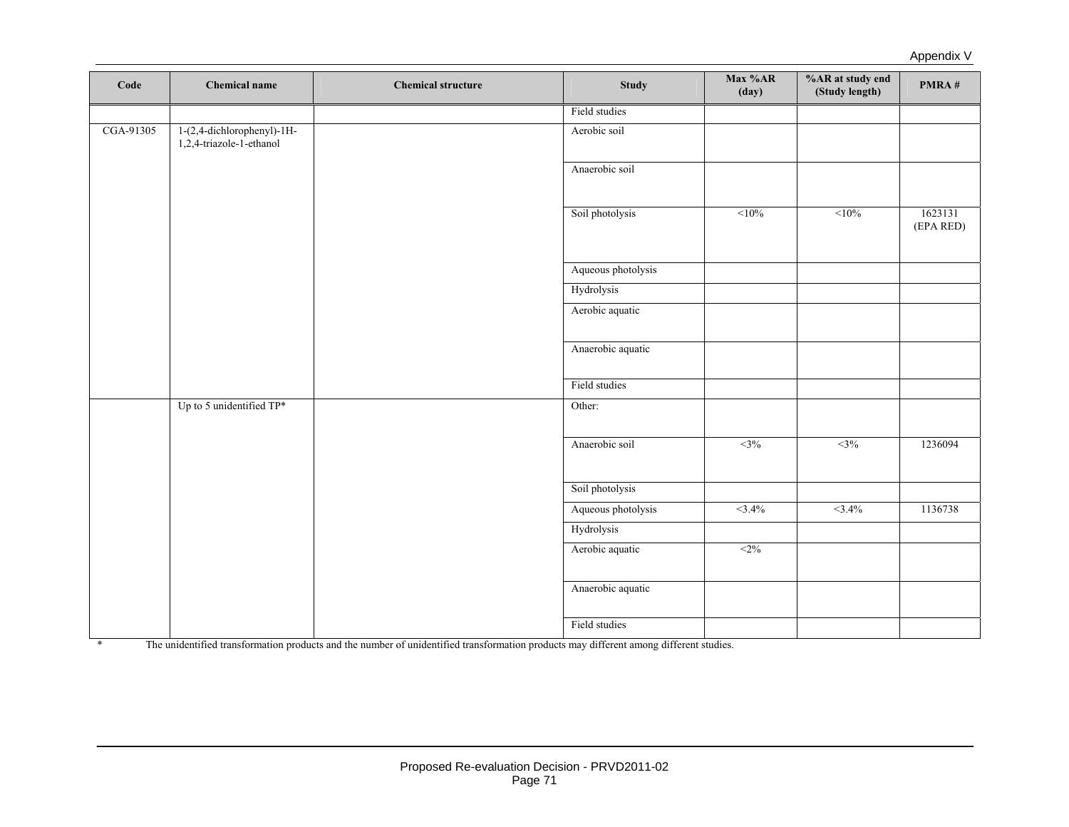| Code | Chemical name | Chemical structure | Study | Max %AR (day) | %AR at study end (Study length) | PMRA # |
|---|---|---|---|---|---|---|
| | | | Field studies | | | |
| CGA-91305 | 1-(2,4-dichlorophenyl)-1H-1,2,4-triazole-1-ethanol | | Aerobic soil | | | |
| | | | Anaerobic soil | | | |
| | | | Soil photolysis | <10% | <10% | 1623131 (EPA RED) |
| | | | Aqueous photolysis | | | |
| | | | Hydrolysis | | | |
| | | | Aerobic aquatic | | | |
| | | | Anaerobic aquatic | | | |
| | | | Field studies | | | |
| | Up to 5 unidentified TP* | | Other: | | | |
| | | | Anaerobic soil | <3% | <3% | 1236094 |
| | | | Soil photolysis | | | |
| | | | Aqueous photolysis | <3.4% | <3.4% | 1136738 |
| | | | Hydrolysis | | | |
| | | | Aerobic aquatic | <2% | | |
| | | | Anaerobic aquatic | | | |
| | | | Field studies | | | |

\* The unidentified transformation products and the number of unidentified transformation products may different among different studies.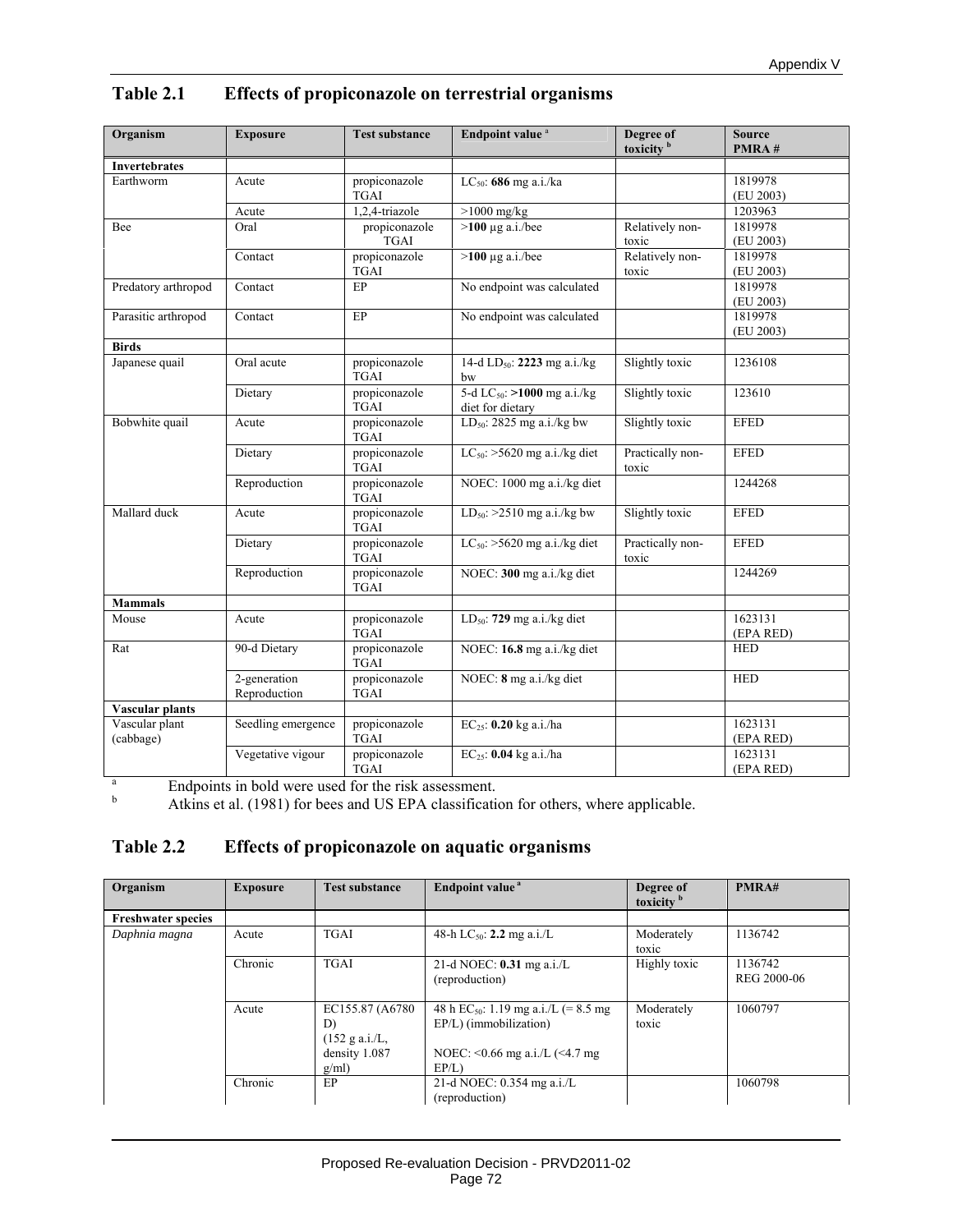## Table 2.1 Effects of propiconazole on terrestrial organisms

| Organism | Exposure | Test substance | Endpoint value [a] | Degree of toxicity [b] | Source PMRA # |
|---|---|---|---|---|---|
| **Invertebrates** | | | | | |
| Earthworm | Acute | propiconazole TGAI | $LC_{50}$: **686** mg a.i./ka | | 1819978 (EU 2003) |
| | Acute | 1,2,4-triazole | >1000 mg/kg | | 1203963 |
| Bee | Oral | propiconazole TGAI | >**100** µg a.i./bee | Relatively non-toxic | 1819978 (EU 2003) |
| | Contact | propiconazole TGAI | >**100** µg a.i./bee | Relatively non-toxic | 1819978 (EU 2003) |
| Predatory arthropod | Contact | EP | No endpoint was calculated | | 1819978 (EU 2003) |
| Parasitic arthropod | Contact | EP | No endpoint was calculated | | 1819978 (EU 2003) |
| **Birds** | | | | | |
| Japanese quail | Oral acute | propiconazole TGAI | 14-d $LD_{50}$: **2223** mg a.i./kg bw | Slightly toxic | 1236108 |
| | Dietary | propiconazole TGAI | 5-d $LC_{50}$: **>1000** mg a.i./kg diet for dietary | Slightly toxic | 123610 |
| Bobwhite quail | Acute | propiconazole TGAI | $LD_{50}$: 2825 mg a.i./kg bw | Slightly toxic | EFED |
| | Dietary | propiconazole TGAI | $LC_{50}$: >5620 mg a.i./kg diet | Practically non-toxic | EFED |
| | Reproduction | propiconazole TGAI | NOEC: 1000 mg a.i./kg diet | | 1244268 |
| Mallard duck | Acute | propiconazole TGAI | $LD_{50}$: >2510 mg a.i./kg bw | Slightly toxic | EFED |
| | Dietary | propiconazole TGAI | $LC_{50}$: >5620 mg a.i./kg diet | Practically non-toxic | EFED |
| | Reproduction | propiconazole TGAI | NOEC: **300** mg a.i./kg diet | | 1244269 |
| **Mammals** | | | | | |
| Mouse | Acute | propiconazole TGAI | $LD_{50}$: **729** mg a.i./kg diet | | 1623131 (EPA RED) |
| Rat | 90-d Dietary | propiconazole TGAI | NOEC: **16.8** mg a.i./kg diet | | HED |
| | 2-generation Reproduction | propiconazole TGAI | NOEC: **8** mg a.i./kg diet | | HED |
| **Vascular plants** | | | | | |
| Vascular plant (cabbage) | Seedling emergence | propiconazole TGAI | $EC_{25}$: **0.20** kg a.i./ha | | 1623131 (EPA RED) |
| | Vegetative vigour | propiconazole TGAI | $EC_{25}$: **0.04** kg a.i./ha | | 1623131 (EPA RED) |

[a] Endpoints in bold were used for the risk assessment.

[b] Atkins et al. (1981) for bees and US EPA classification for others, where applicable.

## Table 2.2 Effects of propiconazole on aquatic organisms

| Organism | Exposure | Test substance | Endpoint value [a] | Degree of toxicity [b] | PMRA# |
|---|---|---|---|---|---|
| **Freshwater species** | | | | | |
| *Daphnia magna* | Acute | TGAI | 48-h $LC_{50}$: **2.2** mg a.i./L | Moderately toxic | 1136742 |
| | Chronic | TGAI | 21-d NOEC: **0.31** mg a.i./L (reproduction) | Highly toxic | 1136742 REG 2000-06 |
| | Acute | EC155.87 (A6780 D) (152 g a.i./L, density 1.087 g/ml) | 48 h $EC_{50}$: 1.19 mg a.i./L (= 8.5 mg EP/L) (immobilization) NOEC: <0.66 mg a.i./L (<4.7 mg EP/L) | Moderately toxic | 1060797 |
| | Chronic | EP | 21-d NOEC: 0.354 mg a.i./L (reproduction) | | 1060798 |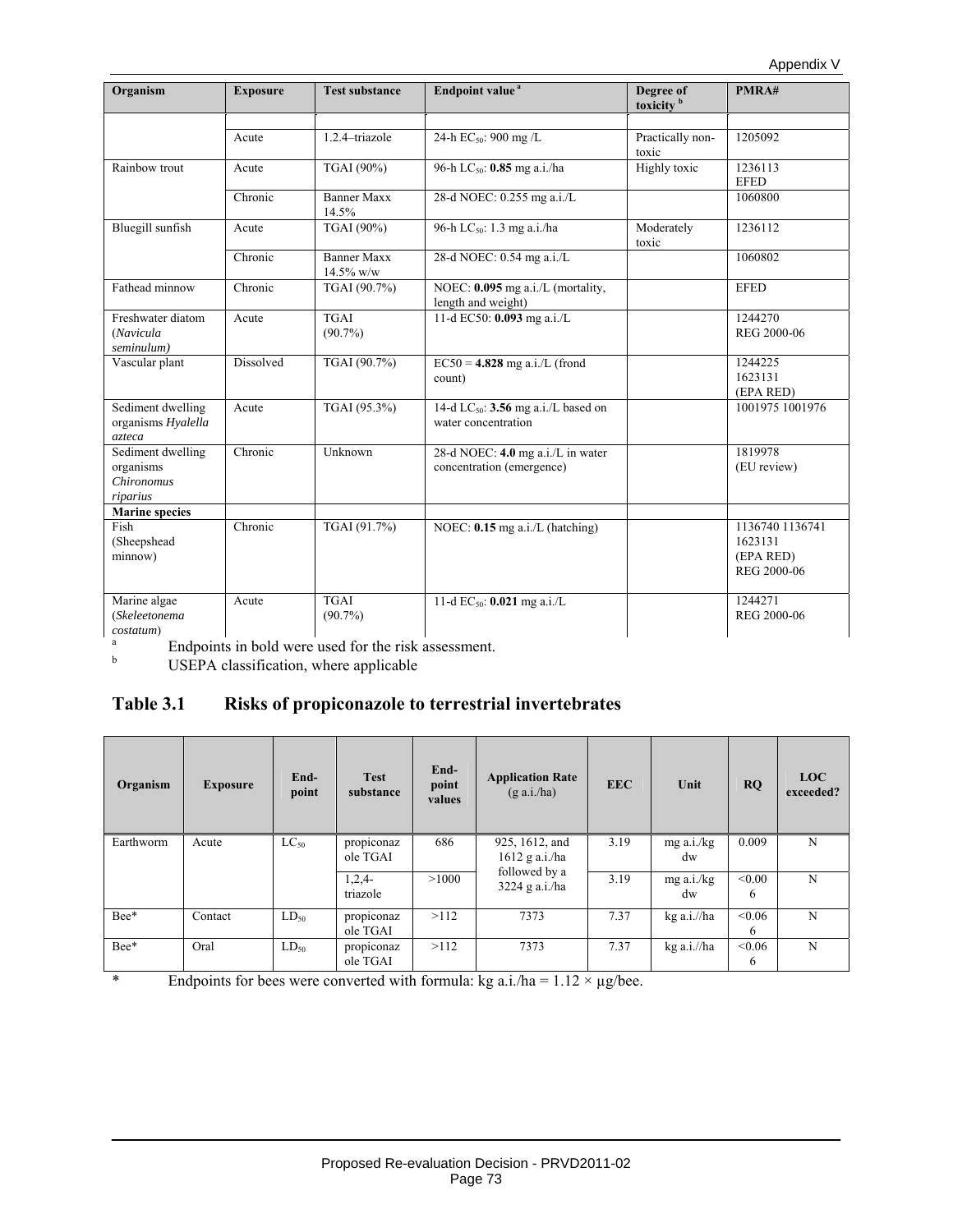| Organism | Exposure | Test substance | Endpoint value [a] | Degree of toxicity [b] | PMRA# |
|---|---|---|---|---|---|
| | | | | | |
| | Acute | 1.2.4–triazole | 24-h $EC_{50}$: 900 mg /L | Practically non-toxic | 1205092 |
| Rainbow trout | Acute | TGAI (90%) | 96-h $LC_{50}$: **0.85** mg a.i./ha | Highly toxic | 1236113 EFED |
| | Chronic | Banner Maxx 14.5% | 28-d NOEC: 0.255 mg a.i./L | | 1060800 |
| Bluegill sunfish | Acute | TGAI (90%) | 96-h $LC_{50}$: 1.3 mg a.i./ha | Moderately toxic | 1236112 |
| | Chronic | Banner Maxx 14.5% w/w | 28-d NOEC: 0.54 mg a.i./L | | 1060802 |
| Fathead minnow | Chronic | TGAI (90.7%) | NOEC: **0.095** mg a.i./L (mortality, length and weight) | | EFED |
| Freshwater diatom (*Navicula seminulum)* | Acute | TGAI (90.7%) | 11-d EC50: **0.093** mg a.i./L | | 1244270 REG 2000-06 |
| Vascular plant | Dissolved | TGAI (90.7%) | EC50 = **4.828** mg a.i./L (frond count) | | 1244225 1623131 (EPA RED) |
| Sediment dwelling organisms *Hyalella azteca* | Acute | TGAI (95.3%) | 14-d $LC_{50}$: **3.56** mg a.i./L based on water concentration | | 1001975 1001976 |
| Sediment dwelling organisms *Chironomus riparius* | Chronic | Unknown | 28-d NOEC: **4.0** mg a.i./L in water concentration (emergence) | | 1819978 (EU review) |
| **Marine species** | | | | | |
| Fish (Sheepshead minnow) | Chronic | TGAI (91.7%) | NOEC: **0.15** mg a.i./L (hatching) | | 1136740 1136741 1623131 (EPA RED) REG 2000-06 |
| Marine algae (*Skeleetonema costatum*) | Acute | TGAI (90.7%) | 11-d $EC_{50}$: **0.021** mg a.i./L | | 1244271 REG 2000-06 |

[a] Endpoints in bold were used for the risk assessment.

[b] USEPA classification, where applicable

## Table 3.1 Risks of propiconazole to terrestrial invertebrates

| Organism | Exposure | End-point | Test substance | End-point values | Application Rate (g a.i./ha) | EEC | Unit | RQ | LOC exceeded? |
|---|---|---|---|---|---|---|---|---|---|
| Earthworm | Acute | $LC_{50}$ | propiconazole TGAI | 686 | 925, 1612, and 1612 g a.i./ha followed by a 3224 g a.i./ha | 3.19 | mg a.i./kg dw | 0.009 | N |
| | | | 1,2,4-triazole | >1000 | | 3.19 | mg a.i./kg dw | <0.006 | N |
| Bee* | Contact | $LD_{50}$ | propiconazole TGAI | >112 | 7373 | 7.37 | kg a.i.//ha | <0.066 | N |
| Bee* | Oral | $LD_{50}$ | propiconazole TGAI | >112 | 7373 | 7.37 | kg a.i.//ha | <0.066 | N |

* Endpoints for bees were converted with formula: kg a.i./ha = 1.12 × µg/bee.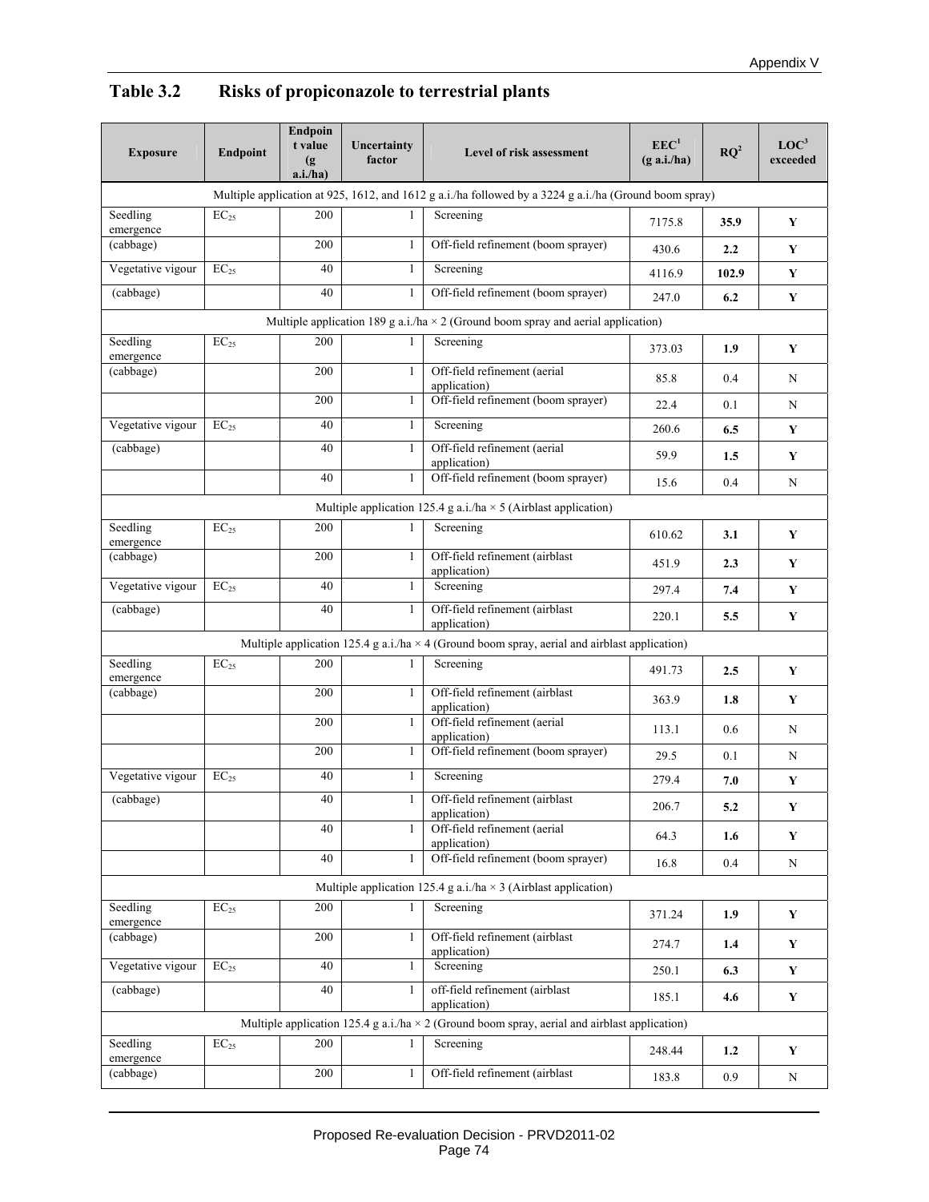## Table 3.2 Risks of propiconazole to terrestrial plants

| Exposure | Endpoint | Endpoint value (g a.i./ha) | Uncertainty factor | Level of risk assessment | EEC[1] (g a.i./ha) | RQ[2] | LOC[3] exceeded |
|---|---|---|---|---|---|---|---|
| Multiple application at 925, 1612, and 1612 g a.i./ha followed by a 3224 g a.i./ha (Ground boom spray) | | | | | | | |
| Seedling emergence | $EC_{25}$ | 200 | 1 | Screening | 7175.8 | **35.9** | Y |
| (cabbage) | | 200 | 1 | Off-field refinement (boom sprayer) | 430.6 | **2.2** | Y |
| Vegetative vigour | $EC_{25}$ | 40 | 1 | Screening | 4116.9 | **102.9** | Y |
| (cabbage) | | 40 | 1 | Off-field refinement (boom sprayer) | 247.0 | **6.2** | Y |
| Multiple application 189 g a.i./ha × 2 (Ground boom spray and aerial application) | | | | | | | |
| Seedling emergence | $EC_{25}$ | 200 | 1 | Screening | 373.03 | **1.9** | Y |
| (cabbage) | | 200 | 1 | Off-field refinement (aerial application) | 85.8 | 0.4 | N |
| | | 200 | 1 | Off-field refinement (boom sprayer) | 22.4 | 0.1 | N |
| Vegetative vigour | $EC_{25}$ | 40 | 1 | Screening | 260.6 | **6.5** | Y |
| (cabbage) | | 40 | 1 | Off-field refinement (aerial application) | 59.9 | **1.5** | Y |
| | | 40 | 1 | Off-field refinement (boom sprayer) | 15.6 | 0.4 | N |
| Multiple application 125.4 g a.i./ha × 5 (Airblast application) | | | | | | | |
| Seedling emergence | $EC_{25}$ | 200 | 1 | Screening | 610.62 | **3.1** | Y |
| (cabbage) | | 200 | 1 | Off-field refinement (airblast application) | 451.9 | **2.3** | Y |
| Vegetative vigour | $EC_{25}$ | 40 | 1 | Screening | 297.4 | **7.4** | Y |
| (cabbage) | | 40 | 1 | Off-field refinement (airblast application) | 220.1 | **5.5** | Y |
| Multiple application 125.4 g a.i./ha × 4 (Ground boom spray, aerial and airblast application) | | | | | | | |
| Seedling emergence | $EC_{25}$ | 200 | 1 | Screening | 491.73 | **2.5** | Y |
| (cabbage) | | 200 | 1 | Off-field refinement (airblast application) | 363.9 | **1.8** | Y |
| | | 200 | 1 | Off-field refinement (aerial application) | 113.1 | 0.6 | N |
| | | 200 | 1 | Off-field refinement (boom sprayer) | 29.5 | 0.1 | N |
| Vegetative vigour | $EC_{25}$ | 40 | 1 | Screening | 279.4 | **7.0** | Y |
| (cabbage) | | 40 | 1 | Off-field refinement (airblast application) | 206.7 | **5.2** | Y |
| | | 40 | 1 | Off-field refinement (aerial application) | 64.3 | **1.6** | Y |
| | | 40 | 1 | Off-field refinement (boom sprayer) | 16.8 | 0.4 | N |
| Multiple application 125.4 g a.i./ha × 3 (Airblast application) | | | | | | | |
| Seedling emergence | $EC_{25}$ | 200 | 1 | Screening | 371.24 | **1.9** | Y |
| (cabbage) | | 200 | 1 | Off-field refinement (airblast application) | 274.7 | **1.4** | Y |
| Vegetative vigour | $EC_{25}$ | 40 | 1 | Screening | 250.1 | **6.3** | Y |
| (cabbage) | | 40 | 1 | off-field refinement (airblast application) | 185.1 | **4.6** | Y |
| Multiple application 125.4 g a.i./ha × 2 (Ground boom spray, aerial and airblast application) | | | | | | | |
| Seedling emergence | $EC_{25}$ | 200 | 1 | Screening | 248.44 | **1.2** | Y |
| (cabbage) | | 200 | 1 | Off-field refinement (airblast | 183.8 | 0.9 | N |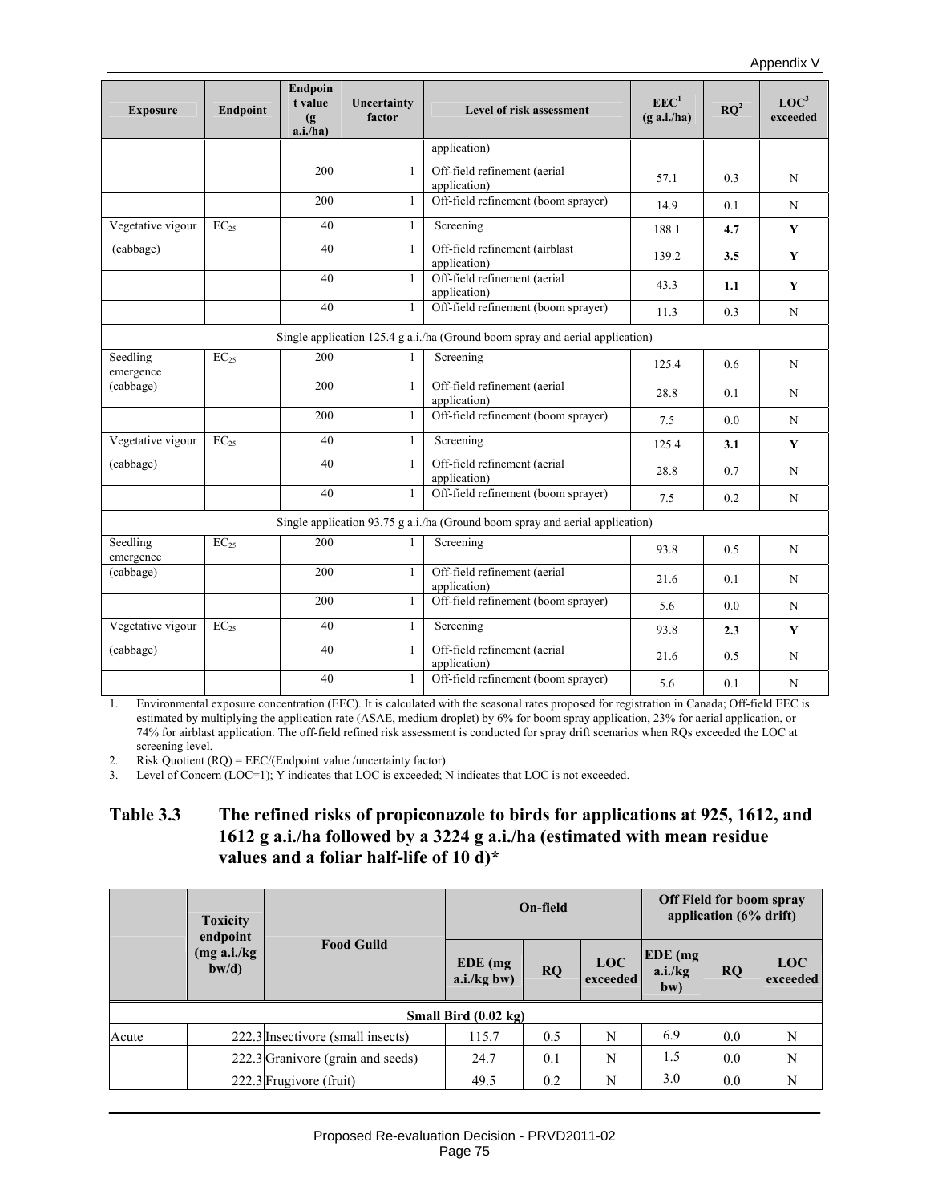| Exposure | Endpoint | Endpoint value (g a.i./ha) | Uncertainty factor | Level of risk assessment | EEC[1] (g a.i./ha) | RQ[2] | LOC[3] exceeded |
|---|---|---|---|---|---|---|---|
| | | | | application) | | | |
| | | 200 | 1 | Off-field refinement (aerial application) | 57.1 | 0.3 | N |
| | | 200 | 1 | Off-field refinement (boom sprayer) | 14.9 | 0.1 | N |
| Vegetative vigour | $EC_{25}$ | 40 | 1 | Screening | 188.1 | **4.7** | **Y** |
| (cabbage) | | 40 | 1 | Off-field refinement (airblast application) | 139.2 | **3.5** | **Y** |
| | | 40 | 1 | Off-field refinement (aerial application) | 43.3 | **1.1** | **Y** |
| | | 40 | 1 | Off-field refinement (boom sprayer) | 11.3 | 0.3 | N |
| Single application 125.4 g a.i./ha (Ground boom spray and aerial application) | | | | | | | |
| Seedling emergence | $EC_{25}$ | 200 | 1 | Screening | 125.4 | 0.6 | N |
| (cabbage) | | 200 | 1 | Off-field refinement (aerial application) | 28.8 | 0.1 | N |
| | | 200 | 1 | Off-field refinement (boom sprayer) | 7.5 | 0.0 | N |
| Vegetative vigour | $EC_{25}$ | 40 | 1 | Screening | 125.4 | **3.1** | **Y** |
| (cabbage) | | 40 | 1 | Off-field refinement (aerial application) | 28.8 | 0.7 | N |
| | | 40 | 1 | Off-field refinement (boom sprayer) | 7.5 | 0.2 | N |
| Single application 93.75 g a.i./ha (Ground boom spray and aerial application) | | | | | | | |
| Seedling emergence | $EC_{25}$ | 200 | 1 | Screening | 93.8 | 0.5 | N |
| (cabbage) | | 200 | 1 | Off-field refinement (aerial application) | 21.6 | 0.1 | N |
| | | 200 | 1 | Off-field refinement (boom sprayer) | 5.6 | 0.0 | N |
| Vegetative vigour | $EC_{25}$ | 40 | 1 | Screening | 93.8 | **2.3** | **Y** |
| (cabbage) | | 40 | 1 | Off-field refinement (aerial application) | 21.6 | 0.5 | N |
| | | 40 | 1 | Off-field refinement (boom sprayer) | 5.6 | 0.1 | N |

1. Environmental exposure concentration (EEC). It is calculated with the seasonal rates proposed for registration in Canada; Off-field EEC is estimated by multiplying the application rate (ASAE, medium droplet) by 6% for boom spray application, 23% for aerial application, or 74% for airblast application. The off-field refined risk assessment is conducted for spray drift scenarios when RQs exceeded the LOC at screening level.
2. Risk Quotient (RQ) = EEC/(Endpoint value /uncertainty factor).
3. Level of Concern (LOC=1); Y indicates that LOC is exceeded; N indicates that LOC is not exceeded.

## Table 3.3 The refined risks of propiconazole to birds for applications at 925, 1612, and 1612 g a.i./ha followed by a 3224 g a.i./ha (estimated with mean residue values and a foliar half-life of 10 d)*

| | Toxicity endpoint (mg a.i./kg bw/d) | Food Guild | On-field | | | Off Field for boom spray application (6% drift) | | |
|---|---|---|---|---|---|---|---|---|
| | | | EDE (mg a.i./kg bw) | RQ | LOC exceeded | EDE (mg a.i./kg bw) | RQ | LOC exceeded |
| Small Bird (0.02 kg) | | | | | | | | |
| Acute | 222.3 | Insectivore (small insects) | 115.7 | 0.5 | N | 6.9 | 0.0 | N |
| | 222.3 | Granivore (grain and seeds) | 24.7 | 0.1 | N | 1.5 | 0.0 | N |
| | 222.3 | Frugivore (fruit) | 49.5 | 0.2 | N | 3.0 | 0.0 | N |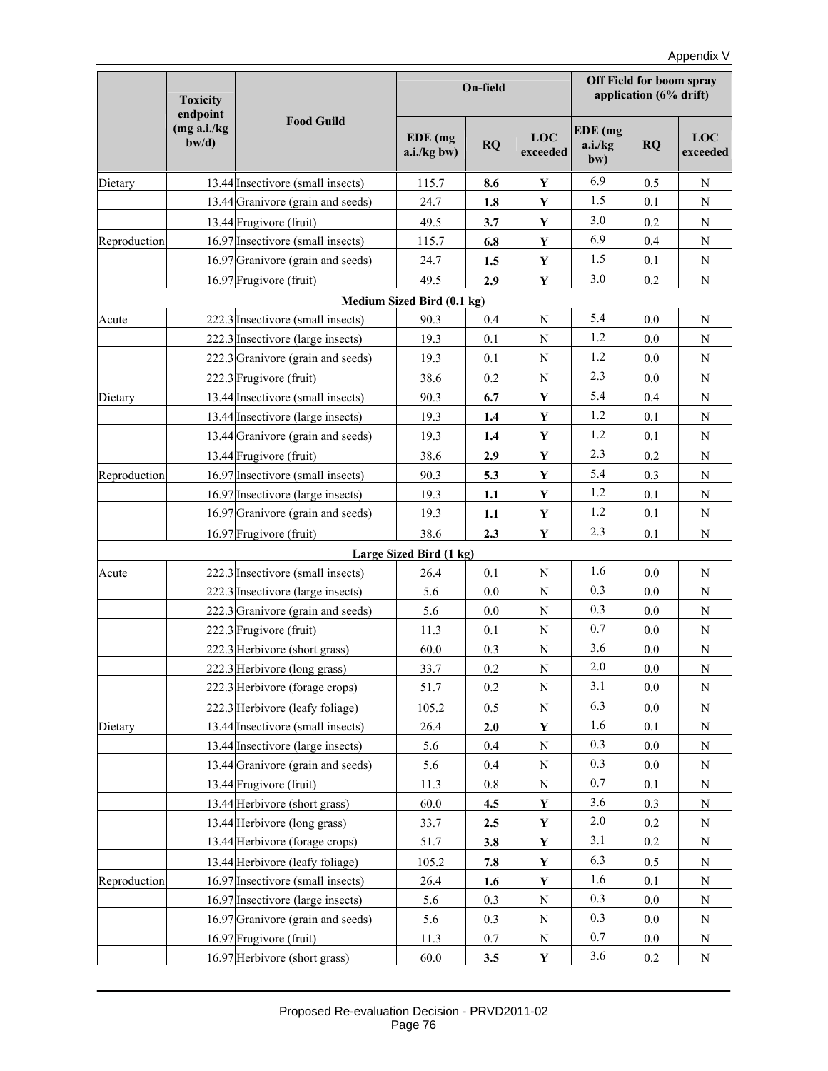| | Toxicity endpoint (mg a.i./kg bw/d) | Food Guild | On-field | | | Off Field for boom spray application (6% drift) | | |
|---|---|---|---|---|---|---|---|---|
| | | | EDE (mg a.i./kg bw) | RQ | LOC exceeded | EDE (mg a.i./kg bw) | RQ | LOC exceeded |
| Dietary | 13.44 | Insectivore (small insects) | 115.7 | **8.6** | **Y** | 6.9 | 0.5 | N |
| | 13.44 | Granivore (grain and seeds) | 24.7 | **1.8** | **Y** | 1.5 | 0.1 | N |
| | 13.44 | Frugivore (fruit) | 49.5 | **3.7** | **Y** | 3.0 | 0.2 | N |
| Reproduction | 16.97 | Insectivore (small insects) | 115.7 | **6.8** | **Y** | 6.9 | 0.4 | N |
| | 16.97 | Granivore (grain and seeds) | 24.7 | **1.5** | **Y** | 1.5 | 0.1 | N |
| | 16.97 | Frugivore (fruit) | 49.5 | **2.9** | **Y** | 3.0 | 0.2 | N |
| **Medium Sized Bird (0.1 kg)** | | | | | | | | |
| Acute | 222.3 | Insectivore (small insects) | 90.3 | 0.4 | N | 5.4 | 0.0 | N |
| | 222.3 | Insectivore (large insects) | 19.3 | 0.1 | N | 1.2 | 0.0 | N |
| | 222.3 | Granivore (grain and seeds) | 19.3 | 0.1 | N | 1.2 | 0.0 | N |
| | 222.3 | Frugivore (fruit) | 38.6 | 0.2 | N | 2.3 | 0.0 | N |
| Dietary | 13.44 | Insectivore (small insects) | 90.3 | **6.7** | **Y** | 5.4 | 0.4 | N |
| | 13.44 | Insectivore (large insects) | 19.3 | **1.4** | **Y** | 1.2 | 0.1 | N |
| | 13.44 | Granivore (grain and seeds) | 19.3 | **1.4** | **Y** | 1.2 | 0.1 | N |
| | 13.44 | Frugivore (fruit) | 38.6 | **2.9** | **Y** | 2.3 | 0.2 | N |
| Reproduction | 16.97 | Insectivore (small insects) | 90.3 | **5.3** | **Y** | 5.4 | 0.3 | N |
| | 16.97 | Insectivore (large insects) | 19.3 | **1.1** | **Y** | 1.2 | 0.1 | N |
| | 16.97 | Granivore (grain and seeds) | 19.3 | **1.1** | **Y** | 1.2 | 0.1 | N |
| | 16.97 | Frugivore (fruit) | 38.6 | **2.3** | **Y** | 2.3 | 0.1 | N |
| **Large Sized Bird (1 kg)** | | | | | | | | |
| Acute | 222.3 | Insectivore (small insects) | 26.4 | 0.1 | N | 1.6 | 0.0 | N |
| | 222.3 | Insectivore (large insects) | 5.6 | 0.0 | N | 0.3 | 0.0 | N |
| | 222.3 | Granivore (grain and seeds) | 5.6 | 0.0 | N | 0.3 | 0.0 | N |
| | 222.3 | Frugivore (fruit) | 11.3 | 0.1 | N | 0.7 | 0.0 | N |
| | 222.3 | Herbivore (short grass) | 60.0 | 0.3 | N | 3.6 | 0.0 | N |
| | 222.3 | Herbivore (long grass) | 33.7 | 0.2 | N | 2.0 | 0.0 | N |
| | 222.3 | Herbivore (forage crops) | 51.7 | 0.2 | N | 3.1 | 0.0 | N |
| | 222.3 | Herbivore (leafy foliage) | 105.2 | 0.5 | N | 6.3 | 0.0 | N |
| Dietary | 13.44 | Insectivore (small insects) | 26.4 | **2.0** | **Y** | 1.6 | 0.1 | N |
| | 13.44 | Insectivore (large insects) | 5.6 | 0.4 | N | 0.3 | 0.0 | N |
| | 13.44 | Granivore (grain and seeds) | 5.6 | 0.4 | N | 0.3 | 0.0 | N |
| | 13.44 | Frugivore (fruit) | 11.3 | 0.8 | N | 0.7 | 0.1 | N |
| | 13.44 | Herbivore (short grass) | 60.0 | **4.5** | **Y** | 3.6 | 0.3 | N |
| | 13.44 | Herbivore (long grass) | 33.7 | **2.5** | **Y** | 2.0 | 0.2 | N |
| | 13.44 | Herbivore (forage crops) | 51.7 | **3.8** | **Y** | 3.1 | 0.2 | N |
| | 13.44 | Herbivore (leafy foliage) | 105.2 | **7.8** | **Y** | 6.3 | 0.5 | N |
| Reproduction | 16.97 | Insectivore (small insects) | 26.4 | **1.6** | **Y** | 1.6 | 0.1 | N |
| | 16.97 | Insectivore (large insects) | 5.6 | 0.3 | N | 0.3 | 0.0 | N |
| | 16.97 | Granivore (grain and seeds) | 5.6 | 0.3 | N | 0.3 | 0.0 | N |
| | 16.97 | Frugivore (fruit) | 11.3 | 0.7 | N | 0.7 | 0.0 | N |
| | 16.97 | Herbivore (short grass) | 60.0 | **3.5** | **Y** | 3.6 | 0.2 | N |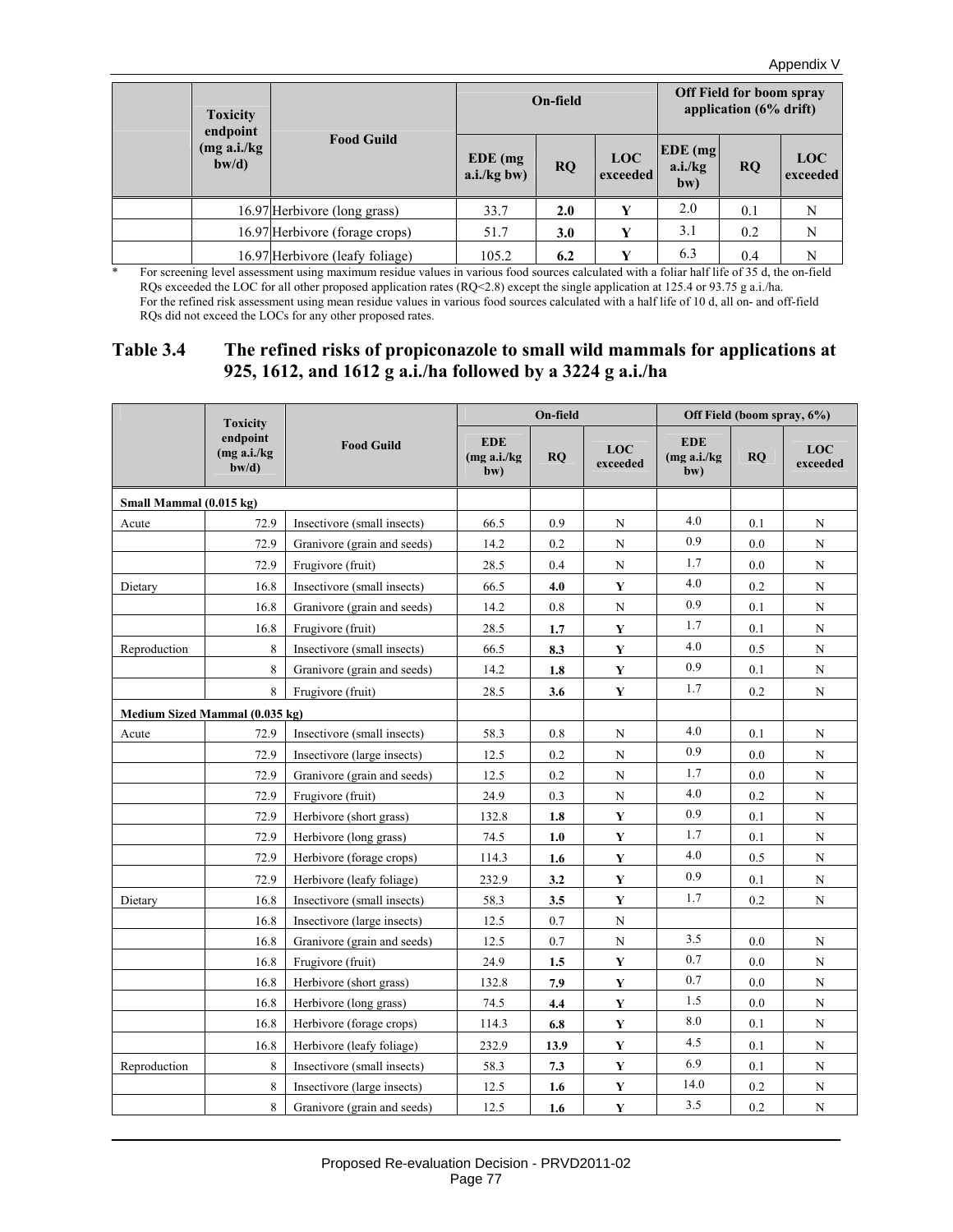| | Toxicity endpoint (mg a.i./kg bw/d) | Food Guild | On-field | | | Off Field for boom spray application (6% drift) | | |
|---|---|---|---|---|---|---|---|---|
| | | | EDE (mg a.i./kg bw) | RQ | LOC exceeded | EDE (mg a.i./kg bw) | RQ | LOC exceeded |
| | 16.97 | Herbivore (long grass) | 33.7 | **2.0** | **Y** | 2.0 | 0.1 | N |
| | 16.97 | Herbivore (forage crops) | 51.7 | **3.0** | **Y** | 3.1 | 0.2 | N |
| | 16.97 | Herbivore (leafy foliage) | 105.2 | **6.2** | **Y** | 6.3 | 0.4 | N |

\* For screening level assessment using maximum residue values in various food sources calculated with a foliar half life of 35 d, the on-field RQs exceeded the LOC for all other proposed application rates (RQ<2.8) except the single application at 125.4 or 93.75 g a.i./ha. For the refined risk assessment using mean residue values in various food sources calculated with a half life of 10 d, all on- and off-field RQs did not exceed the LOCs for any other proposed rates.

## Table 3.4 The refined risks of propiconazole to small wild mammals for applications at 925, 1612, and 1612 g a.i./ha followed by a 3224 g a.i./ha

| | Toxicity endpoint (mg a.i./kg bw/d) | Food Guild | On-field | | | Off Field (boom spray, 6%) | | |
|---|---|---|---|---|---|---|---|---|
| | | | EDE (mg a.i./kg bw) | RQ | LOC exceeded | EDE (mg a.i./kg bw) | RQ | LOC exceeded |
| **Small Mammal (0.015 kg)** | | | | | | | | |
| Acute | 72.9 | Insectivore (small insects) | 66.5 | 0.9 | N | 4.0 | 0.1 | N |
| | 72.9 | Granivore (grain and seeds) | 14.2 | 0.2 | N | 0.9 | 0.0 | N |
| | 72.9 | Frugivore (fruit) | 28.5 | 0.4 | N | 1.7 | 0.0 | N |
| Dietary | 16.8 | Insectivore (small insects) | 66.5 | **4.0** | **Y** | 4.0 | 0.2 | N |
| | 16.8 | Granivore (grain and seeds) | 14.2 | 0.8 | N | 0.9 | 0.1 | N |
| | 16.8 | Frugivore (fruit) | 28.5 | **1.7** | **Y** | 1.7 | 0.1 | N |
| Reproduction | 8 | Insectivore (small insects) | 66.5 | **8.3** | **Y** | 4.0 | 0.5 | N |
| | 8 | Granivore (grain and seeds) | 14.2 | **1.8** | **Y** | 0.9 | 0.1 | N |
| | 8 | Frugivore (fruit) | 28.5 | **3.6** | **Y** | 1.7 | 0.2 | N |
| **Medium Sized Mammal (0.035 kg)** | | | | | | | | |
| Acute | 72.9 | Insectivore (small insects) | 58.3 | 0.8 | N | 4.0 | 0.1 | N |
| | 72.9 | Insectivore (large insects) | 12.5 | 0.2 | N | 0.9 | 0.0 | N |
| | 72.9 | Granivore (grain and seeds) | 12.5 | 0.2 | N | 1.7 | 0.0 | N |
| | 72.9 | Frugivore (fruit) | 24.9 | 0.3 | N | 4.0 | 0.2 | N |
| | 72.9 | Herbivore (short grass) | 132.8 | **1.8** | **Y** | 0.9 | 0.1 | N |
| | 72.9 | Herbivore (long grass) | 74.5 | **1.0** | **Y** | 1.7 | 0.1 | N |
| | 72.9 | Herbivore (forage crops) | 114.3 | **1.6** | **Y** | 4.0 | 0.5 | N |
| | 72.9 | Herbivore (leafy foliage) | 232.9 | **3.2** | **Y** | 0.9 | 0.1 | N |
| Dietary | 16.8 | Insectivore (small insects) | 58.3 | **3.5** | **Y** | 1.7 | 0.2 | N |
| | 16.8 | Insectivore (large insects) | 12.5 | 0.7 | N | | | |
| | 16.8 | Granivore (grain and seeds) | 12.5 | 0.7 | N | 3.5 | 0.0 | N |
| | 16.8 | Frugivore (fruit) | 24.9 | **1.5** | **Y** | 0.7 | 0.0 | N |
| | 16.8 | Herbivore (short grass) | 132.8 | **7.9** | **Y** | 0.7 | 0.0 | N |
| | 16.8 | Herbivore (long grass) | 74.5 | **4.4** | **Y** | 1.5 | 0.0 | N |
| | 16.8 | Herbivore (forage crops) | 114.3 | **6.8** | **Y** | 8.0 | 0.1 | N |
| | 16.8 | Herbivore (leafy foliage) | 232.9 | **13.9** | **Y** | 4.5 | 0.1 | N |
| Reproduction | 8 | Insectivore (small insects) | 58.3 | **7.3** | **Y** | 6.9 | 0.1 | N |
| | 8 | Insectivore (large insects) | 12.5 | **1.6** | **Y** | 14.0 | 0.2 | N |
| | 8 | Granivore (grain and seeds) | 12.5 | **1.6** | **Y** | 3.5 | 0.2 | N |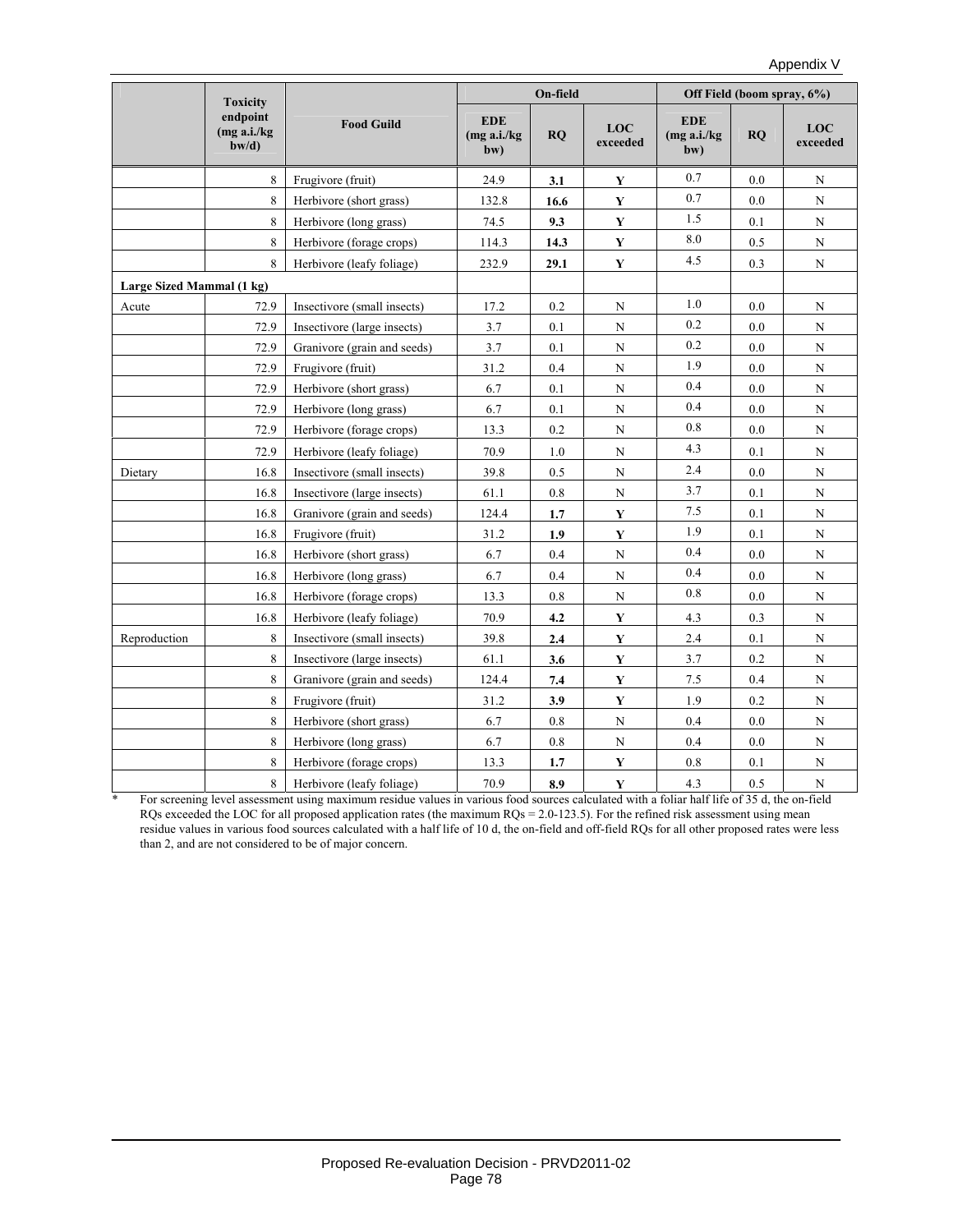| | Toxicity endpoint (mg a.i./kg bw/d) | Food Guild | On-field | | | Off Field (boom spray, 6%) | | |
|---|---|---|---|---|---|---|---|---|
| | | | EDE (mg a.i./kg bw) | RQ | LOC exceeded | EDE (mg a.i./kg bw) | RQ | LOC exceeded |
| | 8 | Frugivore (fruit) | 24.9 | **3.1** | **Y** | 0.7 | 0.0 | N |
| | 8 | Herbivore (short grass) | 132.8 | **16.6** | **Y** | 0.7 | 0.0 | N |
| | 8 | Herbivore (long grass) | 74.5 | **9.3** | **Y** | 1.5 | 0.1 | N |
| | 8 | Herbivore (forage crops) | 114.3 | **14.3** | **Y** | 8.0 | 0.5 | N |
| | 8 | Herbivore (leafy foliage) | 232.9 | **29.1** | **Y** | 4.5 | 0.3 | N |
| **Large Sized Mammal (1 kg)** | | | | | | | | |
| Acute | 72.9 | Insectivore (small insects) | 17.2 | 0.2 | N | 1.0 | 0.0 | N |
| | 72.9 | Insectivore (large insects) | 3.7 | 0.1 | N | 0.2 | 0.0 | N |
| | 72.9 | Granivore (grain and seeds) | 3.7 | 0.1 | N | 0.2 | 0.0 | N |
| | 72.9 | Frugivore (fruit) | 31.2 | 0.4 | N | 1.9 | 0.0 | N |
| | 72.9 | Herbivore (short grass) | 6.7 | 0.1 | N | 0.4 | 0.0 | N |
| | 72.9 | Herbivore (long grass) | 6.7 | 0.1 | N | 0.4 | 0.0 | N |
| | 72.9 | Herbivore (forage crops) | 13.3 | 0.2 | N | 0.8 | 0.0 | N |
| | 72.9 | Herbivore (leafy foliage) | 70.9 | 1.0 | N | 4.3 | 0.1 | N |
| Dietary | 16.8 | Insectivore (small insects) | 39.8 | 0.5 | N | 2.4 | 0.0 | N |
| | 16.8 | Insectivore (large insects) | 61.1 | 0.8 | N | 3.7 | 0.1 | N |
| | 16.8 | Granivore (grain and seeds) | 124.4 | **1.7** | **Y** | 7.5 | 0.1 | N |
| | 16.8 | Frugivore (fruit) | 31.2 | **1.9** | **Y** | 1.9 | 0.1 | N |
| | 16.8 | Herbivore (short grass) | 6.7 | 0.4 | N | 0.4 | 0.0 | N |
| | 16.8 | Herbivore (long grass) | 6.7 | 0.4 | N | 0.4 | 0.0 | N |
| | 16.8 | Herbivore (forage crops) | 13.3 | 0.8 | N | 0.8 | 0.0 | N |
| | 16.8 | Herbivore (leafy foliage) | 70.9 | **4.2** | **Y** | 4.3 | 0.3 | N |
| Reproduction | 8 | Insectivore (small insects) | 39.8 | **2.4** | **Y** | 2.4 | 0.1 | N |
| | 8 | Insectivore (large insects) | 61.1 | **3.6** | **Y** | 3.7 | 0.2 | N |
| | 8 | Granivore (grain and seeds) | 124.4 | **7.4** | **Y** | 7.5 | 0.4 | N |
| | 8 | Frugivore (fruit) | 31.2 | **3.9** | **Y** | 1.9 | 0.2 | N |
| | 8 | Herbivore (short grass) | 6.7 | 0.8 | N | 0.4 | 0.0 | N |
| | 8 | Herbivore (long grass) | 6.7 | 0.8 | N | 0.4 | 0.0 | N |
| | 8 | Herbivore (forage crops) | 13.3 | **1.7** | **Y** | 0.8 | 0.1 | N |
| | 8 | Herbivore (leafy foliage) | 70.9 | **8.9** | **Y** | 4.3 | 0.5 | N |

\* For screening level assessment using maximum residue values in various food sources calculated with a foliar half life of 35 d, the on-field RQs exceeded the LOC for all proposed application rates (the maximum RQs = 2.0-123.5). For the refined risk assessment using mean residue values in various food sources calculated with a half life of 10 d, the on-field and off-field RQs for all other proposed rates were less than 2, and are not considered to be of major concern.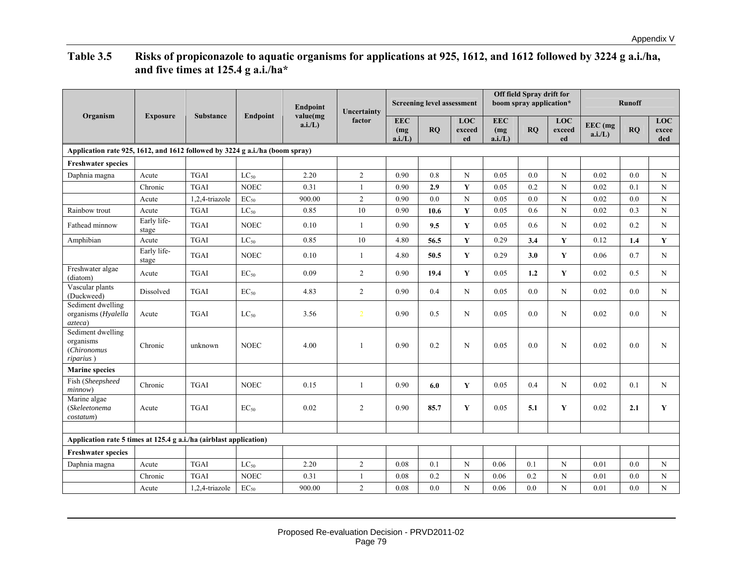**Table 3.5 Risks of propiconazole to aquatic organisms for applications at 925, 1612, and 1612 followed by 3224 g a.i./ha, and five times at 125.4 g a.i./ha***

| Organism | Exposure | Substance | Endpoint | Endpoint value(mg a.i./L) | Uncertainty factor | Screening level assessment | | | Off field Spray drift for boom spray application* | | | Runoff | | |
|---|---|---|---|---|---|---|---|---|---|---|---|---|---|---|
| | | | | | | EEC (mg a.i./L) | RQ | LOC exceeded | EEC (mg a.i./L) | RQ | LOC exceeded | EEC (mg a.i./L) | RQ | LOC exceeded |
| **Application rate 925, 1612, and 1612 followed by 3224 g a.i./ha (boom spray)** | | | | | | | | | | | | | | |
| **Freshwater species** | | | | | | | | | | | | | | |
| Daphnia magna | Acute | TGAI | $LC_{50}$ | 2.20 | 2 | 0.90 | 0.8 | N | 0.05 | 0.0 | N | 0.02 | 0.0 | N |
| | Chronic | TGAI | NOEC | 0.31 | 1 | 0.90 | **2.9** | **Y** | 0.05 | 0.2 | N | 0.02 | 0.1 | N |
| | Acute | 1,2,4-triazole | $EC_{50}$ | 900.00 | 2 | 0.90 | 0.0 | N | 0.05 | 0.0 | N | 0.02 | 0.0 | N |
| Rainbow trout | Acute | TGAI | $LC_{50}$ | 0.85 | 10 | 0.90 | **10.6** | **Y** | 0.05 | 0.6 | N | 0.02 | 0.3 | N |
| Fathead minnow | Early life-stage | TGAI | NOEC | 0.10 | 1 | 0.90 | **9.5** | **Y** | 0.05 | 0.6 | N | 0.02 | 0.2 | N |
| Amphibian | Acute | TGAI | $LC_{50}$ | 0.85 | 10 | 4.80 | **56.5** | **Y** | 0.29 | **3.4** | **Y** | 0.12 | **1.4** | **Y** |
| | Early life-stage | TGAI | NOEC | 0.10 | 1 | 4.80 | **50.5** | **Y** | 0.29 | **3.0** | **Y** | 0.06 | 0.7 | N |
| Freshwater algae (diatom) | Acute | TGAI | $EC_{50}$ | 0.09 | 2 | 0.90 | **19.4** | **Y** | 0.05 | **1.2** | **Y** | 0.02 | 0.5 | N |
| Vascular plants (Duckweed) | Dissolved | TGAI | $EC_{50}$ | 4.83 | 2 | 0.90 | 0.4 | N | 0.05 | 0.0 | N | 0.02 | 0.0 | N |
| Sediment dwelling organisms (*Hyalella azteca*) | Acute | TGAI | $LC_{50}$ | 3.56 | 2 | 0.90 | 0.5 | N | 0.05 | 0.0 | N | 0.02 | 0.0 | N |
| Sediment dwelling organisms (*Chironomus riparius* ) | Chronic | unknown | NOEC | 4.00 | 1 | 0.90 | 0.2 | N | 0.05 | 0.0 | N | 0.02 | 0.0 | N |
| **Marine species** | | | | | | | | | | | | | | |
| Fish (*Sheepsheed minnow*) | Chronic | TGAI | NOEC | 0.15 | 1 | 0.90 | **6.0** | **Y** | 0.05 | 0.4 | N | 0.02 | 0.1 | N |
| Marine algae (*Skeleetonema costatum*) | Acute | TGAI | $EC_{50}$ | 0.02 | 2 | 0.90 | **85.7** | **Y** | 0.05 | **5.1** | **Y** | 0.02 | **2.1** | **Y** |
| | | | | | | | | | | | | | | |
| **Application rate 5 times at 125.4 g a.i./ha (airblast application)** | | | | | | | | | | | | | | |
| **Freshwater species** | | | | | | | | | | | | | | |
| Daphnia magna | Acute | TGAI | $LC_{50}$ | 2.20 | 2 | 0.08 | 0.1 | N | 0.06 | 0.1 | N | 0.01 | 0.0 | N |
| | Chronic | TGAI | NOEC | 0.31 | 1 | 0.08 | 0.2 | N | 0.06 | 0.2 | N | 0.01 | 0.0 | N |
| | Acute | 1,2,4-triazole | $EC_{50}$ | 900.00 | 2 | 0.08 | 0.0 | N | 0.06 | 0.0 | N | 0.01 | 0.0 | N |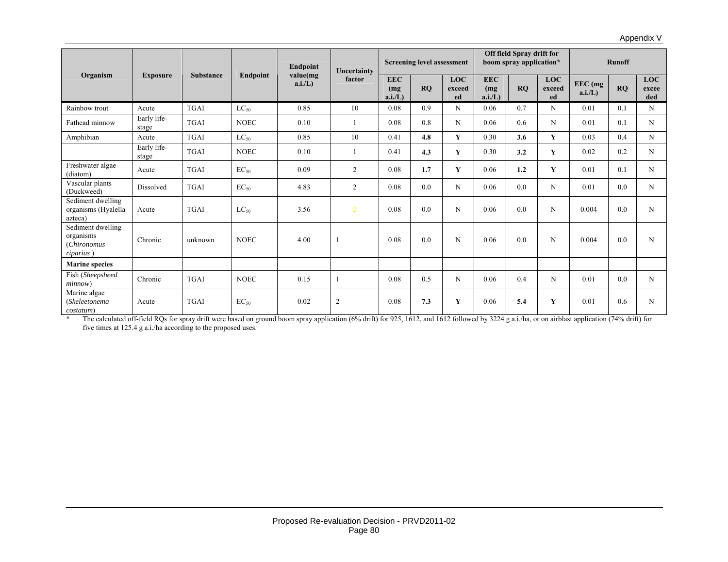| Organism | Exposure | Substance | Endpoint | Endpoint value(mg a.i./L) | Uncertainty factor | Screening level assessment | | | Off field Spray drift for boom spray application* | | | Runoff | | |
|---|---|---|---|---|---|---|---|---|---|---|---|---|---|---|
| | | | | | | EEC (mg a.i./L) | RQ | LOC exceeded | EEC (mg a.i./L) | RQ | LOC exceeded | EEC (mg a.i./L) | RQ | LOC exceeded |
| Rainbow trout | Acute | TGAI | $LC_{50}$ | 0.85 | 10 | 0.08 | 0.9 | N | 0.06 | 0.7 | N | 0.01 | 0.1 | N |
| Fathead minnow | Early life-stage | TGAI | NOEC | 0.10 | 1 | 0.08 | 0.8 | N | 0.06 | 0.6 | N | 0.01 | 0.1 | N |
| Amphibian | Acute | TGAI | $LC_{50}$ | 0.85 | 10 | 0.41 | **4.8** | **Y** | 0.30 | **3.6** | **Y** | 0.03 | 0.4 | N |
| | Early life-stage | TGAI | NOEC | 0.10 | 1 | 0.41 | **4.3** | **Y** | 0.30 | **3.2** | **Y** | 0.02 | 0.2 | N |
| Freshwater algae (diatom) | Acute | TGAI | $EC_{50}$ | 0.09 | 2 | 0.08 | **1.7** | **Y** | 0.06 | **1.2** | **Y** | 0.01 | 0.1 | N |
| Vascular plants (Duckweed) | Dissolved | TGAI | $EC_{50}$ | 4.83 | 2 | 0.08 | 0.0 | N | 0.06 | 0.0 | N | 0.01 | 0.0 | N |
| Sediment dwelling organisms (Hyalella azteca) | Acute | TGAI | $LC_{50}$ | 3.56 | 2 | 0.08 | 0.0 | N | 0.06 | 0.0 | N | 0.004 | 0.0 | N |
| Sediment dwelling organisms (*Chironomus riparius*) | Chronic | unknown | NOEC | 4.00 | 1 | 0.08 | 0.0 | N | 0.06 | 0.0 | N | 0.004 | 0.0 | N |
| **Marine species** | | | | | | | | | | | | | | |
| Fish (*Sheepsheed minnow*) | Chronic | TGAI | NOEC | 0.15 | 1 | 0.08 | 0.5 | N | 0.06 | 0.4 | N | 0.01 | 0.0 | N |
| Marine algae (*Skeleetonema costatum*) | Acute | TGAI | $EC_{50}$ | 0.02 | 2 | 0.08 | **7.3** | **Y** | 0.06 | **5.4** | **Y** | 0.01 | 0.6 | N |

\* The calculated off-field RQs for spray drift were based on ground boom spray application (6% drift) for 925, 1612, and 1612 followed by 3224 g a.i./ha, or on airblast application (74% drift) for five times at 125.4 g a.i./ha according to the proposed uses.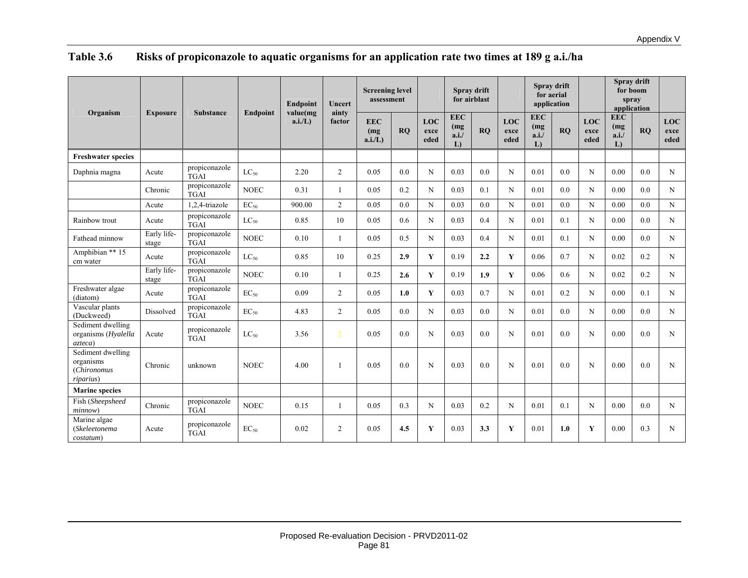## Table 3.6 Risks of propiconazole to aquatic organisms for an application rate two times at 189 g a.i./ha

| Organism | Exposure | Substance | Endpoint | Endpoint value(mg a.i./L) | Uncertainty factor | Screening level assessment | | LOC exceeded | Spray drift for airblast | | LOC exceeded | Spray drift for aerial application | | LOC exceeded | Spray drift for boom spray application | | LOC exceeded |
|---|---|---|---|---|---|---|---|---|---|---|---|---|---|---|---|---|---|
| | | | | | | EEC (mg a.i./L) | RQ | | EEC (mg a.i./L) | RQ | | EEC (mg a.i./L) | RQ | | EEC (mg a.i./L) | RQ | |
| **Freshwater species** | | | | | | | | | | | | | | | | | |
| Daphnia magna | Acute | propiconazole TGAI | $LC_{50}$ | 2.20 | 2 | 0.05 | 0.0 | N | 0.03 | 0.0 | N | 0.01 | 0.0 | N | 0.00 | 0.0 | N |
| | Chronic | propiconazole TGAI | NOEC | 0.31 | 1 | 0.05 | 0.2 | N | 0.03 | 0.1 | N | 0.01 | 0.0 | N | 0.00 | 0.0 | N |
| | Acute | 1,2,4-triazole | $EC_{50}$ | 900.00 | 2 | 0.05 | 0.0 | N | 0.03 | 0.0 | N | 0.01 | 0.0 | N | 0.00 | 0.0 | N |
| Rainbow trout | Acute | propiconazole TGAI | $LC_{50}$ | 0.85 | 10 | 0.05 | 0.6 | N | 0.03 | 0.4 | N | 0.01 | 0.1 | N | 0.00 | 0.0 | N |
| Fathead minnow | Early life-stage | propiconazole TGAI | NOEC | 0.10 | 1 | 0.05 | 0.5 | N | 0.03 | 0.4 | N | 0.01 | 0.1 | N | 0.00 | 0.0 | N |
| Amphibian ** 15 cm water | Acute | propiconazole TGAI | $LC_{50}$ | 0.85 | 10 | 0.25 | **2.9** | **Y** | 0.19 | **2.2** | **Y** | 0.06 | 0.7 | N | 0.02 | 0.2 | N |
| | Early life-stage | propiconazole TGAI | NOEC | 0.10 | 1 | 0.25 | **2.6** | **Y** | 0.19 | **1.9** | **Y** | 0.06 | 0.6 | N | 0.02 | 0.2 | N |
| Freshwater algae (diatom) | Acute | propiconazole TGAI | $EC_{50}$ | 0.09 | 2 | 0.05 | **1.0** | **Y** | 0.03 | 0.7 | N | 0.01 | 0.2 | N | 0.00 | 0.1 | N |
| Vascular plants (Duckweed) | Dissolved | propiconazole TGAI | $EC_{50}$ | 4.83 | 2 | 0.05 | 0.0 | N | 0.03 | 0.0 | N | 0.01 | 0.0 | N | 0.00 | 0.0 | N |
| Sediment dwelling organisms (*Hyalella azteca*) | Acute | propiconazole TGAI | $LC_{50}$ | 3.56 | 2 | 0.05 | 0.0 | N | 0.03 | 0.0 | N | 0.01 | 0.0 | N | 0.00 | 0.0 | N |
| Sediment dwelling organisms (*Chironomus riparius*) | Chronic | unknown | NOEC | 4.00 | 1 | 0.05 | 0.0 | N | 0.03 | 0.0 | N | 0.01 | 0.0 | N | 0.00 | 0.0 | N |
| **Marine species** | | | | | | | | | | | | | | | | | |
| Fish (*Sheepsheed minnow*) | Chronic | propiconazole TGAI | NOEC | 0.15 | 1 | 0.05 | 0.3 | N | 0.03 | 0.2 | N | 0.01 | 0.1 | N | 0.00 | 0.0 | N |
| Marine algae (*Skeletonema costatum*) | Acute | propiconazole TGAI | $EC_{50}$ | 0.02 | 2 | 0.05 | **4.5** | **Y** | 0.03 | **3.3** | **Y** | 0.01 | **1.0** | **Y** | 0.00 | 0.3 | N |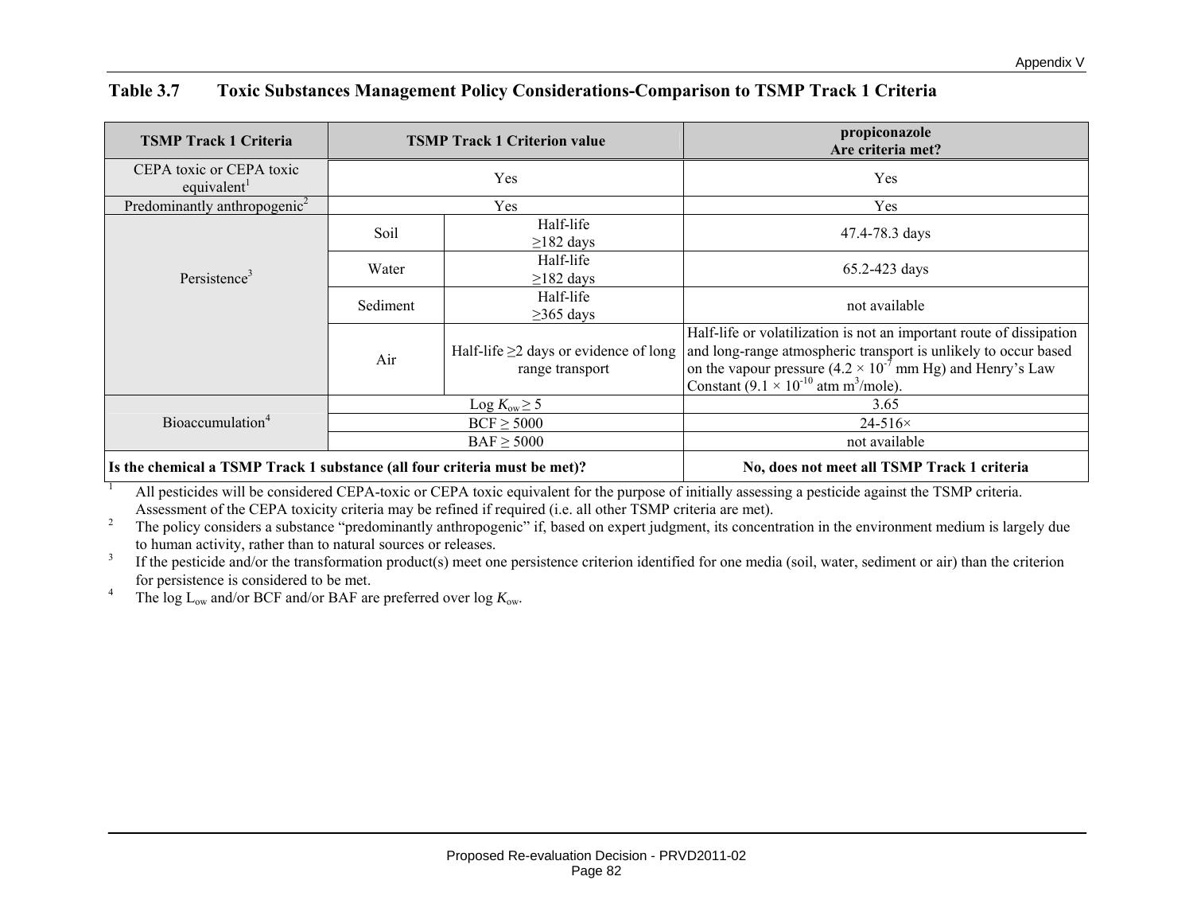## Table 3.7 Toxic Substances Management Policy Considerations-Comparison to TSMP Track 1 Criteria

| TSMP Track 1 Criteria | TSMP Track 1 Criterion value | | propiconazole Are criteria met? |
|---|---|---|---|
| CEPA toxic or CEPA toxic equivalent[1] | Yes | | Yes |
| Predominantly anthropogenic[2] | Yes | | Yes |
| Persistence[3] | Soil | Half-life ≥182 days | 47.4-78.3 days |
| | Water | Half-life ≥182 days | 65.2-423 days |
| | Sediment | Half-life ≥365 days | not available |
| | Air | Half-life ≥2 days or evidence of long range transport | Half-life or volatilization is not an important route of dissipation and long-range atmospheric transport is unlikely to occur based on the vapour pressure ($4.2 \times 10^{-7}$ mm Hg) and Henry's Law Constant ($9.1 \times 10^{-10}$ atm $m^3$/mole). |
| Bioaccumulation[4] | Log $K_{ow}$ ≥ 5 | | 3.65 |
| | BCF ≥ 5000 | | 24-516× |
| | BAF ≥ 5000 | | not available |
| **Is the chemical a TSMP Track 1 substance (all four criteria must be met)?** | | | **No, does not meet all TSMP Track 1 criteria** |

[1] All pesticides will be considered CEPA-toxic or CEPA toxic equivalent for the purpose of initially assessing a pesticide against the TSMP criteria. Assessment of the CEPA toxicity criteria may be refined if required (i.e. all other TSMP criteria are met).

[2] The policy considers a substance "predominantly anthropogenic" if, based on expert judgment, its concentration in the environment medium is largely due to human activity, rather than to natural sources or releases.

[3] If the pesticide and/or the transformation product(s) meet one persistence criterion identified for one media (soil, water, sediment or air) than the criterion for persistence is considered to be met.

[4] The log $L_{ow}$ and/or BCF and/or BAF are preferred over log $K_{ow}$.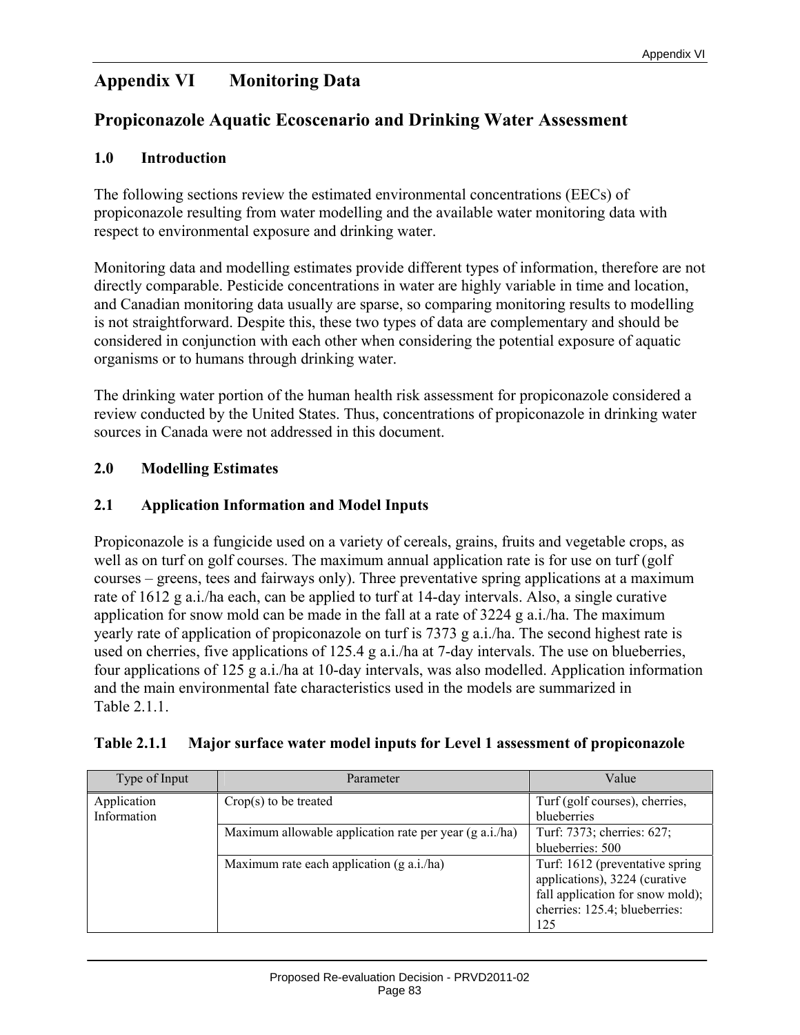# Appendix VI Monitoring Data

## Propiconazole Aquatic Ecoscenario and Drinking Water Assessment

### 1.0 Introduction

The following sections review the estimated environmental concentrations (EECs) of propiconazole resulting from water modelling and the available water monitoring data with respect to environmental exposure and drinking water.

Monitoring data and modelling estimates provide different types of information, therefore are not directly comparable. Pesticide concentrations in water are highly variable in time and location, and Canadian monitoring data usually are sparse, so comparing monitoring results to modelling is not straightforward. Despite this, these two types of data are complementary and should be considered in conjunction with each other when considering the potential exposure of aquatic organisms or to humans through drinking water.

The drinking water portion of the human health risk assessment for propiconazole considered a review conducted by the United States. Thus, concentrations of propiconazole in drinking water sources in Canada were not addressed in this document.

### 2.0 Modelling Estimates

### 2.1 Application Information and Model Inputs

Propiconazole is a fungicide used on a variety of cereals, grains, fruits and vegetable crops, as well as on turf on golf courses. The maximum annual application rate is for use on turf (golf courses – greens, tees and fairways only). Three preventative spring applications at a maximum rate of 1612 g a.i./ha each, can be applied to turf at 14-day intervals. Also, a single curative application for snow mold can be made in the fall at a rate of 3224 g a.i./ha. The maximum yearly rate of application of propiconazole on turf is 7373 g a.i./ha. The second highest rate is used on cherries, five applications of 125.4 g a.i./ha at 7-day intervals. The use on blueberries, four applications of 125 g a.i./ha at 10-day intervals, was also modelled. Application information and the main environmental fate characteristics used in the models are summarized in Table 2.1.1.

**Table 2.1.1 Major surface water model inputs for Level 1 assessment of propiconazole**

| Type of Input | Parameter | Value |
|---|---|---|
| Application Information | Crop(s) to be treated | Turf (golf courses), cherries, blueberries |
| | Maximum allowable application rate per year (g a.i./ha) | Turf: 7373; cherries: 627; blueberries: 500 |
| | Maximum rate each application (g a.i./ha) | Turf: 1612 (preventative spring applications), 3224 (curative fall application for snow mold); cherries: 125.4; blueberries: 125 |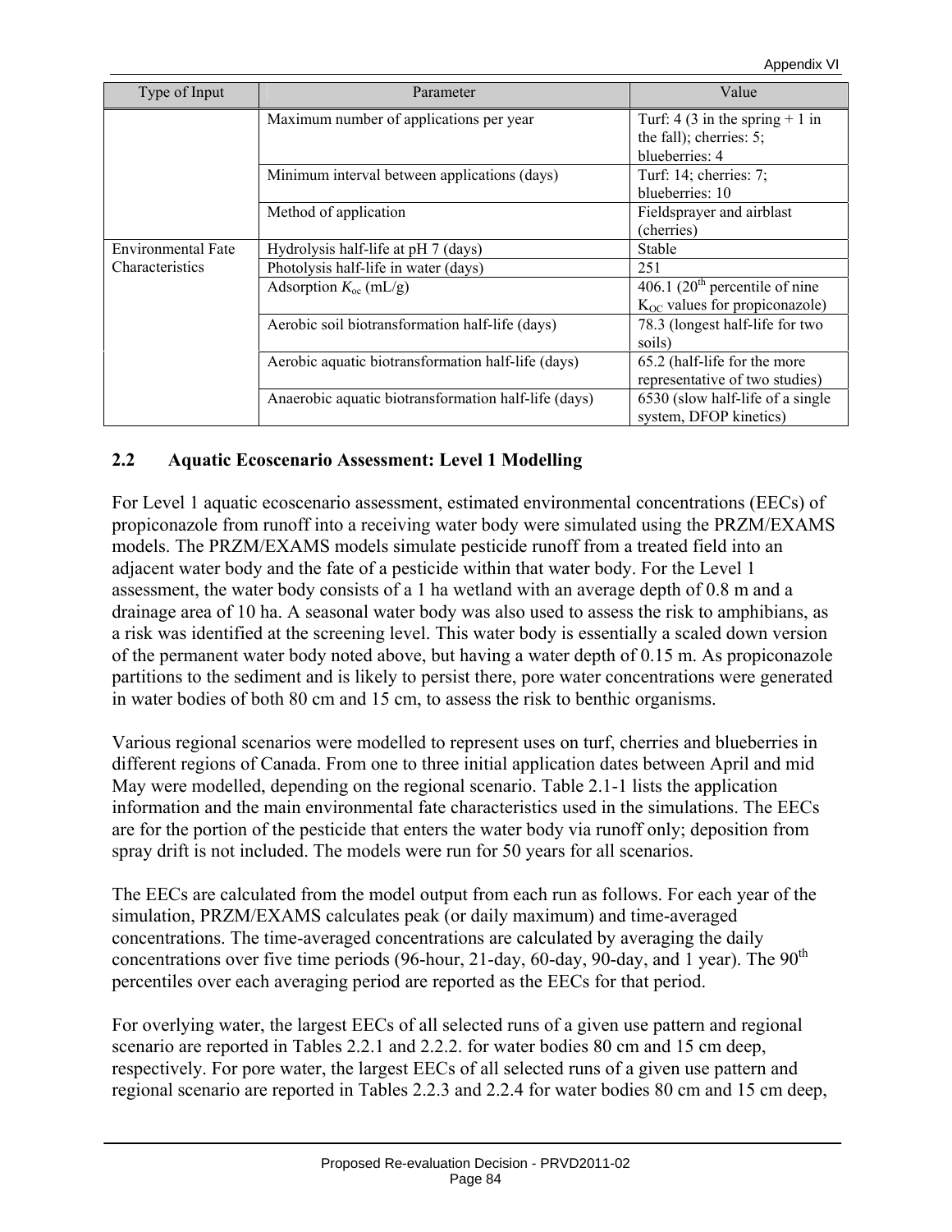| Type of Input | Parameter | Value |
|---|---|---|
| | Maximum number of applications per year | Turf: 4 (3 in the spring + 1 in the fall); cherries: 5; blueberries: 4 |
| | Minimum interval between applications (days) | Turf: 14; cherries: 7; blueberries: 10 |
| | Method of application | Fieldsprayer and airblast (cherries) |
| Environmental Fate Characteristics | Hydrolysis half-life at pH 7 (days) | Stable |
| | Photolysis half-life in water (days) | 251 |
| | Adsorption $K_{oc}$ (mL/g) | 406.1 (20th percentile of nine $K_{OC}$ values for propiconazole) |
| | Aerobic soil biotransformation half-life (days) | 78.3 (longest half-life for two soils) |
| | Aerobic aquatic biotransformation half-life (days) | 65.2 (half-life for the more representative of two studies) |
| | Anaerobic aquatic biotransformation half-life (days) | 6530 (slow half-life of a single system, DFOP kinetics) |

## 2.2 Aquatic Ecoscenario Assessment: Level 1 Modelling

For Level 1 aquatic ecoscenario assessment, estimated environmental concentrations (EECs) of propiconazole from runoff into a receiving water body were simulated using the PRZM/EXAMS models. The PRZM/EXAMS models simulate pesticide runoff from a treated field into an adjacent water body and the fate of a pesticide within that water body. For the Level 1 assessment, the water body consists of a 1 ha wetland with an average depth of 0.8 m and a drainage area of 10 ha. A seasonal water body was also used to assess the risk to amphibians, as a risk was identified at the screening level. This water body is essentially a scaled down version of the permanent water body noted above, but having a water depth of 0.15 m. As propiconazole partitions to the sediment and is likely to persist there, pore water concentrations were generated in water bodies of both 80 cm and 15 cm, to assess the risk to benthic organisms.

Various regional scenarios were modelled to represent uses on turf, cherries and blueberries in different regions of Canada. From one to three initial application dates between April and mid May were modelled, depending on the regional scenario. Table 2.1-1 lists the application information and the main environmental fate characteristics used in the simulations. The EECs are for the portion of the pesticide that enters the water body via runoff only; deposition from spray drift is not included. The models were run for 50 years for all scenarios.

The EECs are calculated from the model output from each run as follows. For each year of the simulation, PRZM/EXAMS calculates peak (or daily maximum) and time-averaged concentrations. The time-averaged concentrations are calculated by averaging the daily concentrations over five time periods (96-hour, 21-day, 60-day, 90-day, and 1 year). The 90th percentiles over each averaging period are reported as the EECs for that period.

For overlying water, the largest EECs of all selected runs of a given use pattern and regional scenario are reported in Tables 2.2.1 and 2.2.2. for water bodies 80 cm and 15 cm deep, respectively. For pore water, the largest EECs of all selected runs of a given use pattern and regional scenario are reported in Tables 2.2.3 and 2.2.4 for water bodies 80 cm and 15 cm deep,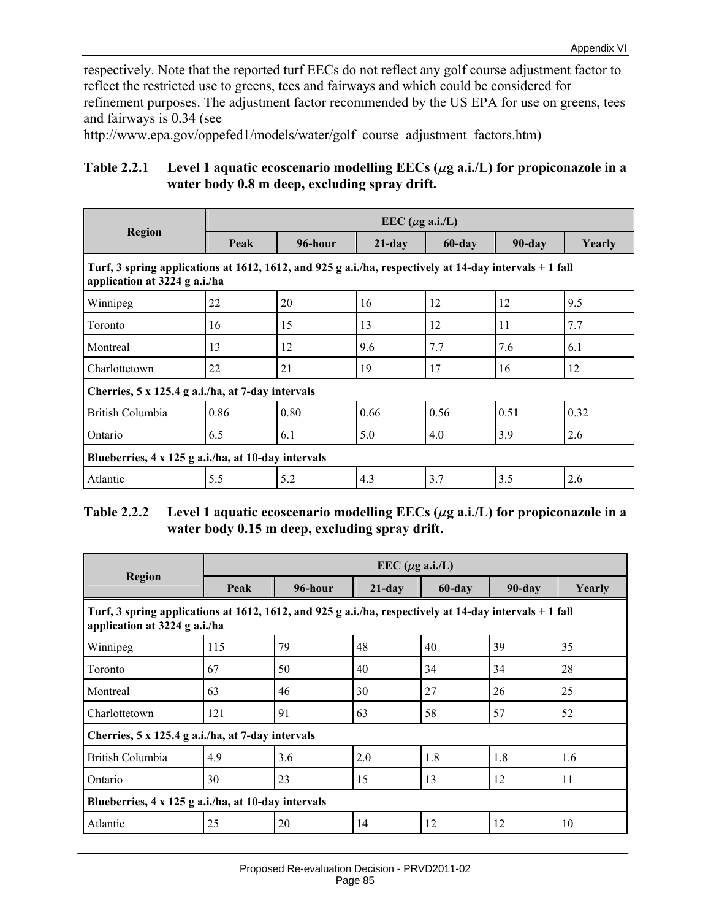respectively. Note that the reported turf EECs do not reflect any golf course adjustment factor to reflect the restricted use to greens, tees and fairways and which could be considered for refinement purposes. The adjustment factor recommended by the US EPA for use on greens, tees and fairways is 0.34 (see http://www.epa.gov/oppefed1/models/water/golf_course_adjustment_factors.htm)

**Table 2.2.1 Level 1 aquatic ecoscenario modelling EECs ($\mu$g a.i./L) for propiconazole in a water body 0.8 m deep, excluding spray drift.**

| Region | EEC ($\mu$g a.i./L) | | | | | |
|---|---|---|---|---|---|---|
| | Peak | 96-hour | 21-day | 60-day | 90-day | Yearly |
| **Turf, 3 spring applications at 1612, 1612, and 925 g a.i./ha, respectively at 14-day intervals + 1 fall application at 3224 g a.i./ha** | | | | | | |
| Winnipeg | 22 | 20 | 16 | 12 | 12 | 9.5 |
| Toronto | 16 | 15 | 13 | 12 | 11 | 7.7 |
| Montreal | 13 | 12 | 9.6 | 7.7 | 7.6 | 6.1 |
| Charlottetown | 22 | 21 | 19 | 17 | 16 | 12 |
| **Cherries, 5 x 125.4 g a.i./ha, at 7-day intervals** | | | | | | |
| British Columbia | 0.86 | 0.80 | 0.66 | 0.56 | 0.51 | 0.32 |
| Ontario | 6.5 | 6.1 | 5.0 | 4.0 | 3.9 | 2.6 |
| **Blueberries, 4 x 125 g a.i./ha, at 10-day intervals** | | | | | | |
| Atlantic | 5.5 | 5.2 | 4.3 | 3.7 | 3.5 | 2.6 |

**Table 2.2.2 Level 1 aquatic ecoscenario modelling EECs ($\mu$g a.i./L) for propiconazole in a water body 0.15 m deep, excluding spray drift.**

| Region | EEC ($\mu$g a.i./L) | | | | | |
|---|---|---|---|---|---|---|
| | Peak | 96-hour | 21-day | 60-day | 90-day | Yearly |
| **Turf, 3 spring applications at 1612, 1612, and 925 g a.i./ha, respectively at 14-day intervals + 1 fall application at 3224 g a.i./ha** | | | | | | |
| Winnipeg | 115 | 79 | 48 | 40 | 39 | 35 |
| Toronto | 67 | 50 | 40 | 34 | 34 | 28 |
| Montreal | 63 | 46 | 30 | 27 | 26 | 25 |
| Charlottetown | 121 | 91 | 63 | 58 | 57 | 52 |
| **Cherries, 5 x 125.4 g a.i./ha, at 7-day intervals** | | | | | | |
| British Columbia | 4.9 | 3.6 | 2.0 | 1.8 | 1.8 | 1.6 |
| Ontario | 30 | 23 | 15 | 13 | 12 | 11 |
| **Blueberries, 4 x 125 g a.i./ha, at 10-day intervals** | | | | | | |
| Atlantic | 25 | 20 | 14 | 12 | 12 | 10 |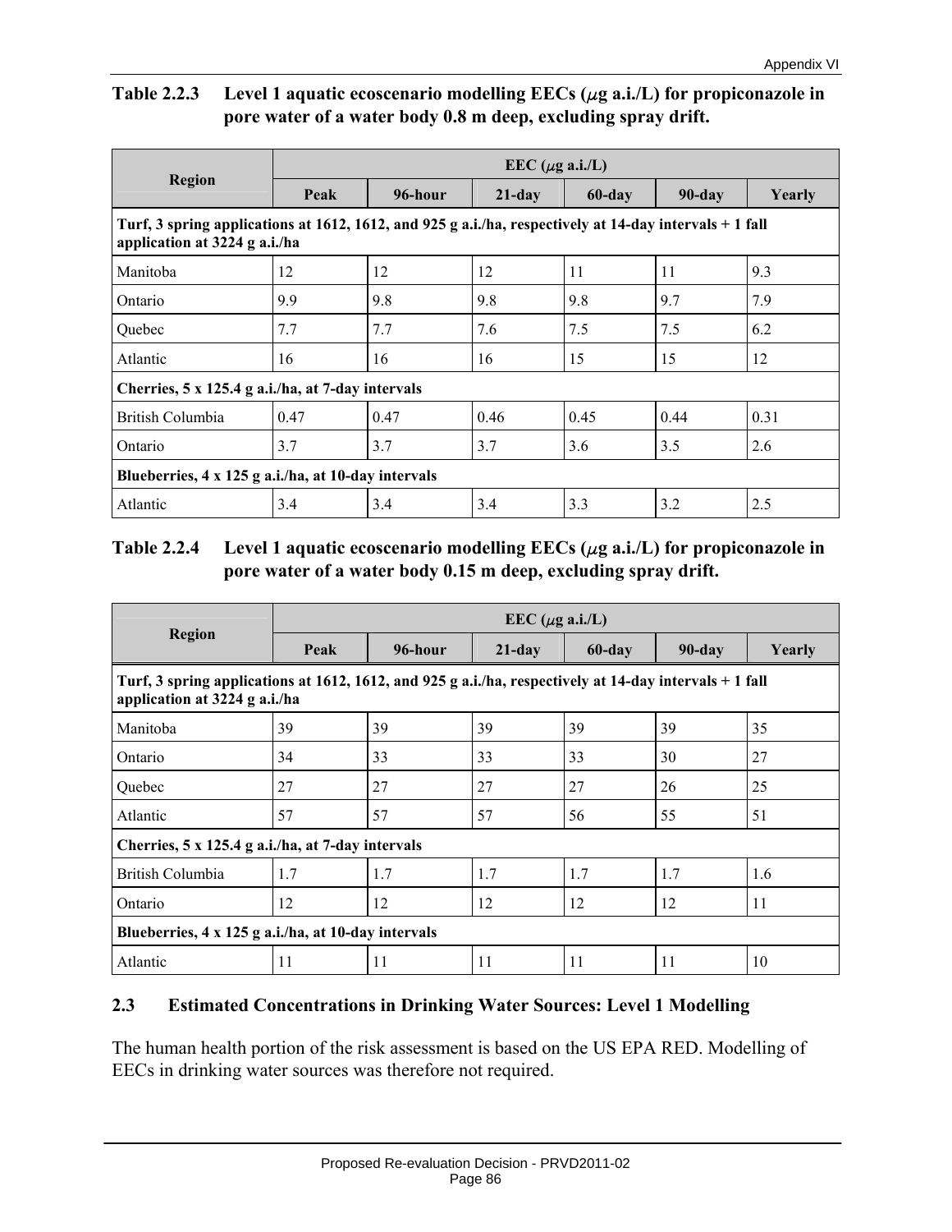**Table 2.2.3 Level 1 aquatic ecoscenario modelling EECs ($\mu$g a.i./L) for propiconazole in pore water of a water body 0.8 m deep, excluding spray drift.**

| Region | EEC ($\mu$g a.i./L) | | | | | |
|---|---|---|---|---|---|---|
| | Peak | 96-hour | 21-day | 60-day | 90-day | Yearly |
| **Turf, 3 spring applications at 1612, 1612, and 925 g a.i./ha, respectively at 14-day intervals + 1 fall application at 3224 g a.i./ha** | | | | | | |
| Manitoba | 12 | 12 | 12 | 11 | 11 | 9.3 |
| Ontario | 9.9 | 9.8 | 9.8 | 9.8 | 9.7 | 7.9 |
| Quebec | 7.7 | 7.7 | 7.6 | 7.5 | 7.5 | 6.2 |
| Atlantic | 16 | 16 | 16 | 15 | 15 | 12 |
| **Cherries, 5 x 125.4 g a.i./ha, at 7-day intervals** | | | | | | |
| British Columbia | 0.47 | 0.47 | 0.46 | 0.45 | 0.44 | 0.31 |
| Ontario | 3.7 | 3.7 | 3.7 | 3.6 | 3.5 | 2.6 |
| **Blueberries, 4 x 125 g a.i./ha, at 10-day intervals** | | | | | | |
| Atlantic | 3.4 | 3.4 | 3.4 | 3.3 | 3.2 | 2.5 |

**Table 2.2.4 Level 1 aquatic ecoscenario modelling EECs ($\mu$g a.i./L) for propiconazole in pore water of a water body 0.15 m deep, excluding spray drift.**

| Region | EEC ($\mu$g a.i./L) | | | | | |
|---|---|---|---|---|---|---|
| | Peak | 96-hour | 21-day | 60-day | 90-day | Yearly |
| **Turf, 3 spring applications at 1612, 1612, and 925 g a.i./ha, respectively at 14-day intervals + 1 fall application at 3224 g a.i./ha** | | | | | | |
| Manitoba | 39 | 39 | 39 | 39 | 39 | 35 |
| Ontario | 34 | 33 | 33 | 33 | 30 | 27 |
| Quebec | 27 | 27 | 27 | 27 | 26 | 25 |
| Atlantic | 57 | 57 | 57 | 56 | 55 | 51 |
| **Cherries, 5 x 125.4 g a.i./ha, at 7-day intervals** | | | | | | |
| British Columbia | 1.7 | 1.7 | 1.7 | 1.7 | 1.7 | 1.6 |
| Ontario | 12 | 12 | 12 | 12 | 12 | 11 |
| **Blueberries, 4 x 125 g a.i./ha, at 10-day intervals** | | | | | | |
| Atlantic | 11 | 11 | 11 | 11 | 11 | 10 |

## 2.3 Estimated Concentrations in Drinking Water Sources: Level 1 Modelling

The human health portion of the risk assessment is based on the US EPA RED. Modelling of EECs in drinking water sources was therefore not required.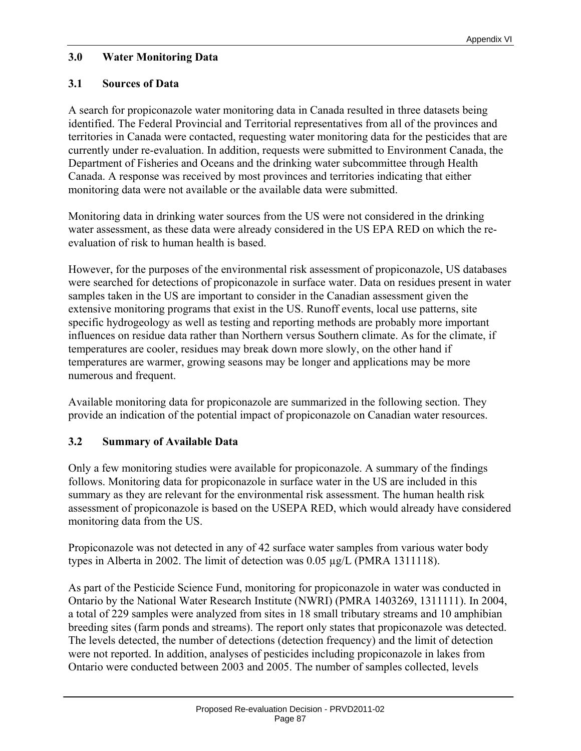## 3.0 Water Monitoring Data

### 3.1 Sources of Data

A search for propiconazole water monitoring data in Canada resulted in three datasets being identified. The Federal Provincial and Territorial representatives from all of the provinces and territories in Canada were contacted, requesting water monitoring data for the pesticides that are currently under re-evaluation. In addition, requests were submitted to Environment Canada, the Department of Fisheries and Oceans and the drinking water subcommittee through Health Canada. A response was received by most provinces and territories indicating that either monitoring data were not available or the available data were submitted.

Monitoring data in drinking water sources from the US were not considered in the drinking water assessment, as these data were already considered in the US EPA RED on which the re-evaluation of risk to human health is based.

However, for the purposes of the environmental risk assessment of propiconazole, US databases were searched for detections of propiconazole in surface water. Data on residues present in water samples taken in the US are important to consider in the Canadian assessment given the extensive monitoring programs that exist in the US. Runoff events, local use patterns, site specific hydrogeology as well as testing and reporting methods are probably more important influences on residue data rather than Northern versus Southern climate. As for the climate, if temperatures are cooler, residues may break down more slowly, on the other hand if temperatures are warmer, growing seasons may be longer and applications may be more numerous and frequent.

Available monitoring data for propiconazole are summarized in the following section. They provide an indication of the potential impact of propiconazole on Canadian water resources.

### 3.2 Summary of Available Data

Only a few monitoring studies were available for propiconazole. A summary of the findings follows. Monitoring data for propiconazole in surface water in the US are included in this summary as they are relevant for the environmental risk assessment. The human health risk assessment of propiconazole is based on the USEPA RED, which would already have considered monitoring data from the US.

Propiconazole was not detected in any of 42 surface water samples from various water body types in Alberta in 2002. The limit of detection was 0.05 µg/L (PMRA 1311118).

As part of the Pesticide Science Fund, monitoring for propiconazole in water was conducted in Ontario by the National Water Research Institute (NWRI) (PMRA 1403269, 1311111). In 2004, a total of 229 samples were analyzed from sites in 18 small tributary streams and 10 amphibian breeding sites (farm ponds and streams). The report only states that propiconazole was detected. The levels detected, the number of detections (detection frequency) and the limit of detection were not reported. In addition, analyses of pesticides including propiconazole in lakes from Ontario were conducted between 2003 and 2005. The number of samples collected, levels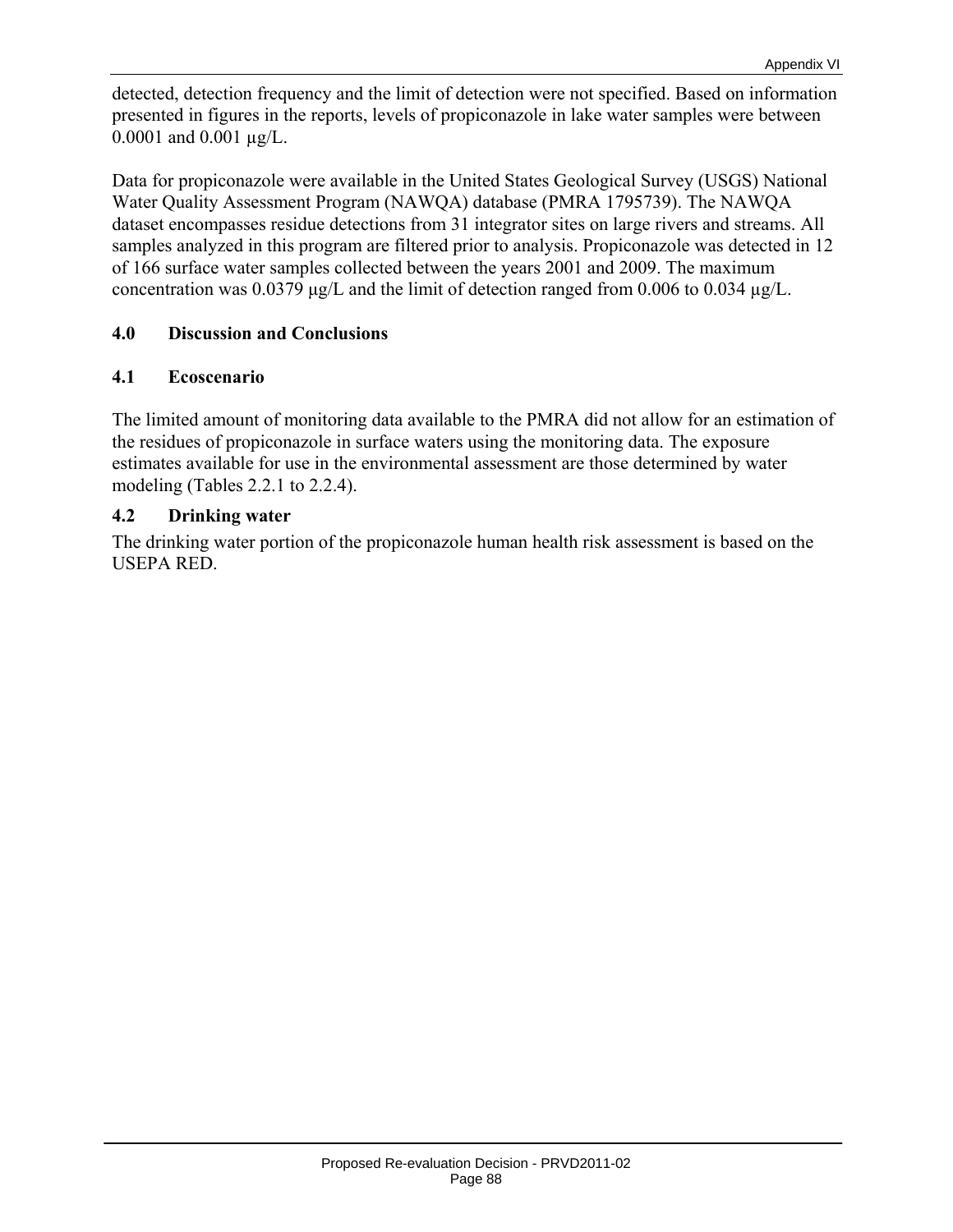detected, detection frequency and the limit of detection were not specified. Based on information presented in figures in the reports, levels of propiconazole in lake water samples were between 0.0001 and 0.001 µg/L.

Data for propiconazole were available in the United States Geological Survey (USGS) National Water Quality Assessment Program (NAWQA) database (PMRA 1795739). The NAWQA dataset encompasses residue detections from 31 integrator sites on large rivers and streams. All samples analyzed in this program are filtered prior to analysis. Propiconazole was detected in 12 of 166 surface water samples collected between the years 2001 and 2009. The maximum concentration was 0.0379 µg/L and the limit of detection ranged from 0.006 to 0.034 µg/L.

## 4.0 Discussion and Conclusions

### 4.1 Ecoscenario

The limited amount of monitoring data available to the PMRA did not allow for an estimation of the residues of propiconazole in surface waters using the monitoring data. The exposure estimates available for use in the environmental assessment are those determined by water modeling (Tables 2.2.1 to 2.2.4).

### 4.2 Drinking water

The drinking water portion of the propiconazole human health risk assessment is based on the USEPA RED.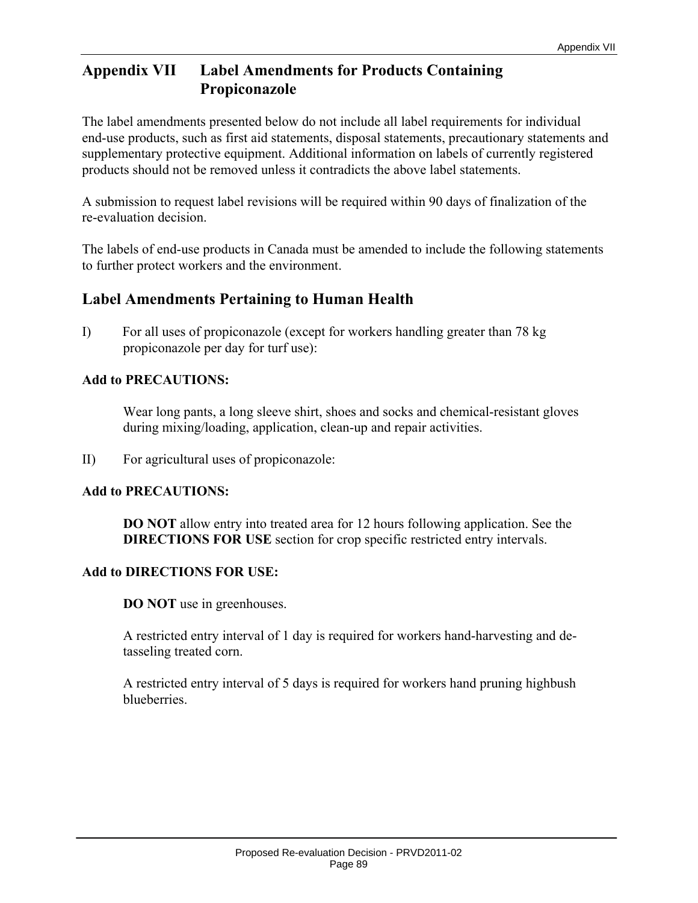# Appendix VII Label Amendments for Products Containing Propiconazole

The label amendments presented below do not include all label requirements for individual end-use products, such as first aid statements, disposal statements, precautionary statements and supplementary protective equipment. Additional information on labels of currently registered products should not be removed unless it contradicts the above label statements.

A submission to request label revisions will be required within 90 days of finalization of the re-evaluation decision.

The labels of end-use products in Canada must be amended to include the following statements to further protect workers and the environment.

## Label Amendments Pertaining to Human Health

I) For all uses of propiconazole (except for workers handling greater than 78 kg propiconazole per day for turf use):

**Add to PRECAUTIONS:**

> Wear long pants, a long sleeve shirt, shoes and socks and chemical-resistant gloves during mixing/loading, application, clean-up and repair activities.

II) For agricultural uses of propiconazole:

**Add to PRECAUTIONS:**

> **DO NOT** allow entry into treated area for 12 hours following application. See the **DIRECTIONS FOR USE** section for crop specific restricted entry intervals.

**Add to DIRECTIONS FOR USE:**

> **DO NOT** use in greenhouses.
>
> A restricted entry interval of 1 day is required for workers hand-harvesting and de-tasseling treated corn.
>
> A restricted entry interval of 5 days is required for workers hand pruning highbush blueberries.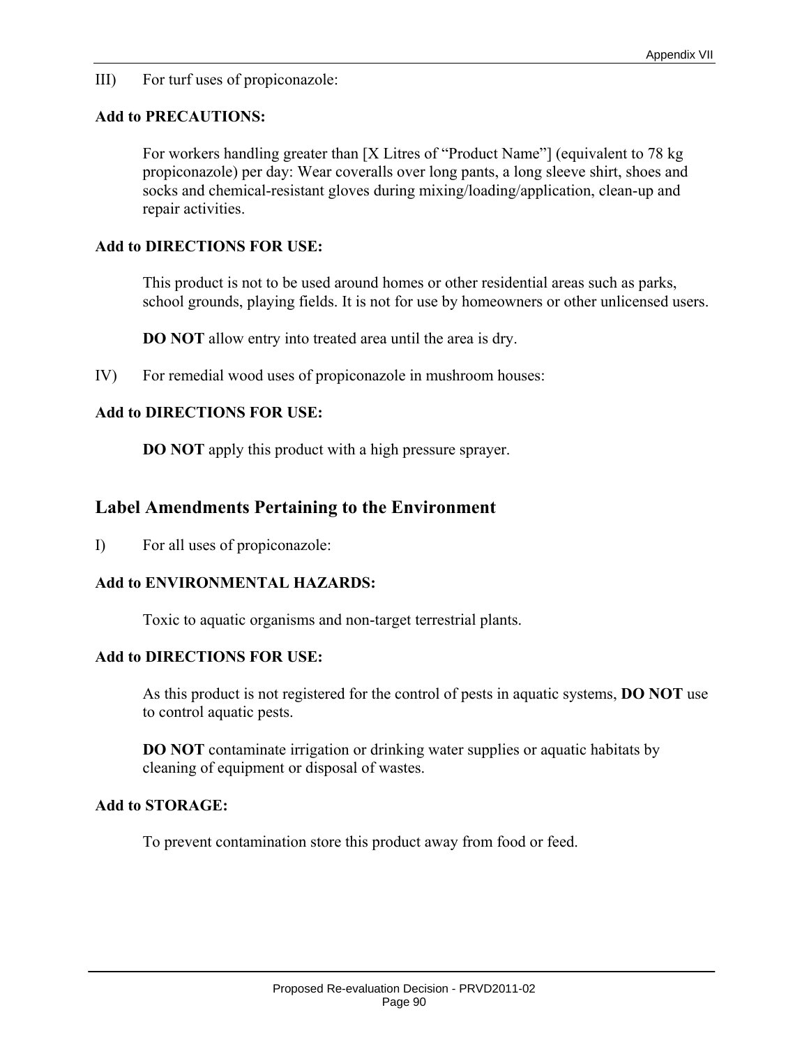III) For turf uses of propiconazole:

**Add to PRECAUTIONS:**

For workers handling greater than [X Litres of "Product Name"] (equivalent to 78 kg propiconazole) per day: Wear coveralls over long pants, a long sleeve shirt, shoes and socks and chemical-resistant gloves during mixing/loading/application, clean-up and repair activities.

**Add to DIRECTIONS FOR USE:**

This product is not to be used around homes or other residential areas such as parks, school grounds, playing fields. It is not for use by homeowners or other unlicensed users.

**DO NOT** allow entry into treated area until the area is dry.

IV) For remedial wood uses of propiconazole in mushroom houses:

**Add to DIRECTIONS FOR USE:**

**DO NOT** apply this product with a high pressure sprayer.

## Label Amendments Pertaining to the Environment

I) For all uses of propiconazole:

**Add to ENVIRONMENTAL HAZARDS:**

Toxic to aquatic organisms and non-target terrestrial plants.

**Add to DIRECTIONS FOR USE:**

As this product is not registered for the control of pests in aquatic systems, **DO NOT** use to control aquatic pests.

**DO NOT** contaminate irrigation or drinking water supplies or aquatic habitats by cleaning of equipment or disposal of wastes.

**Add to STORAGE:**

To prevent contamination store this product away from food or feed.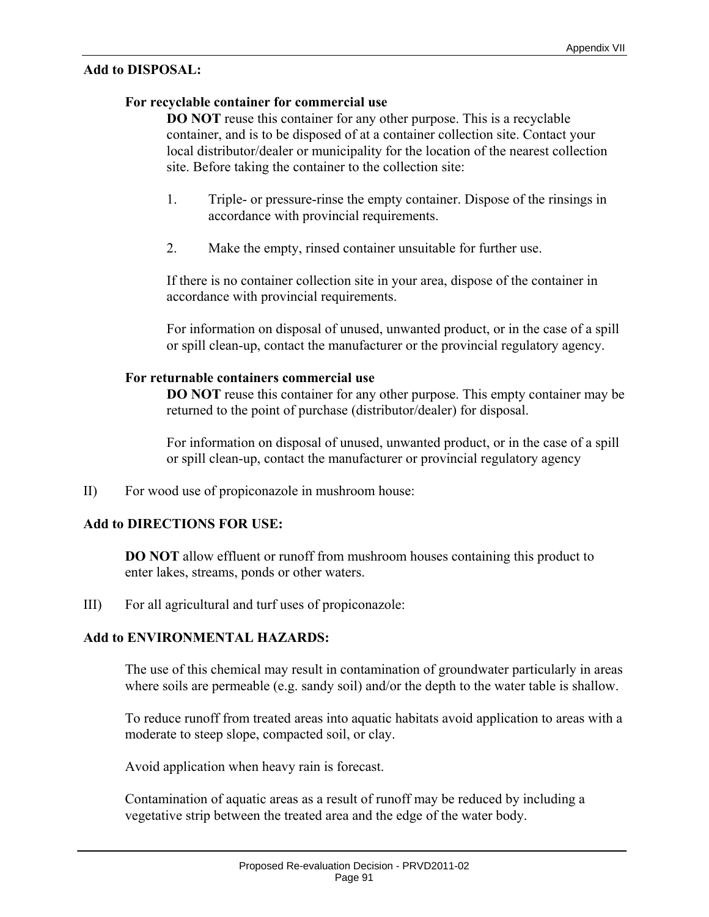**Add to DISPOSAL:**

**For recyclable container for commercial use**

**DO NOT** reuse this container for any other purpose. This is a recyclable container, and is to be disposed of at a container collection site. Contact your local distributor/dealer or municipality for the location of the nearest collection site. Before taking the container to the collection site:

1. Triple- or pressure-rinse the empty container. Dispose of the rinsings in accordance with provincial requirements.

2. Make the empty, rinsed container unsuitable for further use.

If there is no container collection site in your area, dispose of the container in accordance with provincial requirements.

For information on disposal of unused, unwanted product, or in the case of a spill or spill clean-up, contact the manufacturer or the provincial regulatory agency.

**For returnable containers commercial use**

**DO NOT** reuse this container for any other purpose. This empty container may be returned to the point of purchase (distributor/dealer) for disposal.

For information on disposal of unused, unwanted product, or in the case of a spill or spill clean-up, contact the manufacturer or provincial regulatory agency

II) For wood use of propiconazole in mushroom house:

**Add to DIRECTIONS FOR USE:**

**DO NOT** allow effluent or runoff from mushroom houses containing this product to enter lakes, streams, ponds or other waters.

III) For all agricultural and turf uses of propiconazole:

**Add to ENVIRONMENTAL HAZARDS:**

The use of this chemical may result in contamination of groundwater particularly in areas where soils are permeable (e.g. sandy soil) and/or the depth to the water table is shallow.

To reduce runoff from treated areas into aquatic habitats avoid application to areas with a moderate to steep slope, compacted soil, or clay.

Avoid application when heavy rain is forecast.

Contamination of aquatic areas as a result of runoff may be reduced by including a vegetative strip between the treated area and the edge of the water body.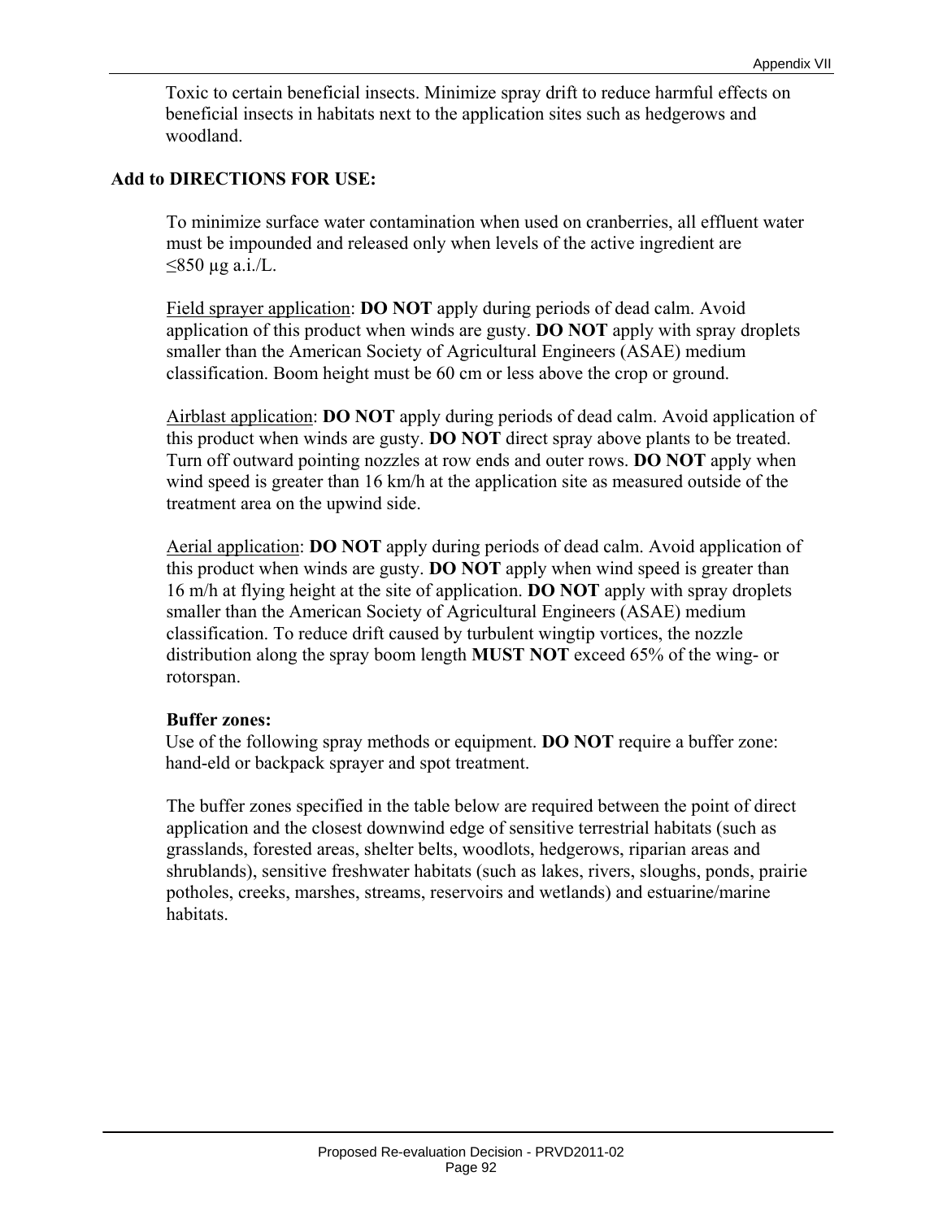Toxic to certain beneficial insects. Minimize spray drift to reduce harmful effects on beneficial insects in habitats next to the application sites such as hedgerows and woodland.

**Add to DIRECTIONS FOR USE:**

To minimize surface water contamination when used on cranberries, all effluent water must be impounded and released only when levels of the active ingredient are ≤850 µg a.i./L.

Field sprayer application: **DO NOT** apply during periods of dead calm. Avoid application of this product when winds are gusty. **DO NOT** apply with spray droplets smaller than the American Society of Agricultural Engineers (ASAE) medium classification. Boom height must be 60 cm or less above the crop or ground.

Airblast application: **DO NOT** apply during periods of dead calm. Avoid application of this product when winds are gusty. **DO NOT** direct spray above plants to be treated. Turn off outward pointing nozzles at row ends and outer rows. **DO NOT** apply when wind speed is greater than 16 km/h at the application site as measured outside of the treatment area on the upwind side.

Aerial application: **DO NOT** apply during periods of dead calm. Avoid application of this product when winds are gusty. **DO NOT** apply when wind speed is greater than 16 m/h at flying height at the site of application. **DO NOT** apply with spray droplets smaller than the American Society of Agricultural Engineers (ASAE) medium classification. To reduce drift caused by turbulent wingtip vortices, the nozzle distribution along the spray boom length **MUST NOT** exceed 65% of the wing- or rotorspan.

**Buffer zones:**
Use of the following spray methods or equipment. **DO NOT** require a buffer zone: hand-eld or backpack sprayer and spot treatment.

The buffer zones specified in the table below are required between the point of direct application and the closest downwind edge of sensitive terrestrial habitats (such as grasslands, forested areas, shelter belts, woodlots, hedgerows, riparian areas and shrublands), sensitive freshwater habitats (such as lakes, rivers, sloughs, ponds, prairie potholes, creeks, marshes, streams, reservoirs and wetlands) and estuarine/marine habitats.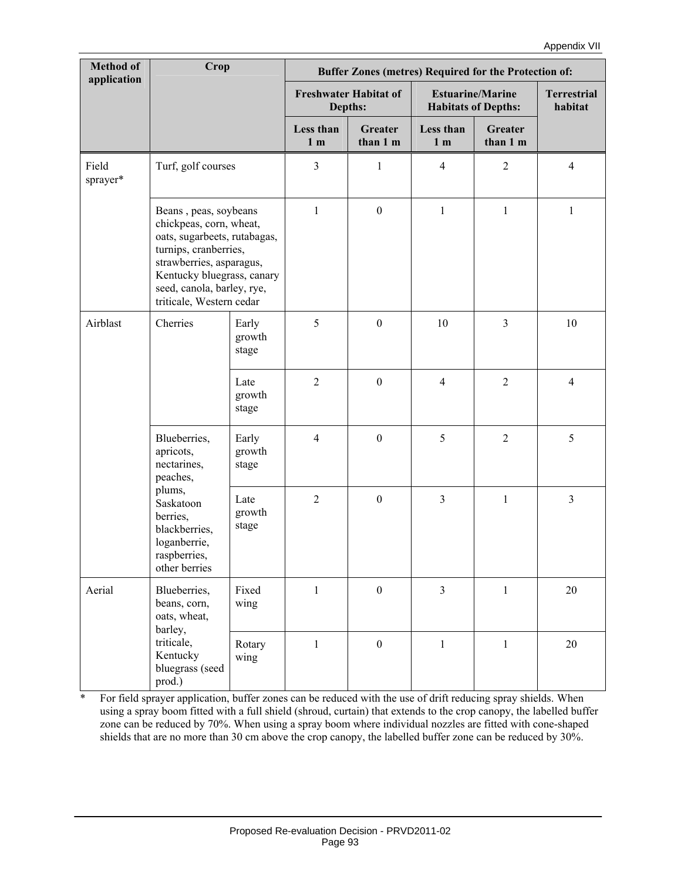| Method of application | Crop | | Buffer Zones (metres) Required for the Protection of: | | | | |
|---|---|---|---|---|---|---|---|
| | | | Freshwater Habitat of Depths: | | Estuarine/Marine Habitats of Depths: | | Terrestrial habitat |
| | | | Less than 1 m | Greater than 1 m | Less than 1 m | Greater than 1 m | |
| Field sprayer* | Turf, golf courses | | 3 | 1 | 4 | 2 | 4 |
| | Beans , peas, soybeans chickpeas, corn, wheat, oats, sugarbeets, rutabagas, turnips, cranberries, strawberries, asparagus, Kentucky bluegrass, canary seed, canola, barley, rye, triticale, Western cedar | | 1 | 0 | 1 | 1 | 1 |
| Airblast | Cherries | Early growth stage | 5 | 0 | 10 | 3 | 10 |
| | | Late growth stage | 2 | 0 | 4 | 2 | 4 |
| | Blueberries, apricots, nectarines, peaches, plums, Saskatoon berries, blackberries, loganberrie, raspberries, other berries | Early growth stage | 4 | 0 | 5 | 2 | 5 |
| | | Late growth stage | 2 | 0 | 3 | 1 | 3 |
| Aerial | Blueberries, beans, corn, oats, wheat, barley, triticale, Kentucky bluegrass (seed prod.) | Fixed wing | 1 | 0 | 3 | 1 | 20 |
| | | Rotary wing | 1 | 0 | 1 | 1 | 20 |

\* For field sprayer application, buffer zones can be reduced with the use of drift reducing spray shields. When using a spray boom fitted with a full shield (shroud, curtain) that extends to the crop canopy, the labelled buffer zone can be reduced by 70%. When using a spray boom where individual nozzles are fitted with cone-shaped shields that are no more than 30 cm above the crop canopy, the labelled buffer zone can be reduced by 30%.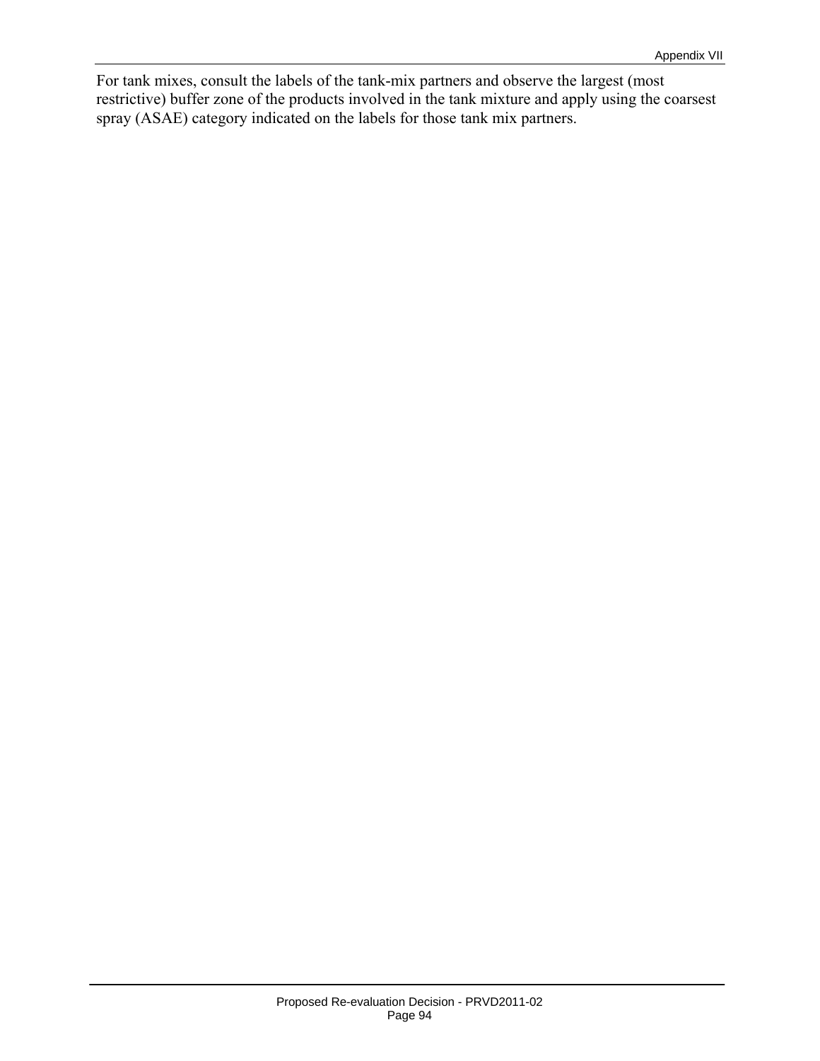For tank mixes, consult the labels of the tank-mix partners and observe the largest (most restrictive) buffer zone of the products involved in the tank mixture and apply using the coarsest spray (ASAE) category indicated on the labels for those tank mix partners.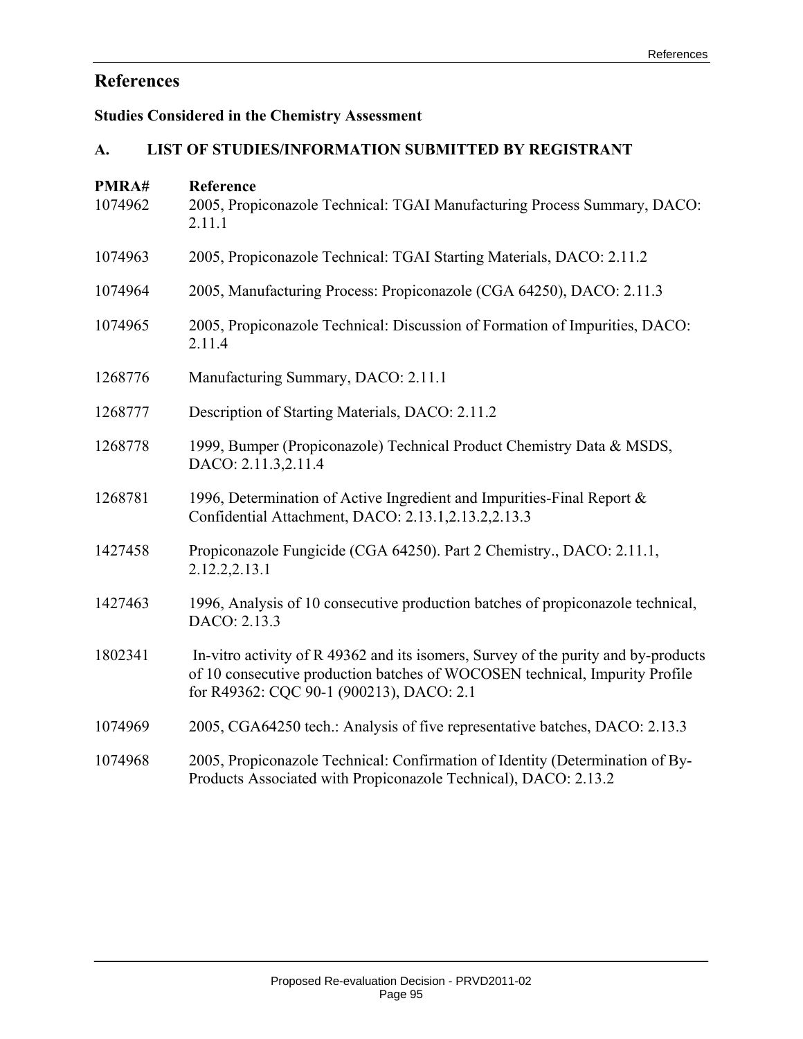# References

## Studies Considered in the Chemistry Assessment

### A. LIST OF STUDIES/INFORMATION SUBMITTED BY REGISTRANT

| PMRA# | Reference |
|---|---|
| 1074962 | 2005, Propiconazole Technical: TGAI Manufacturing Process Summary, DACO: 2.11.1 |
| 1074963 | 2005, Propiconazole Technical: TGAI Starting Materials, DACO: 2.11.2 |
| 1074964 | 2005, Manufacturing Process: Propiconazole (CGA 64250), DACO: 2.11.3 |
| 1074965 | 2005, Propiconazole Technical: Discussion of Formation of Impurities, DACO: 2.11.4 |
| 1268776 | Manufacturing Summary, DACO: 2.11.1 |
| 1268777 | Description of Starting Materials, DACO: 2.11.2 |
| 1268778 | 1999, Bumper (Propiconazole) Technical Product Chemistry Data & MSDS, DACO: 2.11.3,2.11.4 |
| 1268781 | 1996, Determination of Active Ingredient and Impurities-Final Report & Confidential Attachment, DACO: 2.13.1,2.13.2,2.13.3 |
| 1427458 | Propiconazole Fungicide (CGA 64250). Part 2 Chemistry., DACO: 2.11.1, 2.12.2,2.13.1 |
| 1427463 | 1996, Analysis of 10 consecutive production batches of propiconazole technical, DACO: 2.13.3 |
| 1802341 | In-vitro activity of R 49362 and its isomers, Survey of the purity and by-products of 10 consecutive production batches of WOCOSEN technical, Impurity Profile for R49362: CQC 90-1 (900213), DACO: 2.1 |
| 1074969 | 2005, CGA64250 tech.: Analysis of five representative batches, DACO: 2.13.3 |
| 1074968 | 2005, Propiconazole Technical: Confirmation of Identity (Determination of By-Products Associated with Propiconazole Technical), DACO: 2.13.2 |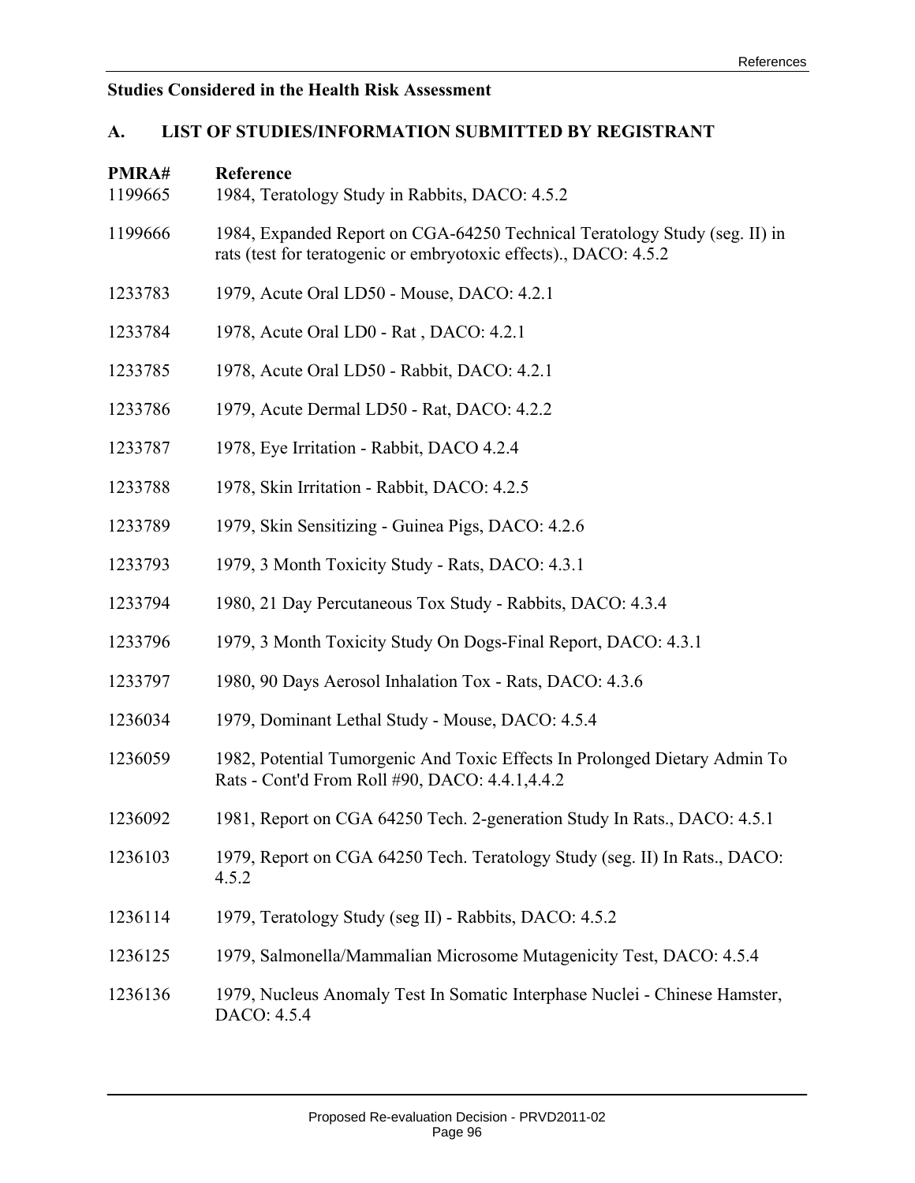**Studies Considered in the Health Risk Assessment**

**A. LIST OF STUDIES/INFORMATION SUBMITTED BY REGISTRANT**

| PMRA# | Reference |
|---|---|
| 1199665 | 1984, Teratology Study in Rabbits, DACO: 4.5.2 |
| 1199666 | 1984, Expanded Report on CGA-64250 Technical Teratology Study (seg. II) in rats (test for teratogenic or embryotoxic effects)., DACO: 4.5.2 |
| 1233783 | 1979, Acute Oral LD50 - Mouse, DACO: 4.2.1 |
| 1233784 | 1978, Acute Oral LD0 - Rat , DACO: 4.2.1 |
| 1233785 | 1978, Acute Oral LD50 - Rabbit, DACO: 4.2.1 |
| 1233786 | 1979, Acute Dermal LD50 - Rat, DACO: 4.2.2 |
| 1233787 | 1978, Eye Irritation - Rabbit, DACO 4.2.4 |
| 1233788 | 1978, Skin Irritation - Rabbit, DACO: 4.2.5 |
| 1233789 | 1979, Skin Sensitizing - Guinea Pigs, DACO: 4.2.6 |
| 1233793 | 1979, 3 Month Toxicity Study - Rats, DACO: 4.3.1 |
| 1233794 | 1980, 21 Day Percutaneous Tox Study - Rabbits, DACO: 4.3.4 |
| 1233796 | 1979, 3 Month Toxicity Study On Dogs-Final Report, DACO: 4.3.1 |
| 1233797 | 1980, 90 Days Aerosol Inhalation Tox - Rats, DACO: 4.3.6 |
| 1236034 | 1979, Dominant Lethal Study - Mouse, DACO: 4.5.4 |
| 1236059 | 1982, Potential Tumorgenic And Toxic Effects In Prolonged Dietary Admin To Rats - Cont'd From Roll #90, DACO: 4.4.1,4.4.2 |
| 1236092 | 1981, Report on CGA 64250 Tech. 2-generation Study In Rats., DACO: 4.5.1 |
| 1236103 | 1979, Report on CGA 64250 Tech. Teratology Study (seg. II) In Rats., DACO: 4.5.2 |
| 1236114 | 1979, Teratology Study (seg II) - Rabbits, DACO: 4.5.2 |
| 1236125 | 1979, Salmonella/Mammalian Microsome Mutagenicity Test, DACO: 4.5.4 |
| 1236136 | 1979, Nucleus Anomaly Test In Somatic Interphase Nuclei - Chinese Hamster, DACO: 4.5.4 |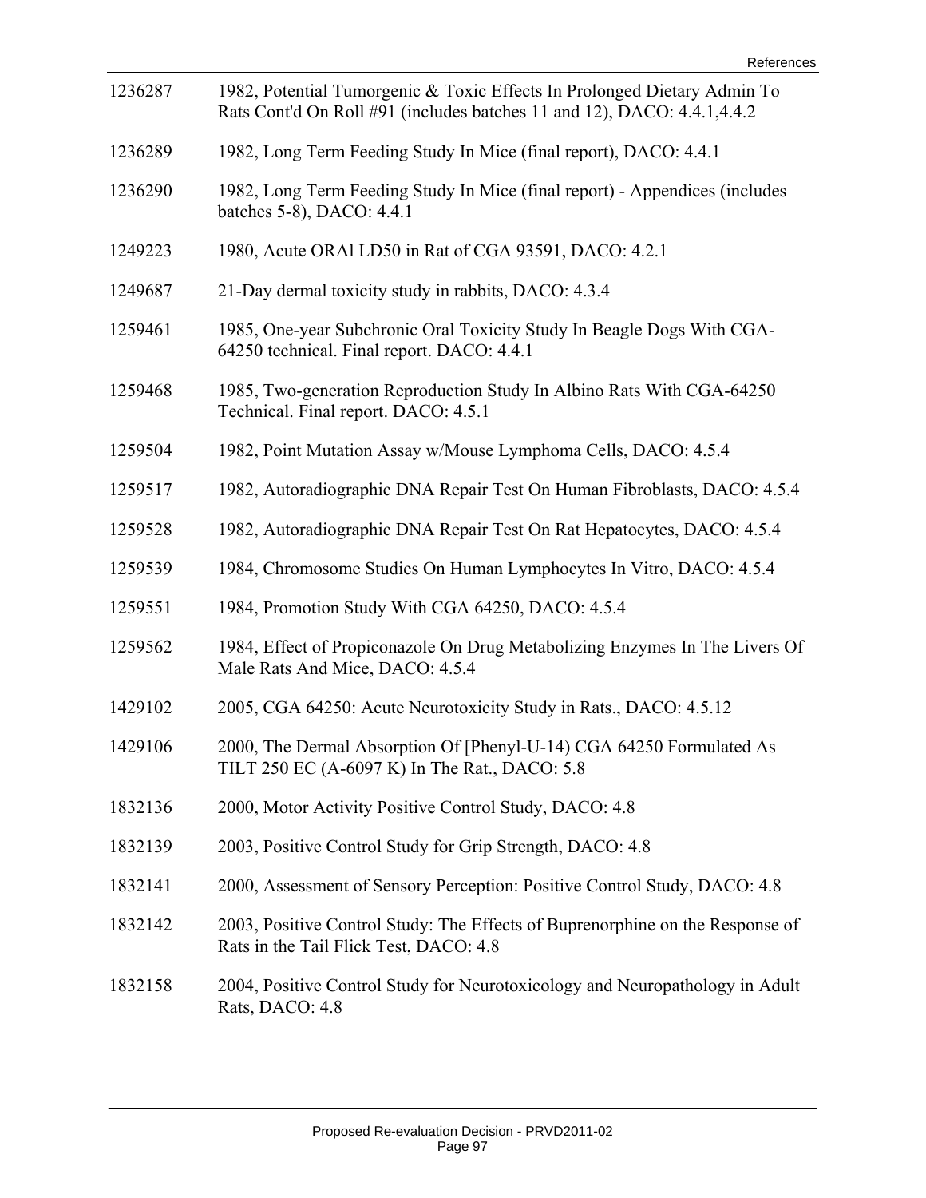| | |
|---|---|
| 1236287 | 1982, Potential Tumorgenic & Toxic Effects In Prolonged Dietary Admin To Rats Cont'd On Roll #91 (includes batches 11 and 12), DACO: 4.4.1,4.4.2 |
| 1236289 | 1982, Long Term Feeding Study In Mice (final report), DACO: 4.4.1 |
| 1236290 | 1982, Long Term Feeding Study In Mice (final report) - Appendices (includes batches 5-8), DACO: 4.4.1 |
| 1249223 | 1980, Acute ORAl LD50 in Rat of CGA 93591, DACO: 4.2.1 |
| 1249687 | 21-Day dermal toxicity study in rabbits, DACO: 4.3.4 |
| 1259461 | 1985, One-year Subchronic Oral Toxicity Study In Beagle Dogs With CGA-64250 technical. Final report. DACO: 4.4.1 |
| 1259468 | 1985, Two-generation Reproduction Study In Albino Rats With CGA-64250 Technical. Final report. DACO: 4.5.1 |
| 1259504 | 1982, Point Mutation Assay w/Mouse Lymphoma Cells, DACO: 4.5.4 |
| 1259517 | 1982, Autoradiographic DNA Repair Test On Human Fibroblasts, DACO: 4.5.4 |
| 1259528 | 1982, Autoradiographic DNA Repair Test On Rat Hepatocytes, DACO: 4.5.4 |
| 1259539 | 1984, Chromosome Studies On Human Lymphocytes In Vitro, DACO: 4.5.4 |
| 1259551 | 1984, Promotion Study With CGA 64250, DACO: 4.5.4 |
| 1259562 | 1984, Effect of Propiconazole On Drug Metabolizing Enzymes In The Livers Of Male Rats And Mice, DACO: 4.5.4 |
| 1429102 | 2005, CGA 64250: Acute Neurotoxicity Study in Rats., DACO: 4.5.12 |
| 1429106 | 2000, The Dermal Absorption Of [Phenyl-U-14) CGA 64250 Formulated As TILT 250 EC (A-6097 K) In The Rat., DACO: 5.8 |
| 1832136 | 2000, Motor Activity Positive Control Study, DACO: 4.8 |
| 1832139 | 2003, Positive Control Study for Grip Strength, DACO: 4.8 |
| 1832141 | 2000, Assessment of Sensory Perception: Positive Control Study, DACO: 4.8 |
| 1832142 | 2003, Positive Control Study: The Effects of Buprenorphine on the Response of Rats in the Tail Flick Test, DACO: 4.8 |
| 1832158 | 2004, Positive Control Study for Neurotoxicology and Neuropathology in Adult Rats, DACO: 4.8 |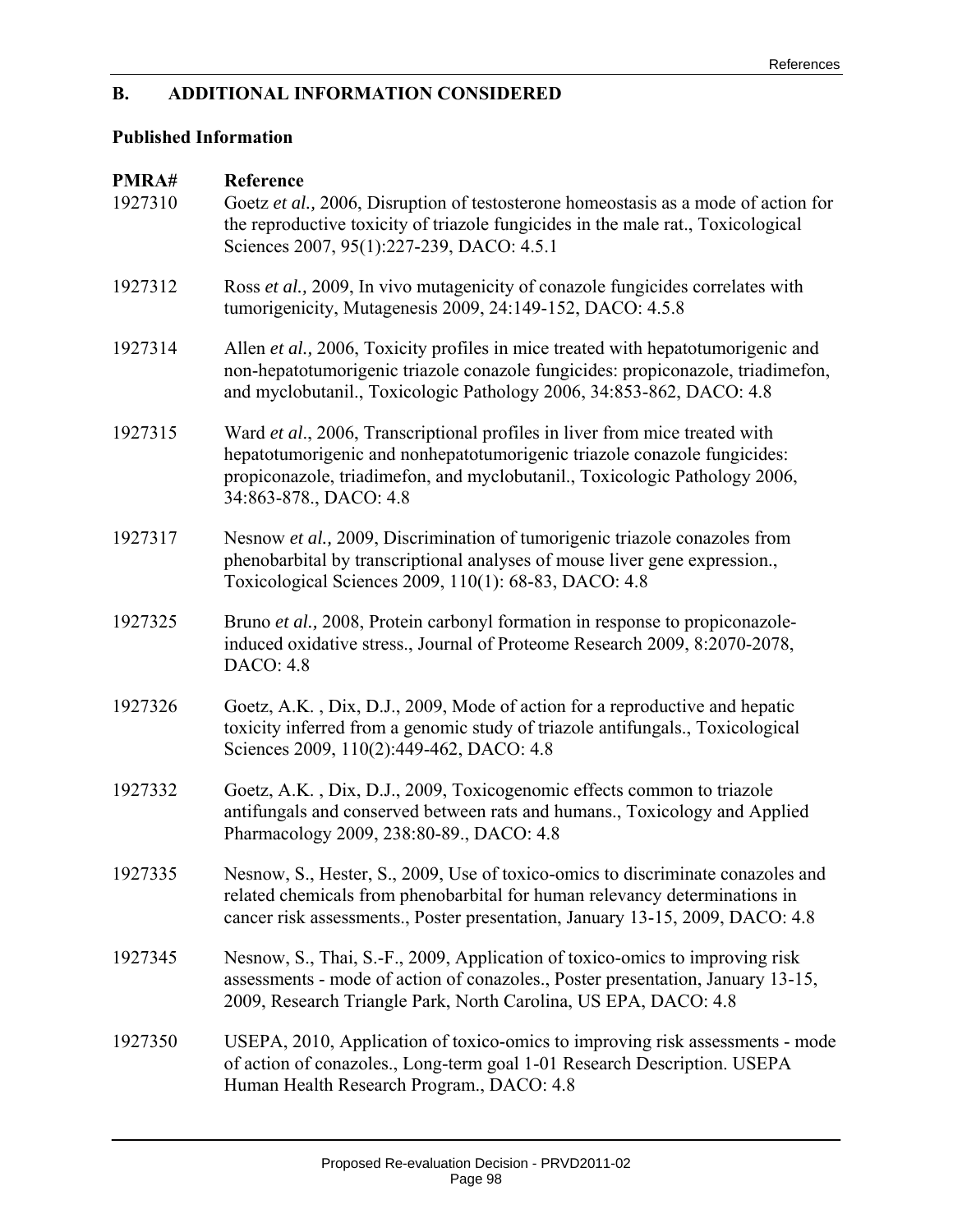## B. ADDITIONAL INFORMATION CONSIDERED

### Published Information

| PMRA# | Reference |
|---|---|
| 1927310 | Goetz *et al.,* 2006, Disruption of testosterone homeostasis as a mode of action for the reproductive toxicity of triazole fungicides in the male rat., Toxicological Sciences 2007, 95(1):227-239, DACO: 4.5.1 |
| 1927312 | Ross *et al.,* 2009, In vivo mutagenicity of conazole fungicides correlates with tumorigenicity, Mutagenesis 2009, 24:149-152, DACO: 4.5.8 |
| 1927314 | Allen *et al.,* 2006, Toxicity profiles in mice treated with hepatotumorigenic and non-hepatotumorigenic triazole conazole fungicides: propiconazole, triadimefon, and myclobutanil., Toxicologic Pathology 2006, 34:853-862, DACO: 4.8 |
| 1927315 | Ward *et al*., 2006, Transcriptional profiles in liver from mice treated with hepatotumorigenic and nonhepatotumorigenic triazole conazole fungicides: propiconazole, triadimefon, and myclobutanil., Toxicologic Pathology 2006, 34:863-878., DACO: 4.8 |
| 1927317 | Nesnow *et al.,* 2009, Discrimination of tumorigenic triazole conazoles from phenobarbital by transcriptional analyses of mouse liver gene expression., Toxicological Sciences 2009, 110(1): 68-83, DACO: 4.8 |
| 1927325 | Bruno *et al.,* 2008, Protein carbonyl formation in response to propiconazole-induced oxidative stress., Journal of Proteome Research 2009, 8:2070-2078, DACO: 4.8 |
| 1927326 | Goetz, A.K. , Dix, D.J., 2009, Mode of action for a reproductive and hepatic toxicity inferred from a genomic study of triazole antifungals., Toxicological Sciences 2009, 110(2):449-462, DACO: 4.8 |
| 1927332 | Goetz, A.K. , Dix, D.J., 2009, Toxicogenomic effects common to triazole antifungals and conserved between rats and humans., Toxicology and Applied Pharmacology 2009, 238:80-89., DACO: 4.8 |
| 1927335 | Nesnow, S., Hester, S., 2009, Use of toxico-omics to discriminate conazoles and related chemicals from phenobarbital for human relevancy determinations in cancer risk assessments., Poster presentation, January 13-15, 2009, DACO: 4.8 |
| 1927345 | Nesnow, S., Thai, S.-F., 2009, Application of toxico-omics to improving risk assessments - mode of action of conazoles., Poster presentation, January 13-15, 2009, Research Triangle Park, North Carolina, US EPA, DACO: 4.8 |
| 1927350 | USEPA, 2010, Application of toxico-omics to improving risk assessments - mode of action of conazoles., Long-term goal 1-01 Research Description. USEPA Human Health Research Program., DACO: 4.8 |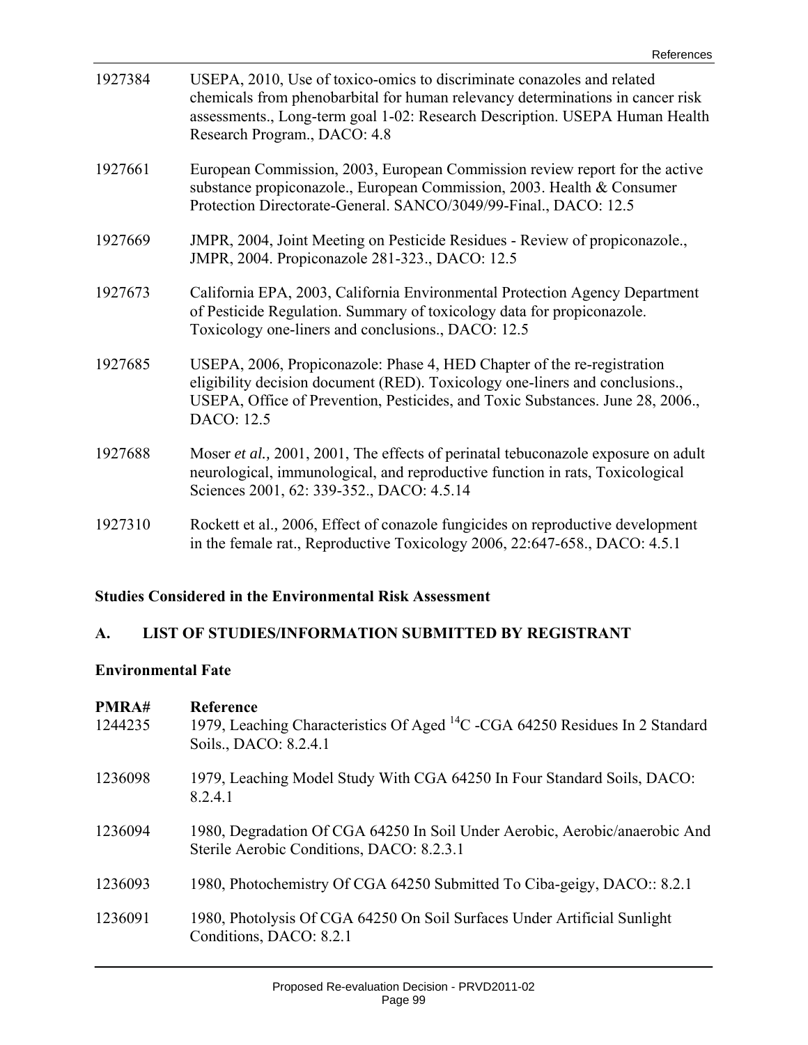| | |
|---|---|
| 1927384 | USEPA, 2010, Use of toxico-omics to discriminate conazoles and related chemicals from phenobarbital for human relevancy determinations in cancer risk assessments., Long-term goal 1-02: Research Description. USEPA Human Health Research Program., DACO: 4.8 |
| 1927661 | European Commission, 2003, European Commission review report for the active substance propiconazole., European Commission, 2003. Health & Consumer Protection Directorate-General. SANCO/3049/99-Final., DACO: 12.5 |
| 1927669 | JMPR, 2004, Joint Meeting on Pesticide Residues - Review of propiconazole., JMPR, 2004. Propiconazole 281-323., DACO: 12.5 |
| 1927673 | California EPA, 2003, California Environmental Protection Agency Department of Pesticide Regulation. Summary of toxicology data for propiconazole. Toxicology one-liners and conclusions., DACO: 12.5 |
| 1927685 | USEPA, 2006, Propiconazole: Phase 4, HED Chapter of the re-registration eligibility decision document (RED). Toxicology one-liners and conclusions., USEPA, Office of Prevention, Pesticides, and Toxic Substances. June 28, 2006., DACO: 12.5 |
| 1927688 | Moser *et al.,* 2001, 2001, The effects of perinatal tebuconazole exposure on adult neurological, immunological, and reproductive function in rats, Toxicological Sciences 2001, 62: 339-352., DACO: 4.5.14 |
| 1927310 | Rockett et al.*,* 2006, Effect of conazole fungicides on reproductive development in the female rat., Reproductive Toxicology 2006, 22:647-658., DACO: 4.5.1 |

**Studies Considered in the Environmental Risk Assessment**

**A. LIST OF STUDIES/INFORMATION SUBMITTED BY REGISTRANT**

**Environmental Fate**

| PMRA# | Reference |
|---|---|
| 1244235 | 1979, Leaching Characteristics Of Aged $^{14}$C -CGA 64250 Residues In 2 Standard Soils., DACO: 8.2.4.1 |
| 1236098 | 1979, Leaching Model Study With CGA 64250 In Four Standard Soils, DACO: 8.2.4.1 |
| 1236094 | 1980, Degradation Of CGA 64250 In Soil Under Aerobic, Aerobic/anaerobic And Sterile Aerobic Conditions, DACO: 8.2.3.1 |
| 1236093 | 1980, Photochemistry Of CGA 64250 Submitted To Ciba-geigy, DACO:: 8.2.1 |
| 1236091 | 1980, Photolysis Of CGA 64250 On Soil Surfaces Under Artificial Sunlight Conditions, DACO: 8.2.1 |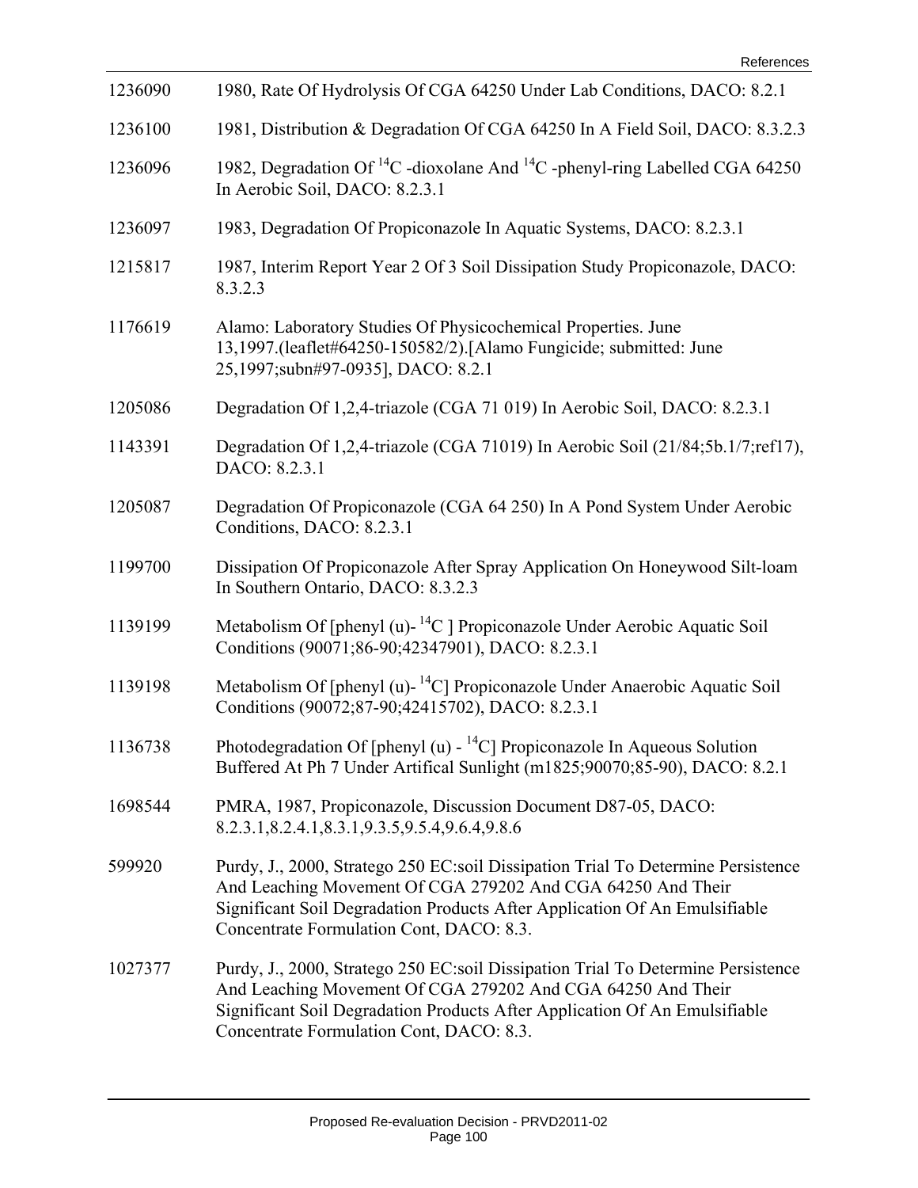| | |
|---|---|
| 1236090 | 1980, Rate Of Hydrolysis Of CGA 64250 Under Lab Conditions, DACO: 8.2.1 |
| 1236100 | 1981, Distribution & Degradation Of CGA 64250 In A Field Soil, DACO: 8.3.2.3 |
| 1236096 | 1982, Degradation Of $^{14}C$ -dioxolane And $^{14}C$ -phenyl-ring Labelled CGA 64250 In Aerobic Soil, DACO: 8.2.3.1 |
| 1236097 | 1983, Degradation Of Propiconazole In Aquatic Systems, DACO: 8.2.3.1 |
| 1215817 | 1987, Interim Report Year 2 Of 3 Soil Dissipation Study Propiconazole, DACO: 8.3.2.3 |
| 1176619 | Alamo: Laboratory Studies Of Physicochemical Properties. June 13,1997.(leaflet#64250-150582/2).[Alamo Fungicide; submitted: June 25,1997;subn#97-0935], DACO: 8.2.1 |
| 1205086 | Degradation Of 1,2,4-triazole (CGA 71 019) In Aerobic Soil, DACO: 8.2.3.1 |
| 1143391 | Degradation Of 1,2,4-triazole (CGA 71019) In Aerobic Soil (21/84;5b.1/7;ref17), DACO: 8.2.3.1 |
| 1205087 | Degradation Of Propiconazole (CGA 64 250) In A Pond System Under Aerobic Conditions, DACO: 8.2.3.1 |
| 1199700 | Dissipation Of Propiconazole After Spray Application On Honeywood Silt-loam In Southern Ontario, DACO: 8.3.2.3 |
| 1139199 | Metabolism Of [phenyl (u)- $^{14}C$ ] Propiconazole Under Aerobic Aquatic Soil Conditions (90071;86-90;42347901), DACO: 8.2.3.1 |
| 1139198 | Metabolism Of [phenyl (u)- $^{14}C$] Propiconazole Under Anaerobic Aquatic Soil Conditions (90072;87-90;42415702), DACO: 8.2.3.1 |
| 1136738 | Photodegradation Of [phenyl (u) - $^{14}C$] Propiconazole In Aqueous Solution Buffered At Ph 7 Under Artifical Sunlight (m1825;90070;85-90), DACO: 8.2.1 |
| 1698544 | PMRA, 1987, Propiconazole, Discussion Document D87-05, DACO: 8.2.3.1,8.2.4.1,8.3.1,9.3.5,9.5.4,9.6.4,9.8.6 |
| 599920 | Purdy, J., 2000, Stratego 250 EC:soil Dissipation Trial To Determine Persistence And Leaching Movement Of CGA 279202 And CGA 64250 And Their Significant Soil Degradation Products After Application Of An Emulsifiable Concentrate Formulation Cont, DACO: 8.3. |
| 1027377 | Purdy, J., 2000, Stratego 250 EC:soil Dissipation Trial To Determine Persistence And Leaching Movement Of CGA 279202 And CGA 64250 And Their Significant Soil Degradation Products After Application Of An Emulsifiable Concentrate Formulation Cont, DACO: 8.3. |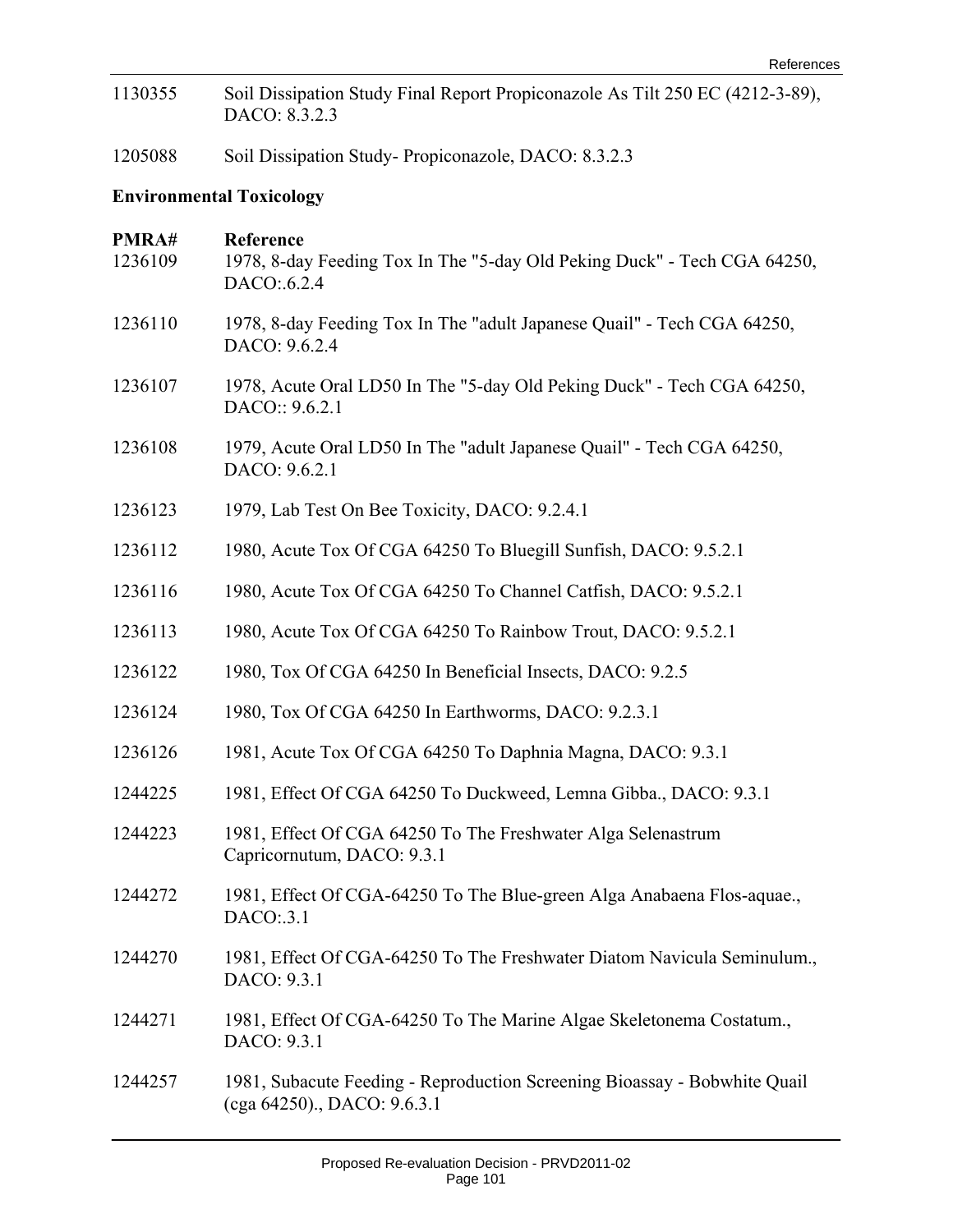| | |
|---|---|
| 1130355 | Soil Dissipation Study Final Report Propiconazole As Tilt 250 EC (4212-3-89), DACO: 8.3.2.3 |
| 1205088 | Soil Dissipation Study- Propiconazole, DACO: 8.3.2.3 |

## Environmental Toxicology

| PMRA# | Reference |
|---|---|
| 1236109 | 1978, 8-day Feeding Tox In The "5-day Old Peking Duck" - Tech CGA 64250, DACO:.6.2.4 |
| 1236110 | 1978, 8-day Feeding Tox In The "adult Japanese Quail" - Tech CGA 64250, DACO: 9.6.2.4 |
| 1236107 | 1978, Acute Oral LD50 In The "5-day Old Peking Duck" - Tech CGA 64250, DACO:: 9.6.2.1 |
| 1236108 | 1979, Acute Oral LD50 In The "adult Japanese Quail" - Tech CGA 64250, DACO: 9.6.2.1 |
| 1236123 | 1979, Lab Test On Bee Toxicity, DACO: 9.2.4.1 |
| 1236112 | 1980, Acute Tox Of CGA 64250 To Bluegill Sunfish, DACO: 9.5.2.1 |
| 1236116 | 1980, Acute Tox Of CGA 64250 To Channel Catfish, DACO: 9.5.2.1 |
| 1236113 | 1980, Acute Tox Of CGA 64250 To Rainbow Trout, DACO: 9.5.2.1 |
| 1236122 | 1980, Tox Of CGA 64250 In Beneficial Insects, DACO: 9.2.5 |
| 1236124 | 1980, Tox Of CGA 64250 In Earthworms, DACO: 9.2.3.1 |
| 1236126 | 1981, Acute Tox Of CGA 64250 To Daphnia Magna, DACO: 9.3.1 |
| 1244225 | 1981, Effect Of CGA 64250 To Duckweed, Lemna Gibba., DACO: 9.3.1 |
| 1244223 | 1981, Effect Of CGA 64250 To The Freshwater Alga Selenastrum Capricornutum, DACO: 9.3.1 |
| 1244272 | 1981, Effect Of CGA-64250 To The Blue-green Alga Anabaena Flos-aquae., DACO:.3.1 |
| 1244270 | 1981, Effect Of CGA-64250 To The Freshwater Diatom Navicula Seminulum., DACO: 9.3.1 |
| 1244271 | 1981, Effect Of CGA-64250 To The Marine Algae Skeletonema Costatum., DACO: 9.3.1 |
| 1244257 | 1981, Subacute Feeding - Reproduction Screening Bioassay - Bobwhite Quail (cga 64250)., DACO: 9.6.3.1 |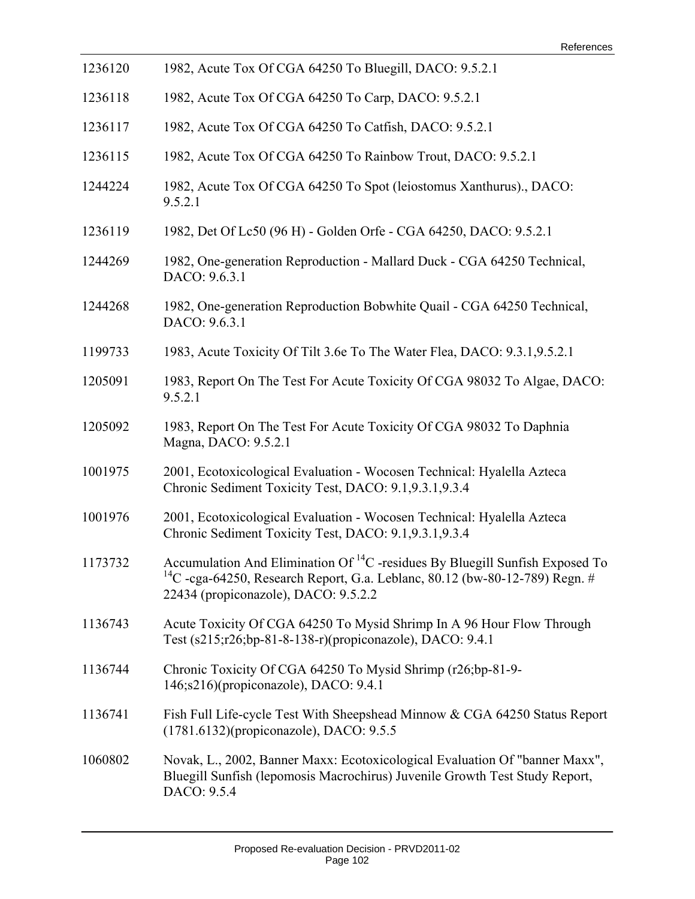| | |
|---|---|
| 1236120 | 1982, Acute Tox Of CGA 64250 To Bluegill, DACO: 9.5.2.1 |
| 1236118 | 1982, Acute Tox Of CGA 64250 To Carp, DACO: 9.5.2.1 |
| 1236117 | 1982, Acute Tox Of CGA 64250 To Catfish, DACO: 9.5.2.1 |
| 1236115 | 1982, Acute Tox Of CGA 64250 To Rainbow Trout, DACO: 9.5.2.1 |
| 1244224 | 1982, Acute Tox Of CGA 64250 To Spot (leiostomus Xanthurus)., DACO: 9.5.2.1 |
| 1236119 | 1982, Det Of Lc50 (96 H) - Golden Orfe - CGA 64250, DACO: 9.5.2.1 |
| 1244269 | 1982, One-generation Reproduction - Mallard Duck - CGA 64250 Technical, DACO: 9.6.3.1 |
| 1244268 | 1982, One-generation Reproduction Bobwhite Quail - CGA 64250 Technical, DACO: 9.6.3.1 |
| 1199733 | 1983, Acute Toxicity Of Tilt 3.6e To The Water Flea, DACO: 9.3.1,9.5.2.1 |
| 1205091 | 1983, Report On The Test For Acute Toxicity Of CGA 98032 To Algae, DACO: 9.5.2.1 |
| 1205092 | 1983, Report On The Test For Acute Toxicity Of CGA 98032 To Daphnia Magna, DACO: 9.5.2.1 |
| 1001975 | 2001, Ecotoxicological Evaluation - Wocosen Technical: Hyalella Azteca Chronic Sediment Toxicity Test, DACO: 9.1,9.3.1,9.3.4 |
| 1001976 | 2001, Ecotoxicological Evaluation - Wocosen Technical: Hyalella Azteca Chronic Sediment Toxicity Test, DACO: 9.1,9.3.1,9.3.4 |
| 1173732 | Accumulation And Elimination Of $^{14}C$ -residues By Bluegill Sunfish Exposed To $^{14}C$ -cga-64250, Research Report, G.a. Leblanc, 80.12 (bw-80-12-789) Regn. # 22434 (propiconazole), DACO: 9.5.2.2 |
| 1136743 | Acute Toxicity Of CGA 64250 To Mysid Shrimp In A 96 Hour Flow Through Test (s215;r26;bp-81-8-138-r)(propiconazole), DACO: 9.4.1 |
| 1136744 | Chronic Toxicity Of CGA 64250 To Mysid Shrimp (r26;bp-81-9-146;s216)(propiconazole), DACO: 9.4.1 |
| 1136741 | Fish Full Life-cycle Test With Sheepshead Minnow & CGA 64250 Status Report (1781.6132)(propiconazole), DACO: 9.5.5 |
| 1060802 | Novak, L., 2002, Banner Maxx: Ecotoxicological Evaluation Of "banner Maxx", Bluegill Sunfish (lepomosis Macrochirus) Juvenile Growth Test Study Report, DACO: 9.5.4 |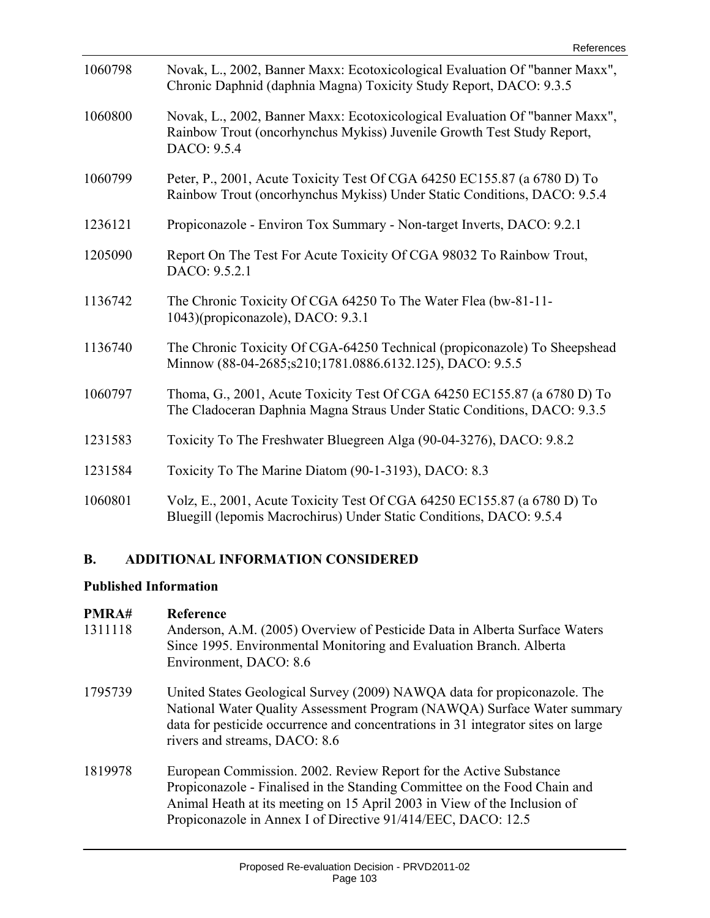| | |
|---|---|
| 1060798 | Novak, L., 2002, Banner Maxx: Ecotoxicological Evaluation Of "banner Maxx", Chronic Daphnid (daphnia Magna) Toxicity Study Report, DACO: 9.3.5 |
| 1060800 | Novak, L., 2002, Banner Maxx: Ecotoxicological Evaluation Of "banner Maxx", Rainbow Trout (oncorhynchus Mykiss) Juvenile Growth Test Study Report, DACO: 9.5.4 |
| 1060799 | Peter, P., 2001, Acute Toxicity Test Of CGA 64250 EC155.87 (a 6780 D) To Rainbow Trout (oncorhynchus Mykiss) Under Static Conditions, DACO: 9.5.4 |
| 1236121 | Propiconazole - Environ Tox Summary - Non-target Inverts, DACO: 9.2.1 |
| 1205090 | Report On The Test For Acute Toxicity Of CGA 98032 To Rainbow Trout, DACO: 9.5.2.1 |
| 1136742 | The Chronic Toxicity Of CGA 64250 To The Water Flea (bw-81-11-1043)(propiconazole), DACO: 9.3.1 |
| 1136740 | The Chronic Toxicity Of CGA-64250 Technical (propiconazole) To Sheepshead Minnow (88-04-2685;s210;1781.0886.6132.125), DACO: 9.5.5 |
| 1060797 | Thoma, G., 2001, Acute Toxicity Test Of CGA 64250 EC155.87 (a 6780 D) To The Cladoceran Daphnia Magna Straus Under Static Conditions, DACO: 9.3.5 |
| 1231583 | Toxicity To The Freshwater Bluegreen Alga (90-04-3276), DACO: 9.8.2 |
| 1231584 | Toxicity To The Marine Diatom (90-1-3193), DACO: 8.3 |
| 1060801 | Volz, E., 2001, Acute Toxicity Test Of CGA 64250 EC155.87 (a 6780 D) To Bluegill (lepomis Macrochirus) Under Static Conditions, DACO: 9.5.4 |

## B. ADDITIONAL INFORMATION CONSIDERED

### Published Information

| PMRA# | Reference |
|---|---|
| 1311118 | Anderson, A.M. (2005) Overview of Pesticide Data in Alberta Surface Waters Since 1995. Environmental Monitoring and Evaluation Branch. Alberta Environment, DACO: 8.6 |
| 1795739 | United States Geological Survey (2009) NAWQA data for propiconazole. The National Water Quality Assessment Program (NAWQA) Surface Water summary data for pesticide occurrence and concentrations in 31 integrator sites on large rivers and streams, DACO: 8.6 |
| 1819978 | European Commission. 2002. Review Report for the Active Substance Propiconazole - Finalised in the Standing Committee on the Food Chain and Animal Heath at its meeting on 15 April 2003 in View of the Inclusion of Propiconazole in Annex I of Directive 91/414/EEC, DACO: 12.5 |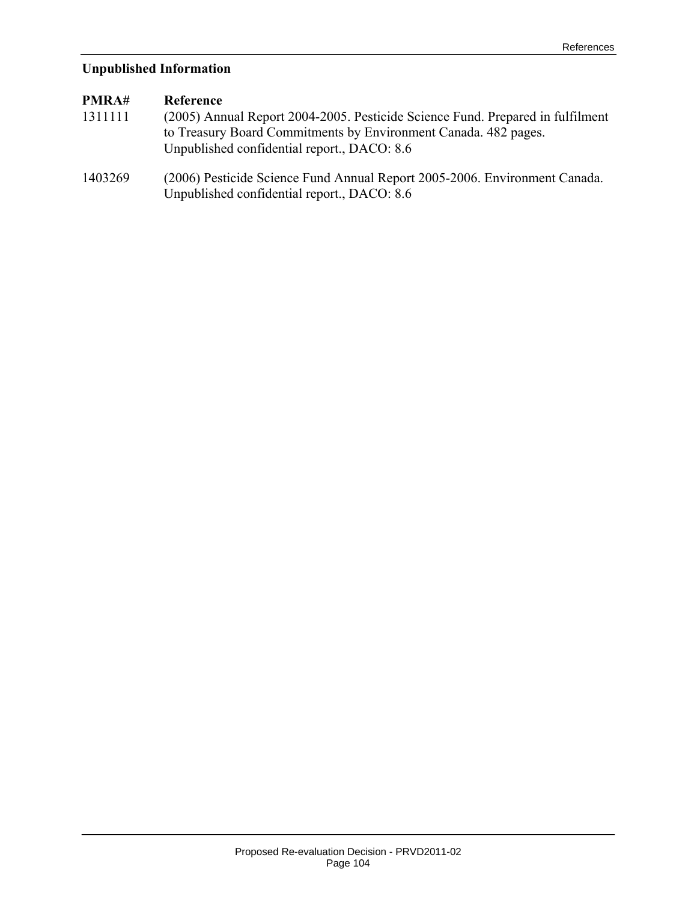## Unpublished Information

| PMRA# | Reference |
| --- | --- |
| 1311111 | (2005) Annual Report 2004-2005. Pesticide Science Fund. Prepared in fulfilment to Treasury Board Commitments by Environment Canada. 482 pages. Unpublished confidential report., DACO: 8.6 |
| 1403269 | (2006) Pesticide Science Fund Annual Report 2005-2006. Environment Canada. Unpublished confidential report., DACO: 8.6 |